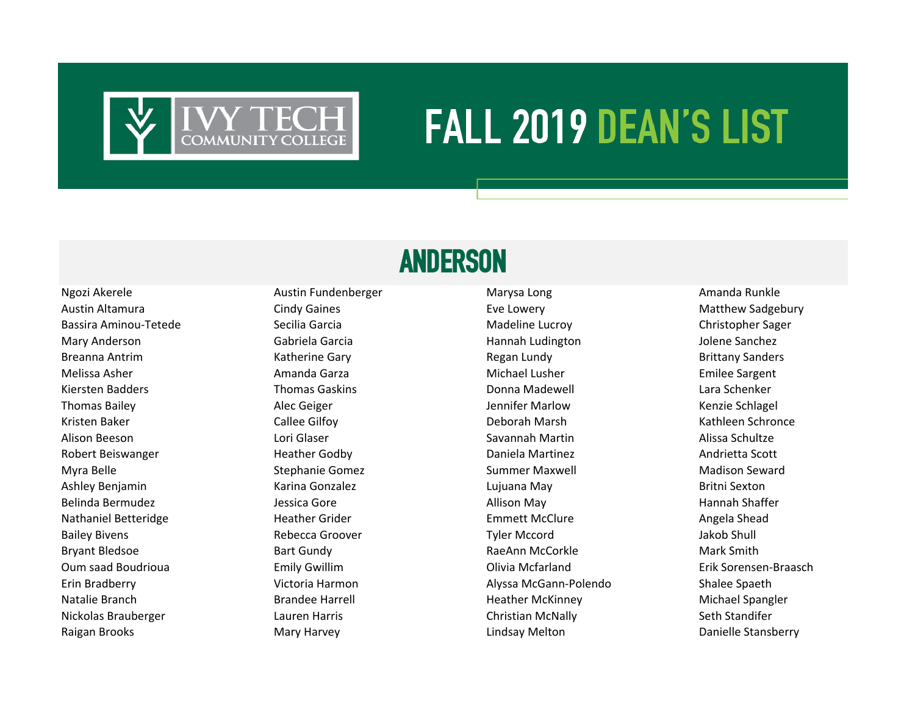IVY TECH COMMUNITY COLLEGE

# FALL 2019 DEAN'S LIST

## ANDERSON

Ngozi Akerele
Austin Altamura
Bassira Aminou-Tetede
Mary Anderson
Breanna Antrim
Melissa Asher
Kiersten Badders
Thomas Bailey
Kristen Baker
Alison Beeson
Robert Beiswanger
Myra Belle
Ashley Benjamin
Belinda Bermudez
Nathaniel Betteridge
Bailey Bivens
Bryant Bledsoe
Oum saad Boudrioua
Erin Bradberry
Natalie Branch
Nickolas Brauberger
Raigan Brooks

Austin Fundenberger
Cindy Gaines
Secilia Garcia
Gabriela Garcia
Katherine Gary
Amanda Garza
Thomas Gaskins
Alec Geiger
Callee Gilfoy
Lori Glaser
Heather Godby
Stephanie Gomez
Karina Gonzalez
Jessica Gore
Heather Grider
Rebecca Groover
Bart Gundy
Emily Gwillim
Victoria Harmon
Brandee Harrell
Lauren Harris
Mary Harvey

Marysa Long
Eve Lowery
Madeline Lucroy
Hannah Ludington
Regan Lundy
Michael Lusher
Donna Madewell
Jennifer Marlow
Deborah Marsh
Savannah Martin
Daniela Martinez
Summer Maxwell
Lujuana May
Allison May
Emmett McClure
Tyler Mccord
RaeAnn McCorkle
Olivia Mcfarland
Alyssa McGann-Polendo
Heather McKinney
Christian McNally
Lindsay Melton

Amanda Runkle
Matthew Sadgebury
Christopher Sager
Jolene Sanchez
Brittany Sanders
Emilee Sargent
Lara Schenker
Kenzie Schlagel
Kathleen Schronce
Alissa Schultze
Andrietta Scott
Madison Seward
Britni Sexton
Hannah Shaffer
Angela Shead
Jakob Shull
Mark Smith
Erik Sorensen-Braasch
Shalee Spaeth
Michael Spangler
Seth Standifer
Danielle Stansberry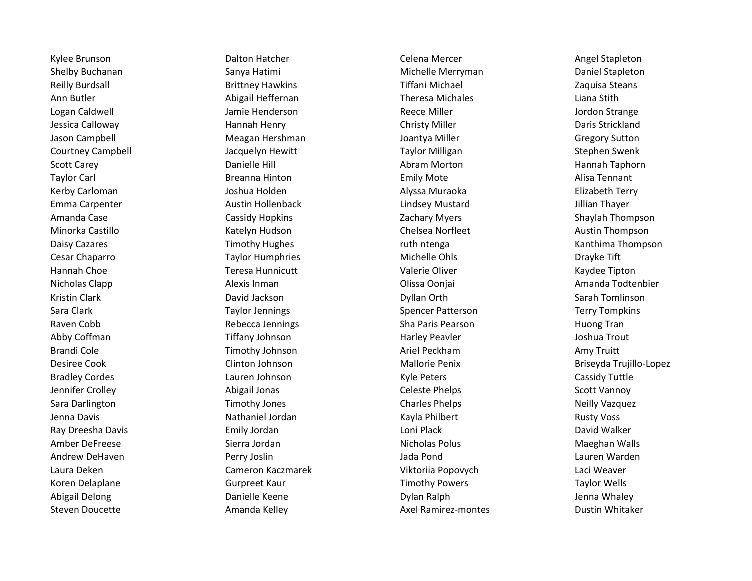Kylee Brunson
Shelby Buchanan
Reilly Burdsall
Ann Butler
Logan Caldwell
Jessica Calloway
Jason Campbell
Courtney Campbell
Scott Carey
Taylor Carl
Kerby Carloman
Emma Carpenter
Amanda Case
Minorka Castillo
Daisy Cazares
Cesar Chaparro
Hannah Choe
Nicholas Clapp
Kristin Clark
Sara Clark
Raven Cobb
Abby Coffman
Brandi Cole
Desiree Cook
Bradley Cordes
Jennifer Crolley
Sara Darlington
Jenna Davis
Ray Dreesha Davis
Amber DeFreese
Andrew DeHaven
Laura Deken
Koren Delaplane
Abigail Delong
Steven Doucette

Dalton Hatcher
Sanya Hatimi
Brittney Hawkins
Abigail Heffernan
Jamie Henderson
Hannah Henry
Meagan Hershman
Jacquelyn Hewitt
Danielle Hill
Breanna Hinton
Joshua Holden
Austin Hollenback
Cassidy Hopkins
Katelyn Hudson
Timothy Hughes
Taylor Humphries
Teresa Hunnicutt
Alexis Inman
David Jackson
Taylor Jennings
Rebecca Jennings
Tiffany Johnson
Timothy Johnson
Clinton Johnson
Lauren Johnson
Abigail Jonas
Timothy Jones
Nathaniel Jordan
Emily Jordan
Sierra Jordan
Perry Joslin
Cameron Kaczmarek
Gurpreet Kaur
Danielle Keene
Amanda Kelley

Celena Mercer
Michelle Merryman
Tiffani Michael
Theresa Michales
Reece Miller
Christy Miller
Joantya Miller
Taylor Milligan
Abram Morton
Emily Mote
Alyssa Muraoka
Lindsey Mustard
Zachary Myers
Chelsea Norfleet
ruth ntenga
Michelle Ohls
Valerie Oliver
Olissa Oonjai
Dyllan Orth
Spencer Patterson
Sha Paris Pearson
Harley Peavler
Ariel Peckham
Mallorie Penix
Kyle Peters
Celeste Phelps
Charles Phelps
Kayla Philbert
Loni Plack
Nicholas Polus
Jada Pond
Viktoriia Popovych
Timothy Powers
Dylan Ralph
Axel Ramirez-montes

Angel Stapleton
Daniel Stapleton
Zaquisa Steans
Liana Stith
Jordon Strange
Daris Strickland
Gregory Sutton
Stephen Swenk
Hannah Taphorn
Alisa Tennant
Elizabeth Terry
Jillian Thayer
Shaylah Thompson
Austin Thompson
Kanthima Thompson
Drayke Tift
Kaydee Tipton
Amanda Todtenbier
Sarah Tomlinson
Terry Tompkins
Huong Tran
Joshua Trout
Amy Truitt
Briseyda Trujillo-Lopez
Cassidy Tuttle
Scott Vannoy
Neilly Vazquez
Rusty Voss
David Walker
Maeghan Walls
Lauren Warden
Laci Weaver
Taylor Wells
Jenna Whaley
Dustin Whitaker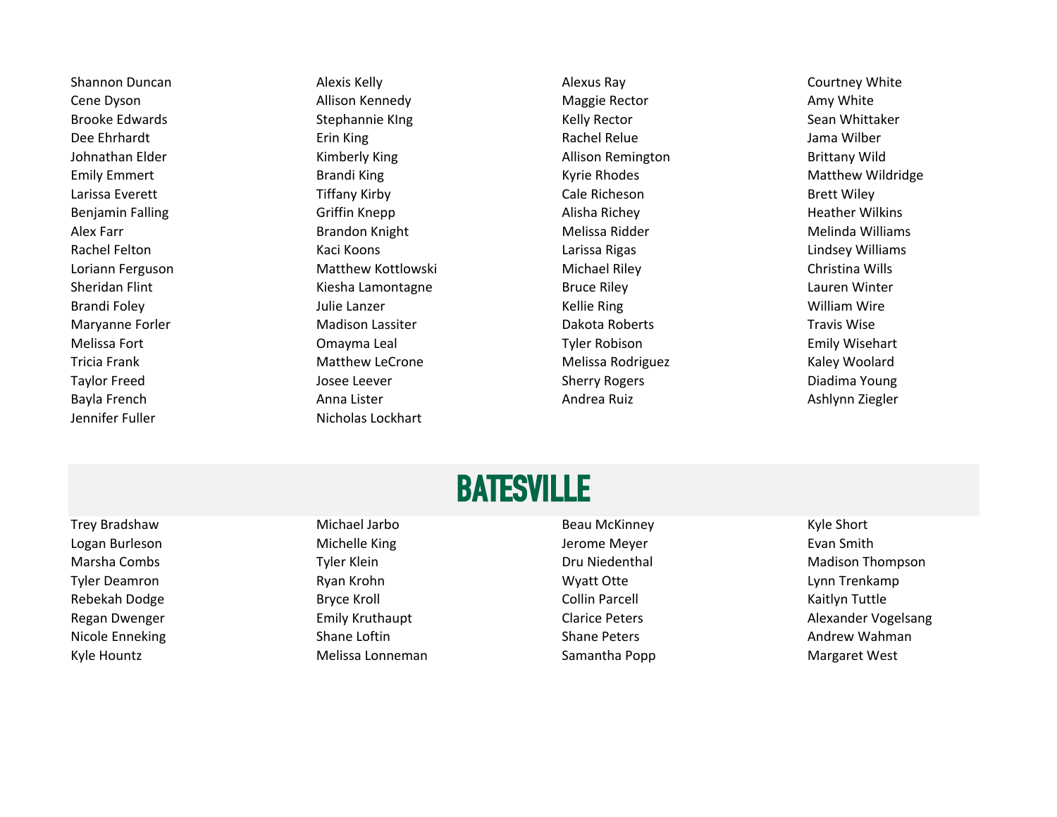Shannon Duncan
Cene Dyson
Brooke Edwards
Dee Ehrhardt
Johnathan Elder
Emily Emmert
Larissa Everett
Benjamin Falling
Alex Farr
Rachel Felton
Loriann Ferguson
Sheridan Flint
Brandi Foley
Maryanne Forler
Melissa Fort
Tricia Frank
Taylor Freed
Bayla French
Jennifer Fuller

Alexis Kelly
Allison Kennedy
Stephannie KIng
Erin King
Kimberly King
Brandi King
Tiffany Kirby
Griffin Knepp
Brandon Knight
Kaci Koons
Matthew Kottlowski
Kiesha Lamontagne
Julie Lanzer
Madison Lassiter
Omayma Leal
Matthew LeCrone
Josee Leever
Anna Lister
Nicholas Lockhart

Alexus Ray
Maggie Rector
Kelly Rector
Rachel Relue
Allison Remington
Kyrie Rhodes
Cale Richeson
Alisha Richey
Melissa Ridder
Larissa Rigas
Michael Riley
Bruce Riley
Kellie Ring
Dakota Roberts
Tyler Robison
Melissa Rodriguez
Sherry Rogers
Andrea Ruiz

Courtney White
Amy White
Sean Whittaker
Jama Wilber
Brittany Wild
Matthew Wildridge
Brett Wiley
Heather Wilkins
Melinda Williams
Lindsey Williams
Christina Wills
Lauren Winter
William Wire
Travis Wise
Emily Wisehart
Kaley Woolard
Diadima Young
Ashlynn Ziegler

# BATESVILLE

Trey Bradshaw
Logan Burleson
Marsha Combs
Tyler Deamron
Rebekah Dodge
Regan Dwenger
Nicole Enneking
Kyle Hountz

Michael Jarbo
Michelle King
Tyler Klein
Ryan Krohn
Bryce Kroll
Emily Kruthaupt
Shane Loftin
Melissa Lonneman

Beau McKinney
Jerome Meyer
Dru Niedenthal
Wyatt Otte
Collin Parcell
Clarice Peters
Shane Peters
Samantha Popp

Kyle Short
Evan Smith
Madison Thompson
Lynn Trenkamp
Kaitlyn Tuttle
Alexander Vogelsang
Andrew Wahman
Margaret West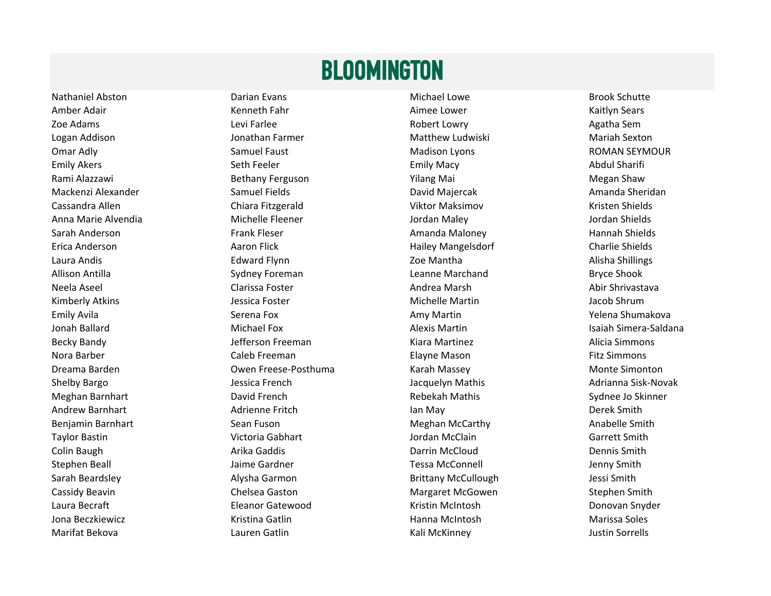# BLOOMINGTON

Nathaniel Abston
Amber Adair
Zoe Adams
Logan Addison
Omar Adly
Emily Akers
Rami Alazzawi
Mackenzi Alexander
Cassandra Allen
Anna Marie Alvendia
Sarah Anderson
Erica Anderson
Laura Andis
Allison Antilla
Neela Aseel
Kimberly Atkins
Emily Avila
Jonah Ballard
Becky Bandy
Nora Barber
Dreama Barden
Shelby Bargo
Meghan Barnhart
Andrew Barnhart
Benjamin Barnhart
Taylor Bastin
Colin Baugh
Stephen Beall
Sarah Beardsley
Cassidy Beavin
Laura Becraft
Jona Beczkiewicz
Marifat Bekova

Darian Evans
Kenneth Fahr
Levi Farlee
Jonathan Farmer
Samuel Faust
Seth Feeler
Bethany Ferguson
Samuel Fields
Chiara Fitzgerald
Michelle Fleener
Frank Fleser
Aaron Flick
Edward Flynn
Sydney Foreman
Clarissa Foster
Jessica Foster
Serena Fox
Michael Fox
Jefferson Freeman
Caleb Freeman
Owen Freese-Posthuma
Jessica French
David French
Adrienne Fritch
Sean Fuson
Victoria Gabhart
Arika Gaddis
Jaime Gardner
Alysha Garmon
Chelsea Gaston
Eleanor Gatewood
Kristina Gatlin
Lauren Gatlin

Michael Lowe
Aimee Lower
Robert Lowry
Matthew Ludwiski
Madison Lyons
Emily Macy
Yilang Mai
David Majercak
Viktor Maksimov
Jordan Maley
Amanda Maloney
Hailey Mangelsdorf
Zoe Mantha
Leanne Marchand
Andrea Marsh
Michelle Martin
Amy Martin
Alexis Martin
Kiara Martinez
Elayne Mason
Karah Massey
Jacquelyn Mathis
Rebekah Mathis
Ian May
Meghan McCarthy
Jordan McClain
Darrin McCloud
Tessa McConnell
Brittany McCullough
Margaret McGowen
Kristin McIntosh
Hanna McIntosh
Kali McKinney

Brook Schutte
Kaitlyn Sears
Agatha Sem
Mariah Sexton
ROMAN SEYMOUR
Abdul Sharifi
Megan Shaw
Amanda Sheridan
Kristen Shields
Jordan Shields
Hannah Shields
Charlie Shields
Alisha Shillings
Bryce Shook
Abir Shrivastava
Jacob Shrum
Yelena Shumakova
Isaiah Simera-Saldana
Alicia Simmons
Fitz Simmons
Monte Simonton
Adrianna Sisk-Novak
Sydnee Jo Skinner
Derek Smith
Anabelle Smith
Garrett Smith
Dennis Smith
Jenny Smith
Jessi Smith
Stephen Smith
Donovan Snyder
Marissa Soles
Justin Sorrells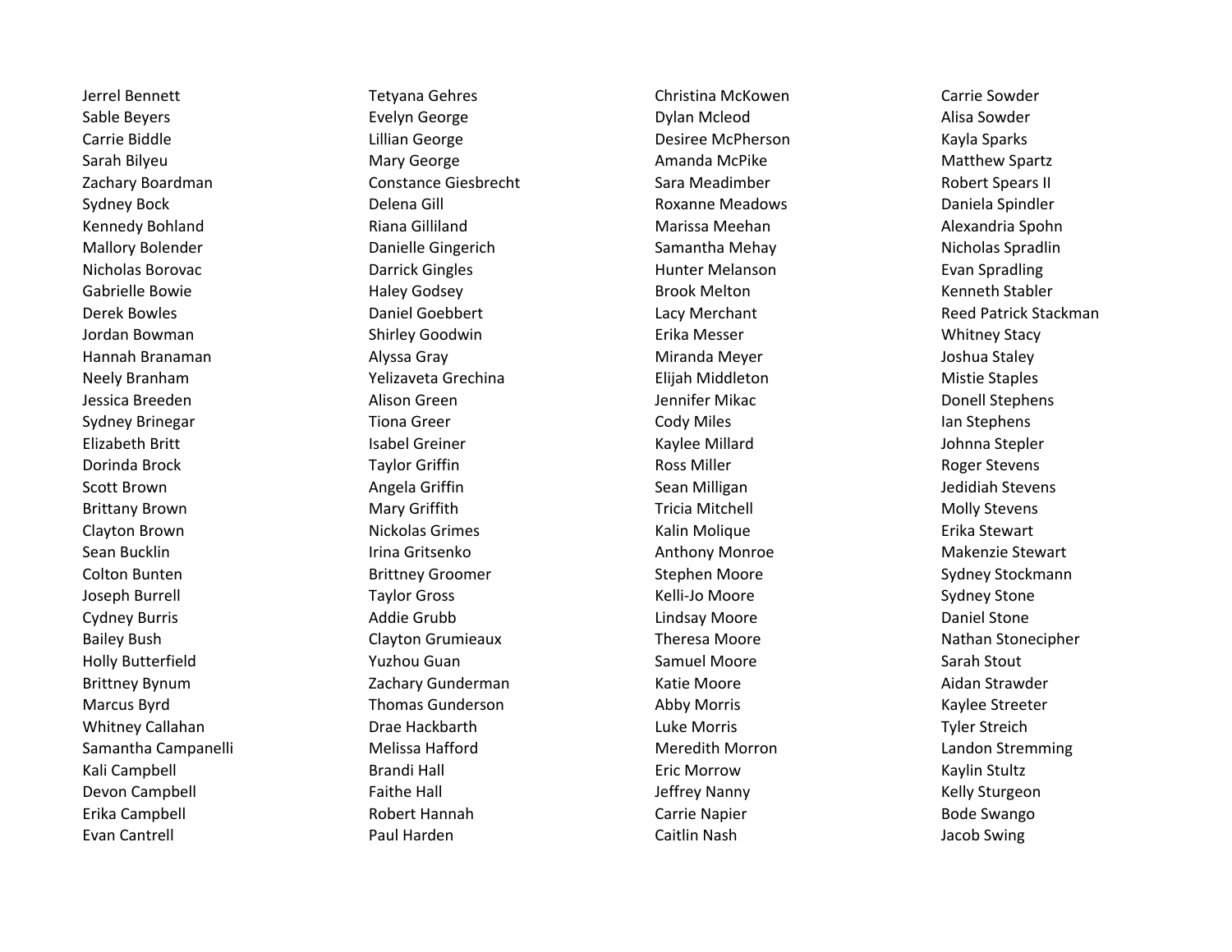Jerrel Bennett
Sable Beyers
Carrie Biddle
Sarah Bilyeu
Zachary Boardman
Sydney Bock
Kennedy Bohland
Mallory Bolender
Nicholas Borovac
Gabrielle Bowie
Derek Bowles
Jordan Bowman
Hannah Branaman
Neely Branham
Jessica Breeden
Sydney Brinegar
Elizabeth Britt
Dorinda Brock
Scott Brown
Brittany Brown
Clayton Brown
Sean Bucklin
Colton Bunten
Joseph Burrell
Cydney Burris
Bailey Bush
Holly Butterfield
Brittney Bynum
Marcus Byrd
Whitney Callahan
Samantha Campanelli
Kali Campbell
Devon Campbell
Erika Campbell
Evan Cantrell

Tetyana Gehres
Evelyn George
Lillian George
Mary George
Constance Giesbrecht
Delena Gill
Riana Gilliland
Danielle Gingerich
Darrick Gingles
Haley Godsey
Daniel Goebbert
Shirley Goodwin
Alyssa Gray
Yelizaveta Grechina
Alison Green
Tiona Greer
Isabel Greiner
Taylor Griffin
Angela Griffin
Mary Griffith
Nickolas Grimes
Irina Gritsenko
Brittney Groomer
Taylor Gross
Addie Grubb
Clayton Grumieaux
Yuzhou Guan
Zachary Gunderman
Thomas Gunderson
Drae Hackbarth
Melissa Hafford
Brandi Hall
Faithe Hall
Robert Hannah
Paul Harden

Christina McKowen
Dylan Mcleod
Desiree McPherson
Amanda McPike
Sara Meadimber
Roxanne Meadows
Marissa Meehan
Samantha Mehay
Hunter Melanson
Brook Melton
Lacy Merchant
Erika Messer
Miranda Meyer
Elijah Middleton
Jennifer Mikac
Cody Miles
Kaylee Millard
Ross Miller
Sean Milligan
Tricia Mitchell
Kalin Molique
Anthony Monroe
Stephen Moore
Kelli-Jo Moore
Lindsay Moore
Theresa Moore
Samuel Moore
Katie Moore
Abby Morris
Luke Morris
Meredith Morron
Eric Morrow
Jeffrey Nanny
Carrie Napier
Caitlin Nash

Carrie Sowder
Alisa Sowder
Kayla Sparks
Matthew Spartz
Robert Spears II
Daniela Spindler
Alexandria Spohn
Nicholas Spradlin
Evan Spradling
Kenneth Stabler
Reed Patrick Stackman
Whitney Stacy
Joshua Staley
Mistie Staples
Donell Stephens
Ian Stephens
Johnna Stepler
Roger Stevens
Jedidiah Stevens
Molly Stevens
Erika Stewart
Makenzie Stewart
Sydney Stockmann
Sydney Stone
Daniel Stone
Nathan Stonecipher
Sarah Stout
Aidan Strawder
Kaylee Streeter
Tyler Streich
Landon Stremming
Kaylin Stultz
Kelly Sturgeon
Bode Swango
Jacob Swing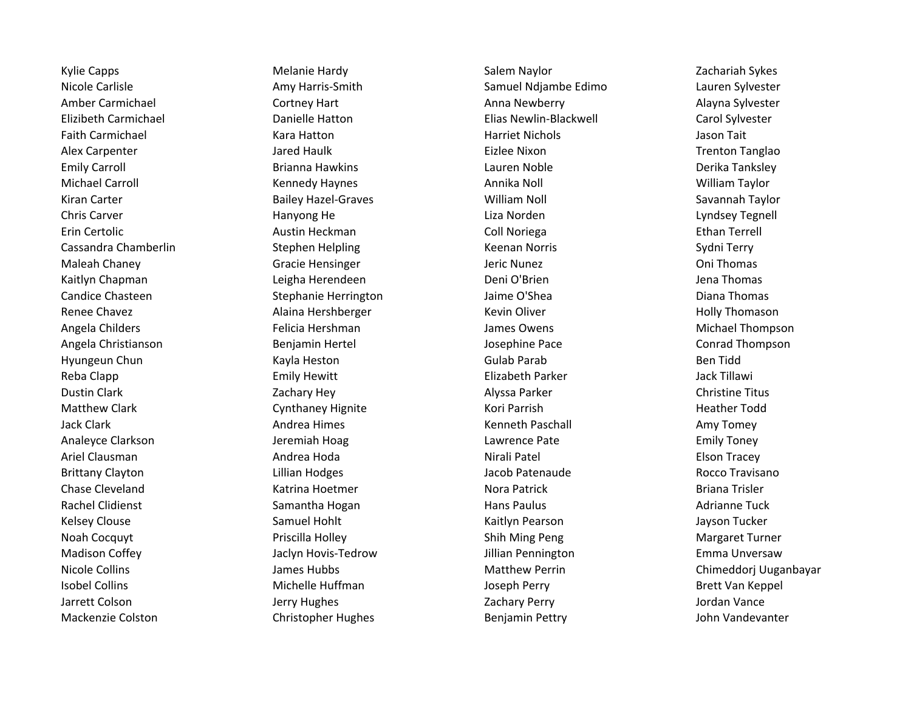Kylie Capps
Nicole Carlisle
Amber Carmichael
Elizibeth Carmichael
Faith Carmichael
Alex Carpenter
Emily Carroll
Michael Carroll
Kiran Carter
Chris Carver
Erin Certolic
Cassandra Chamberlin
Maleah Chaney
Kaitlyn Chapman
Candice Chasteen
Renee Chavez
Angela Childers
Angela Christianson
Hyungeun Chun
Reba Clapp
Dustin Clark
Matthew Clark
Jack Clark
Analeyce Clarkson
Ariel Clausman
Brittany Clayton
Chase Cleveland
Rachel Clidienst
Kelsey Clouse
Noah Cocquyt
Madison Coffey
Nicole Collins
Isobel Collins
Jarrett Colson
Mackenzie Colston

Melanie Hardy
Amy Harris-Smith
Cortney Hart
Danielle Hatton
Kara Hatton
Jared Haulk
Brianna Hawkins
Kennedy Haynes
Bailey Hazel-Graves
Hanyong He
Austin Heckman
Stephen Helpling
Gracie Hensinger
Leigha Herendeen
Stephanie Herrington
Alaina Hershberger
Felicia Hershman
Benjamin Hertel
Kayla Heston
Emily Hewitt
Zachary Hey
Cynthaney Hignite
Andrea Himes
Jeremiah Hoag
Andrea Hoda
Lillian Hodges
Katrina Hoetmer
Samantha Hogan
Samuel Hohlt
Priscilla Holley
Jaclyn Hovis-Tedrow
James Hubbs
Michelle Huffman
Jerry Hughes
Christopher Hughes

Salem Naylor
Samuel Ndjambe Edimo
Anna Newberry
Elias Newlin-Blackwell
Harriet Nichols
Eizlee Nixon
Lauren Noble
Annika Noll
William Noll
Liza Norden
Coll Noriega
Keenan Norris
Jeric Nunez
Deni O'Brien
Jaime O'Shea
Kevin Oliver
James Owens
Josephine Pace
Gulab Parab
Elizabeth Parker
Alyssa Parker
Kori Parrish
Kenneth Paschall
Lawrence Pate
Nirali Patel
Jacob Patenaude
Nora Patrick
Hans Paulus
Kaitlyn Pearson
Shih Ming Peng
Jillian Pennington
Matthew Perrin
Joseph Perry
Zachary Perry
Benjamin Pettry

Zachariah Sykes
Lauren Sylvester
Alayna Sylvester
Carol Sylvester
Jason Tait
Trenton Tanglao
Derika Tanksley
William Taylor
Savannah Taylor
Lyndsey Tegnell
Ethan Terrell
Sydni Terry
Oni Thomas
Jena Thomas
Diana Thomas
Holly Thomason
Michael Thompson
Conrad Thompson
Ben Tidd
Jack Tillawi
Christine Titus
Heather Todd
Amy Tomey
Emily Toney
Elson Tracey
Rocco Travisano
Briana Trisler
Adrianne Tuck
Jayson Tucker
Margaret Turner
Emma Unversaw
Chimeddorj Uuganbayar
Brett Van Keppel
Jordan Vance
John Vandevanter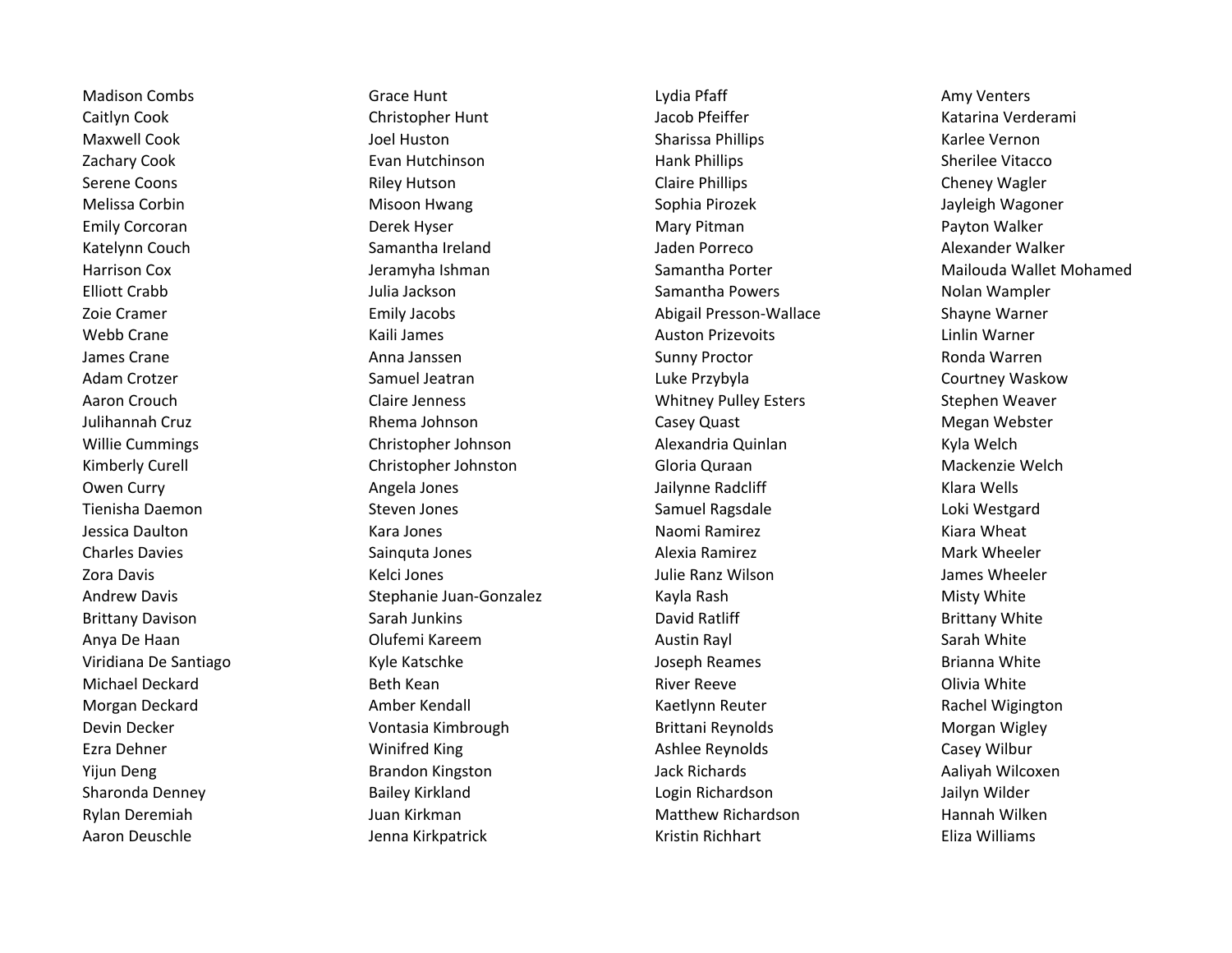Madison Combs
Caitlyn Cook
Maxwell Cook
Zachary Cook
Serene Coons
Melissa Corbin
Emily Corcoran
Katelynn Couch
Harrison Cox
Elliott Crabb
Zoie Cramer
Webb Crane
James Crane
Adam Crotzer
Aaron Crouch
Julihannah Cruz
Willie Cummings
Kimberly Curell
Owen Curry
Tienisha Daemon
Jessica Daulton
Charles Davies
Zora Davis
Andrew Davis
Brittany Davison
Anya De Haan
Viridiana De Santiago
Michael Deckard
Morgan Deckard
Devin Decker
Ezra Dehner
Yijun Deng
Sharonda Denney
Rylan Deremiah
Aaron Deuschle

Grace Hunt
Christopher Hunt
Joel Huston
Evan Hutchinson
Riley Hutson
Misoon Hwang
Derek Hyser
Samantha Ireland
Jeramyha Ishman
Julia Jackson
Emily Jacobs
Kaili James
Anna Janssen
Samuel Jeatran
Claire Jenness
Rhema Johnson
Christopher Johnson
Christopher Johnston
Angela Jones
Steven Jones
Kara Jones
Sainquta Jones
Kelci Jones
Stephanie Juan-Gonzalez
Sarah Junkins
Olufemi Kareem
Kyle Katschke
Beth Kean
Amber Kendall
Vontasia Kimbrough
Winifred King
Brandon Kingston
Bailey Kirkland
Juan Kirkman
Jenna Kirkpatrick

Lydia Pfaff
Jacob Pfeiffer
Sharissa Phillips
Hank Phillips
Claire Phillips
Sophia Pirozek
Mary Pitman
Jaden Porreco
Samantha Porter
Samantha Powers
Abigail Presson-Wallace
Auston Prizevoits
Sunny Proctor
Luke Przybyla
Whitney Pulley Esters
Casey Quast
Alexandria Quinlan
Gloria Quraan
Jailynne Radcliff
Samuel Ragsdale
Naomi Ramirez
Alexia Ramirez
Julie Ranz Wilson
Kayla Rash
David Ratliff
Austin Rayl
Joseph Reames
River Reeve
Kaetlynn Reuter
Brittani Reynolds
Ashlee Reynolds
Jack Richards
Login Richardson
Matthew Richardson
Kristin Richhart

Amy Venters
Katarina Verderami
Karlee Vernon
Sherilee Vitacco
Cheney Wagler
Jayleigh Wagoner
Payton Walker
Alexander Walker
Mailouda Wallet Mohamed
Nolan Wampler
Shayne Warner
Linlin Warner
Ronda Warren
Courtney Waskow
Stephen Weaver
Megan Webster
Kyla Welch
Mackenzie Welch
Klara Wells
Loki Westgard
Kiara Wheat
Mark Wheeler
James Wheeler
Misty White
Brittany White
Sarah White
Brianna White
Olivia White
Rachel Wigington
Morgan Wigley
Casey Wilbur
Aaliyah Wilcoxen
Jailyn Wilder
Hannah Wilken
Eliza Williams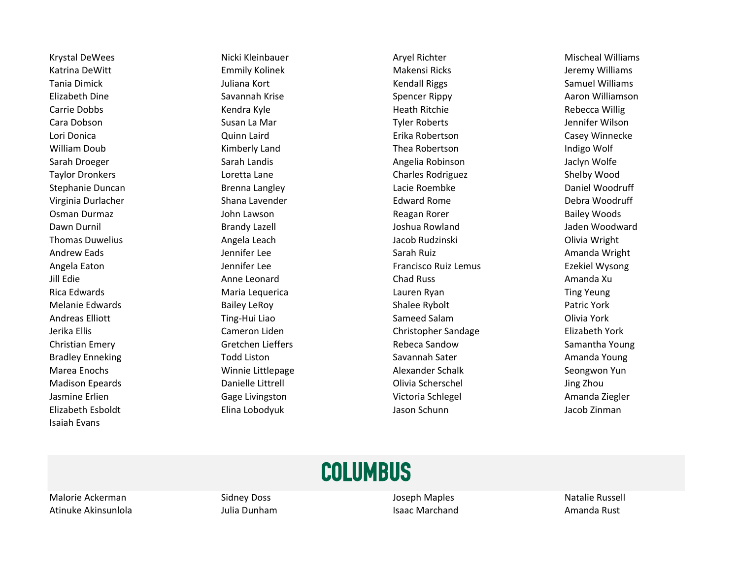Krystal DeWees
Katrina DeWitt
Tania Dimick
Elizabeth Dine
Carrie Dobbs
Cara Dobson
Lori Donica
William Doub
Sarah Droeger
Taylor Dronkers
Stephanie Duncan
Virginia Durlacher
Osman Durmaz
Dawn Durnil
Thomas Duwelius
Andrew Eads
Angela Eaton
Jill Edie
Rica Edwards
Melanie Edwards
Andreas Elliott
Jerika Ellis
Christian Emery
Bradley Enneking
Marea Enochs
Madison Epeards
Jasmine Erlien
Elizabeth Esboldt
Isaiah Evans

Nicki Kleinbauer
Emmily Kolinek
Juliana Kort
Savannah Krise
Kendra Kyle
Susan La Mar
Quinn Laird
Kimberly Land
Sarah Landis
Loretta Lane
Brenna Langley
Shana Lavender
John Lawson
Brandy Lazell
Angela Leach
Jennifer Lee
Jennifer Lee
Anne Leonard
Maria Lequerica
Bailey LeRoy
Ting-Hui Liao
Cameron Liden
Gretchen Lieffers
Todd Liston
Winnie Littlepage
Danielle Littrell
Gage Livingston
Elina Lobodyuk

Aryel Richter
Makensi Ricks
Kendall Riggs
Spencer Rippy
Heath Ritchie
Tyler Roberts
Erika Robertson
Thea Robertson
Angelia Robinson
Charles Rodriguez
Lacie Roembke
Edward Rome
Reagan Rorer
Joshua Rowland
Jacob Rudzinski
Sarah Ruiz
Francisco Ruiz Lemus
Chad Russ
Lauren Ryan
Shalee Rybolt
Sameed Salam
Christopher Sandage
Rebeca Sandow
Savannah Sater
Alexander Schalk
Olivia Scherschel
Victoria Schlegel
Jason Schunn

Mischeal Williams
Jeremy Williams
Samuel Williams
Aaron Williamson
Rebecca Willig
Jennifer Wilson
Casey Winnecke
Indigo Wolf
Jaclyn Wolfe
Shelby Wood
Daniel Woodruff
Debra Woodruff
Bailey Woods
Jaden Woodward
Olivia Wright
Amanda Wright
Ezekiel Wysong
Amanda Xu
Ting Yeung
Patric York
Olivia York
Elizabeth York
Samantha Young
Amanda Young
Seongwon Yun
Jing Zhou
Amanda Ziegler
Jacob Zinman

## COLUMBUS

Malorie Ackerman
Atinuke Akinsunlola

Sidney Doss
Julia Dunham

Joseph Maples
Isaac Marchand

Natalie Russell
Amanda Rust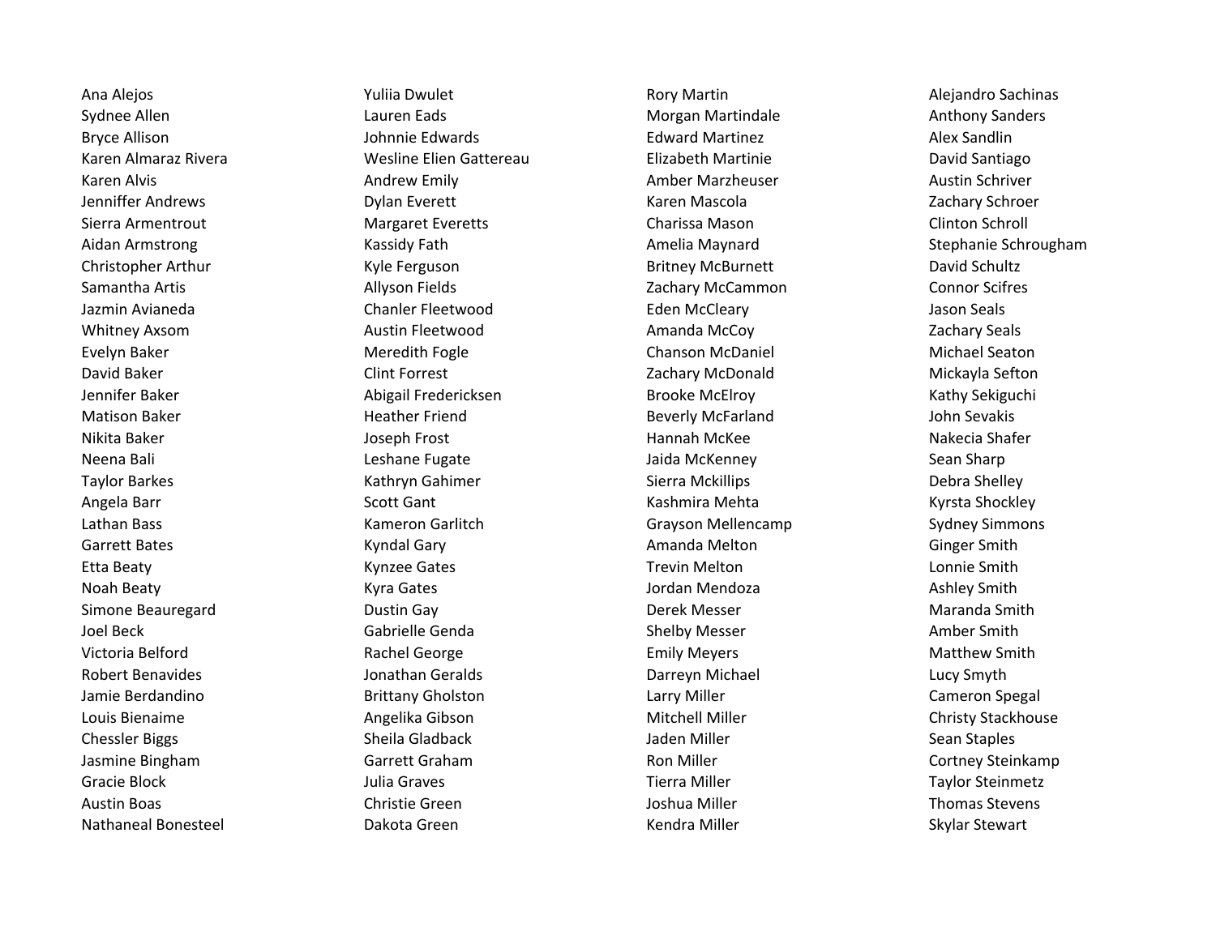Ana Alejos
Sydnee Allen
Bryce Allison
Karen Almaraz Rivera
Karen Alvis
Jenniffer Andrews
Sierra Armentrout
Aidan Armstrong
Christopher Arthur
Samantha Artis
Jazmin Avianeda
Whitney Axsom
Evelyn Baker
David Baker
Jennifer Baker
Matison Baker
Nikita Baker
Neena Bali
Taylor Barkes
Angela Barr
Lathan Bass
Garrett Bates
Etta Beaty
Noah Beaty
Simone Beauregard
Joel Beck
Victoria Belford
Robert Benavides
Jamie Berdandino
Louis Bienaime
Chessler Biggs
Jasmine Bingham
Gracie Block
Austin Boas
Nathaneal Bonesteel

Yuliia Dwulet
Lauren Eads
Johnnie Edwards
Wesline Elien Gattereau
Andrew Emily
Dylan Everett
Margaret Everetts
Kassidy Fath
Kyle Ferguson
Allyson Fields
Chanler Fleetwood
Austin Fleetwood
Meredith Fogle
Clint Forrest
Abigail Fredericksen
Heather Friend
Joseph Frost
Leshane Fugate
Kathryn Gahimer
Scott Gant
Kameron Garlitch
Kyndal Gary
Kynzee Gates
Kyra Gates
Dustin Gay
Gabrielle Genda
Rachel George
Jonathan Geralds
Brittany Gholston
Angelika Gibson
Sheila Gladback
Garrett Graham
Julia Graves
Christie Green
Dakota Green

Rory Martin
Morgan Martindale
Edward Martinez
Elizabeth Martinie
Amber Marzheuser
Karen Mascola
Charissa Mason
Amelia Maynard
Britney McBurnett
Zachary McCammon
Eden McCleary
Amanda McCoy
Chanson McDaniel
Zachary McDonald
Brooke McElroy
Beverly McFarland
Hannah McKee
Jaida McKenney
Sierra Mckillips
Kashmira Mehta
Grayson Mellencamp
Amanda Melton
Trevin Melton
Jordan Mendoza
Derek Messer
Shelby Messer
Emily Meyers
Darreyn Michael
Larry Miller
Mitchell Miller
Jaden Miller
Ron Miller
Tierra Miller
Joshua Miller
Kendra Miller

Alejandro Sachinas
Anthony Sanders
Alex Sandlin
David Santiago
Austin Schriver
Zachary Schroer
Clinton Schroll
Stephanie Schrougham
David Schultz
Connor Scifres
Jason Seals
Zachary Seals
Michael Seaton
Mickayla Sefton
Kathy Sekiguchi
John Sevakis
Nakecia Shafer
Sean Sharp
Debra Shelley
Kyrsta Shockley
Sydney Simmons
Ginger Smith
Lonnie Smith
Ashley Smith
Maranda Smith
Amber Smith
Matthew Smith
Lucy Smyth
Cameron Spegal
Christy Stackhouse
Sean Staples
Cortney Steinkamp
Taylor Steinmetz
Thomas Stevens
Skylar Stewart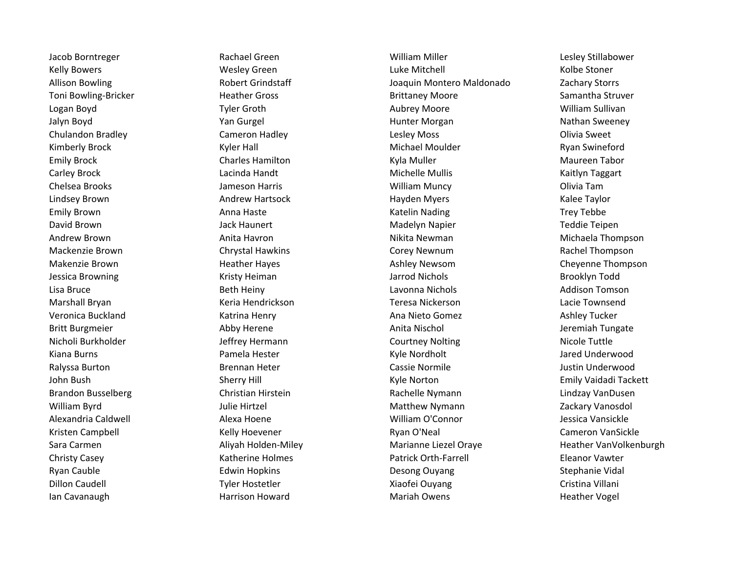Jacob Borntreger
Kelly Bowers
Allison Bowling
Toni Bowling-Bricker
Logan Boyd
Jalyn Boyd
Chulandon Bradley
Kimberly Brock
Emily Brock
Carley Brock
Chelsea Brooks
Lindsey Brown
Emily Brown
David Brown
Andrew Brown
Mackenzie Brown
Makenzie Brown
Jessica Browning
Lisa Bruce
Marshall Bryan
Veronica Buckland
Britt Burgmeier
Nicholi Burkholder
Kiana Burns
Ralyssa Burton
John Bush
Brandon Busselberg
William Byrd
Alexandria Caldwell
Kristen Campbell
Sara Carmen
Christy Casey
Ryan Cauble
Dillon Caudell
Ian Cavanaugh

Rachael Green
Wesley Green
Robert Grindstaff
Heather Gross
Tyler Groth
Yan Gurgel
Cameron Hadley
Kyler Hall
Charles Hamilton
Lacinda Handt
Jameson Harris
Andrew Hartsock
Anna Haste
Jack Haunert
Anita Havron
Chrystal Hawkins
Heather Hayes
Kristy Heiman
Beth Heiny
Keria Hendrickson
Katrina Henry
Abby Herene
Jeffrey Hermann
Pamela Hester
Brennan Heter
Sherry Hill
Christian Hirstein
Julie Hirtzel
Alexa Hoene
Kelly Hoevener
Aliyah Holden-Miley
Katherine Holmes
Edwin Hopkins
Tyler Hostetler
Harrison Howard

William Miller
Luke Mitchell
Joaquin Montero Maldonado
Brittaney Moore
Aubrey Moore
Hunter Morgan
Lesley Moss
Michael Moulder
Kyla Muller
Michelle Mullis
William Muncy
Hayden Myers
Katelin Nading
Madelyn Napier
Nikita Newman
Corey Newnum
Ashley Newsom
Jarrod Nichols
Lavonna Nichols
Teresa Nickerson
Ana Nieto Gomez
Anita Nischol
Courtney Nolting
Kyle Nordholt
Cassie Normile
Kyle Norton
Rachelle Nymann
Matthew Nymann
William O'Connor
Ryan O'Neal
Marianne Liezel Oraye
Patrick Orth-Farrell
Desong Ouyang
Xiaofei Ouyang
Mariah Owens

Lesley Stillabower
Kolbe Stoner
Zachary Storrs
Samantha Struver
William Sullivan
Nathan Sweeney
Olivia Sweet
Ryan Swineford
Maureen Tabor
Kaitlyn Taggart
Olivia Tam
Kalee Taylor
Trey Tebbe
Teddie Teipen
Michaela Thompson
Rachel Thompson
Cheyenne Thompson
Brooklyn Todd
Addison Tomson
Lacie Townsend
Ashley Tucker
Jeremiah Tungate
Nicole Tuttle
Jared Underwood
Justin Underwood
Emily Vaidadi Tackett
Lindzay VanDusen
Zackary Vanosdol
Jessica Vansickle
Cameron VanSickle
Heather VanVolkenburgh
Eleanor Vawter
Stephanie Vidal
Cristina Villani
Heather Vogel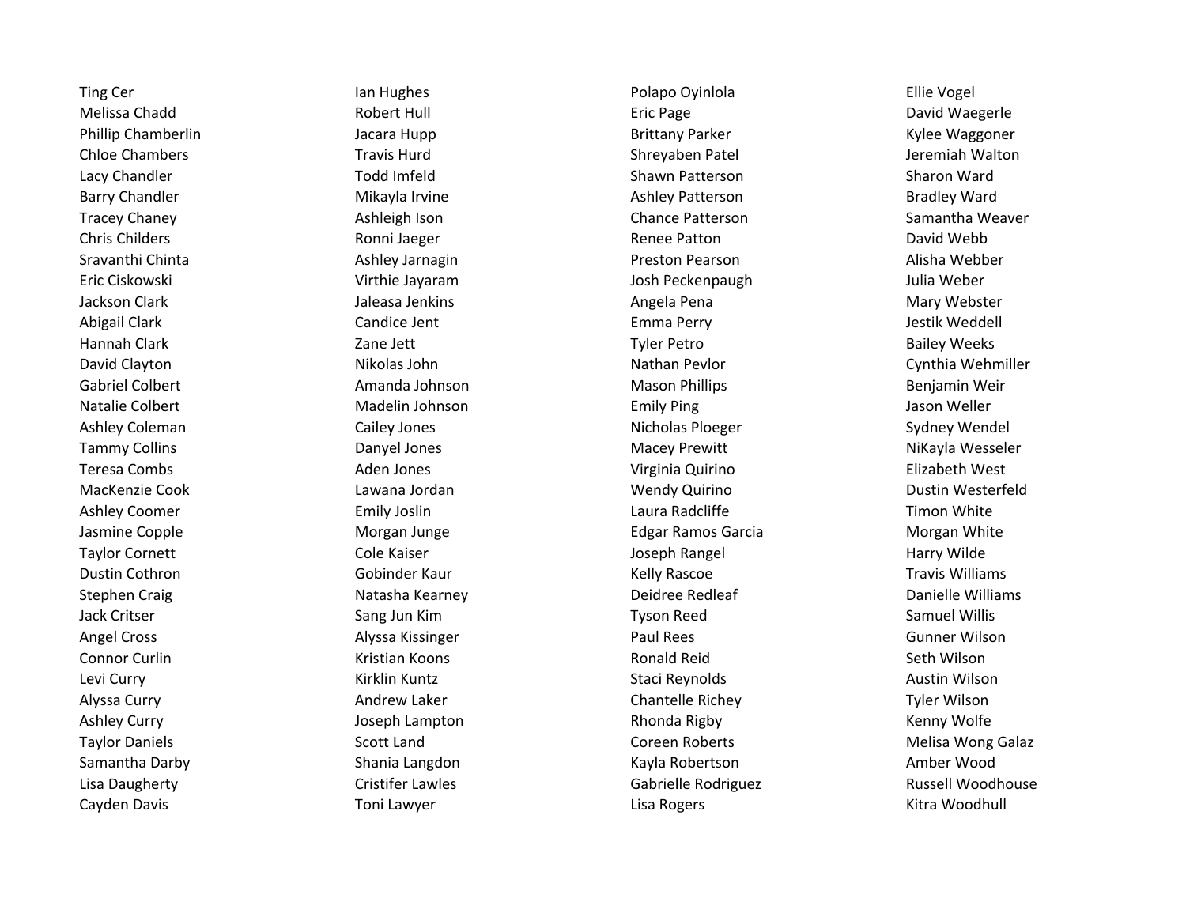Ting Cer
Melissa Chadd
Phillip Chamberlin
Chloe Chambers
Lacy Chandler
Barry Chandler
Tracey Chaney
Chris Childers
Sravanthi Chinta
Eric Ciskowski
Jackson Clark
Abigail Clark
Hannah Clark
David Clayton
Gabriel Colbert
Natalie Colbert
Ashley Coleman
Tammy Collins
Teresa Combs
MacKenzie Cook
Ashley Coomer
Jasmine Copple
Taylor Cornett
Dustin Cothron
Stephen Craig
Jack Critser
Angel Cross
Connor Curlin
Levi Curry
Alyssa Curry
Ashley Curry
Taylor Daniels
Samantha Darby
Lisa Daugherty
Cayden Davis

Ian Hughes
Robert Hull
Jacara Hupp
Travis Hurd
Todd Imfeld
Mikayla Irvine
Ashleigh Ison
Ronni Jaeger
Ashley Jarnagin
Virthie Jayaram
Jaleasa Jenkins
Candice Jent
Zane Jett
Nikolas John
Amanda Johnson
Madelin Johnson
Cailey Jones
Danyel Jones
Aden Jones
Lawana Jordan
Emily Joslin
Morgan Junge
Cole Kaiser
Gobinder Kaur
Natasha Kearney
Sang Jun Kim
Alyssa Kissinger
Kristian Koons
Kirklin Kuntz
Andrew Laker
Joseph Lampton
Scott Land
Shania Langdon
Cristifer Lawles
Toni Lawyer

Polapo Oyinlola
Eric Page
Brittany Parker
Shreyaben Patel
Shawn Patterson
Ashley Patterson
Chance Patterson
Renee Patton
Preston Pearson
Josh Peckenpaugh
Angela Pena
Emma Perry
Tyler Petro
Nathan Pevlor
Mason Phillips
Emily Ping
Nicholas Ploeger
Macey Prewitt
Virginia Quirino
Wendy Quirino
Laura Radcliffe
Edgar Ramos Garcia
Joseph Rangel
Kelly Rascoe
Deidree Redleaf
Tyson Reed
Paul Rees
Ronald Reid
Staci Reynolds
Chantelle Richey
Rhonda Rigby
Coreen Roberts
Kayla Robertson
Gabrielle Rodriguez
Lisa Rogers

Ellie Vogel
David Waegerle
Kylee Waggoner
Jeremiah Walton
Sharon Ward
Bradley Ward
Samantha Weaver
David Webb
Alisha Webber
Julia Weber
Mary Webster
Jestik Weddell
Bailey Weeks
Cynthia Wehmiller
Benjamin Weir
Jason Weller
Sydney Wendel
NiKayla Wesseler
Elizabeth West
Dustin Westerfeld
Timon White
Morgan White
Harry Wilde
Travis Williams
Danielle Williams
Samuel Willis
Gunner Wilson
Seth Wilson
Austin Wilson
Tyler Wilson
Kenny Wolfe
Melisa Wong Galaz
Amber Wood
Russell Woodhouse
Kitra Woodhull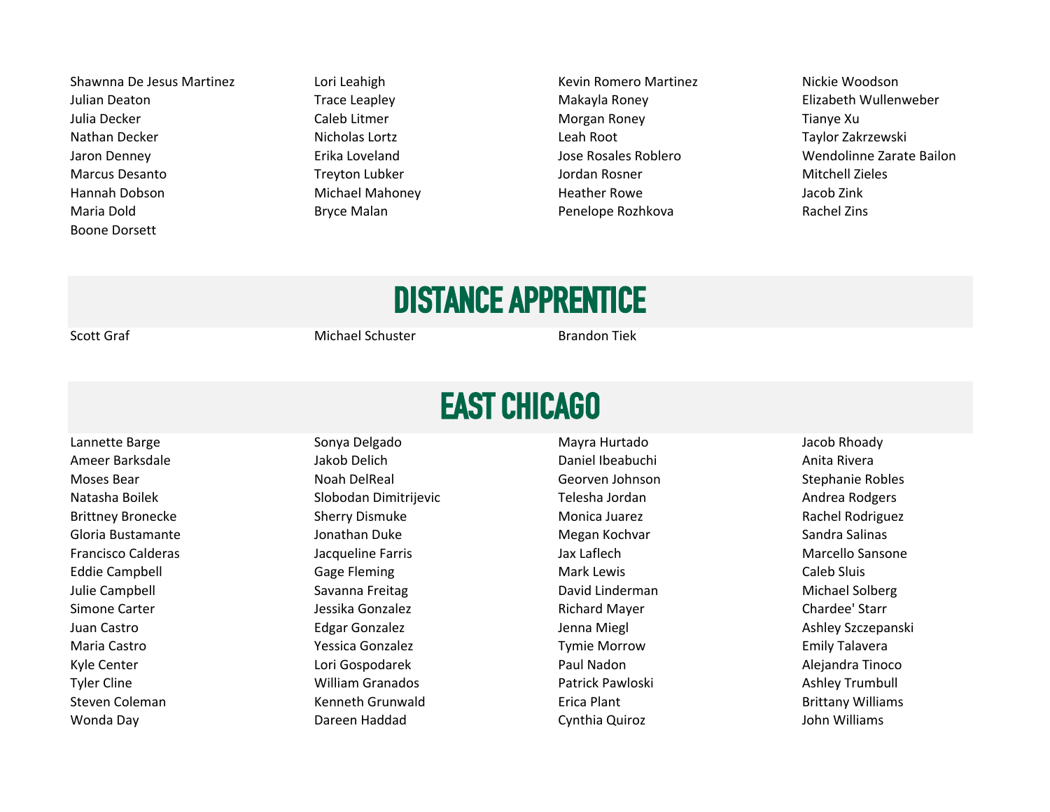Shawnna De Jesus Martinez
Julian Deaton
Julia Decker
Nathan Decker
Jaron Denney
Marcus Desanto
Hannah Dobson
Maria Dold
Boone Dorsett
Lori Leahigh
Trace Leapley
Caleb Litmer
Nicholas Lortz
Erika Loveland
Treyton Lubker
Michael Mahoney
Bryce Malan
Kevin Romero Martinez
Makayla Roney
Morgan Roney
Leah Root
Jose Rosales Roblero
Jordan Rosner
Heather Rowe
Penelope Rozhkova
Nickie Woodson
Elizabeth Wullenweber
Tianye Xu
Taylor Zakrzewski
Wendolinne Zarate Bailon
Mitchell Zieles
Jacob Zink
Rachel Zins

## DISTANCE APPRENTICE

Scott Graf
Michael Schuster
Brandon Tiek

## EAST CHICAGO

Lannette Barge
Ameer Barksdale
Moses Bear
Natasha Boilek
Brittney Bronecke
Gloria Bustamante
Francisco Calderas
Eddie Campbell
Julie Campbell
Simone Carter
Juan Castro
Maria Castro
Kyle Center
Tyler Cline
Steven Coleman
Wonda Day
Sonya Delgado
Jakob Delich
Noah DelReal
Slobodan Dimitrijevic
Sherry Dismuke
Jonathan Duke
Jacqueline Farris
Gage Fleming
Savanna Freitag
Jessika Gonzalez
Edgar Gonzalez
Yessica Gonzalez
Lori Gospodarek
William Granados
Kenneth Grunwald
Dareen Haddad
Mayra Hurtado
Daniel Ibeabuchi
Georven Johnson
Telesha Jordan
Monica Juarez
Megan Kochvar
Jax Laflech
Mark Lewis
David Linderman
Richard Mayer
Jenna Miegl
Tymie Morrow
Paul Nadon
Patrick Pawloski
Erica Plant
Cynthia Quiroz
Jacob Rhoady
Anita Rivera
Stephanie Robles
Andrea Rodgers
Rachel Rodriguez
Sandra Salinas
Marcello Sansone
Caleb Sluis
Michael Solberg
Chardee' Starr
Ashley Szczepanski
Emily Talavera
Alejandra Tinoco
Ashley Trumbull
Brittany Williams
John Williams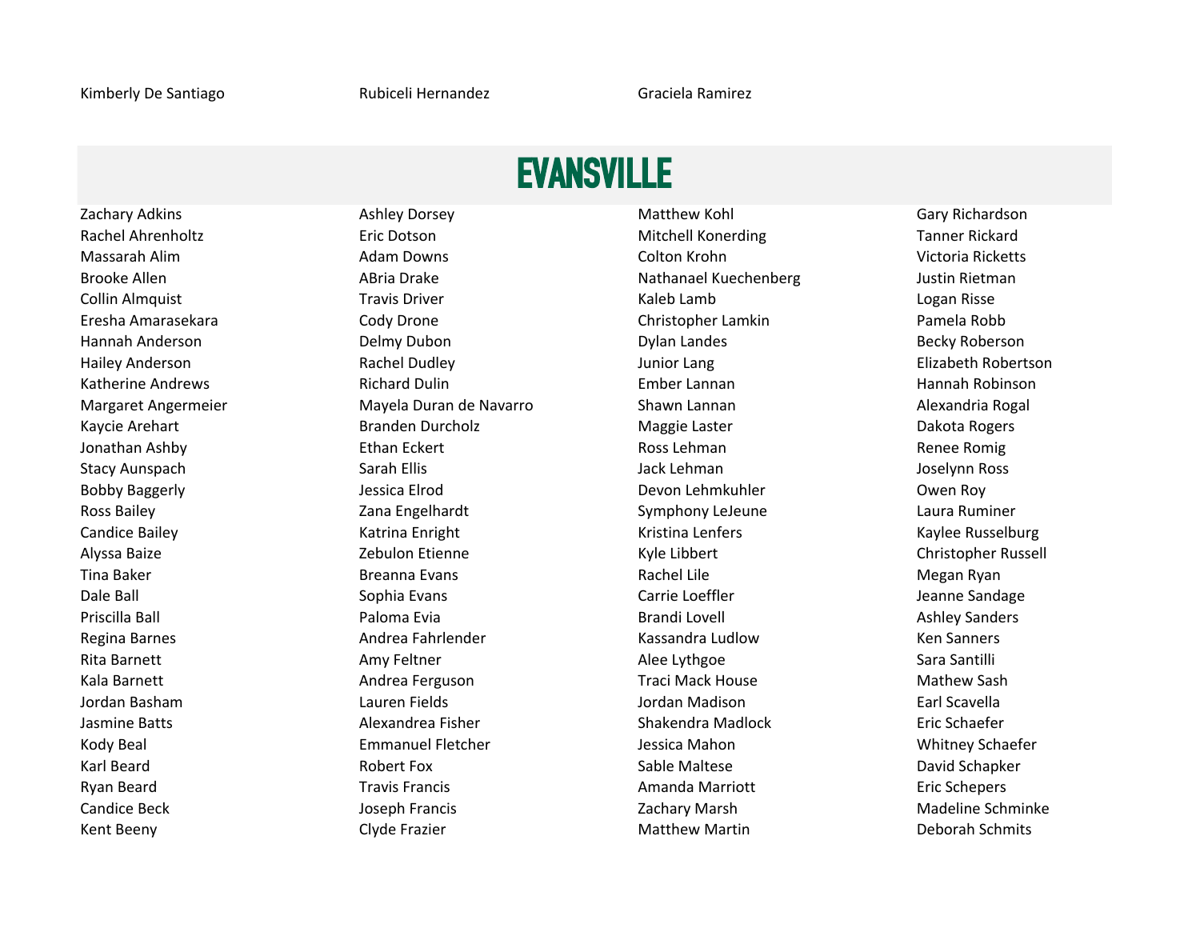Kimberly De Santiago
Rubiceli Hernandez
Graciela Ramirez

# EVANSVILLE

Zachary Adkins
Rachel Ahrenholtz
Massarah Alim
Brooke Allen
Collin Almquist
Eresha Amarasekara
Hannah Anderson
Hailey Anderson
Katherine Andrews
Margaret Angermeier
Kaycie Arehart
Jonathan Ashby
Stacy Aunspach
Bobby Baggerly
Ross Bailey
Candice Bailey
Alyssa Baize
Tina Baker
Dale Ball
Priscilla Ball
Regina Barnes
Rita Barnett
Kala Barnett
Jordan Basham
Jasmine Batts
Kody Beal
Karl Beard
Ryan Beard
Candice Beck
Kent Beeny

Ashley Dorsey
Eric Dotson
Adam Downs
ABria Drake
Travis Driver
Cody Drone
Delmy Dubon
Rachel Dudley
Richard Dulin
Mayela Duran de Navarro
Branden Durcholz
Ethan Eckert
Sarah Ellis
Jessica Elrod
Zana Engelhardt
Katrina Enright
Zebulon Etienne
Breanna Evans
Sophia Evans
Paloma Evia
Andrea Fahrlender
Amy Feltner
Andrea Ferguson
Lauren Fields
Alexandrea Fisher
Emmanuel Fletcher
Robert Fox
Travis Francis
Joseph Francis
Clyde Frazier

Matthew Kohl
Mitchell Konerding
Colton Krohn
Nathanael Kuechenberg
Kaleb Lamb
Christopher Lamkin
Dylan Landes
Junior Lang
Ember Lannan
Shawn Lannan
Maggie Laster
Ross Lehman
Jack Lehman
Devon Lehmkuhler
Symphony LeJeune
Kristina Lenfers
Kyle Libbert
Rachel Lile
Carrie Loeffler
Brandi Lovell
Kassandra Ludlow
Alee Lythgoe
Traci Mack House
Jordan Madison
Shakendra Madlock
Jessica Mahon
Sable Maltese
Amanda Marriott
Zachary Marsh
Matthew Martin

Gary Richardson
Tanner Rickard
Victoria Ricketts
Justin Rietman
Logan Risse
Pamela Robb
Becky Roberson
Elizabeth Robertson
Hannah Robinson
Alexandria Rogal
Dakota Rogers
Renee Romig
Joselynn Ross
Owen Roy
Laura Ruminer
Kaylee Russelburg
Christopher Russell
Megan Ryan
Jeanne Sandage
Ashley Sanders
Ken Sanners
Sara Santilli
Mathew Sash
Earl Scavella
Eric Schaefer
Whitney Schaefer
David Schapker
Eric Schepers
Madeline Schminke
Deborah Schmits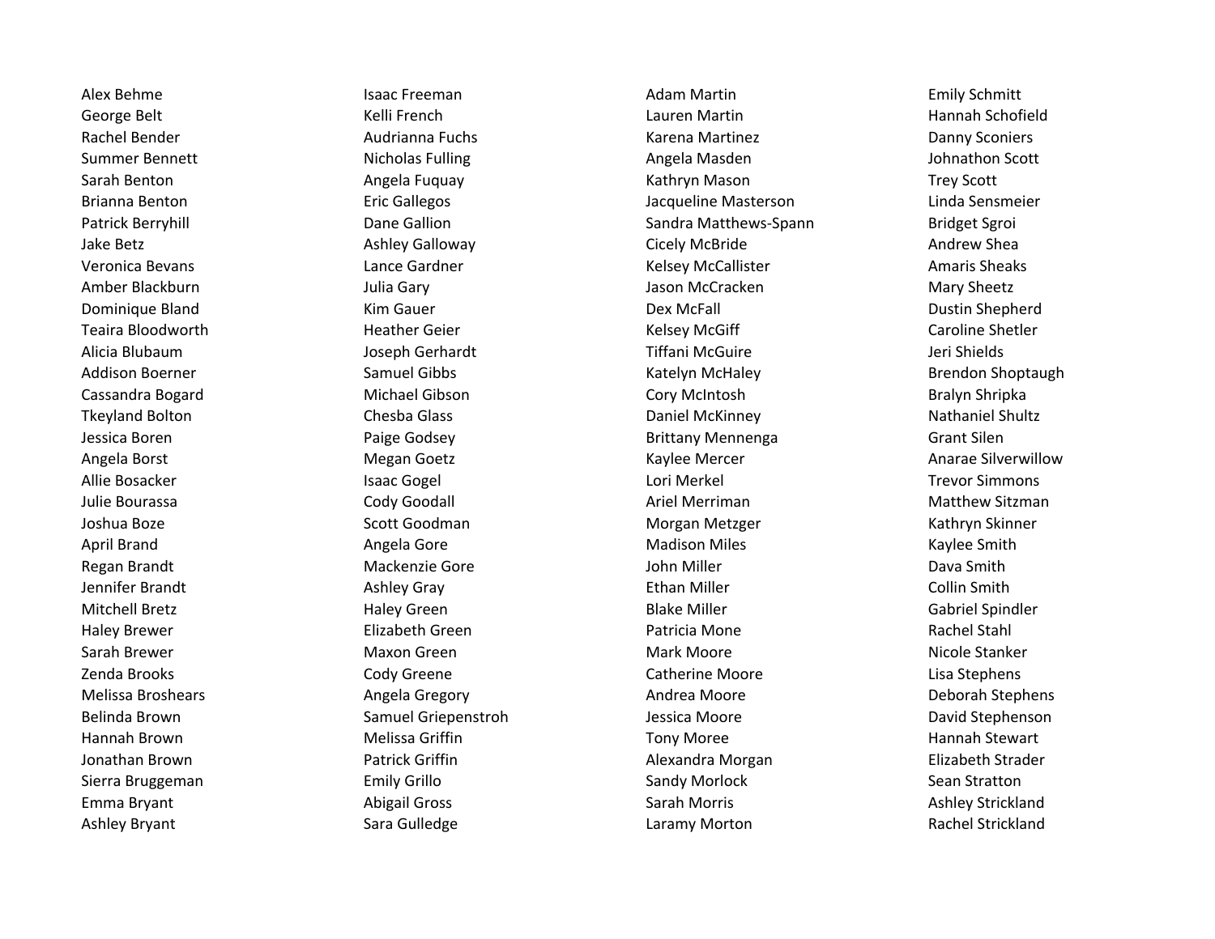Alex Behme
George Belt
Rachel Bender
Summer Bennett
Sarah Benton
Brianna Benton
Patrick Berryhill
Jake Betz
Veronica Bevans
Amber Blackburn
Dominique Bland
Teaira Bloodworth
Alicia Blubaum
Addison Boerner
Cassandra Bogard
Tkeyland Bolton
Jessica Boren
Angela Borst
Allie Bosacker
Julie Bourassa
Joshua Boze
April Brand
Regan Brandt
Jennifer Brandt
Mitchell Bretz
Haley Brewer
Sarah Brewer
Zenda Brooks
Melissa Broshears
Belinda Brown
Hannah Brown
Jonathan Brown
Sierra Bruggeman
Emma Bryant
Ashley Bryant

Isaac Freeman
Kelli French
Audrianna Fuchs
Nicholas Fulling
Angela Fuquay
Eric Gallegos
Dane Gallion
Ashley Galloway
Lance Gardner
Julia Gary
Kim Gauer
Heather Geier
Joseph Gerhardt
Samuel Gibbs
Michael Gibson
Chesba Glass
Paige Godsey
Megan Goetz
Isaac Gogel
Cody Goodall
Scott Goodman
Angela Gore
Mackenzie Gore
Ashley Gray
Haley Green
Elizabeth Green
Maxon Green
Cody Greene
Angela Gregory
Samuel Griepenstroh
Melissa Griffin
Patrick Griffin
Emily Grillo
Abigail Gross
Sara Gulledge

Adam Martin
Lauren Martin
Karena Martinez
Angela Masden
Kathryn Mason
Jacqueline Masterson
Sandra Matthews-Spann
Cicely McBride
Kelsey McCallister
Jason McCracken
Dex McFall
Kelsey McGiff
Tiffani McGuire
Katelyn McHaley
Cory McIntosh
Daniel McKinney
Brittany Mennenga
Kaylee Mercer
Lori Merkel
Ariel Merriman
Morgan Metzger
Madison Miles
John Miller
Ethan Miller
Blake Miller
Patricia Mone
Mark Moore
Catherine Moore
Andrea Moore
Jessica Moore
Tony Moree
Alexandra Morgan
Sandy Morlock
Sarah Morris
Laramy Morton

Emily Schmitt
Hannah Schofield
Danny Sconiers
Johnathon Scott
Trey Scott
Linda Sensmeier
Bridget Sgroi
Andrew Shea
Amaris Sheaks
Mary Sheetz
Dustin Shepherd
Caroline Shetler
Jeri Shields
Brendon Shoptaugh
Bralyn Shripka
Nathaniel Shultz
Grant Silen
Anarae Silverwillow
Trevor Simmons
Matthew Sitzman
Kathryn Skinner
Kaylee Smith
Dava Smith
Collin Smith
Gabriel Spindler
Rachel Stahl
Nicole Stanker
Lisa Stephens
Deborah Stephens
David Stephenson
Hannah Stewart
Elizabeth Strader
Sean Stratton
Ashley Strickland
Rachel Strickland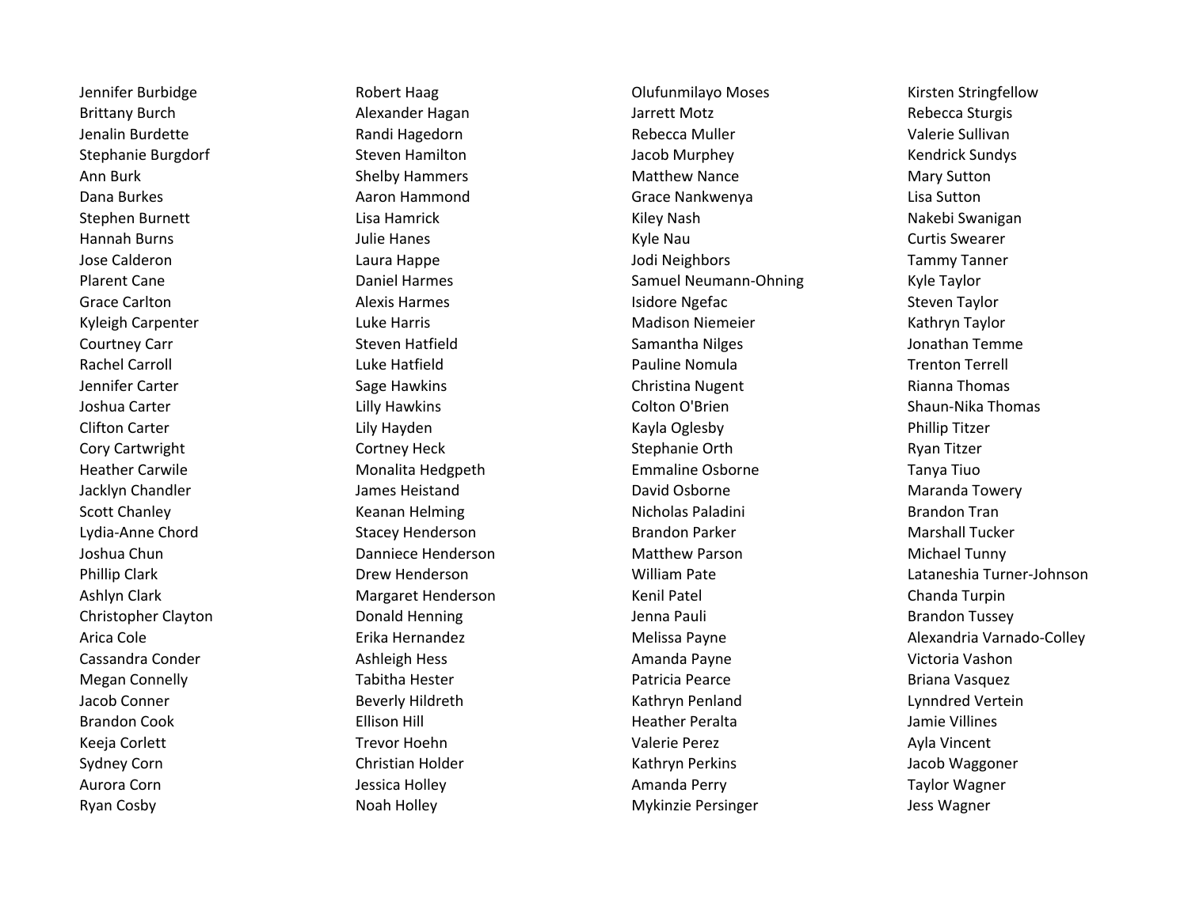Jennifer Burbidge
Brittany Burch
Jenalin Burdette
Stephanie Burgdorf
Ann Burk
Dana Burkes
Stephen Burnett
Hannah Burns
Jose Calderon
Plarent Cane
Grace Carlton
Kyleigh Carpenter
Courtney Carr
Rachel Carroll
Jennifer Carter
Joshua Carter
Clifton Carter
Cory Cartwright
Heather Carwile
Jacklyn Chandler
Scott Chanley
Lydia-Anne Chord
Joshua Chun
Phillip Clark
Ashlyn Clark
Christopher Clayton
Arica Cole
Cassandra Conder
Megan Connelly
Jacob Conner
Brandon Cook
Keeja Corlett
Sydney Corn
Aurora Corn
Ryan Cosby

Robert Haag
Alexander Hagan
Randi Hagedorn
Steven Hamilton
Shelby Hammers
Aaron Hammond
Lisa Hamrick
Julie Hanes
Laura Happe
Daniel Harmes
Alexis Harmes
Luke Harris
Steven Hatfield
Luke Hatfield
Sage Hawkins
Lilly Hawkins
Lily Hayden
Cortney Heck
Monalita Hedgpeth
James Heistand
Keanan Helming
Stacey Henderson
Danniece Henderson
Drew Henderson
Margaret Henderson
Donald Henning
Erika Hernandez
Ashleigh Hess
Tabitha Hester
Beverly Hildreth
Ellison Hill
Trevor Hoehn
Christian Holder
Jessica Holley
Noah Holley

Olufunmilayo Moses
Jarrett Motz
Rebecca Muller
Jacob Murphey
Matthew Nance
Grace Nankwenya
Kiley Nash
Kyle Nau
Jodi Neighbors
Samuel Neumann-Ohning
Isidore Ngefac
Madison Niemeier
Samantha Nilges
Pauline Nomula
Christina Nugent
Colton O'Brien
Kayla Oglesby
Stephanie Orth
Emmaline Osborne
David Osborne
Nicholas Paladini
Brandon Parker
Matthew Parson
William Pate
Kenil Patel
Jenna Pauli
Melissa Payne
Amanda Payne
Patricia Pearce
Kathryn Penland
Heather Peralta
Valerie Perez
Kathryn Perkins
Amanda Perry
Mykinzie Persinger

Kirsten Stringfellow
Rebecca Sturgis
Valerie Sullivan
Kendrick Sundys
Mary Sutton
Lisa Sutton
Nakebi Swanigan
Curtis Swearer
Tammy Tanner
Kyle Taylor
Steven Taylor
Kathryn Taylor
Jonathan Temme
Trenton Terrell
Rianna Thomas
Shaun-Nika Thomas
Phillip Titzer
Ryan Titzer
Tanya Tiuo
Maranda Towery
Brandon Tran
Marshall Tucker
Michael Tunny
Lataneshia Turner-Johnson
Chanda Turpin
Brandon Tussey
Alexandria Varnado-Colley
Victoria Vashon
Briana Vasquez
Lynndred Vertein
Jamie Villines
Ayla Vincent
Jacob Waggoner
Taylor Wagner
Jess Wagner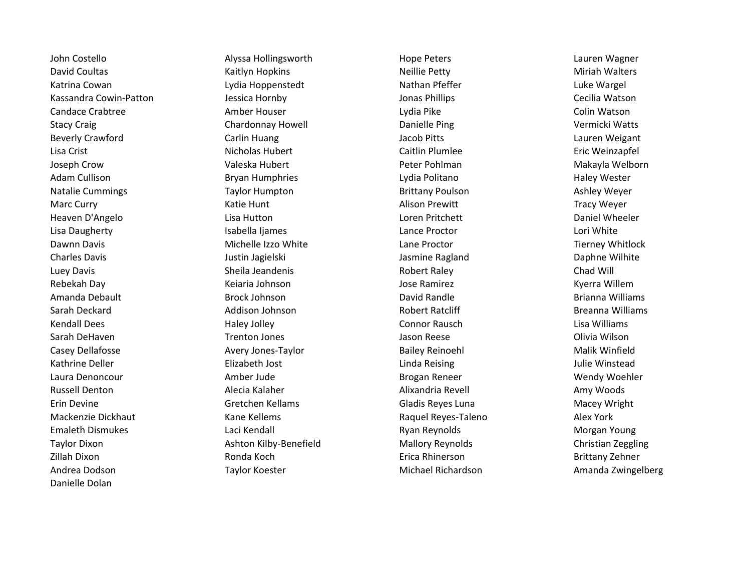John Costello
David Coultas
Katrina Cowan
Kassandra Cowin-Patton
Candace Crabtree
Stacy Craig
Beverly Crawford
Lisa Crist
Joseph Crow
Adam Cullison
Natalie Cummings
Marc Curry
Heaven D'Angelo
Lisa Daugherty
Dawnn Davis
Charles Davis
Luey Davis
Rebekah Day
Amanda Debault
Sarah Deckard
Kendall Dees
Sarah DeHaven
Casey Dellafosse
Kathrine Deller
Laura Denoncour
Russell Denton
Erin Devine
Mackenzie Dickhaut
Emaleth Dismukes
Taylor Dixon
Zillah Dixon
Andrea Dodson
Danielle Dolan

Alyssa Hollingsworth
Kaitlyn Hopkins
Lydia Hoppenstedt
Jessica Hornby
Amber Houser
Chardonnay Howell
Carlin Huang
Nicholas Hubert
Valeska Hubert
Bryan Humphries
Taylor Humpton
Katie Hunt
Lisa Hutton
Isabella Ijames
Michelle Izzo White
Justin Jagielski
Sheila Jeandenis
Keiaria Johnson
Brock Johnson
Addison Johnson
Haley Jolley
Trenton Jones
Avery Jones-Taylor
Elizabeth Jost
Amber Jude
Alecia Kalaher
Gretchen Kellams
Kane Kellems
Laci Kendall
Ashton Kilby-Benefield
Ronda Koch
Taylor Koester

Hope Peters
Neillie Petty
Nathan Pfeffer
Jonas Phillips
Lydia Pike
Danielle Ping
Jacob Pitts
Caitlin Plumlee
Peter Pohlman
Lydia Politano
Brittany Poulson
Alison Prewitt
Loren Pritchett
Lance Proctor
Lane Proctor
Jasmine Ragland
Robert Raley
Jose Ramirez
David Randle
Robert Ratcliff
Connor Rausch
Jason Reese
Bailey Reinoehl
Linda Reising
Brogan Reneer
Alixandria Revell
Gladis Reyes Luna
Raquel Reyes-Taleno
Ryan Reynolds
Mallory Reynolds
Erica Rhinerson
Michael Richardson

Lauren Wagner
Miriah Walters
Luke Wargel
Cecilia Watson
Colin Watson
Vermicki Watts
Lauren Weigant
Eric Weinzapfel
Makayla Welborn
Haley Wester
Ashley Weyer
Tracy Weyer
Daniel Wheeler
Lori White
Tierney Whitlock
Daphne Wilhite
Chad Will
Kyerra Willem
Brianna Williams
Breanna Williams
Lisa Williams
Olivia Wilson
Malik Winfield
Julie Winstead
Wendy Woehler
Amy Woods
Macey Wright
Alex York
Morgan Young
Christian Zeggling
Brittany Zehner
Amanda Zwingelberg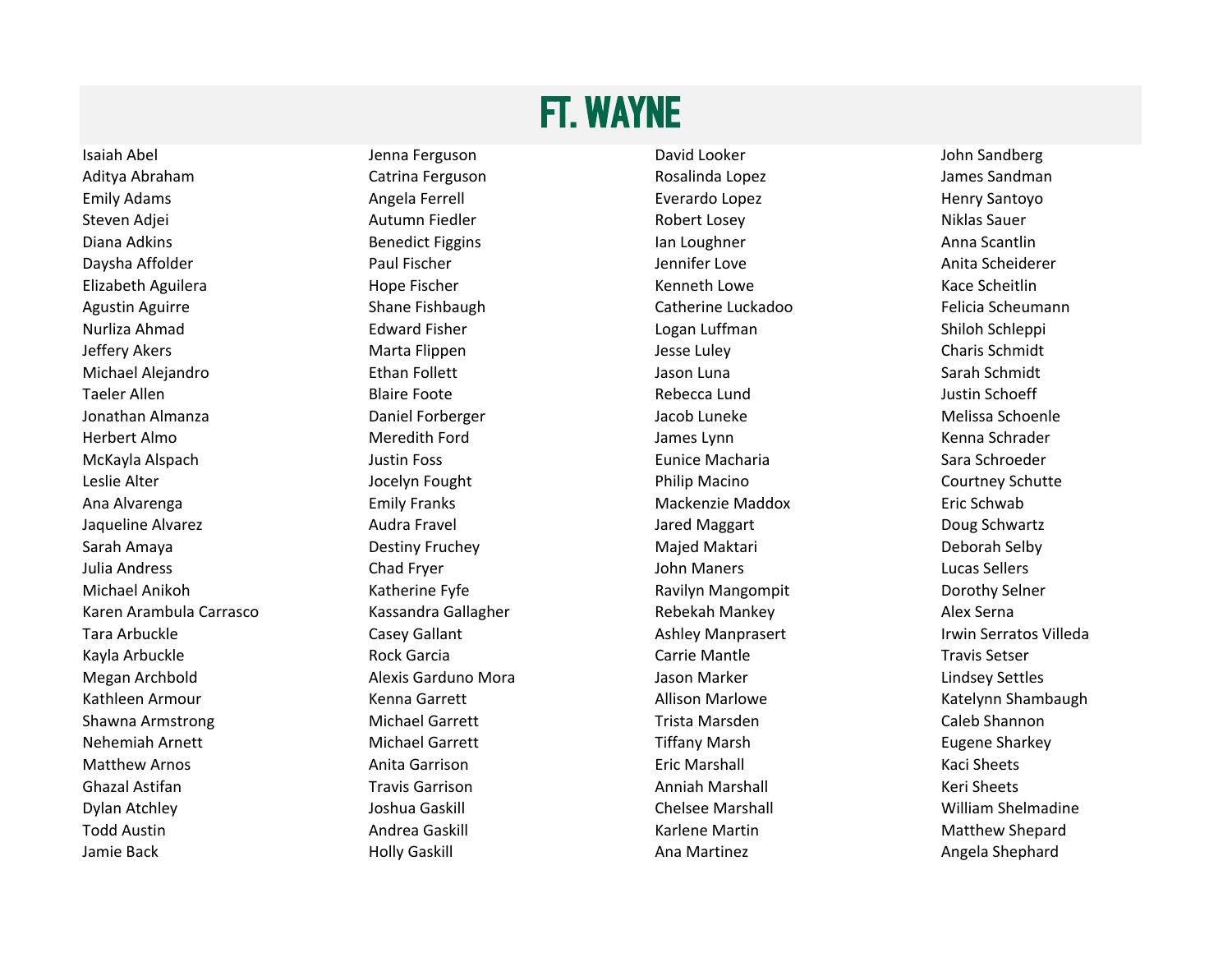# FT. WAYNE

Isaiah Abel
Aditya Abraham
Emily Adams
Steven Adjei
Diana Adkins
Daysha Affolder
Elizabeth Aguilera
Agustin Aguirre
Nurliza Ahmad
Jeffery Akers
Michael Alejandro
Taeler Allen
Jonathan Almanza
Herbert Almo
McKayla Alspach
Leslie Alter
Ana Alvarenga
Jaqueline Alvarez
Sarah Amaya
Julia Andress
Michael Anikoh
Karen Arambula Carrasco
Tara Arbuckle
Kayla Arbuckle
Megan Archbold
Kathleen Armour
Shawna Armstrong
Nehemiah Arnett
Matthew Arnos
Ghazal Astifan
Dylan Atchley
Todd Austin
Jamie Back

Jenna Ferguson
Catrina Ferguson
Angela Ferrell
Autumn Fiedler
Benedict Figgins
Paul Fischer
Hope Fischer
Shane Fishbaugh
Edward Fisher
Marta Flippen
Ethan Follett
Blaire Foote
Daniel Forberger
Meredith Ford
Justin Foss
Jocelyn Fought
Emily Franks
Audra Fravel
Destiny Fruchey
Chad Fryer
Katherine Fyfe
Kassandra Gallagher
Casey Gallant
Rock Garcia
Alexis Garduno Mora
Kenna Garrett
Michael Garrett
Michael Garrett
Anita Garrison
Travis Garrison
Joshua Gaskill
Andrea Gaskill
Holly Gaskill

David Looker
Rosalinda Lopez
Everardo Lopez
Robert Losey
Ian Loughner
Jennifer Love
Kenneth Lowe
Catherine Luckadoo
Logan Luffman
Jesse Luley
Jason Luna
Rebecca Lund
Jacob Luneke
James Lynn
Eunice Macharia
Philip Macino
Mackenzie Maddox
Jared Maggart
Majed Maktari
John Maners
Ravilyn Mangompit
Rebekah Mankey
Ashley Manprasert
Carrie Mantle
Jason Marker
Allison Marlowe
Trista Marsden
Tiffany Marsh
Eric Marshall
Anniah Marshall
Chelsee Marshall
Karlene Martin
Ana Martinez

John Sandberg
James Sandman
Henry Santoyo
Niklas Sauer
Anna Scantlin
Anita Scheiderer
Kace Scheitlin
Felicia Scheumann
Shiloh Schleppi
Charis Schmidt
Sarah Schmidt
Justin Schoeff
Melissa Schoenle
Kenna Schrader
Sara Schroeder
Courtney Schutte
Eric Schwab
Doug Schwartz
Deborah Selby
Lucas Sellers
Dorothy Selner
Alex Serna
Irwin Serratos Villeda
Travis Setser
Lindsey Settles
Katelynn Shambaugh
Caleb Shannon
Eugene Sharkey
Kaci Sheets
Keri Sheets
William Shelmadine
Matthew Shepard
Angela Shephard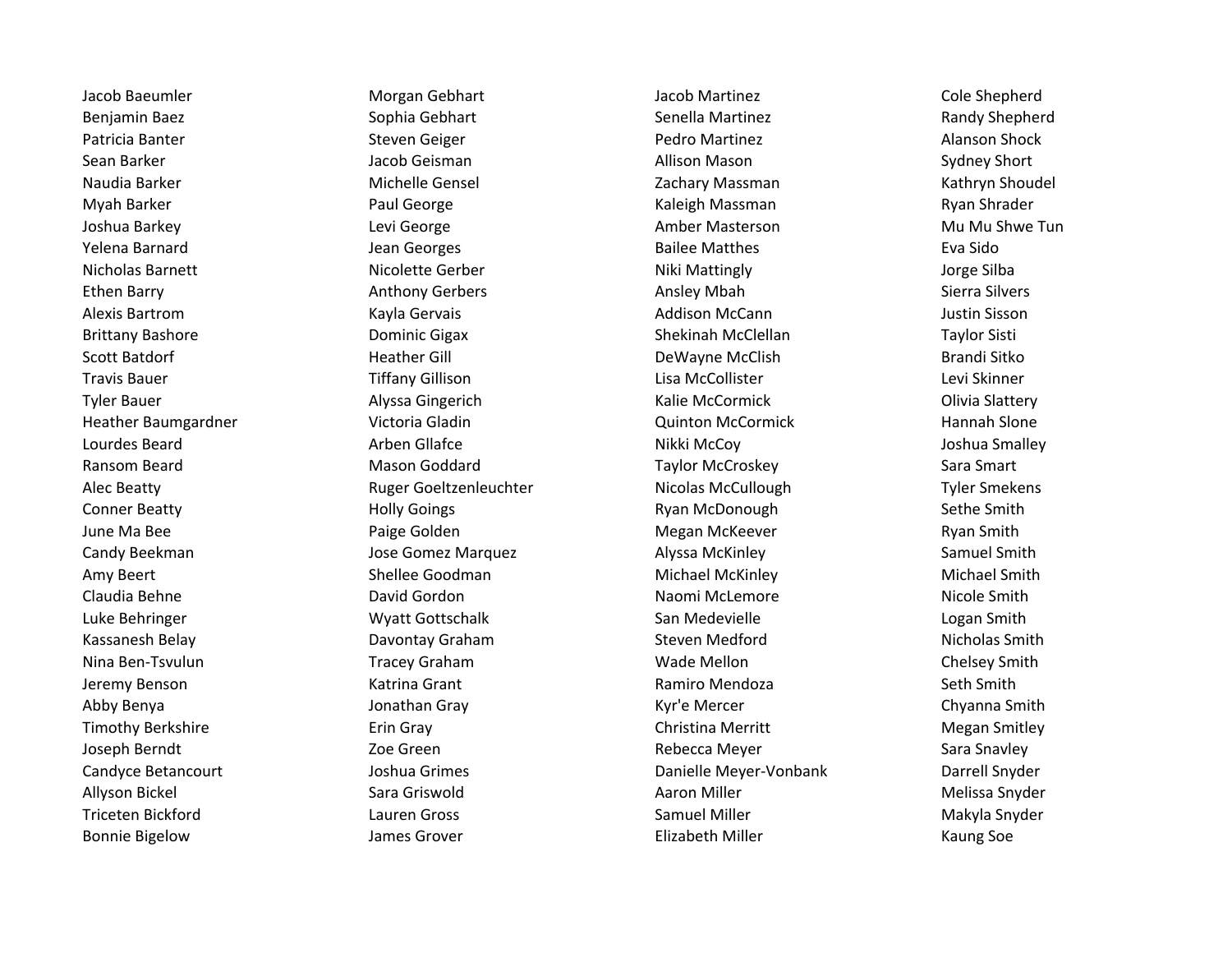Jacob Baeumler
Benjamin Baez
Patricia Banter
Sean Barker
Naudia Barker
Myah Barker
Joshua Barkey
Yelena Barnard
Nicholas Barnett
Ethen Barry
Alexis Bartrom
Brittany Bashore
Scott Batdorf
Travis Bauer
Tyler Bauer
Heather Baumgardner
Lourdes Beard
Ransom Beard
Alec Beatty
Conner Beatty
June Ma Bee
Candy Beekman
Amy Beert
Claudia Behne
Luke Behringer
Kassanesh Belay
Nina Ben-Tsvulun
Jeremy Benson
Abby Benya
Timothy Berkshire
Joseph Berndt
Candyce Betancourt
Allyson Bickel
Triceten Bickford
Bonnie Bigelow

Morgan Gebhart
Sophia Gebhart
Steven Geiger
Jacob Geisman
Michelle Gensel
Paul George
Levi George
Jean Georges
Nicolette Gerber
Anthony Gerbers
Kayla Gervais
Dominic Gigax
Heather Gill
Tiffany Gillison
Alyssa Gingerich
Victoria Gladin
Arben Gllafce
Mason Goddard
Ruger Goeltzenleuchter
Holly Goings
Paige Golden
Jose Gomez Marquez
Shellee Goodman
David Gordon
Wyatt Gottschalk
Davontay Graham
Tracey Graham
Katrina Grant
Jonathan Gray
Erin Gray
Zoe Green
Joshua Grimes
Sara Griswold
Lauren Gross
James Grover

Jacob Martinez
Senella Martinez
Pedro Martinez
Allison Mason
Zachary Massman
Kaleigh Massman
Amber Masterson
Bailee Matthes
Niki Mattingly
Ansley Mbah
Addison McCann
Shekinah McClellan
DeWayne McClish
Lisa McCollister
Kalie McCormick
Quinton McCormick
Nikki McCoy
Taylor McCroskey
Nicolas McCullough
Ryan McDonough
Megan McKeever
Alyssa McKinley
Michael McKinley
Naomi McLemore
San Medevielle
Steven Medford
Wade Mellon
Ramiro Mendoza
Kyr'e Mercer
Christina Merritt
Rebecca Meyer
Danielle Meyer-Vonbank
Aaron Miller
Samuel Miller
Elizabeth Miller

Cole Shepherd
Randy Shepherd
Alanson Shock
Sydney Short
Kathryn Shoudel
Ryan Shrader
Mu Mu Shwe Tun
Eva Sido
Jorge Silba
Sierra Silvers
Justin Sisson
Taylor Sisti
Brandi Sitko
Levi Skinner
Olivia Slattery
Hannah Slone
Joshua Smalley
Sara Smart
Tyler Smekens
Sethe Smith
Ryan Smith
Samuel Smith
Michael Smith
Nicole Smith
Logan Smith
Nicholas Smith
Chelsey Smith
Seth Smith
Chyanna Smith
Megan Smitley
Sara Snavley
Darrell Snyder
Melissa Snyder
Makyla Snyder
Kaung Soe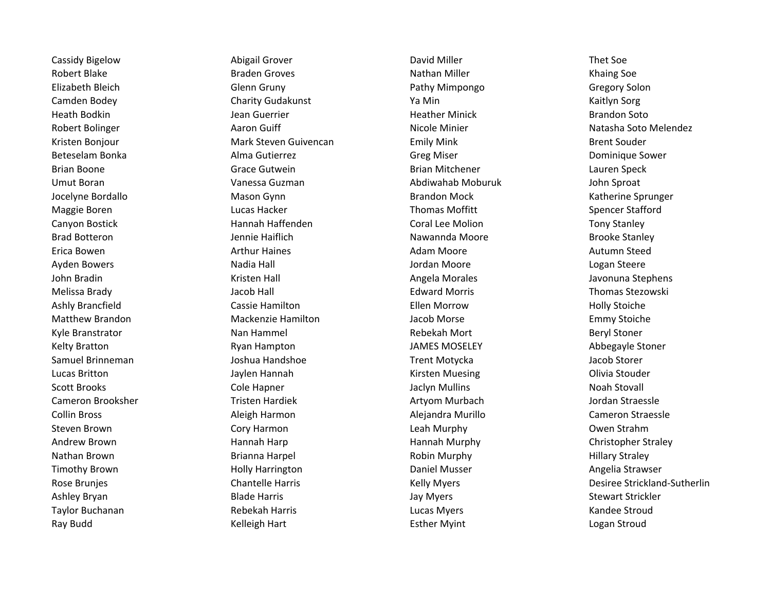Cassidy Bigelow
Robert Blake
Elizabeth Bleich
Camden Bodey
Heath Bodkin
Robert Bolinger
Kristen Bonjour
Beteselam Bonka
Brian Boone
Umut Boran
Jocelyne Bordallo
Maggie Boren
Canyon Bostick
Brad Botteron
Erica Bowen
Ayden Bowers
John Bradin
Melissa Brady
Ashly Brancfield
Matthew Brandon
Kyle Branstrator
Kelty Bratton
Samuel Brinneman
Lucas Britton
Scott Brooks
Cameron Brooksher
Collin Bross
Steven Brown
Andrew Brown
Nathan Brown
Timothy Brown
Rose Brunjes
Ashley Bryan
Taylor Buchanan
Ray Budd

Abigail Grover
Braden Groves
Glenn Gruny
Charity Gudakunst
Jean Guerrier
Aaron Guiff
Mark Steven Guivencan
Alma Gutierrez
Grace Gutwein
Vanessa Guzman
Mason Gynn
Lucas Hacker
Hannah Haffenden
Jennie Haiflich
Arthur Haines
Nadia Hall
Kristen Hall
Jacob Hall
Cassie Hamilton
Mackenzie Hamilton
Nan Hammel
Ryan Hampton
Joshua Handshoe
Jaylen Hannah
Cole Hapner
Tristen Hardiek
Aleigh Harmon
Cory Harmon
Hannah Harp
Brianna Harpel
Holly Harrington
Chantelle Harris
Blade Harris
Rebekah Harris
Kelleigh Hart

David Miller
Nathan Miller
Pathy Mimpongo
Ya Min
Heather Minick
Nicole Minier
Emily Mink
Greg Miser
Brian Mitchener
Abdiwahab Moburuk
Brandon Mock
Thomas Moffitt
Coral Lee Molion
Nawannda Moore
Adam Moore
Jordan Moore
Angela Morales
Edward Morris
Ellen Morrow
Jacob Morse
Rebekah Mort
JAMES MOSELEY
Trent Motycka
Kirsten Muesing
Jaclyn Mullins
Artyom Murbach
Alejandra Murillo
Leah Murphy
Hannah Murphy
Robin Murphy
Daniel Musser
Kelly Myers
Jay Myers
Lucas Myers
Esther Myint

Thet Soe
Khaing Soe
Gregory Solon
Kaitlyn Sorg
Brandon Soto
Natasha Soto Melendez
Brent Souder
Dominique Sower
Lauren Speck
John Sproat
Katherine Sprunger
Spencer Stafford
Tony Stanley
Brooke Stanley
Autumn Steed
Logan Steere
Javonuna Stephens
Thomas Stezowski
Holly Stoiche
Emmy Stoiche
Beryl Stoner
Abbegayle Stoner
Jacob Storer
Olivia Stouder
Noah Stovall
Jordan Straessle
Cameron Straessle
Owen Strahm
Christopher Straley
Hillary Straley
Angelia Strawser
Desiree Strickland-Sutherlin
Stewart Strickler
Kandee Stroud
Logan Stroud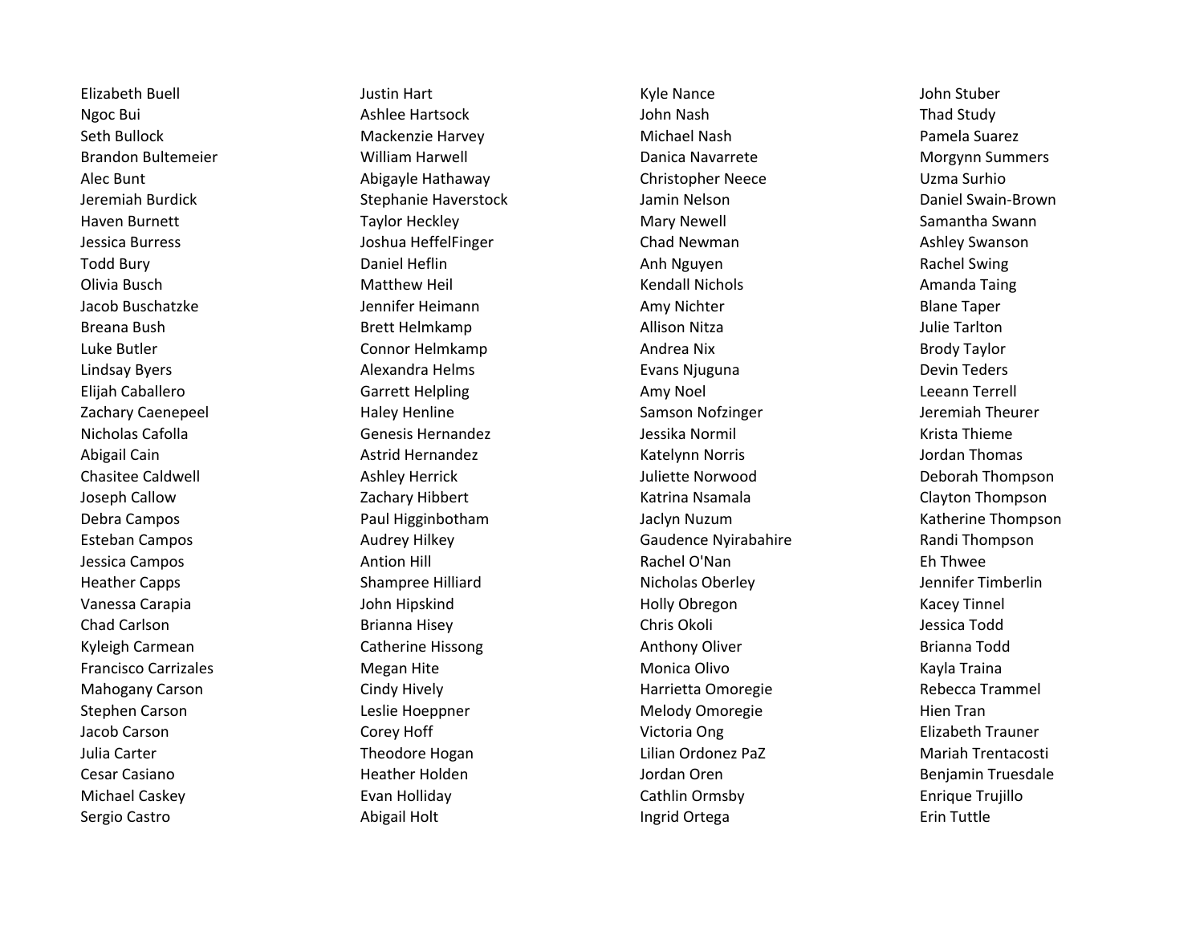Elizabeth Buell
Ngoc Bui
Seth Bullock
Brandon Bultemeier
Alec Bunt
Jeremiah Burdick
Haven Burnett
Jessica Burress
Todd Bury
Olivia Busch
Jacob Buschatzke
Breana Bush
Luke Butler
Lindsay Byers
Elijah Caballero
Zachary Caenepeel
Nicholas Cafolla
Abigail Cain
Chasitee Caldwell
Joseph Callow
Debra Campos
Esteban Campos
Jessica Campos
Heather Capps
Vanessa Carapia
Chad Carlson
Kyleigh Carmean
Francisco Carrizales
Mahogany Carson
Stephen Carson
Jacob Carson
Julia Carter
Cesar Casiano
Michael Caskey
Sergio Castro

Justin Hart
Ashlee Hartsock
Mackenzie Harvey
William Harwell
Abigayle Hathaway
Stephanie Haverstock
Taylor Heckley
Joshua HeffelFinger
Daniel Heflin
Matthew Heil
Jennifer Heimann
Brett Helmkamp
Connor Helmkamp
Alexandra Helms
Garrett Helpling
Haley Henline
Genesis Hernandez
Astrid Hernandez
Ashley Herrick
Zachary Hibbert
Paul Higginbotham
Audrey Hilkey
Antion Hill
Shampree Hilliard
John Hipskind
Brianna Hisey
Catherine Hissong
Megan Hite
Cindy Hively
Leslie Hoeppner
Corey Hoff
Theodore Hogan
Heather Holden
Evan Holliday
Abigail Holt

Kyle Nance
John Nash
Michael Nash
Danica Navarrete
Christopher Neece
Jamin Nelson
Mary Newell
Chad Newman
Anh Nguyen
Kendall Nichols
Amy Nichter
Allison Nitza
Andrea Nix
Evans Njuguna
Amy Noel
Samson Nofzinger
Jessika Normil
Katelynn Norris
Juliette Norwood
Katrina Nsamala
Jaclyn Nuzum
Gaudence Nyirabahire
Rachel O'Nan
Nicholas Oberley
Holly Obregon
Chris Okoli
Anthony Oliver
Monica Olivo
Harrietta Omoregie
Melody Omoregie
Victoria Ong
Lilian Ordonez PaZ
Jordan Oren
Cathlin Ormsby
Ingrid Ortega

John Stuber
Thad Study
Pamela Suarez
Morgynn Summers
Uzma Surhio
Daniel Swain-Brown
Samantha Swann
Ashley Swanson
Rachel Swing
Amanda Taing
Blane Taper
Julie Tarlton
Brody Taylor
Devin Teders
Leeann Terrell
Jeremiah Theurer
Krista Thieme
Jordan Thomas
Deborah Thompson
Clayton Thompson
Katherine Thompson
Randi Thompson
Eh Thwee
Jennifer Timberlin
Kacey Tinnel
Jessica Todd
Brianna Todd
Kayla Traina
Rebecca Trammel
Hien Tran
Elizabeth Trauner
Mariah Trentacosti
Benjamin Truesdale
Enrique Trujillo
Erin Tuttle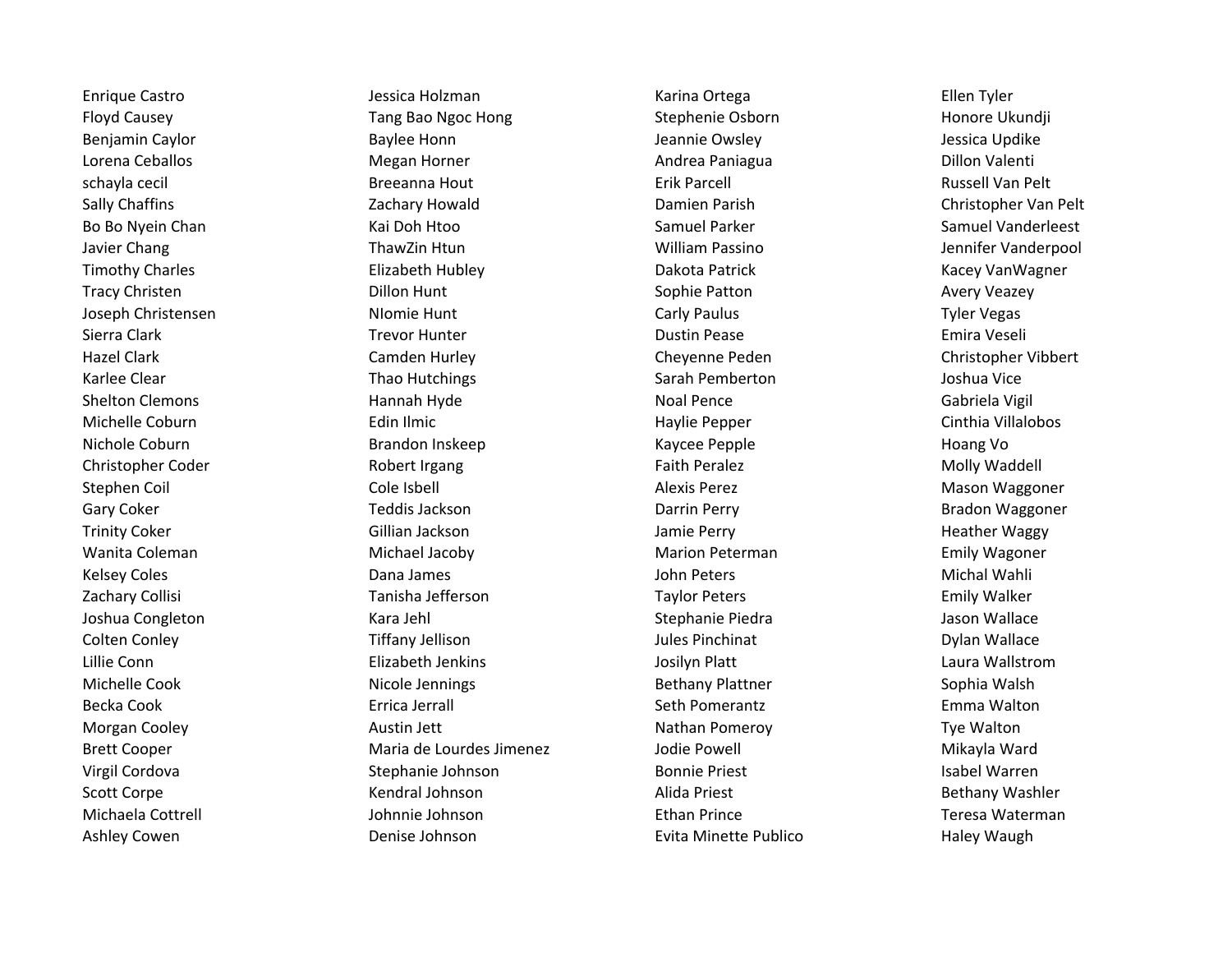Enrique Castro
Floyd Causey
Benjamin Caylor
Lorena Ceballos
schayla cecil
Sally Chaffins
Bo Bo Nyein Chan
Javier Chang
Timothy Charles
Tracy Christen
Joseph Christensen
Sierra Clark
Hazel Clark
Karlee Clear
Shelton Clemons
Michelle Coburn
Nichole Coburn
Christopher Coder
Stephen Coil
Gary Coker
Trinity Coker
Wanita Coleman
Kelsey Coles
Zachary Collisi
Joshua Congleton
Colten Conley
Lillie Conn
Michelle Cook
Becka Cook
Morgan Cooley
Brett Cooper
Virgil Cordova
Scott Corpe
Michaela Cottrell
Ashley Cowen

Jessica Holzman
Tang Bao Ngoc Hong
Baylee Honn
Megan Horner
Breeanna Hout
Zachary Howald
Kai Doh Htoo
ThawZin Htun
Elizabeth Hubley
Dillon Hunt
NIomie Hunt
Trevor Hunter
Camden Hurley
Thao Hutchings
Hannah Hyde
Edin Ilmic
Brandon Inskeep
Robert Irgang
Cole Isbell
Teddis Jackson
Gillian Jackson
Michael Jacoby
Dana James
Tanisha Jefferson
Kara Jehl
Tiffany Jellison
Elizabeth Jenkins
Nicole Jennings
Errica Jerrall
Austin Jett
Maria de Lourdes Jimenez
Stephanie Johnson
Kendral Johnson
Johnnie Johnson
Denise Johnson

Karina Ortega
Stephenie Osborn
Jeannie Owsley
Andrea Paniagua
Erik Parcell
Damien Parish
Samuel Parker
William Passino
Dakota Patrick
Sophie Patton
Carly Paulus
Dustin Pease
Cheyenne Peden
Sarah Pemberton
Noal Pence
Haylie Pepper
Kaycee Pepple
Faith Peralez
Alexis Perez
Darrin Perry
Jamie Perry
Marion Peterman
John Peters
Taylor Peters
Stephanie Piedra
Jules Pinchinat
Josilyn Platt
Bethany Plattner
Seth Pomerantz
Nathan Pomeroy
Jodie Powell
Bonnie Priest
Alida Priest
Ethan Prince
Evita Minette Publico

Ellen Tyler
Honore Ukundji
Jessica Updike
Dillon Valenti
Russell Van Pelt
Christopher Van Pelt
Samuel Vanderleest
Jennifer Vanderpool
Kacey VanWagner
Avery Veazey
Tyler Vegas
Emira Veseli
Christopher Vibbert
Joshua Vice
Gabriela Vigil
Cinthia Villalobos
Hoang Vo
Molly Waddell
Mason Waggoner
Bradon Waggoner
Heather Waggy
Emily Wagoner
Michal Wahli
Emily Walker
Jason Wallace
Dylan Wallace
Laura Wallstrom
Sophia Walsh
Emma Walton
Tye Walton
Mikayla Ward
Isabel Warren
Bethany Washler
Teresa Waterman
Haley Waugh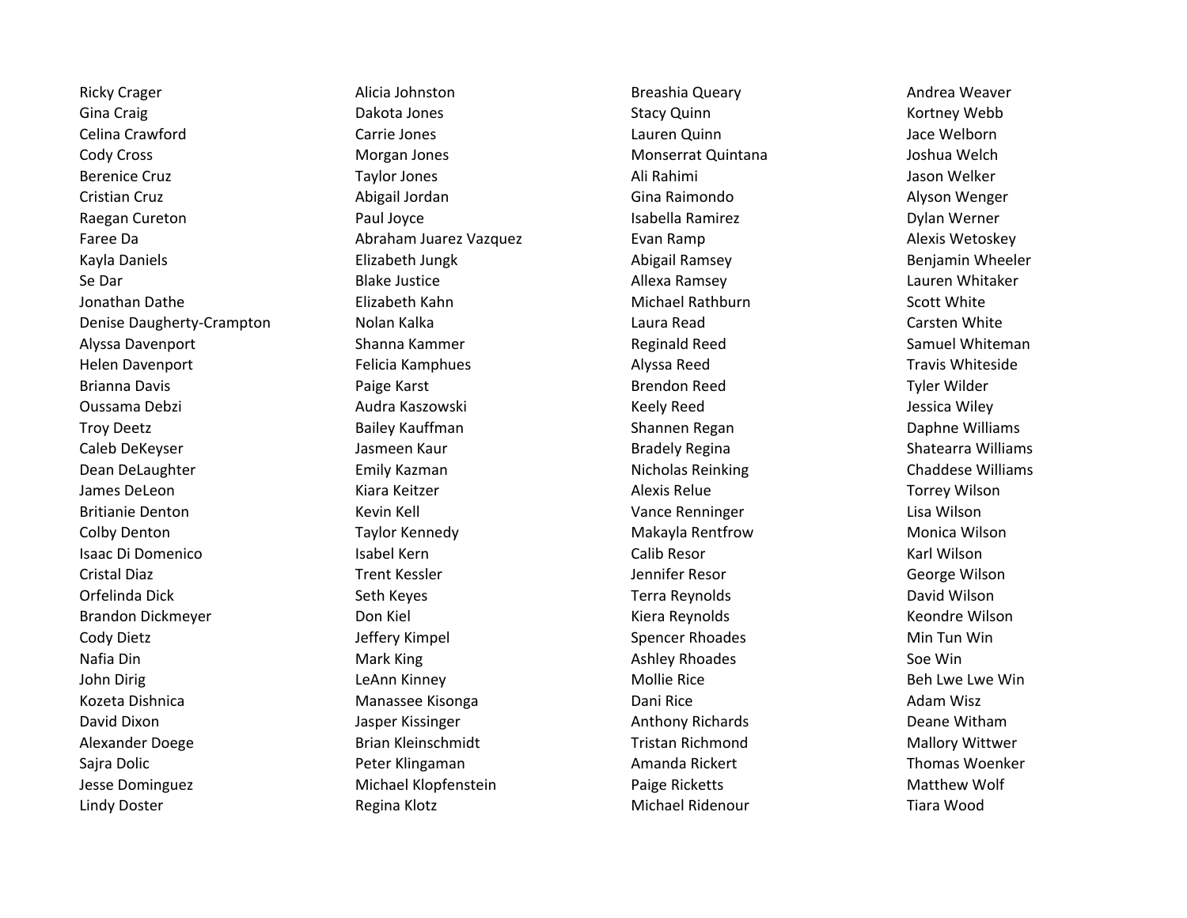Ricky Crager
Gina Craig
Celina Crawford
Cody Cross
Berenice Cruz
Cristian Cruz
Raegan Cureton
Faree Da
Kayla Daniels
Se Dar
Jonathan Dathe
Denise Daugherty-Crampton
Alyssa Davenport
Helen Davenport
Brianna Davis
Oussama Debzi
Troy Deetz
Caleb DeKeyser
Dean DeLaughter
James DeLeon
Britianie Denton
Colby Denton
Isaac Di Domenico
Cristal Diaz
Orfelinda Dick
Brandon Dickmeyer
Cody Dietz
Nafia Din
John Dirig
Kozeta Dishnica
David Dixon
Alexander Doege
Sajra Dolic
Jesse Dominguez
Lindy Doster

Alicia Johnston
Dakota Jones
Carrie Jones
Morgan Jones
Taylor Jones
Abigail Jordan
Paul Joyce
Abraham Juarez Vazquez
Elizabeth Jungk
Blake Justice
Elizabeth Kahn
Nolan Kalka
Shanna Kammer
Felicia Kamphues
Paige Karst
Audra Kaszowski
Bailey Kauffman
Jasmeen Kaur
Emily Kazman
Kiara Keitzer
Kevin Kell
Taylor Kennedy
Isabel Kern
Trent Kessler
Seth Keyes
Don Kiel
Jeffery Kimpel
Mark King
LeAnn Kinney
Manassee Kisonga
Jasper Kissinger
Brian Kleinschmidt
Peter Klingaman
Michael Klopfenstein
Regina Klotz

Breashia Queary
Stacy Quinn
Lauren Quinn
Monserrat Quintana
Ali Rahimi
Gina Raimondo
Isabella Ramirez
Evan Ramp
Abigail Ramsey
Allexa Ramsey
Michael Rathburn
Laura Read
Reginald Reed
Alyssa Reed
Brendon Reed
Keely Reed
Shannen Regan
Bradely Regina
Nicholas Reinking
Alexis Relue
Vance Renninger
Makayla Rentfrow
Calib Resor
Jennifer Resor
Terra Reynolds
Kiera Reynolds
Spencer Rhoades
Ashley Rhoades
Mollie Rice
Dani Rice
Anthony Richards
Tristan Richmond
Amanda Rickert
Paige Ricketts
Michael Ridenour

Andrea Weaver
Kortney Webb
Jace Welborn
Joshua Welch
Jason Welker
Alyson Wenger
Dylan Werner
Alexis Wetoskey
Benjamin Wheeler
Lauren Whitaker
Scott White
Carsten White
Samuel Whiteman
Travis Whiteside
Tyler Wilder
Jessica Wiley
Daphne Williams
Shatearra Williams
Chaddese Williams
Torrey Wilson
Lisa Wilson
Monica Wilson
Karl Wilson
George Wilson
David Wilson
Keondre Wilson
Min Tun Win
Soe Win
Beh Lwe Lwe Win
Adam Wisz
Deane Witham
Mallory Wittwer
Thomas Woenker
Matthew Wolf
Tiara Wood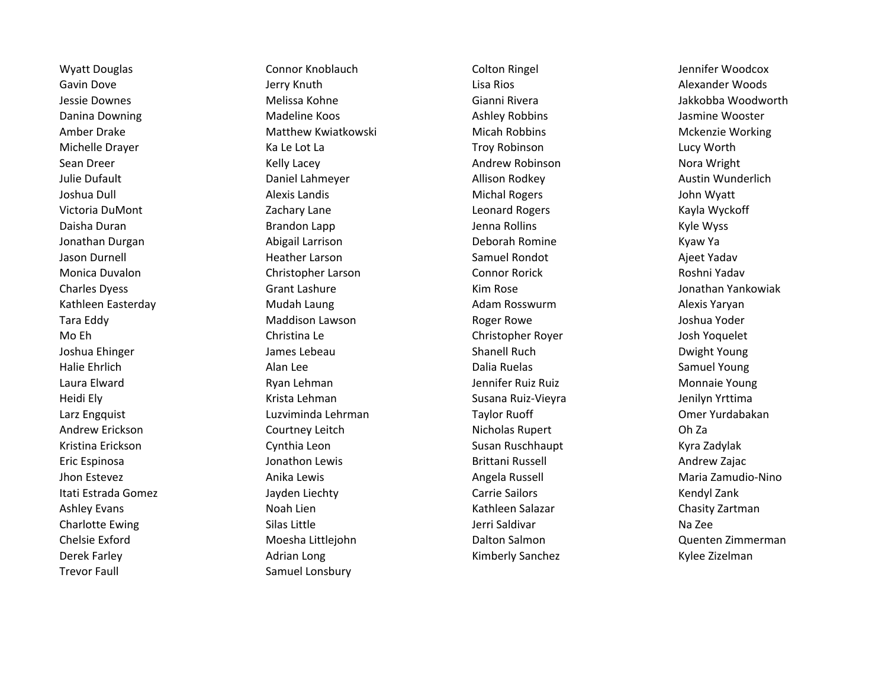Wyatt Douglas
Gavin Dove
Jessie Downes
Danina Downing
Amber Drake
Michelle Drayer
Sean Dreer
Julie Dufault
Joshua Dull
Victoria DuMont
Daisha Duran
Jonathan Durgan
Jason Durnell
Monica Duvalon
Charles Dyess
Kathleen Easterday
Tara Eddy
Mo Eh
Joshua Ehinger
Halie Ehrlich
Laura Elward
Heidi Ely
Larz Engquist
Andrew Erickson
Kristina Erickson
Eric Espinosa
Jhon Estevez
Itati Estrada Gomez
Ashley Evans
Charlotte Ewing
Chelsie Exford
Derek Farley
Trevor Faull

Connor Knoblauch
Jerry Knuth
Melissa Kohne
Madeline Koos
Matthew Kwiatkowski
Ka Le Lot La
Kelly Lacey
Daniel Lahmeyer
Alexis Landis
Zachary Lane
Brandon Lapp
Abigail Larrison
Heather Larson
Christopher Larson
Grant Lashure
Mudah Laung
Maddison Lawson
Christina Le
James Lebeau
Alan Lee
Ryan Lehman
Krista Lehman
Luzviminda Lehrman
Courtney Leitch
Cynthia Leon
Jonathon Lewis
Anika Lewis
Jayden Liechty
Noah Lien
Silas Little
Moesha Littlejohn
Adrian Long
Samuel Lonsbury

Colton Ringel
Lisa Rios
Gianni Rivera
Ashley Robbins
Micah Robbins
Troy Robinson
Andrew Robinson
Allison Rodkey
Michal Rogers
Leonard Rogers
Jenna Rollins
Deborah Romine
Samuel Rondot
Connor Rorick
Kim Rose
Adam Rosswurm
Roger Rowe
Christopher Royer
Shanell Ruch
Dalia Ruelas
Jennifer Ruiz Ruiz
Susana Ruiz-Vieyra
Taylor Ruoff
Nicholas Rupert
Susan Ruschhaupt
Brittani Russell
Angela Russell
Carrie Sailors
Kathleen Salazar
Jerri Saldivar
Dalton Salmon
Kimberly Sanchez

Jennifer Woodcox
Alexander Woods
Jakkobba Woodworth
Jasmine Wooster
Mckenzie Working
Lucy Worth
Nora Wright
Austin Wunderlich
John Wyatt
Kayla Wyckoff
Kyle Wyss
Kyaw Ya
Ajeet Yadav
Roshni Yadav
Jonathan Yankowiak
Alexis Yaryan
Joshua Yoder
Josh Yoquelet
Dwight Young
Samuel Young
Monnaie Young
Jenilyn Yrttima
Omer Yurdabakan
Oh Za
Kyra Zadylak
Andrew Zajac
Maria Zamudio-Nino
Kendyl Zank
Chasity Zartman
Na Zee
Quenten Zimmerman
Kylee Zizelman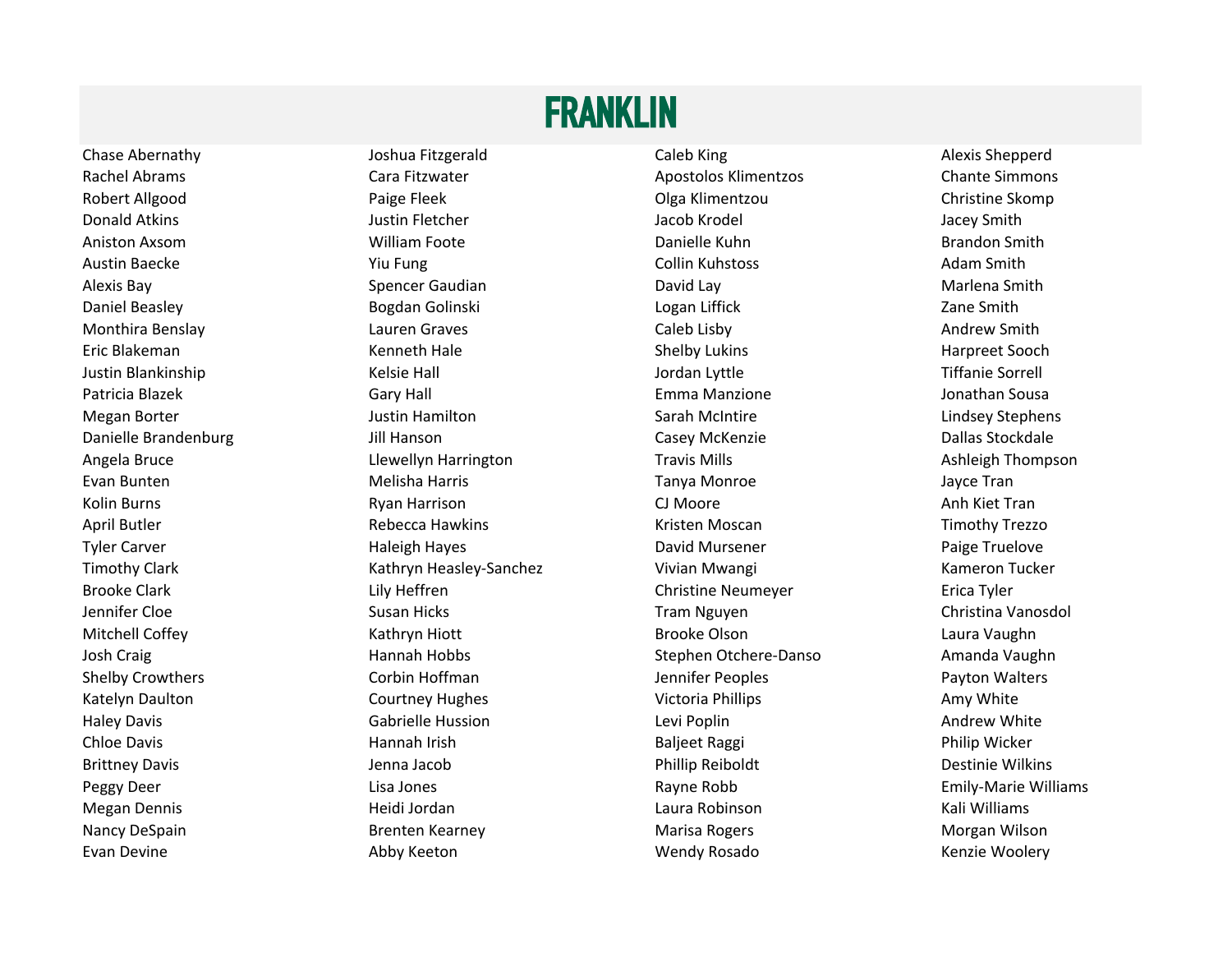# FRANKLIN

Chase Abernathy
Rachel Abrams
Robert Allgood
Donald Atkins
Aniston Axsom
Austin Baecke
Alexis Bay
Daniel Beasley
Monthira Benslay
Eric Blakeman
Justin Blankinship
Patricia Blazek
Megan Borter
Danielle Brandenburg
Angela Bruce
Evan Bunten
Kolin Burns
April Butler
Tyler Carver
Timothy Clark
Brooke Clark
Jennifer Cloe
Mitchell Coffey
Josh Craig
Shelby Crowthers
Katelyn Daulton
Haley Davis
Chloe Davis
Brittney Davis
Peggy Deer
Megan Dennis
Nancy DeSpain
Evan Devine
Joshua Fitzgerald
Cara Fitzwater
Paige Fleek
Justin Fletcher
William Foote
Yiu Fung
Spencer Gaudian
Bogdan Golinski
Lauren Graves
Kenneth Hale
Kelsie Hall
Gary Hall
Justin Hamilton
Jill Hanson
Llewellyn Harrington
Melisha Harris
Ryan Harrison
Rebecca Hawkins
Haleigh Hayes
Kathryn Heasley-Sanchez
Lily Heffren
Susan Hicks
Kathryn Hiott
Hannah Hobbs
Corbin Hoffman
Courtney Hughes
Gabrielle Hussion
Hannah Irish
Jenna Jacob
Lisa Jones
Heidi Jordan
Brenten Kearney
Abby Keeton
Caleb King
Apostolos Klimentzos
Olga Klimentzou
Jacob Krodel
Danielle Kuhn
Collin Kuhstoss
David Lay
Logan Liffick
Caleb Lisby
Shelby Lukins
Jordan Lyttle
Emma Manzione
Sarah McIntire
Casey McKenzie
Travis Mills
Tanya Monroe
CJ Moore
Kristen Moscan
David Mursener
Vivian Mwangi
Christine Neumeyer
Tram Nguyen
Brooke Olson
Stephen Otchere-Danso
Jennifer Peoples
Victoria Phillips
Levi Poplin
Baljeet Raggi
Phillip Reiboldt
Rayne Robb
Laura Robinson
Marisa Rogers
Wendy Rosado
Alexis Shepperd
Chante Simmons
Christine Skomp
Jacey Smith
Brandon Smith
Adam Smith
Marlena Smith
Zane Smith
Andrew Smith
Harpreet Sooch
Tiffanie Sorrell
Jonathan Sousa
Lindsey Stephens
Dallas Stockdale
Ashleigh Thompson
Jayce Tran
Anh Kiet Tran
Timothy Trezzo
Paige Truelove
Kameron Tucker
Erica Tyler
Christina Vanosdol
Laura Vaughn
Amanda Vaughn
Payton Walters
Amy White
Andrew White
Philip Wicker
Destinie Wilkins
Emily-Marie Williams
Kali Williams
Morgan Wilson
Kenzie Woolery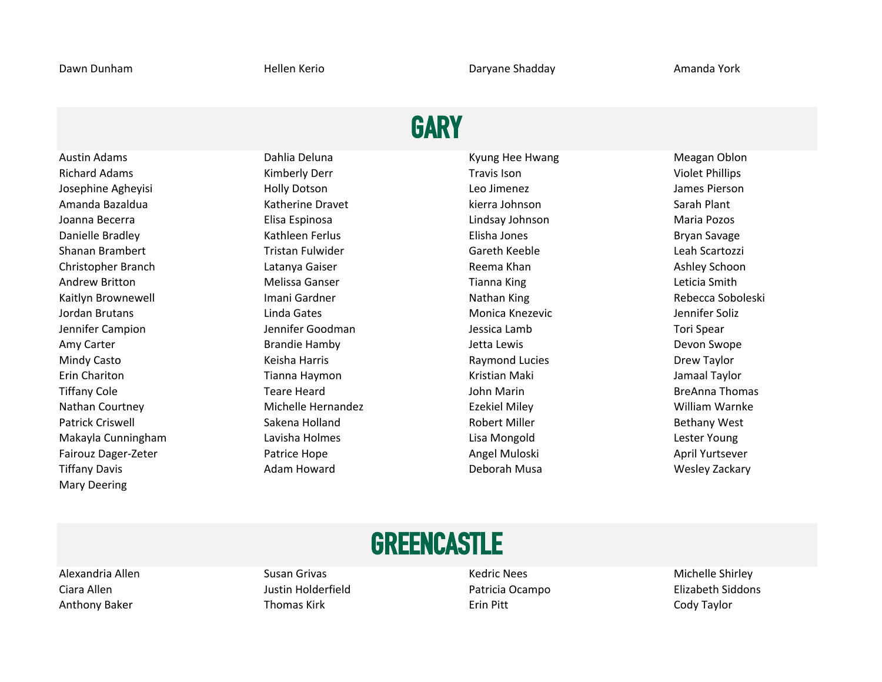Dawn Dunham
Hellen Kerio
Daryane Shadday
Amanda York

## GARY

Austin Adams
Richard Adams
Josephine Agheyisi
Amanda Bazaldua
Joanna Becerra
Danielle Bradley
Shanan Brambert
Christopher Branch
Andrew Britton
Kaitlyn Brownewell
Jordan Brutans
Jennifer Campion
Amy Carter
Mindy Casto
Erin Chariton
Tiffany Cole
Nathan Courtney
Patrick Criswell
Makayla Cunningham
Fairouz Dager-Zeter
Tiffany Davis
Mary Deering
Dahlia Deluna
Kimberly Derr
Holly Dotson
Katherine Dravet
Elisa Espinosa
Kathleen Ferlus
Tristan Fulwider
Latanya Gaiser
Melissa Ganser
Imani Gardner
Linda Gates
Jennifer Goodman
Brandie Hamby
Keisha Harris
Tianna Haymon
Teare Heard
Michelle Hernandez
Sakena Holland
Lavisha Holmes
Patrice Hope
Adam Howard
Kyung Hee Hwang
Travis Ison
Leo Jimenez
kierra Johnson
Lindsay Johnson
Elisha Jones
Gareth Keeble
Reema Khan
Tianna King
Nathan King
Monica Knezevic
Jessica Lamb
Jetta Lewis
Raymond Lucies
Kristian Maki
John Marin
Ezekiel Miley
Robert Miller
Lisa Mongold
Angel Muloski
Deborah Musa
Meagan Oblon
Violet Phillips
James Pierson
Sarah Plant
Maria Pozos
Bryan Savage
Leah Scartozzi
Ashley Schoon
Leticia Smith
Rebecca Soboleski
Jennifer Soliz
Tori Spear
Devon Swope
Drew Taylor
Jamaal Taylor
BreAnna Thomas
William Warnke
Bethany West
Lester Young
April Yurtsever
Wesley Zackary

## GREENCASTLE

Alexandria Allen
Ciara Allen
Anthony Baker
Susan Grivas
Justin Holderfield
Thomas Kirk
Kedric Nees
Patricia Ocampo
Erin Pitt
Michelle Shirley
Elizabeth Siddons
Cody Taylor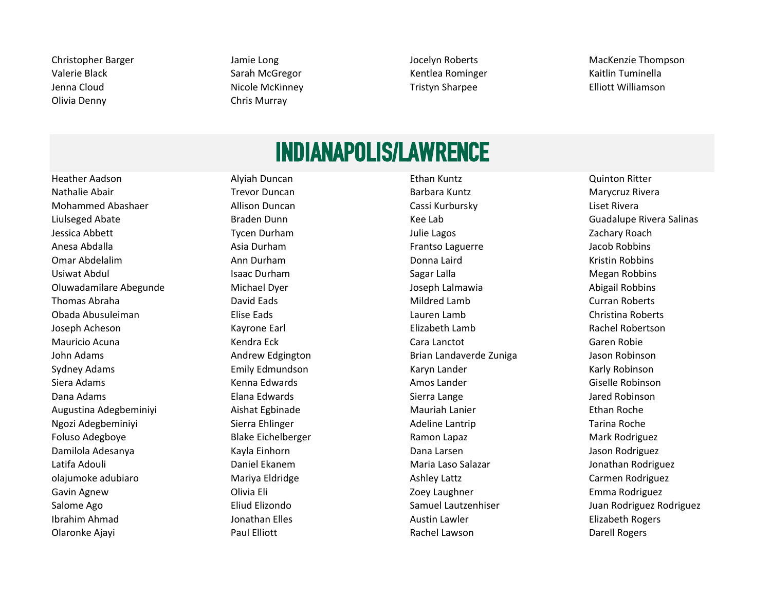Christopher Barger
Valerie Black
Jenna Cloud
Olivia Denny
Jamie Long
Sarah McGregor
Nicole McKinney
Chris Murray
Jocelyn Roberts
Kentlea Rominger
Tristyn Sharpee
MacKenzie Thompson
Kaitlin Tuminella
Elliott Williamson

## INDIANAPOLIS/LAWRENCE

Heather Aadson
Nathalie Abair
Mohammed Abashaer
Liulseged Abate
Jessica Abbett
Anesa Abdalla
Omar Abdelalim
Usiwat Abdul
Oluwadamilare Abegunde
Thomas Abraha
Obada Abusuleiman
Joseph Acheson
Mauricio Acuna
John Adams
Sydney Adams
Siera Adams
Dana Adams
Augustina Adegbeminiyi
Ngozi Adegbeminiyi
Foluso Adegboye
Damilola Adesanya
Latifa Adouli
olajumoke adubiaro
Gavin Agnew
Salome Ago
Ibrahim Ahmad
Olaronke Ajayi
Alyiah Duncan
Trevor Duncan
Allison Duncan
Braden Dunn
Tycen Durham
Asia Durham
Ann Durham
Isaac Durham
Michael Dyer
David Eads
Elise Eads
Kayrone Earl
Kendra Eck
Andrew Edgington
Emily Edmundson
Kenna Edwards
Elana Edwards
Aishat Egbinade
Sierra Ehlinger
Blake Eichelberger
Kayla Einhorn
Daniel Ekanem
Mariya Eldridge
Olivia Eli
Eliud Elizondo
Jonathan Elles
Paul Elliott
Ethan Kuntz
Barbara Kuntz
Cassi Kurbursky
Kee Lab
Julie Lagos
Frantso Laguerre
Donna Laird
Sagar Lalla
Joseph Lalmawia
Mildred Lamb
Lauren Lamb
Elizabeth Lamb
Cara Lanctot
Brian Landaverde Zuniga
Karyn Lander
Amos Lander
Sierra Lange
Mauriah Lanier
Adeline Lantrip
Ramon Lapaz
Dana Larsen
Maria Laso Salazar
Ashley Lattz
Zoey Laughner
Samuel Lautzenhiser
Austin Lawler
Rachel Lawson
Quinton Ritter
Marycruz Rivera
Liset Rivera
Guadalupe Rivera Salinas
Zachary Roach
Jacob Robbins
Kristin Robbins
Megan Robbins
Abigail Robbins
Curran Roberts
Christina Roberts
Rachel Robertson
Garen Robie
Jason Robinson
Karly Robinson
Giselle Robinson
Jared Robinson
Ethan Roche
Tarina Roche
Mark Rodriguez
Jason Rodriguez
Jonathan Rodriguez
Carmen Rodriguez
Emma Rodriguez
Juan Rodriguez Rodriguez
Elizabeth Rogers
Darell Rogers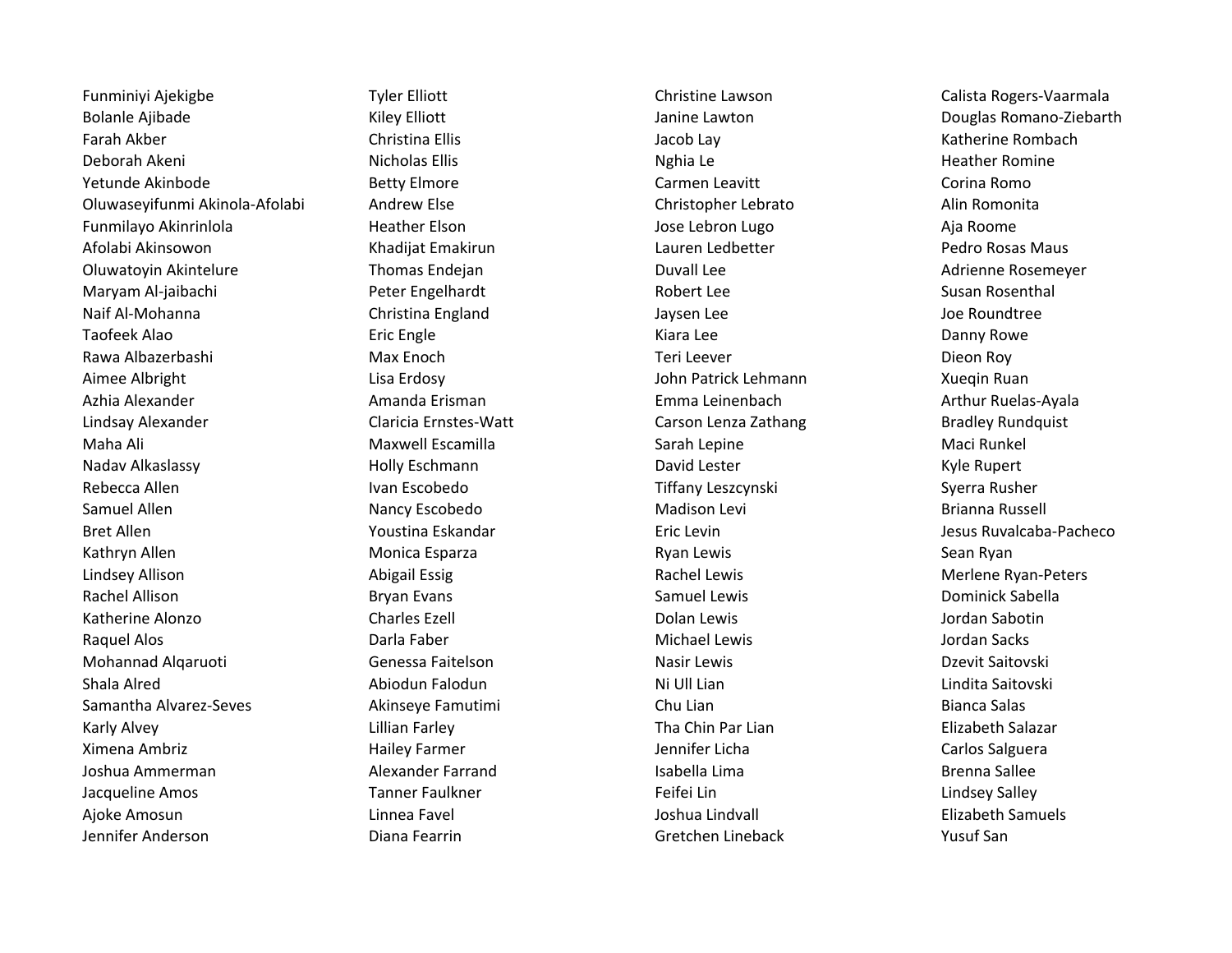Funminiyi Ajekigbe
Bolanle Ajibade
Farah Akber
Deborah Akeni
Yetunde Akinbode
Oluwaseyifunmi Akinola-Afolabi
Funmilayo Akinrinlola
Afolabi Akinsowon
Oluwatoyin Akintelure
Maryam Al-jaibachi
Naif Al-Mohanna
Taofeek Alao
Rawa Albazerbashi
Aimee Albright
Azhia Alexander
Lindsay Alexander
Maha Ali
Nadav Alkaslassy
Rebecca Allen
Samuel Allen
Bret Allen
Kathryn Allen
Lindsey Allison
Rachel Allison
Katherine Alonzo
Raquel Alos
Mohannad Alqaruoti
Shala Alred
Samantha Alvarez-Seves
Karly Alvey
Ximena Ambriz
Joshua Ammerman
Jacqueline Amos
Ajoke Amosun
Jennifer Anderson

Tyler Elliott
Kiley Elliott
Christina Ellis
Nicholas Ellis
Betty Elmore
Andrew Else
Heather Elson
Khadijat Emakirun
Thomas Endejan
Peter Engelhardt
Christina England
Eric Engle
Max Enoch
Lisa Erdosy
Amanda Erisman
Claricia Ernstes-Watt
Maxwell Escamilla
Holly Eschmann
Ivan Escobedo
Nancy Escobedo
Youstina Eskandar
Monica Esparza
Abigail Essig
Bryan Evans
Charles Ezell
Darla Faber
Genessa Faitelson
Abiodun Falodun
Akinseye Famutimi
Lillian Farley
Hailey Farmer
Alexander Farrand
Tanner Faulkner
Linnea Favel
Diana Fearrin

Christine Lawson
Janine Lawton
Jacob Lay
Nghia Le
Carmen Leavitt
Christopher Lebrato
Jose Lebron Lugo
Lauren Ledbetter
Duvall Lee
Robert Lee
Jaysen Lee
Kiara Lee
Teri Leever
John Patrick Lehmann
Emma Leinenbach
Carson Lenza Zathang
Sarah Lepine
David Lester
Tiffany Leszcynski
Madison Levi
Eric Levin
Ryan Lewis
Rachel Lewis
Samuel Lewis
Dolan Lewis
Michael Lewis
Nasir Lewis
Ni Ull Lian
Chu Lian
Tha Chin Par Lian
Jennifer Licha
Isabella Lima
Feifei Lin
Joshua Lindvall
Gretchen Lineback

Calista Rogers-Vaarmala
Douglas Romano-Ziebarth
Katherine Rombach
Heather Romine
Corina Romo
Alin Romonita
Aja Roome
Pedro Rosas Maus
Adrienne Rosemeyer
Susan Rosenthal
Joe Roundtree
Danny Rowe
Dieon Roy
Xueqin Ruan
Arthur Ruelas-Ayala
Bradley Rundquist
Maci Runkel
Kyle Rupert
Syerra Rusher
Brianna Russell
Jesus Ruvalcaba-Pacheco
Sean Ryan
Merlene Ryan-Peters
Dominick Sabella
Jordan Sabotin
Jordan Sacks
Dzevit Saitovski
Lindita Saitovski
Bianca Salas
Elizabeth Salazar
Carlos Salguera
Brenna Sallee
Lindsey Salley
Elizabeth Samuels
Yusuf San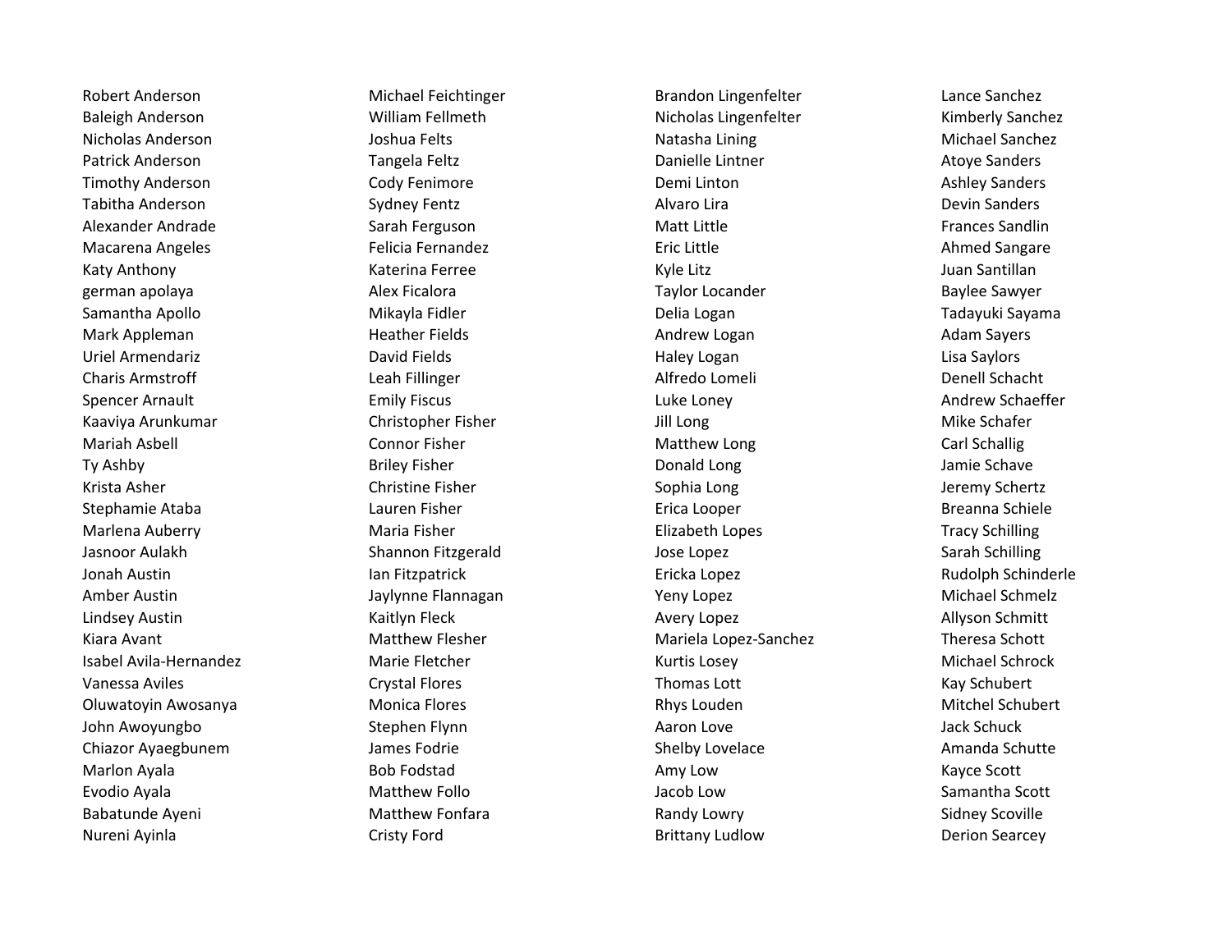Robert Anderson
Baleigh Anderson
Nicholas Anderson
Patrick Anderson
Timothy Anderson
Tabitha Anderson
Alexander Andrade
Macarena Angeles
Katy Anthony
german apolaya
Samantha Apollo
Mark Appleman
Uriel Armendariz
Charis Armstroff
Spencer Arnault
Kaaviya Arunkumar
Mariah Asbell
Ty Ashby
Krista Asher
Stephamie Ataba
Marlena Auberry
Jasnoor Aulakh
Jonah Austin
Amber Austin
Lindsey Austin
Kiara Avant
Isabel Avila-Hernandez
Vanessa Aviles
Oluwatoyin Awosanya
John Awoyungbo
Chiazor Ayaegbunem
Marlon Ayala
Evodio Ayala
Babatunde Ayeni
Nureni Ayinla

Michael Feichtinger
William Fellmeth
Joshua Felts
Tangela Feltz
Cody Fenimore
Sydney Fentz
Sarah Ferguson
Felicia Fernandez
Katerina Ferree
Alex Ficalora
Mikayla Fidler
Heather Fields
David Fields
Leah Fillinger
Emily Fiscus
Christopher Fisher
Connor Fisher
Briley Fisher
Christine Fisher
Lauren Fisher
Maria Fisher
Shannon Fitzgerald
Ian Fitzpatrick
Jaylynne Flannagan
Kaitlyn Fleck
Matthew Flesher
Marie Fletcher
Crystal Flores
Monica Flores
Stephen Flynn
James Fodrie
Bob Fodstad
Matthew Follo
Matthew Fonfara
Cristy Ford

Brandon Lingenfelter
Nicholas Lingenfelter
Natasha Lining
Danielle Lintner
Demi Linton
Alvaro Lira
Matt Little
Eric Little
Kyle Litz
Taylor Locander
Delia Logan
Andrew Logan
Haley Logan
Alfredo Lomeli
Luke Loney
Jill Long
Matthew Long
Donald Long
Sophia Long
Erica Looper
Elizabeth Lopes
Jose Lopez
Ericka Lopez
Yeny Lopez
Avery Lopez
Mariela Lopez-Sanchez
Kurtis Losey
Thomas Lott
Rhys Louden
Aaron Love
Shelby Lovelace
Amy Low
Jacob Low
Randy Lowry
Brittany Ludlow

Lance Sanchez
Kimberly Sanchez
Michael Sanchez
Atoye Sanders
Ashley Sanders
Devin Sanders
Frances Sandlin
Ahmed Sangare
Juan Santillan
Baylee Sawyer
Tadayuki Sayama
Adam Sayers
Lisa Saylors
Denell Schacht
Andrew Schaeffer
Mike Schafer
Carl Schallig
Jamie Schave
Jeremy Schertz
Breanna Schiele
Tracy Schilling
Sarah Schilling
Rudolph Schinderle
Michael Schmelz
Allyson Schmitt
Theresa Schott
Michael Schrock
Kay Schubert
Mitchel Schubert
Jack Schuck
Amanda Schutte
Kayce Scott
Samantha Scott
Sidney Scoville
Derion Searcey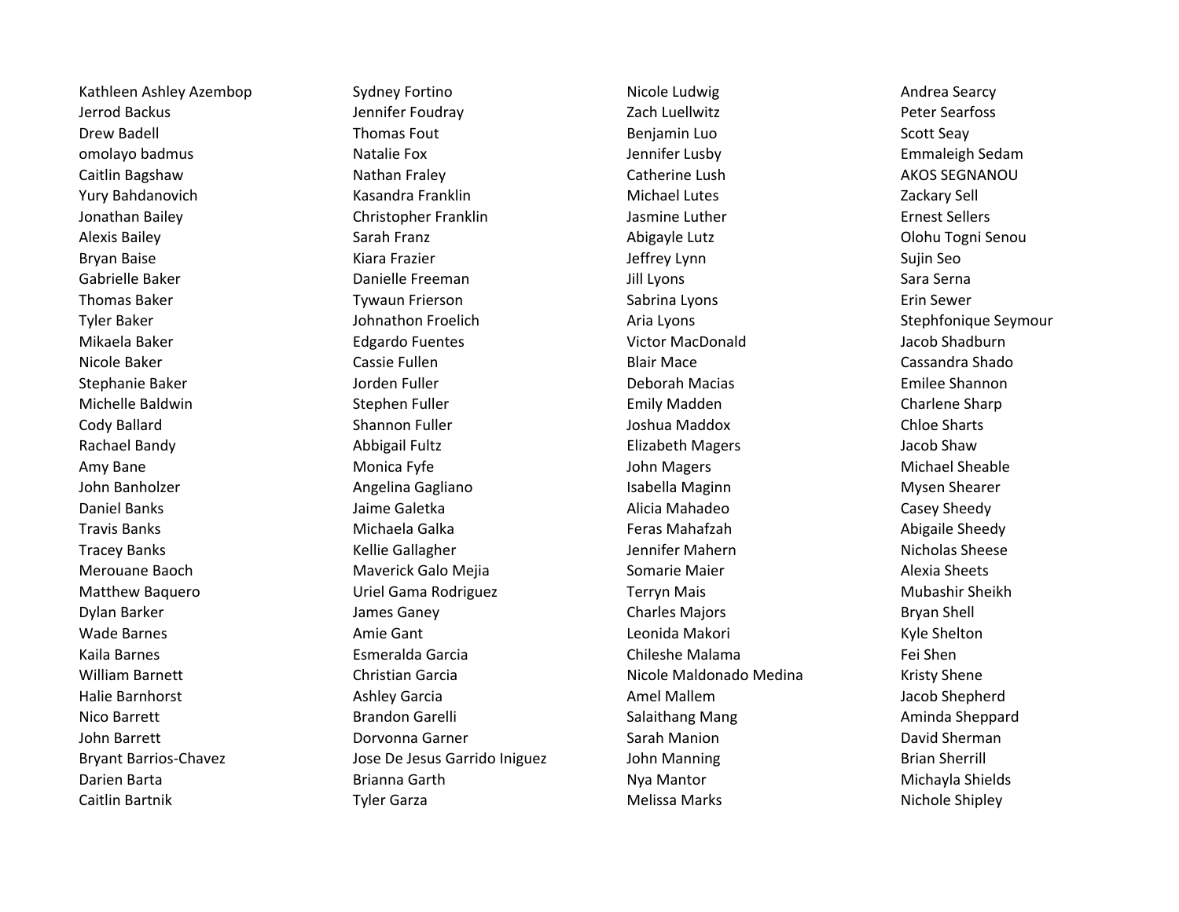Kathleen Ashley Azembop
Jerrod Backus
Drew Badell
omolayo badmus
Caitlin Bagshaw
Yury Bahdanovich
Jonathan Bailey
Alexis Bailey
Bryan Baise
Gabrielle Baker
Thomas Baker
Tyler Baker
Mikaela Baker
Nicole Baker
Stephanie Baker
Michelle Baldwin
Cody Ballard
Rachael Bandy
Amy Bane
John Banholzer
Daniel Banks
Travis Banks
Tracey Banks
Merouane Baoch
Matthew Baquero
Dylan Barker
Wade Barnes
Kaila Barnes
William Barnett
Halie Barnhorst
Nico Barrett
John Barrett
Bryant Barrios-Chavez
Darien Barta
Caitlin Bartnik

Sydney Fortino
Jennifer Foudray
Thomas Fout
Natalie Fox
Nathan Fraley
Kasandra Franklin
Christopher Franklin
Sarah Franz
Kiara Frazier
Danielle Freeman
Tywaun Frierson
Johnathon Froelich
Edgardo Fuentes
Cassie Fullen
Jorden Fuller
Stephen Fuller
Shannon Fuller
Abbigail Fultz
Monica Fyfe
Angelina Gagliano
Jaime Galetka
Michaela Galka
Kellie Gallagher
Maverick Galo Mejia
Uriel Gama Rodriguez
James Ganey
Amie Gant
Esmeralda Garcia
Christian Garcia
Ashley Garcia
Brandon Garelli
Dorvonna Garner
Jose De Jesus Garrido Iniguez
Brianna Garth
Tyler Garza

Nicole Ludwig
Zach Luellwitz
Benjamin Luo
Jennifer Lusby
Catherine Lush
Michael Lutes
Jasmine Luther
Abigayle Lutz
Jeffrey Lynn
Jill Lyons
Sabrina Lyons
Aria Lyons
Victor MacDonald
Blair Mace
Deborah Macias
Emily Madden
Joshua Maddox
Elizabeth Magers
John Magers
Isabella Maginn
Alicia Mahadeo
Feras Mahafzah
Jennifer Mahern
Somarie Maier
Terryn Mais
Charles Majors
Leonida Makori
Chileshe Malama
Nicole Maldonado Medina
Amel Mallem
Salaithang Mang
Sarah Manion
John Manning
Nya Mantor
Melissa Marks

Andrea Searcy
Peter Searfoss
Scott Seay
Emmaleigh Sedam
AKOS SEGNANOU
Zackary Sell
Ernest Sellers
Olohu Togni Senou
Sujin Seo
Sara Serna
Erin Sewer
Stephfonique Seymour
Jacob Shadburn
Cassandra Shado
Emilee Shannon
Charlene Sharp
Chloe Sharts
Jacob Shaw
Michael Sheable
Mysen Shearer
Casey Sheedy
Abigaile Sheedy
Nicholas Sheese
Alexia Sheets
Mubashir Sheikh
Bryan Shell
Kyle Shelton
Fei Shen
Kristy Shene
Jacob Shepherd
Aminda Sheppard
David Sherman
Brian Sherrill
Michayla Shields
Nichole Shipley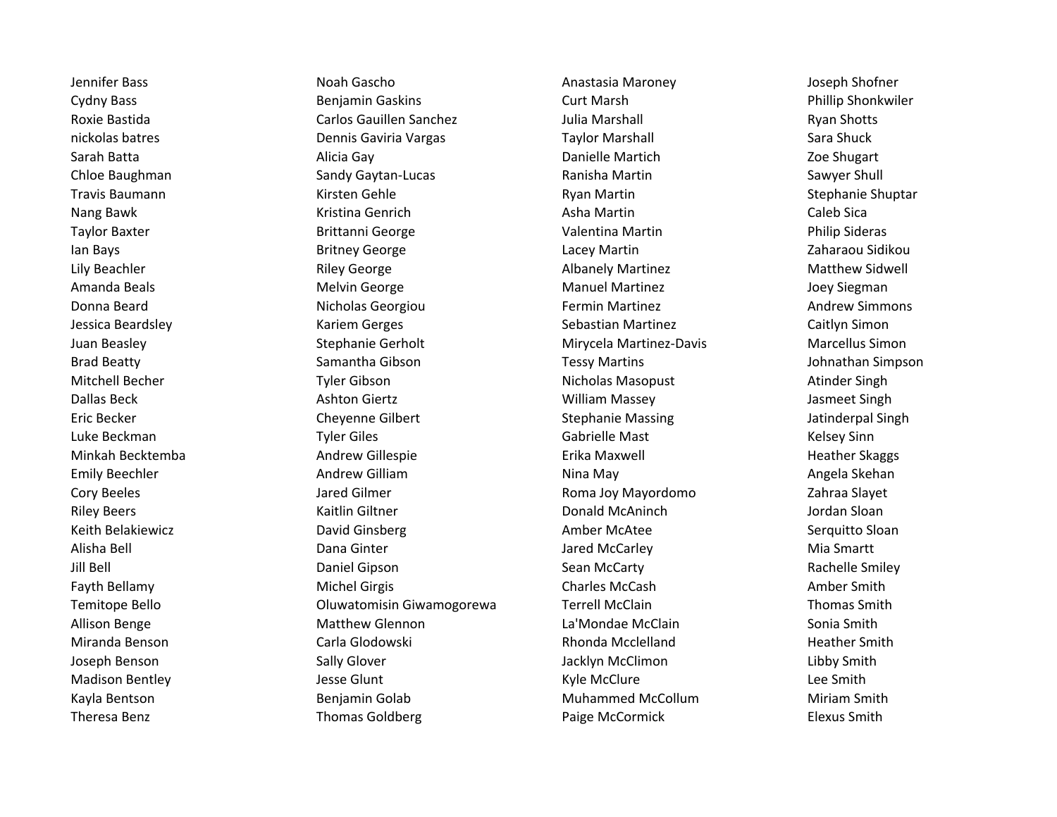Jennifer Bass
Cydny Bass
Roxie Bastida
nickolas batres
Sarah Batta
Chloe Baughman
Travis Baumann
Nang Bawk
Taylor Baxter
Ian Bays
Lily Beachler
Amanda Beals
Donna Beard
Jessica Beardsley
Juan Beasley
Brad Beatty
Mitchell Becher
Dallas Beck
Eric Becker
Luke Beckman
Minkah Becktemba
Emily Beechler
Cory Beeles
Riley Beers
Keith Belakiewicz
Alisha Bell
Jill Bell
Fayth Bellamy
Temitope Bello
Allison Benge
Miranda Benson
Joseph Benson
Madison Bentley
Kayla Bentson
Theresa Benz

Noah Gascho
Benjamin Gaskins
Carlos Gauillen Sanchez
Dennis Gaviria Vargas
Alicia Gay
Sandy Gaytan-Lucas
Kirsten Gehle
Kristina Genrich
Brittanni George
Britney George
Riley George
Melvin George
Nicholas Georgiou
Kariem Gerges
Stephanie Gerholt
Samantha Gibson
Tyler Gibson
Ashton Giertz
Cheyenne Gilbert
Tyler Giles
Andrew Gillespie
Andrew Gilliam
Jared Gilmer
Kaitlin Giltner
David Ginsberg
Dana Ginter
Daniel Gipson
Michel Girgis
Oluwatomisin Giwamogorewa
Matthew Glennon
Carla Glodowski
Sally Glover
Jesse Glunt
Benjamin Golab
Thomas Goldberg

Anastasia Maroney
Curt Marsh
Julia Marshall
Taylor Marshall
Danielle Martich
Ranisha Martin
Ryan Martin
Asha Martin
Valentina Martin
Lacey Martin
Albanely Martinez
Manuel Martinez
Fermin Martinez
Sebastian Martinez
Mirycela Martinez-Davis
Tessy Martins
Nicholas Masopust
William Massey
Stephanie Massing
Gabrielle Mast
Erika Maxwell
Nina May
Roma Joy Mayordomo
Donald McAninch
Amber McAtee
Jared McCarley
Sean McCarty
Charles McCash
Terrell McClain
La'Mondae McClain
Rhonda Mcclelland
Jacklyn McClimon
Kyle McClure
Muhammed McCollum
Paige McCormick

Joseph Shofner
Phillip Shonkwiler
Ryan Shotts
Sara Shuck
Zoe Shugart
Sawyer Shull
Stephanie Shuptar
Caleb Sica
Philip Sideras
Zaharaou Sidikou
Matthew Sidwell
Joey Siegman
Andrew Simmons
Caitlyn Simon
Marcellus Simon
Johnathan Simpson
Atinder Singh
Jasmeet Singh
Jatinderpal Singh
Kelsey Sinn
Heather Skaggs
Angela Skehan
Zahraa Slayet
Jordan Sloan
Serquitto Sloan
Mia Smartt
Rachelle Smiley
Amber Smith
Thomas Smith
Sonia Smith
Heather Smith
Libby Smith
Lee Smith
Miriam Smith
Elexus Smith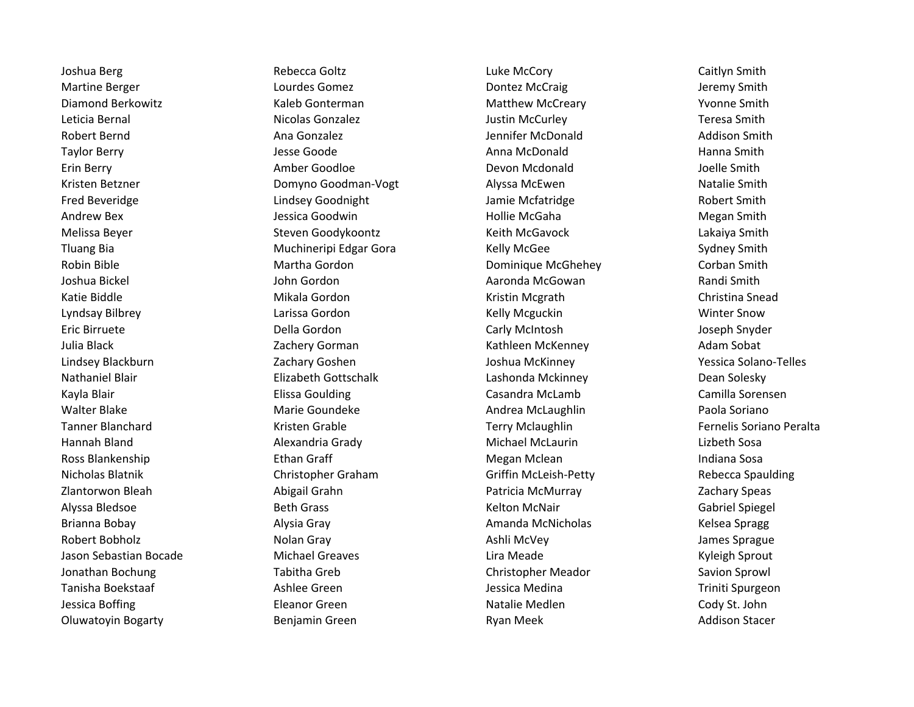Joshua Berg
Martine Berger
Diamond Berkowitz
Leticia Bernal
Robert Bernd
Taylor Berry
Erin Berry
Kristen Betzner
Fred Beveridge
Andrew Bex
Melissa Beyer
Tluang Bia
Robin Bible
Joshua Bickel
Katie Biddle
Lyndsay Bilbrey
Eric Birruete
Julia Black
Lindsey Blackburn
Nathaniel Blair
Kayla Blair
Walter Blake
Tanner Blanchard
Hannah Bland
Ross Blankenship
Nicholas Blatnik
Zlantorwon Bleah
Alyssa Bledsoe
Brianna Bobay
Robert Bobholz
Jason Sebastian Bocade
Jonathan Bochung
Tanisha Boekstaaf
Jessica Boffing
Oluwatoyin Bogarty

Rebecca Goltz
Lourdes Gomez
Kaleb Gonterman
Nicolas Gonzalez
Ana Gonzalez
Jesse Goode
Amber Goodloe
Domyno Goodman-Vogt
Lindsey Goodnight
Jessica Goodwin
Steven Goodykoontz
Muchineripi Edgar Gora
Martha Gordon
John Gordon
Mikala Gordon
Larissa Gordon
Della Gordon
Zachery Gorman
Zachary Goshen
Elizabeth Gottschalk
Elissa Goulding
Marie Goundeke
Kristen Grable
Alexandria Grady
Ethan Graff
Christopher Graham
Abigail Grahn
Beth Grass
Alysia Gray
Nolan Gray
Michael Greaves
Tabitha Greb
Ashlee Green
Eleanor Green
Benjamin Green

Luke McCory
Dontez McCraig
Matthew McCreary
Justin McCurley
Jennifer McDonald
Anna McDonald
Devon Mcdonald
Alyssa McEwen
Jamie Mcfatridge
Hollie McGaha
Keith McGavock
Kelly McGee
Dominique McGhehey
Aaronda McGowan
Kristin Mcgrath
Kelly Mcguckin
Carly McIntosh
Kathleen McKenney
Joshua McKinney
Lashonda Mckinney
Casandra McLamb
Andrea McLaughlin
Terry Mclaughlin
Michael McLaurin
Megan Mclean
Griffin McLeish-Petty
Patricia McMurray
Kelton McNair
Amanda McNicholas
Ashli McVey
Lira Meade
Christopher Meador
Jessica Medina
Natalie Medlen
Ryan Meek

Caitlyn Smith
Jeremy Smith
Yvonne Smith
Teresa Smith
Addison Smith
Hanna Smith
Joelle Smith
Natalie Smith
Robert Smith
Megan Smith
Lakaiya Smith
Sydney Smith
Corban Smith
Randi Smith
Christina Snead
Winter Snow
Joseph Snyder
Adam Sobat
Yessica Solano-Telles
Dean Solesky
Camilla Sorensen
Paola Soriano
Fernelis Soriano Peralta
Lizbeth Sosa
Indiana Sosa
Rebecca Spaulding
Zachary Speas
Gabriel Spiegel
Kelsea Spragg
James Sprague
Kyleigh Sprout
Savion Sprowl
Triniti Spurgeon
Cody St. John
Addison Stacer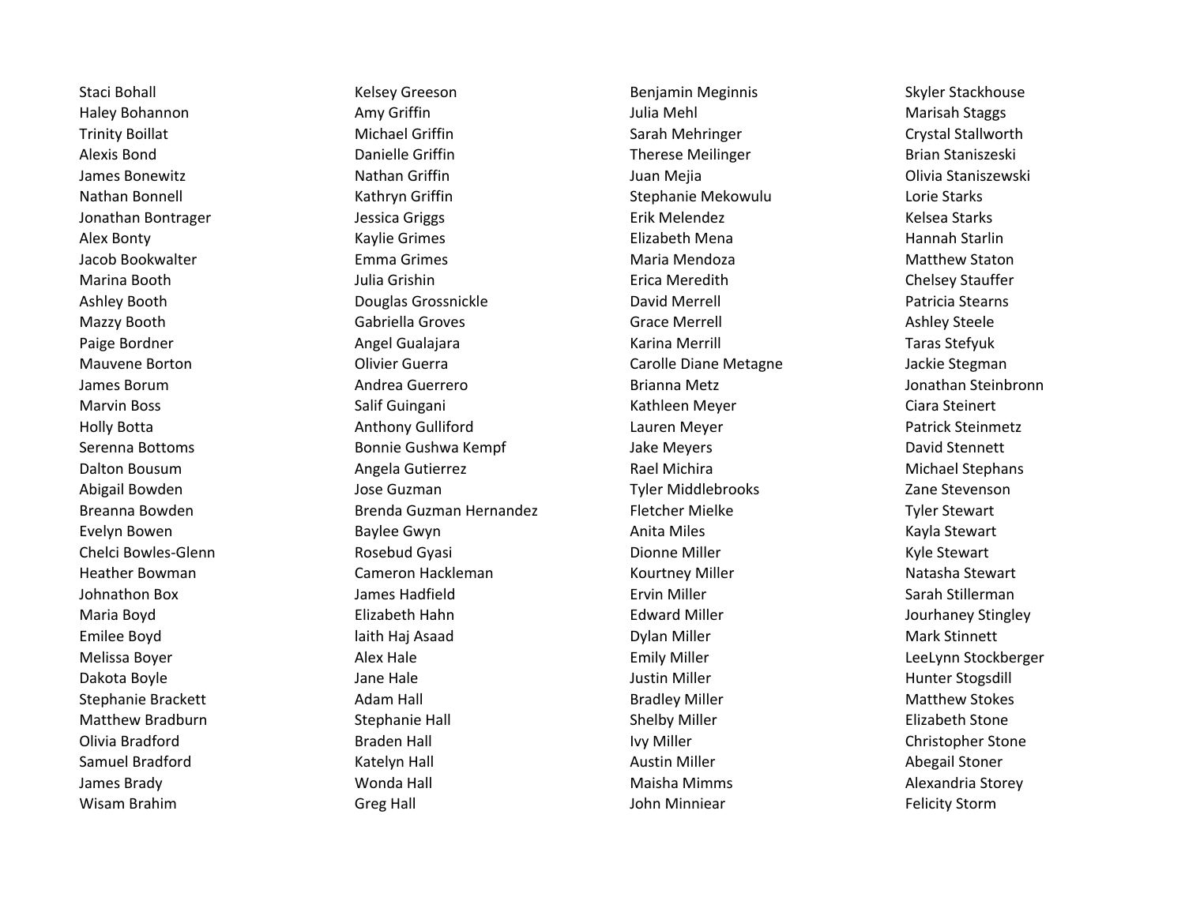Staci Bohall
Haley Bohannon
Trinity Boillat
Alexis Bond
James Bonewitz
Nathan Bonnell
Jonathan Bontrager
Alex Bonty
Jacob Bookwalter
Marina Booth
Ashley Booth
Mazzy Booth
Paige Bordner
Mauvene Borton
James Borum
Marvin Boss
Holly Botta
Serenna Bottoms
Dalton Bousum
Abigail Bowden
Breanna Bowden
Evelyn Bowen
Chelci Bowles-Glenn
Heather Bowman
Johnathon Box
Maria Boyd
Emilee Boyd
Melissa Boyer
Dakota Boyle
Stephanie Brackett
Matthew Bradburn
Olivia Bradford
Samuel Bradford
James Brady
Wisam Brahim

Kelsey Greeson
Amy Griffin
Michael Griffin
Danielle Griffin
Nathan Griffin
Kathryn Griffin
Jessica Griggs
Kaylie Grimes
Emma Grimes
Julia Grishin
Douglas Grossnickle
Gabriella Groves
Angel Gualajara
Olivier Guerra
Andrea Guerrero
Salif Guingani
Anthony Gulliford
Bonnie Gushwa Kempf
Angela Gutierrez
Jose Guzman
Brenda Guzman Hernandez
Baylee Gwyn
Rosebud Gyasi
Cameron Hackleman
James Hadfield
Elizabeth Hahn
laith Haj Asaad
Alex Hale
Jane Hale
Adam Hall
Stephanie Hall
Braden Hall
Katelyn Hall
Wonda Hall
Greg Hall

Benjamin Meginnis
Julia Mehl
Sarah Mehringer
Therese Meilinger
Juan Mejia
Stephanie Mekowulu
Erik Melendez
Elizabeth Mena
Maria Mendoza
Erica Meredith
David Merrell
Grace Merrell
Karina Merrill
Carolle Diane Metagne
Brianna Metz
Kathleen Meyer
Lauren Meyer
Jake Meyers
Rael Michira
Tyler Middlebrooks
Fletcher Mielke
Anita Miles
Dionne Miller
Kourtney Miller
Ervin Miller
Edward Miller
Dylan Miller
Emily Miller
Justin Miller
Bradley Miller
Shelby Miller
Ivy Miller
Austin Miller
Maisha Mimms
John Minniear

Skyler Stackhouse
Marisah Staggs
Crystal Stallworth
Brian Staniszeski
Olivia Staniszewski
Lorie Starks
Kelsea Starks
Hannah Starlin
Matthew Staton
Chelsey Stauffer
Patricia Stearns
Ashley Steele
Taras Stefyuk
Jackie Stegman
Jonathan Steinbronn
Ciara Steinert
Patrick Steinmetz
David Stennett
Michael Stephans
Zane Stevenson
Tyler Stewart
Kayla Stewart
Kyle Stewart
Natasha Stewart
Sarah Stillerman
Jourhaney Stingley
Mark Stinnett
LeeLynn Stockberger
Hunter Stogsdill
Matthew Stokes
Elizabeth Stone
Christopher Stone
Abegail Stoner
Alexandria Storey
Felicity Storm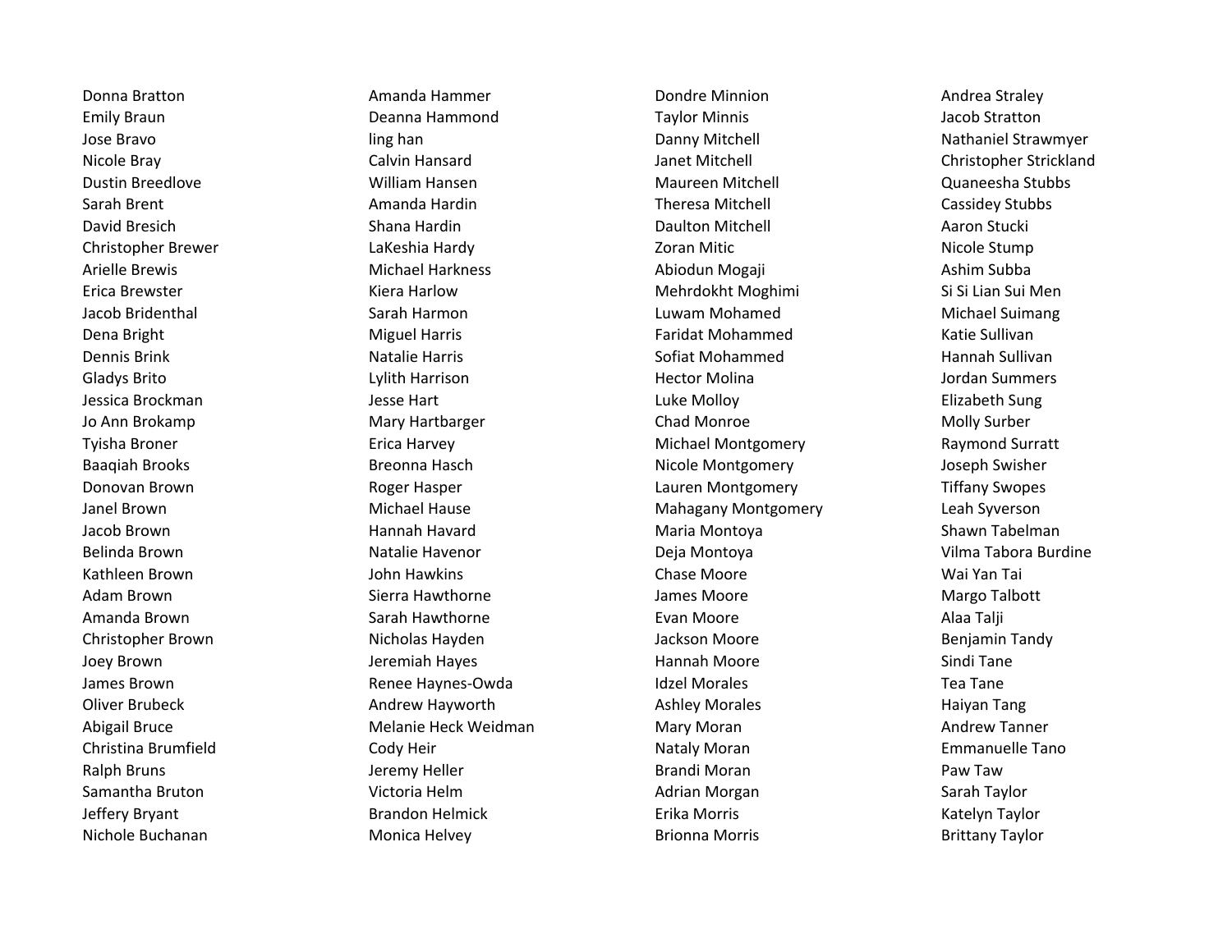Donna Bratton
Emily Braun
Jose Bravo
Nicole Bray
Dustin Breedlove
Sarah Brent
David Bresich
Christopher Brewer
Arielle Brewis
Erica Brewster
Jacob Bridenthal
Dena Bright
Dennis Brink
Gladys Brito
Jessica Brockman
Jo Ann Brokamp
Tyisha Broner
Baaqiah Brooks
Donovan Brown
Janel Brown
Jacob Brown
Belinda Brown
Kathleen Brown
Adam Brown
Amanda Brown
Christopher Brown
Joey Brown
James Brown
Oliver Brubeck
Abigail Bruce
Christina Brumfield
Ralph Bruns
Samantha Bruton
Jeffery Bryant
Nichole Buchanan

Amanda Hammer
Deanna Hammond
ling han
Calvin Hansard
William Hansen
Amanda Hardin
Shana Hardin
LaKeshia Hardy
Michael Harkness
Kiera Harlow
Sarah Harmon
Miguel Harris
Natalie Harris
Lylith Harrison
Jesse Hart
Mary Hartbarger
Erica Harvey
Breonna Hasch
Roger Hasper
Michael Hause
Hannah Havard
Natalie Havenor
John Hawkins
Sierra Hawthorne
Sarah Hawthorne
Nicholas Hayden
Jeremiah Hayes
Renee Haynes-Owda
Andrew Hayworth
Melanie Heck Weidman
Cody Heir
Jeremy Heller
Victoria Helm
Brandon Helmick
Monica Helvey

Dondre Minnion
Taylor Minnis
Danny Mitchell
Janet Mitchell
Maureen Mitchell
Theresa Mitchell
Daulton Mitchell
Zoran Mitic
Abiodun Mogaji
Mehrdokht Moghimi
Luwam Mohamed
Faridat Mohammed
Sofiat Mohammed
Hector Molina
Luke Molloy
Chad Monroe
Michael Montgomery
Nicole Montgomery
Lauren Montgomery
Mahagany Montgomery
Maria Montoya
Deja Montoya
Chase Moore
James Moore
Evan Moore
Jackson Moore
Hannah Moore
Idzel Morales
Ashley Morales
Mary Moran
Nataly Moran
Brandi Moran
Adrian Morgan
Erika Morris
Brionna Morris

Andrea Straley
Jacob Stratton
Nathaniel Strawmyer
Christopher Strickland
Quaneesha Stubbs
Cassidey Stubbs
Aaron Stucki
Nicole Stump
Ashim Subba
Si Si Lian Sui Men
Michael Suimang
Katie Sullivan
Hannah Sullivan
Jordan Summers
Elizabeth Sung
Molly Surber
Raymond Surratt
Joseph Swisher
Tiffany Swopes
Leah Syverson
Shawn Tabelman
Vilma Tabora Burdine
Wai Yan Tai
Margo Talbott
Alaa Talji
Benjamin Tandy
Sindi Tane
Tea Tane
Haiyan Tang
Andrew Tanner
Emmanuelle Tano
Paw Taw
Sarah Taylor
Katelyn Taylor
Brittany Taylor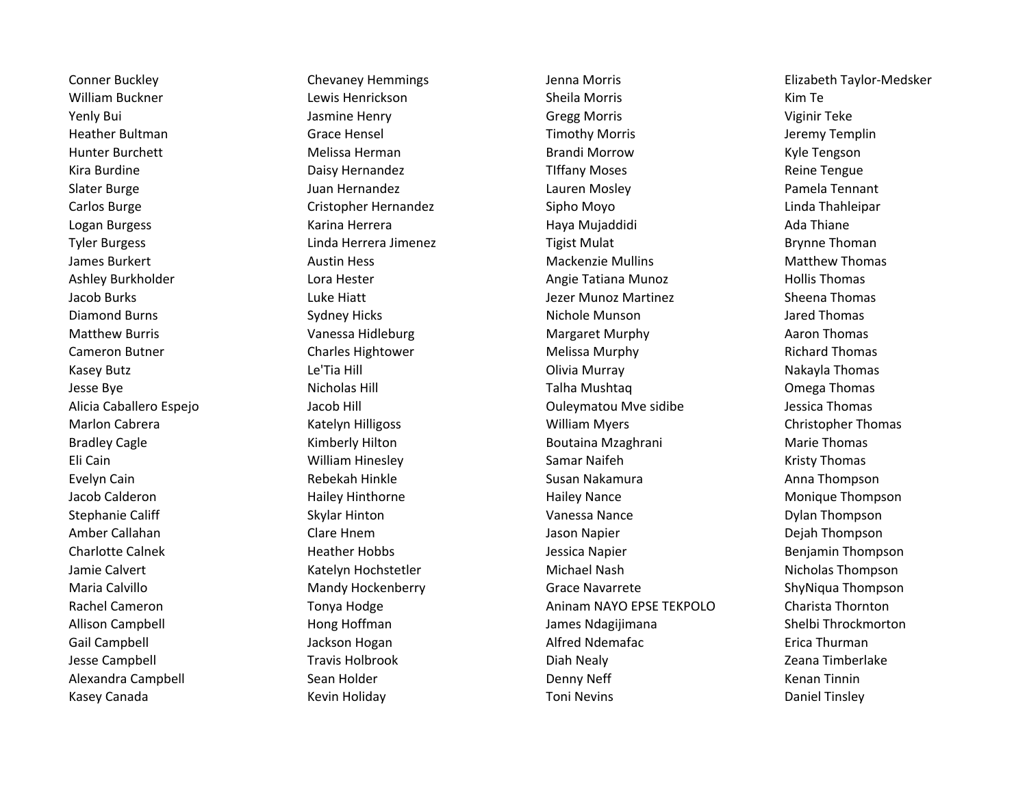Conner Buckley
William Buckner
Yenly Bui
Heather Bultman
Hunter Burchett
Kira Burdine
Slater Burge
Carlos Burge
Logan Burgess
Tyler Burgess
James Burkert
Ashley Burkholder
Jacob Burks
Diamond Burns
Matthew Burris
Cameron Butner
Kasey Butz
Jesse Bye
Alicia Caballero Espejo
Marlon Cabrera
Bradley Cagle
Eli Cain
Evelyn Cain
Jacob Calderon
Stephanie Califf
Amber Callahan
Charlotte Calnek
Jamie Calvert
Maria Calvillo
Rachel Cameron
Allison Campbell
Gail Campbell
Jesse Campbell
Alexandra Campbell
Kasey Canada

Chevaney Hemmings
Lewis Henrickson
Jasmine Henry
Grace Hensel
Melissa Herman
Daisy Hernandez
Juan Hernandez
Cristopher Hernandez
Karina Herrera
Linda Herrera Jimenez
Austin Hess
Lora Hester
Luke Hiatt
Sydney Hicks
Vanessa Hidleburg
Charles Hightower
Le'Tia Hill
Nicholas Hill
Jacob Hill
Katelyn Hilligoss
Kimberly Hilton
William Hinesley
Rebekah Hinkle
Hailey Hinthorne
Skylar Hinton
Clare Hnem
Heather Hobbs
Katelyn Hochstetler
Mandy Hockenberry
Tonya Hodge
Hong Hoffman
Jackson Hogan
Travis Holbrook
Sean Holder
Kevin Holiday

Jenna Morris
Sheila Morris
Gregg Morris
Timothy Morris
Brandi Morrow
TIffany Moses
Lauren Mosley
Sipho Moyo
Haya Mujaddidi
Tigist Mulat
Mackenzie Mullins
Angie Tatiana Munoz
Jezer Munoz Martinez
Nichole Munson
Margaret Murphy
Melissa Murphy
Olivia Murray
Talha Mushtaq
Ouleymatou Mve sidibe
William Myers
Boutaina Mzaghrani
Samar Naifeh
Susan Nakamura
Hailey Nance
Vanessa Nance
Jason Napier
Jessica Napier
Michael Nash
Grace Navarrete
Aninam NAYO EPSE TEKPOLO
James Ndagijimana
Alfred Ndemafac
Diah Nealy
Denny Neff
Toni Nevins

Elizabeth Taylor-Medsker
Kim Te
Viginir Teke
Jeremy Templin
Kyle Tengson
Reine Tengue
Pamela Tennant
Linda Thahleipar
Ada Thiane
Brynne Thoman
Matthew Thomas
Hollis Thomas
Sheena Thomas
Jared Thomas
Aaron Thomas
Richard Thomas
Nakayla Thomas
Omega Thomas
Jessica Thomas
Christopher Thomas
Marie Thomas
Kristy Thomas
Anna Thompson
Monique Thompson
Dylan Thompson
Dejah Thompson
Benjamin Thompson
Nicholas Thompson
ShyNiqua Thompson
Charista Thornton
Shelbi Throckmorton
Erica Thurman
Zeana Timberlake
Kenan Tinnin
Daniel Tinsley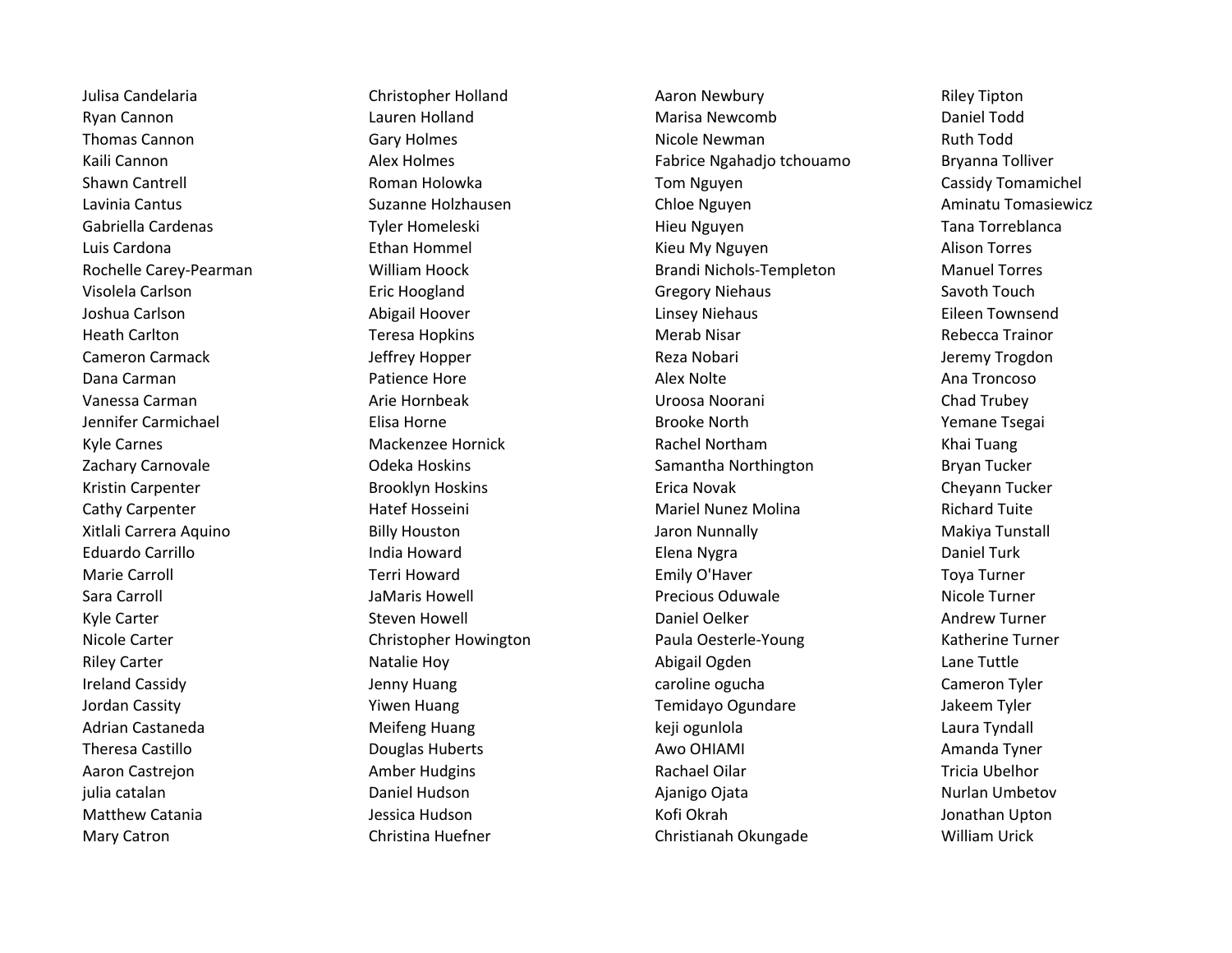Julisa Candelaria
Ryan Cannon
Thomas Cannon
Kaili Cannon
Shawn Cantrell
Lavinia Cantus
Gabriella Cardenas
Luis Cardona
Rochelle Carey-Pearman
Visolela Carlson
Joshua Carlson
Heath Carlton
Cameron Carmack
Dana Carman
Vanessa Carman
Jennifer Carmichael
Kyle Carnes
Zachary Carnovale
Kristin Carpenter
Cathy Carpenter
Xitlali Carrera Aquino
Eduardo Carrillo
Marie Carroll
Sara Carroll
Kyle Carter
Nicole Carter
Riley Carter
Ireland Cassidy
Jordan Cassity
Adrian Castaneda
Theresa Castillo
Aaron Castrejon
julia catalan
Matthew Catania
Mary Catron

Christopher Holland
Lauren Holland
Gary Holmes
Alex Holmes
Roman Holowka
Suzanne Holzhausen
Tyler Homeleski
Ethan Hommel
William Hoock
Eric Hoogland
Abigail Hoover
Teresa Hopkins
Jeffrey Hopper
Patience Hore
Arie Hornbeak
Elisa Horne
Mackenzee Hornick
Odeka Hoskins
Brooklyn Hoskins
Hatef Hosseini
Billy Houston
India Howard
Terri Howard
JaMaris Howell
Steven Howell
Christopher Howington
Natalie Hoy
Jenny Huang
Yiwen Huang
Meifeng Huang
Douglas Huberts
Amber Hudgins
Daniel Hudson
Jessica Hudson
Christina Huefner

Aaron Newbury
Marisa Newcomb
Nicole Newman
Fabrice Ngahadjo tchouamo
Tom Nguyen
Chloe Nguyen
Hieu Nguyen
Kieu My Nguyen
Brandi Nichols-Templeton
Gregory Niehaus
Linsey Niehaus
Merab Nisar
Reza Nobari
Alex Nolte
Uroosa Noorani
Brooke North
Rachel Northam
Samantha Northington
Erica Novak
Mariel Nunez Molina
Jaron Nunnally
Elena Nygra
Emily O'Haver
Precious Oduwale
Daniel Oelker
Paula Oesterle-Young
Abigail Ogden
caroline ogucha
Temidayo Ogundare
keji ogunlola
Awo OHIAMI
Rachael Oilar
Ajanigo Ojata
Kofi Okrah
Christianah Okungade

Riley Tipton
Daniel Todd
Ruth Todd
Bryanna Tolliver
Cassidy Tomamichel
Aminatu Tomasiewicz
Tana Torreblanca
Alison Torres
Manuel Torres
Savoth Touch
Eileen Townsend
Rebecca Trainor
Jeremy Trogdon
Ana Troncoso
Chad Trubey
Yemane Tsegai
Khai Tuang
Bryan Tucker
Cheyann Tucker
Richard Tuite
Makiya Tunstall
Daniel Turk
Toya Turner
Nicole Turner
Andrew Turner
Katherine Turner
Lane Tuttle
Cameron Tyler
Jakeem Tyler
Laura Tyndall
Amanda Tyner
Tricia Ubelhor
Nurlan Umbetov
Jonathan Upton
William Urick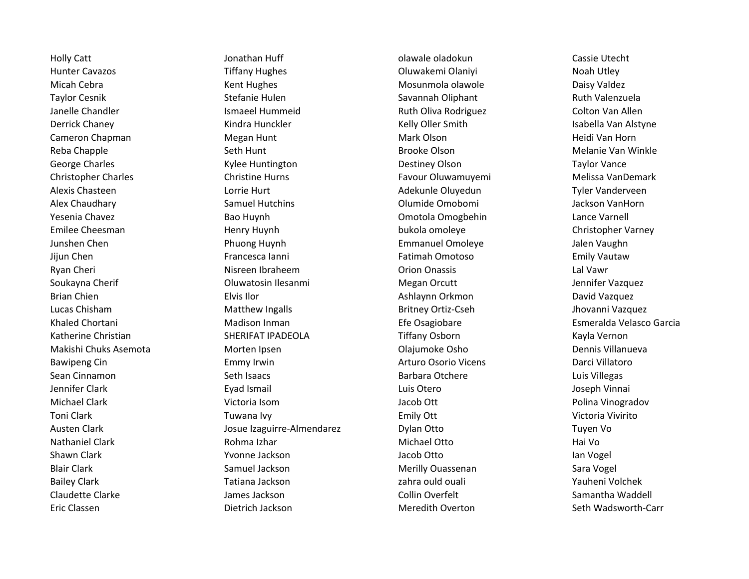Holly Catt
Hunter Cavazos
Micah Cebra
Taylor Cesnik
Janelle Chandler
Derrick Chaney
Cameron Chapman
Reba Chapple
George Charles
Christopher Charles
Alexis Chasteen
Alex Chaudhary
Yesenia Chavez
Emilee Cheesman
Junshen Chen
Jijun Chen
Ryan Cheri
Soukayna Cherif
Brian Chien
Lucas Chisham
Khaled Chortani
Katherine Christian
Makishi Chuks Asemota
Bawipeng Cin
Sean Cinnamon
Jennifer Clark
Michael Clark
Toni Clark
Austen Clark
Nathaniel Clark
Shawn Clark
Blair Clark
Bailey Clark
Claudette Clarke
Eric Classen

Jonathan Huff
Tiffany Hughes
Kent Hughes
Stefanie Hulen
Ismaeel Hummeid
Kindra Hunckler
Megan Hunt
Seth Hunt
Kylee Huntington
Christine Hurns
Lorrie Hurt
Samuel Hutchins
Bao Huynh
Henry Huynh
Phuong Huynh
Francesca Ianni
Nisreen Ibraheem
Oluwatosin Ilesanmi
Elvis Ilor
Matthew Ingalls
Madison Inman
SHERIFAT IPADEOLA
Morten Ipsen
Emmy Irwin
Seth Isaacs
Eyad Ismail
Victoria Isom
Tuwana Ivy
Josue Izaguirre-Almendarez
Rohma Izhar
Yvonne Jackson
Samuel Jackson
Tatiana Jackson
James Jackson
Dietrich Jackson

olawale oladokun
Oluwakemi Olaniyi
Mosunmola olawole
Savannah Oliphant
Ruth Oliva Rodriguez
Kelly Oller Smith
Mark Olson
Brooke Olson
Destiney Olson
Favour Oluwamuyemi
Adekunle Oluyedun
Olumide Omobomi
Omotola Omogbehin
bukola omoleye
Emmanuel Omoleye
Fatimah Omotoso
Orion Onassis
Megan Orcutt
Ashlaynn Orkmon
Britney Ortiz-Cseh
Efe Osagiobare
Tiffany Osborn
Olajumoke Osho
Arturo Osorio Vicens
Barbara Otchere
Luis Otero
Jacob Ott
Emily Ott
Dylan Otto
Michael Otto
Jacob Otto
Merilly Ouassenan
zahra ould ouali
Collin Overfelt
Meredith Overton

Cassie Utecht
Noah Utley
Daisy Valdez
Ruth Valenzuela
Colton Van Allen
Isabella Van Alstyne
Heidi Van Horn
Melanie Van Winkle
Taylor Vance
Melissa VanDemark
Tyler Vanderveen
Jackson VanHorn
Lance Varnell
Christopher Varney
Jalen Vaughn
Emily Vautaw
Lal Vawr
Jennifer Vazquez
David Vazquez
Jhovanni Vazquez
Esmeralda Velasco Garcia
Kayla Vernon
Dennis Villanueva
Darci Villatoro
Luis Villegas
Joseph Vinnai
Polina Vinogradov
Victoria Vivirito
Tuyen Vo
Hai Vo
Ian Vogel
Sara Vogel
Yauheni Volchek
Samantha Waddell
Seth Wadsworth-Carr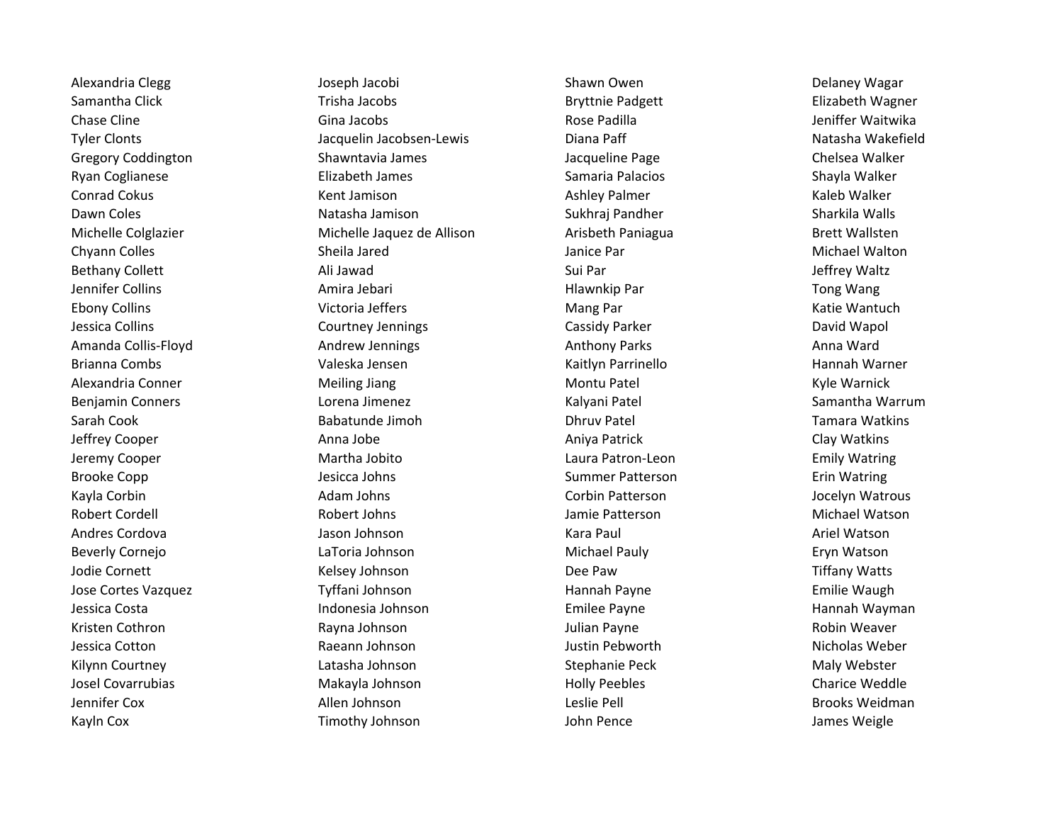Alexandria Clegg
Samantha Click
Chase Cline
Tyler Clonts
Gregory Coddington
Ryan Coglianese
Conrad Cokus
Dawn Coles
Michelle Colglazier
Chyann Colles
Bethany Collett
Jennifer Collins
Ebony Collins
Jessica Collins
Amanda Collis-Floyd
Brianna Combs
Alexandria Conner
Benjamin Conners
Sarah Cook
Jeffrey Cooper
Jeremy Cooper
Brooke Copp
Kayla Corbin
Robert Cordell
Andres Cordova
Beverly Cornejo
Jodie Cornett
Jose Cortes Vazquez
Jessica Costa
Kristen Cothron
Jessica Cotton
Kilynn Courtney
Josel Covarrubias
Jennifer Cox
Kayln Cox

Joseph Jacobi
Trisha Jacobs
Gina Jacobs
Jacquelin Jacobsen-Lewis
Shawntavia James
Elizabeth James
Kent Jamison
Natasha Jamison
Michelle Jaquez de Allison
Sheila Jared
Ali Jawad
Amira Jebari
Victoria Jeffers
Courtney Jennings
Andrew Jennings
Valeska Jensen
Meiling Jiang
Lorena Jimenez
Babatunde Jimoh
Anna Jobe
Martha Jobito
Jesicca Johns
Adam Johns
Robert Johns
Jason Johnson
LaToria Johnson
Kelsey Johnson
Tyffani Johnson
Indonesia Johnson
Rayna Johnson
Raeann Johnson
Latasha Johnson
Makayla Johnson
Allen Johnson
Timothy Johnson

Shawn Owen
Bryttnie Padgett
Rose Padilla
Diana Paff
Jacqueline Page
Samaria Palacios
Ashley Palmer
Sukhraj Pandher
Arisbeth Paniagua
Janice Par
Sui Par
Hlawnkip Par
Mang Par
Cassidy Parker
Anthony Parks
Kaitlyn Parrinello
Montu Patel
Kalyani Patel
Dhruv Patel
Aniya Patrick
Laura Patron-Leon
Summer Patterson
Corbin Patterson
Jamie Patterson
Kara Paul
Michael Pauly
Dee Paw
Hannah Payne
Emilee Payne
Julian Payne
Justin Pebworth
Stephanie Peck
Holly Peebles
Leslie Pell
John Pence

Delaney Wagar
Elizabeth Wagner
Jeniffer Waitwika
Natasha Wakefield
Chelsea Walker
Shayla Walker
Kaleb Walker
Sharkila Walls
Brett Wallsten
Michael Walton
Jeffrey Waltz
Tong Wang
Katie Wantuch
David Wapol
Anna Ward
Hannah Warner
Kyle Warnick
Samantha Warrum
Tamara Watkins
Clay Watkins
Emily Watring
Erin Watring
Jocelyn Watrous
Michael Watson
Ariel Watson
Eryn Watson
Tiffany Watts
Emilie Waugh
Hannah Wayman
Robin Weaver
Nicholas Weber
Maly Webster
Charice Weddle
Brooks Weidman
James Weigle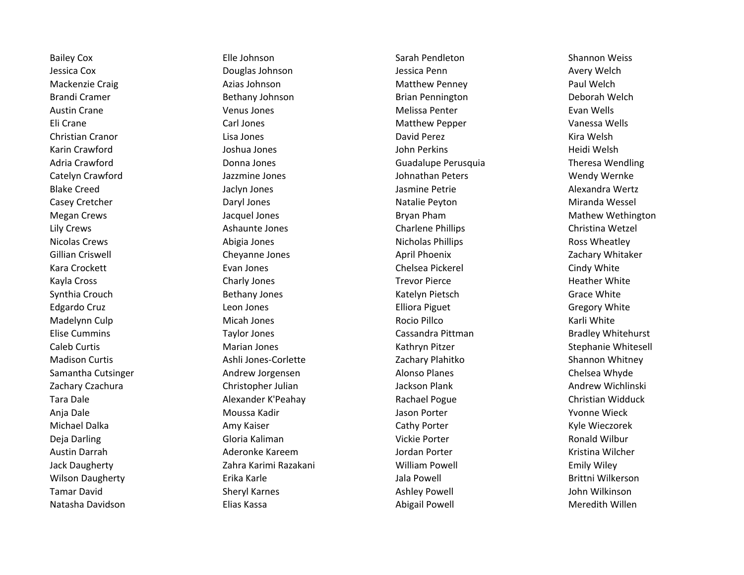Bailey Cox
Jessica Cox
Mackenzie Craig
Brandi Cramer
Austin Crane
Eli Crane
Christian Cranor
Karin Crawford
Adria Crawford
Catelyn Crawford
Blake Creed
Casey Cretcher
Megan Crews
Lily Crews
Nicolas Crews
Gillian Criswell
Kara Crockett
Kayla Cross
Synthia Crouch
Edgardo Cruz
Madelynn Culp
Elise Cummins
Caleb Curtis
Madison Curtis
Samantha Cutsinger
Zachary Czachura
Tara Dale
Anja Dale
Michael Dalka
Deja Darling
Austin Darrah
Jack Daugherty
Wilson Daugherty
Tamar David
Natasha Davidson

Elle Johnson
Douglas Johnson
Azias Johnson
Bethany Johnson
Venus Jones
Carl Jones
Lisa Jones
Joshua Jones
Donna Jones
Jazzmine Jones
Jaclyn Jones
Daryl Jones
Jacquel Jones
Ashaunte Jones
Abigia Jones
Cheyanne Jones
Evan Jones
Charly Jones
Bethany Jones
Leon Jones
Micah Jones
Taylor Jones
Marian Jones
Ashli Jones-Corlette
Andrew Jorgensen
Christopher Julian
Alexander K'Peahay
Moussa Kadir
Amy Kaiser
Gloria Kaliman
Aderonke Kareem
Zahra Karimi Razakani
Erika Karle
Sheryl Karnes
Elias Kassa

Sarah Pendleton
Jessica Penn
Matthew Penney
Brian Pennington
Melissa Penter
Matthew Pepper
David Perez
John Perkins
Guadalupe Perusquia
Johnathan Peters
Jasmine Petrie
Natalie Peyton
Bryan Pham
Charlene Phillips
Nicholas Phillips
April Phoenix
Chelsea Pickerel
Trevor Pierce
Katelyn Pietsch
Elliora Piguet
Rocio Pillco
Cassandra Pittman
Kathryn Pitzer
Zachary Plahitko
Alonso Planes
Jackson Plank
Rachael Pogue
Jason Porter
Cathy Porter
Vickie Porter
Jordan Porter
William Powell
Jala Powell
Ashley Powell
Abigail Powell

Shannon Weiss
Avery Welch
Paul Welch
Deborah Welch
Evan Wells
Vanessa Wells
Kira Welsh
Heidi Welsh
Theresa Wendling
Wendy Wernke
Alexandra Wertz
Miranda Wessel
Mathew Wethington
Christina Wetzel
Ross Wheatley
Zachary Whitaker
Cindy White
Heather White
Grace White
Gregory White
Karli White
Bradley Whitehurst
Stephanie Whitesell
Shannon Whitney
Chelsea Whyde
Andrew Wichlinski
Christian Widduck
Yvonne Wieck
Kyle Wieczorek
Ronald Wilbur
Kristina Wilcher
Emily Wiley
Brittni Wilkerson
John Wilkinson
Meredith Willen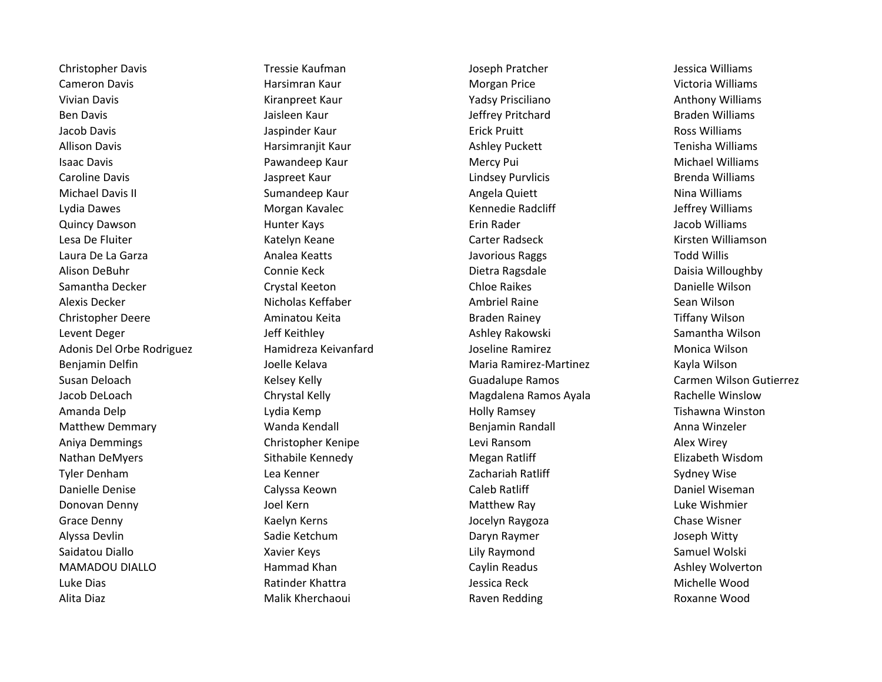Christopher Davis
Cameron Davis
Vivian Davis
Ben Davis
Jacob Davis
Allison Davis
Isaac Davis
Caroline Davis
Michael Davis II
Lydia Dawes
Quincy Dawson
Lesa De Fluiter
Laura De La Garza
Alison DeBuhr
Samantha Decker
Alexis Decker
Christopher Deere
Levent Deger
Adonis Del Orbe Rodriguez
Benjamin Delfin
Susan Deloach
Jacob DeLoach
Amanda Delp
Matthew Demmary
Aniya Demmings
Nathan DeMyers
Tyler Denham
Danielle Denise
Donovan Denny
Grace Denny
Alyssa Devlin
Saidatou Diallo
MAMADOU DIALLO
Luke Dias
Alita Diaz

Tressie Kaufman
Harsimran Kaur
Kiranpreet Kaur
Jaisleen Kaur
Jaspinder Kaur
Harsimranjit Kaur
Pawandeep Kaur
Jaspreet Kaur
Sumandeep Kaur
Morgan Kavalec
Hunter Kays
Katelyn Keane
Analea Keatts
Connie Keck
Crystal Keeton
Nicholas Keffaber
Aminatou Keita
Jeff Keithley
Hamidreza Keivanfard
Joelle Kelava
Kelsey Kelly
Chrystal Kelly
Lydia Kemp
Wanda Kendall
Christopher Kenipe
Sithabile Kennedy
Lea Kenner
Calyssa Keown
Joel Kern
Kaelyn Kerns
Sadie Ketchum
Xavier Keys
Hammad Khan
Ratinder Khattra
Malik Kherchaoui

Joseph Pratcher
Morgan Price
Yadsy Prisciliano
Jeffrey Pritchard
Erick Pruitt
Ashley Puckett
Mercy Pui
Lindsey Purvlicis
Angela Quiett
Kennedie Radcliff
Erin Rader
Carter Radseck
Javorious Raggs
Dietra Ragsdale
Chloe Raikes
Ambriel Raine
Braden Rainey
Ashley Rakowski
Joseline Ramirez
Maria Ramirez-Martinez
Guadalupe Ramos
Magdalena Ramos Ayala
Holly Ramsey
Benjamin Randall
Levi Ransom
Megan Ratliff
Zachariah Ratliff
Caleb Ratliff
Matthew Ray
Jocelyn Raygoza
Daryn Raymer
Lily Raymond
Caylin Readus
Jessica Reck
Raven Redding

Jessica Williams
Victoria Williams
Anthony Williams
Braden Williams
Ross Williams
Tenisha Williams
Michael Williams
Brenda Williams
Nina Williams
Jeffrey Williams
Jacob Williams
Kirsten Williamson
Todd Willis
Daisia Willoughby
Danielle Wilson
Sean Wilson
Tiffany Wilson
Samantha Wilson
Monica Wilson
Kayla Wilson
Carmen Wilson Gutierrez
Rachelle Winslow
Tishawna Winston
Anna Winzeler
Alex Wirey
Elizabeth Wisdom
Sydney Wise
Daniel Wiseman
Luke Wishmier
Chase Wisner
Joseph Witty
Samuel Wolski
Ashley Wolverton
Michelle Wood
Roxanne Wood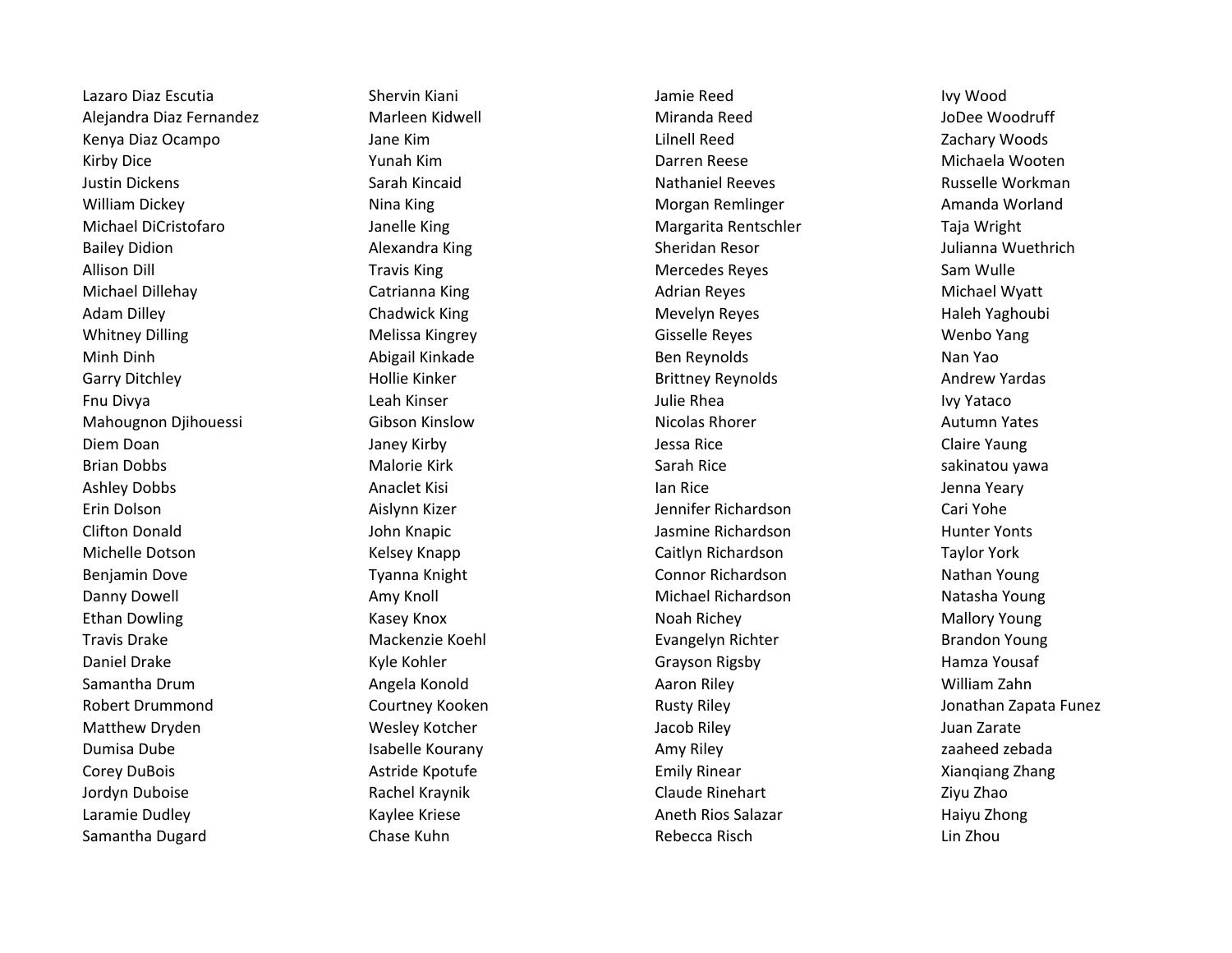Lazaro Diaz Escutia
Alejandra Diaz Fernandez
Kenya Diaz Ocampo
Kirby Dice
Justin Dickens
William Dickey
Michael DiCristofaro
Bailey Didion
Allison Dill
Michael Dillehay
Adam Dilley
Whitney Dilling
Minh Dinh
Garry Ditchley
Fnu Divya
Mahougnon Djihouessi
Diem Doan
Brian Dobbs
Ashley Dobbs
Erin Dolson
Clifton Donald
Michelle Dotson
Benjamin Dove
Danny Dowell
Ethan Dowling
Travis Drake
Daniel Drake
Samantha Drum
Robert Drummond
Matthew Dryden
Dumisa Dube
Corey DuBois
Jordyn Duboise
Laramie Dudley
Samantha Dugard

Shervin Kiani
Marleen Kidwell
Jane Kim
Yunah Kim
Sarah Kincaid
Nina King
Janelle King
Alexandra King
Travis King
Catrianna King
Chadwick King
Melissa Kingrey
Abigail Kinkade
Hollie Kinker
Leah Kinser
Gibson Kinslow
Janey Kirby
Malorie Kirk
Anaclet Kisi
Aislynn Kizer
John Knapic
Kelsey Knapp
Tyanna Knight
Amy Knoll
Kasey Knox
Mackenzie Koehl
Kyle Kohler
Angela Konold
Courtney Kooken
Wesley Kotcher
Isabelle Kourany
Astride Kpotufe
Rachel Kraynik
Kaylee Kriese
Chase Kuhn

Jamie Reed
Miranda Reed
Lilnell Reed
Darren Reese
Nathaniel Reeves
Morgan Remlinger
Margarita Rentschler
Sheridan Resor
Mercedes Reyes
Adrian Reyes
Mevelyn Reyes
Gisselle Reyes
Ben Reynolds
Brittney Reynolds
Julie Rhea
Nicolas Rhorer
Jessa Rice
Sarah Rice
Ian Rice
Jennifer Richardson
Jasmine Richardson
Caitlyn Richardson
Connor Richardson
Michael Richardson
Noah Richey
Evangelyn Richter
Grayson Rigsby
Aaron Riley
Rusty Riley
Jacob Riley
Amy Riley
Emily Rinear
Claude Rinehart
Aneth Rios Salazar
Rebecca Risch

Ivy Wood
JoDee Woodruff
Zachary Woods
Michaela Wooten
Russelle Workman
Amanda Worland
Taja Wright
Julianna Wuethrich
Sam Wulle
Michael Wyatt
Haleh Yaghoubi
Wenbo Yang
Nan Yao
Andrew Yardas
Ivy Yataco
Autumn Yates
Claire Yaung
sakinatou yawa
Jenna Yeary
Cari Yohe
Hunter Yonts
Taylor York
Nathan Young
Natasha Young
Mallory Young
Brandon Young
Hamza Yousaf
William Zahn
Jonathan Zapata Funez
Juan Zarate
zaaheed zebada
Xianqiang Zhang
Ziyu Zhao
Haiyu Zhong
Lin Zhou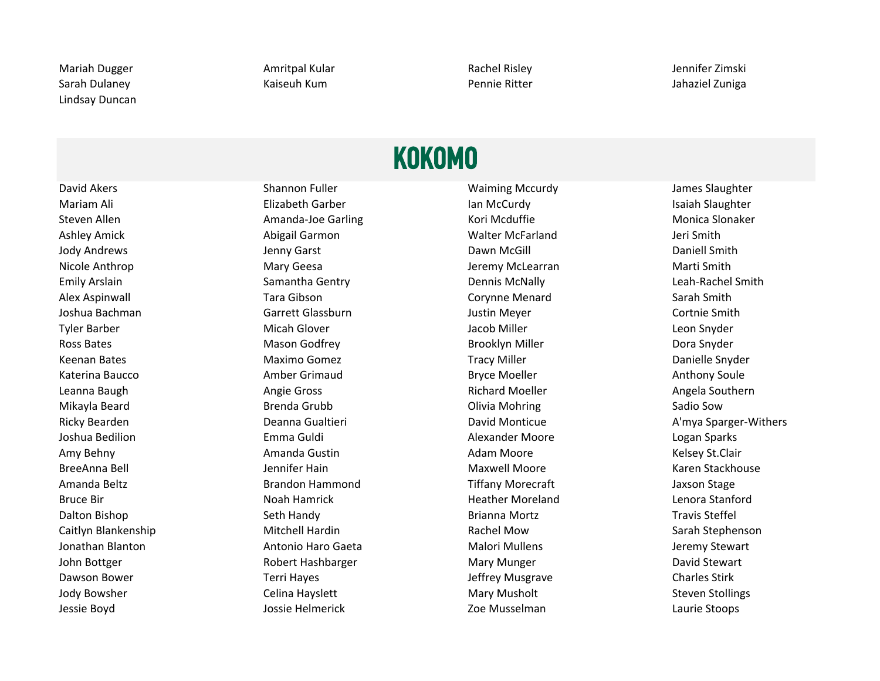Mariah Dugger
Sarah Dulaney
Lindsay Duncan
Amritpal Kular
Kaiseuh Kum
Rachel Risley
Pennie Ritter
Jennifer Zimski
Jahaziel Zuniga

## KOKOMO

David Akers
Mariam Ali
Steven Allen
Ashley Amick
Jody Andrews
Nicole Anthrop
Emily Arslain
Alex Aspinwall
Joshua Bachman
Tyler Barber
Ross Bates
Keenan Bates
Katerina Baucco
Leanna Baugh
Mikayla Beard
Ricky Bearden
Joshua Bedilion
Amy Behny
BreeAnna Bell
Amanda Beltz
Bruce Bir
Dalton Bishop
Caitlyn Blankenship
Jonathan Blanton
John Bottger
Dawson Bower
Jody Bowsher
Jessie Boyd
Shannon Fuller
Elizabeth Garber
Amanda-Joe Garling
Abigail Garmon
Jenny Garst
Mary Geesa
Samantha Gentry
Tara Gibson
Garrett Glassburn
Micah Glover
Mason Godfrey
Maximo Gomez
Amber Grimaud
Angie Gross
Brenda Grubb
Deanna Gualtieri
Emma Guldi
Amanda Gustin
Jennifer Hain
Brandon Hammond
Noah Hamrick
Seth Handy
Mitchell Hardin
Antonio Haro Gaeta
Robert Hashbarger
Terri Hayes
Celina Hayslett
Jossie Helmerick
Waiming Mccurdy
Ian McCurdy
Kori Mcduffie
Walter McFarland
Dawn McGill
Jeremy McLearran
Dennis McNally
Corynne Menard
Justin Meyer
Jacob Miller
Brooklyn Miller
Tracy Miller
Bryce Moeller
Richard Moeller
Olivia Mohring
David Monticue
Alexander Moore
Adam Moore
Maxwell Moore
Tiffany Morecraft
Heather Moreland
Brianna Mortz
Rachel Mow
Malori Mullens
Mary Munger
Jeffrey Musgrave
Mary Musholt
Zoe Musselman
James Slaughter
Isaiah Slaughter
Monica Slonaker
Jeri Smith
Daniell Smith
Marti Smith
Leah-Rachel Smith
Sarah Smith
Cortnie Smith
Leon Snyder
Dora Snyder
Danielle Snyder
Anthony Soule
Angela Southern
Sadio Sow
A'mya Sparger-Withers
Logan Sparks
Kelsey St.Clair
Karen Stackhouse
Jaxson Stage
Lenora Stanford
Travis Steffel
Sarah Stephenson
Jeremy Stewart
David Stewart
Charles Stirk
Steven Stollings
Laurie Stoops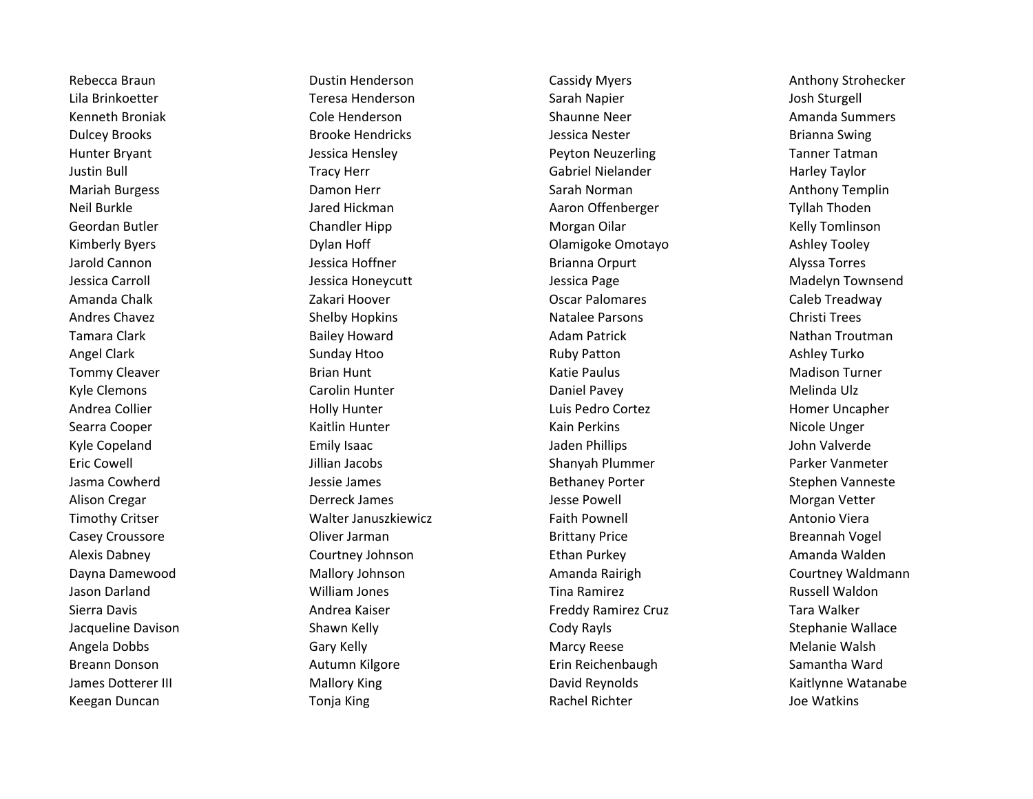Rebecca Braun
Lila Brinkoetter
Kenneth Broniak
Dulcey Brooks
Hunter Bryant
Justin Bull
Mariah Burgess
Neil Burkle
Geordan Butler
Kimberly Byers
Jarold Cannon
Jessica Carroll
Amanda Chalk
Andres Chavez
Tamara Clark
Angel Clark
Tommy Cleaver
Kyle Clemons
Andrea Collier
Searra Cooper
Kyle Copeland
Eric Cowell
Jasma Cowherd
Alison Cregar
Timothy Critser
Casey Croussore
Alexis Dabney
Dayna Damewood
Jason Darland
Sierra Davis
Jacqueline Davison
Angela Dobbs
Breann Donson
James Dotterer III
Keegan Duncan

Dustin Henderson
Teresa Henderson
Cole Henderson
Brooke Hendricks
Jessica Hensley
Tracy Herr
Damon Herr
Jared Hickman
Chandler Hipp
Dylan Hoff
Jessica Hoffner
Jessica Honeycutt
Zakari Hoover
Shelby Hopkins
Bailey Howard
Sunday Htoo
Brian Hunt
Carolin Hunter
Holly Hunter
Kaitlin Hunter
Emily Isaac
Jillian Jacobs
Jessie James
Derreck James
Walter Januszkiewicz
Oliver Jarman
Courtney Johnson
Mallory Johnson
William Jones
Andrea Kaiser
Shawn Kelly
Gary Kelly
Autumn Kilgore
Mallory King
Tonja King

Cassidy Myers
Sarah Napier
Shaunne Neer
Jessica Nester
Peyton Neuzerling
Gabriel Nielander
Sarah Norman
Aaron Offenberger
Morgan Oilar
Olamigoke Omotayo
Brianna Orpurt
Jessica Page
Oscar Palomares
Natalee Parsons
Adam Patrick
Ruby Patton
Katie Paulus
Daniel Pavey
Luis Pedro Cortez
Kain Perkins
Jaden Phillips
Shanyah Plummer
Bethaney Porter
Jesse Powell
Faith Pownell
Brittany Price
Ethan Purkey
Amanda Rairigh
Tina Ramirez
Freddy Ramirez Cruz
Cody Rayls
Marcy Reese
Erin Reichenbaugh
David Reynolds
Rachel Richter

Anthony Strohecker
Josh Sturgell
Amanda Summers
Brianna Swing
Tanner Tatman
Harley Taylor
Anthony Templin
Tyllah Thoden
Kelly Tomlinson
Ashley Tooley
Alyssa Torres
Madelyn Townsend
Caleb Treadway
Christi Trees
Nathan Troutman
Ashley Turko
Madison Turner
Melinda Ulz
Homer Uncapher
Nicole Unger
John Valverde
Parker Vanmeter
Stephen Vanneste
Morgan Vetter
Antonio Viera
Breannah Vogel
Amanda Walden
Courtney Waldmann
Russell Waldon
Tara Walker
Stephanie Wallace
Melanie Walsh
Samantha Ward
Kaitlynne Watanabe
Joe Watkins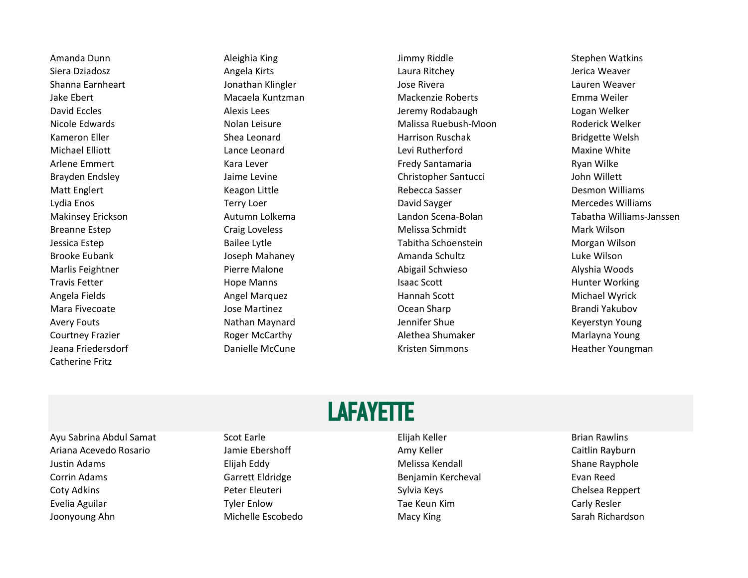Amanda Dunn
Siera Dziadosz
Shanna Earnheart
Jake Ebert
David Eccles
Nicole Edwards
Kameron Eller
Michael Elliott
Arlene Emmert
Brayden Endsley
Matt Englert
Lydia Enos
Makinsey Erickson
Breanne Estep
Jessica Estep
Brooke Eubank
Marlis Feightner
Travis Fetter
Angela Fields
Mara Fivecoate
Avery Fouts
Courtney Frazier
Jeana Friedersdorf
Catherine Fritz

Aleighia King
Angela Kirts
Jonathan Klingler
Macaela Kuntzman
Alexis Lees
Nolan Leisure
Shea Leonard
Lance Leonard
Kara Lever
Jaime Levine
Keagon Little
Terry Loer
Autumn Lolkema
Craig Loveless
Bailee Lytle
Joseph Mahaney
Pierre Malone
Hope Manns
Angel Marquez
Jose Martinez
Nathan Maynard
Roger McCarthy
Danielle McCune

Jimmy Riddle
Laura Ritchey
Jose Rivera
Mackenzie Roberts
Jeremy Rodabaugh
Malissa Ruebush-Moon
Harrison Ruschak
Levi Rutherford
Fredy Santamaria
Christopher Santucci
Rebecca Sasser
David Sayger
Landon Scena-Bolan
Melissa Schmidt
Tabitha Schoenstein
Amanda Schultz
Abigail Schwieso
Isaac Scott
Hannah Scott
Ocean Sharp
Jennifer Shue
Alethea Shumaker
Kristen Simmons

Stephen Watkins
Jerica Weaver
Lauren Weaver
Emma Weiler
Logan Welker
Roderick Welker
Bridgette Welsh
Maxine White
Ryan Wilke
John Willett
Desmon Williams
Mercedes Williams
Tabatha Williams-Janssen
Mark Wilson
Morgan Wilson
Luke Wilson
Alyshia Woods
Hunter Working
Michael Wyrick
Brandi Yakubov
Keyerstyn Young
Marlayna Young
Heather Youngman

## LAFAYETTE

Ayu Sabrina Abdul Samat
Ariana Acevedo Rosario
Justin Adams
Corrin Adams
Coty Adkins
Evelia Aguilar
Joonyoung Ahn

Scot Earle
Jamie Ebershoff
Elijah Eddy
Garrett Eldridge
Peter Eleuteri
Tyler Enlow
Michelle Escobedo

Elijah Keller
Amy Keller
Melissa Kendall
Benjamin Kercheval
Sylvia Keys
Tae Keun Kim
Macy King

Brian Rawlins
Caitlin Rayburn
Shane Rayphole
Evan Reed
Chelsea Reppert
Carly Resler
Sarah Richardson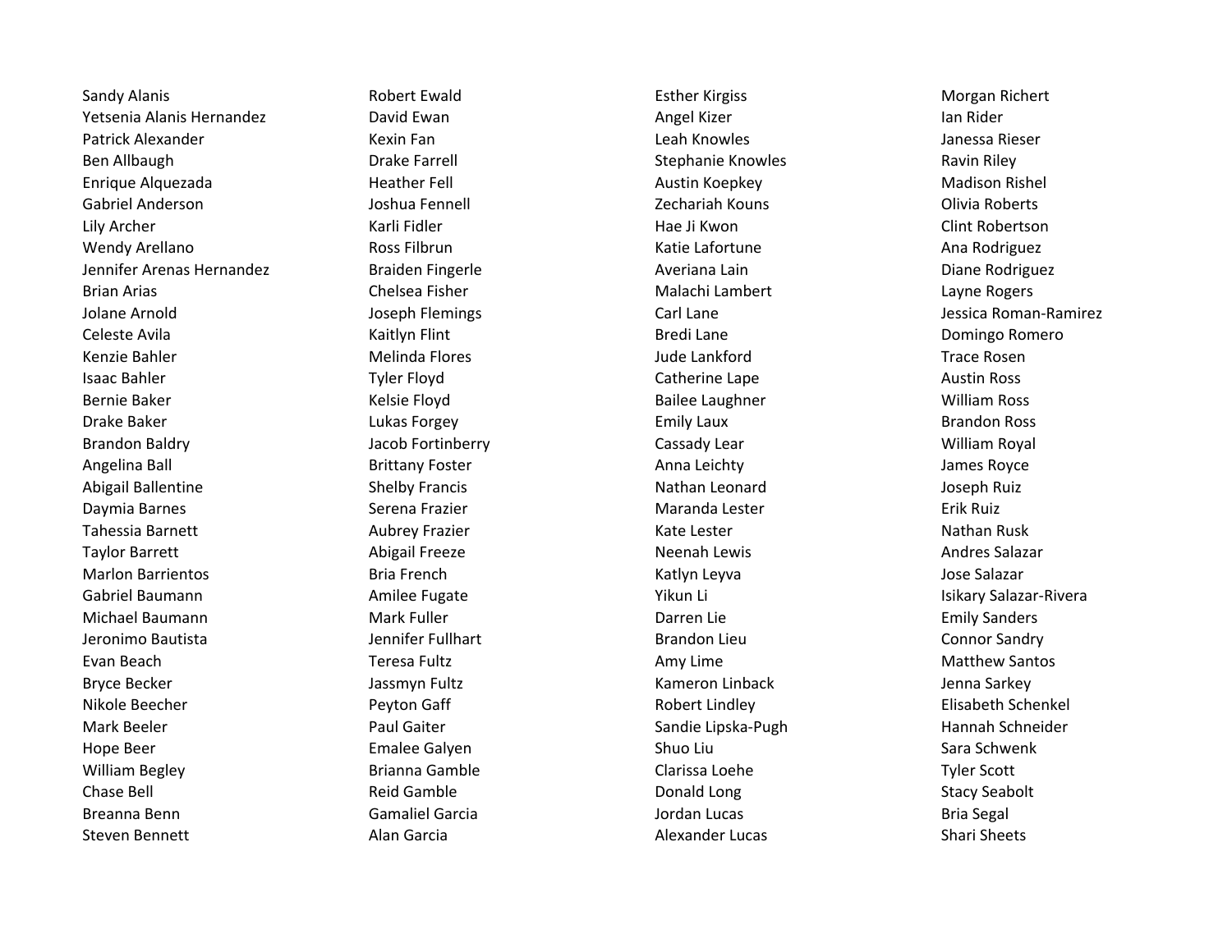Sandy Alanis
Yetsenia Alanis Hernandez
Patrick Alexander
Ben Allbaugh
Enrique Alquezada
Gabriel Anderson
Lily Archer
Wendy Arellano
Jennifer Arenas Hernandez
Brian Arias
Jolane Arnold
Celeste Avila
Kenzie Bahler
Isaac Bahler
Bernie Baker
Drake Baker
Brandon Baldry
Angelina Ball
Abigail Ballentine
Daymia Barnes
Tahessia Barnett
Taylor Barrett
Marlon Barrientos
Gabriel Baumann
Michael Baumann
Jeronimo Bautista
Evan Beach
Bryce Becker
Nikole Beecher
Mark Beeler
Hope Beer
William Begley
Chase Bell
Breanna Benn
Steven Bennett

Robert Ewald
David Ewan
Kexin Fan
Drake Farrell
Heather Fell
Joshua Fennell
Karli Fidler
Ross Filbrun
Braiden Fingerle
Chelsea Fisher
Joseph Flemings
Kaitlyn Flint
Melinda Flores
Tyler Floyd
Kelsie Floyd
Lukas Forgey
Jacob Fortinberry
Brittany Foster
Shelby Francis
Serena Frazier
Aubrey Frazier
Abigail Freeze
Bria French
Amilee Fugate
Mark Fuller
Jennifer Fullhart
Teresa Fultz
Jassmyn Fultz
Peyton Gaff
Paul Gaiter
Emalee Galyen
Brianna Gamble
Reid Gamble
Gamaliel Garcia
Alan Garcia

Esther Kirgiss
Angel Kizer
Leah Knowles
Stephanie Knowles
Austin Koepkey
Zechariah Kouns
Hae Ji Kwon
Katie Lafortune
Averiana Lain
Malachi Lambert
Carl Lane
Bredi Lane
Jude Lankford
Catherine Lape
Bailee Laughner
Emily Laux
Cassady Lear
Anna Leichty
Nathan Leonard
Maranda Lester
Kate Lester
Neenah Lewis
Katlyn Leyva
Yikun Li
Darren Lie
Brandon Lieu
Amy Lime
Kameron Linback
Robert Lindley
Sandie Lipska-Pugh
Shuo Liu
Clarissa Loehe
Donald Long
Jordan Lucas
Alexander Lucas

Morgan Richert
Ian Rider
Janessa Rieser
Ravin Riley
Madison Rishel
Olivia Roberts
Clint Robertson
Ana Rodriguez
Diane Rodriguez
Layne Rogers
Jessica Roman-Ramirez
Domingo Romero
Trace Rosen
Austin Ross
William Ross
Brandon Ross
William Royal
James Royce
Joseph Ruiz
Erik Ruiz
Nathan Rusk
Andres Salazar
Jose Salazar
Isikary Salazar-Rivera
Emily Sanders
Connor Sandry
Matthew Santos
Jenna Sarkey
Elisabeth Schenkel
Hannah Schneider
Sara Schwenk
Tyler Scott
Stacy Seabolt
Bria Segal
Shari Sheets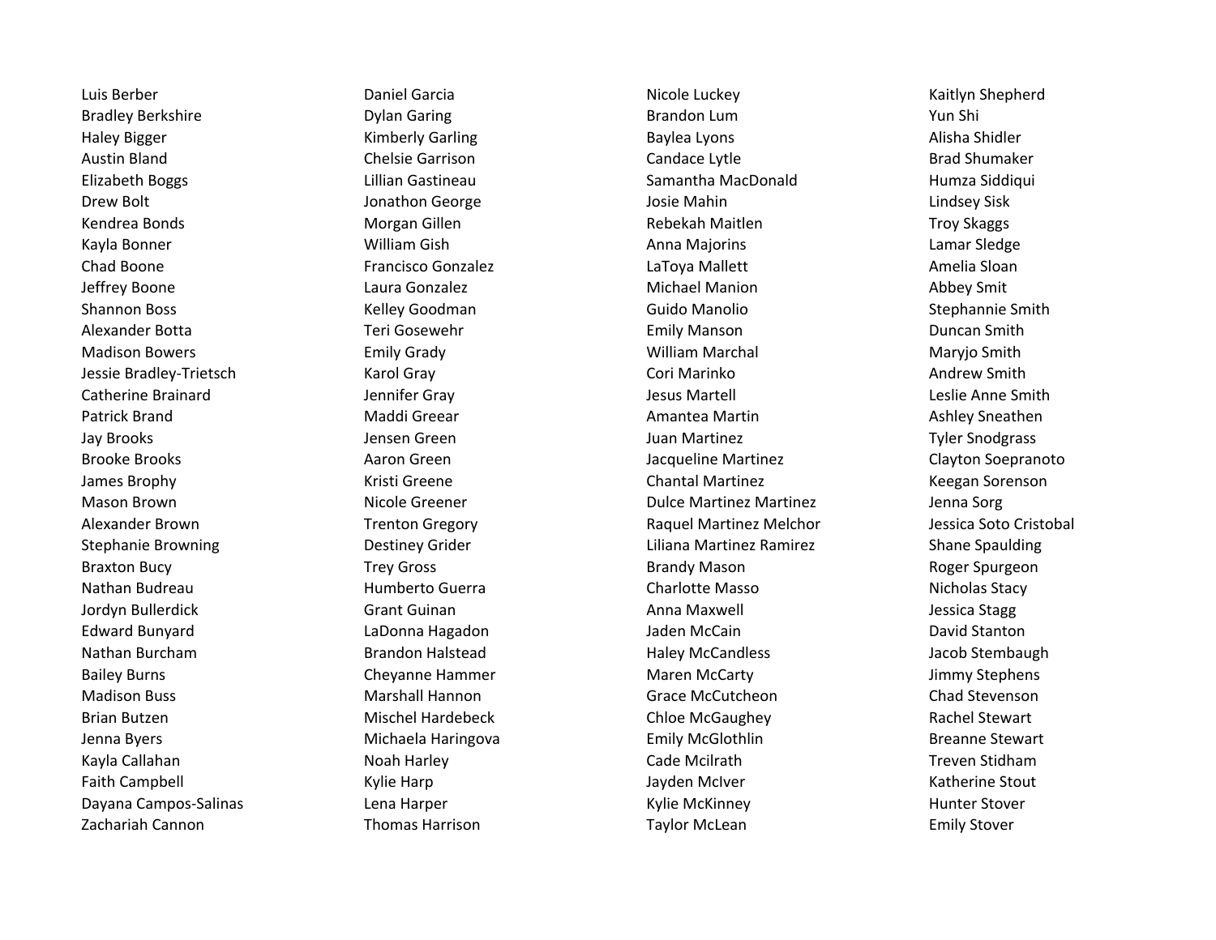Luis Berber
Bradley Berkshire
Haley Bigger
Austin Bland
Elizabeth Boggs
Drew Bolt
Kendrea Bonds
Kayla Bonner
Chad Boone
Jeffrey Boone
Shannon Boss
Alexander Botta
Madison Bowers
Jessie Bradley-Trietsch
Catherine Brainard
Patrick Brand
Jay Brooks
Brooke Brooks
James Brophy
Mason Brown
Alexander Brown
Stephanie Browning
Braxton Bucy
Nathan Budreau
Jordyn Bullerdick
Edward Bunyard
Nathan Burcham
Bailey Burns
Madison Buss
Brian Butzen
Jenna Byers
Kayla Callahan
Faith Campbell
Dayana Campos-Salinas
Zachariah Cannon

Daniel Garcia
Dylan Garing
Kimberly Garling
Chelsie Garrison
Lillian Gastineau
Jonathon George
Morgan Gillen
William Gish
Francisco Gonzalez
Laura Gonzalez
Kelley Goodman
Teri Gosewehr
Emily Grady
Karol Gray
Jennifer Gray
Maddi Greear
Jensen Green
Aaron Green
Kristi Greene
Nicole Greener
Trenton Gregory
Destiney Grider
Trey Gross
Humberto Guerra
Grant Guinan
LaDonna Hagadon
Brandon Halstead
Cheyanne Hammer
Marshall Hannon
Mischel Hardebeck
Michaela Haringova
Noah Harley
Kylie Harp
Lena Harper
Thomas Harrison

Nicole Luckey
Brandon Lum
Baylea Lyons
Candace Lytle
Samantha MacDonald
Josie Mahin
Rebekah Maitlen
Anna Majorins
LaToya Mallett
Michael Manion
Guido Manolio
Emily Manson
William Marchal
Cori Marinko
Jesus Martell
Amantea Martin
Juan Martinez
Jacqueline Martinez
Chantal Martinez
Dulce Martinez Martinez
Raquel Martinez Melchor
Liliana Martinez Ramirez
Brandy Mason
Charlotte Masso
Anna Maxwell
Jaden McCain
Haley McCandless
Maren McCarty
Grace McCutcheon
Chloe McGaughey
Emily McGlothlin
Cade Mcilrath
Jayden McIver
Kylie McKinney
Taylor McLean

Kaitlyn Shepherd
Yun Shi
Alisha Shidler
Brad Shumaker
Humza Siddiqui
Lindsey Sisk
Troy Skaggs
Lamar Sledge
Amelia Sloan
Abbey Smit
Stephannie Smith
Duncan Smith
Maryjo Smith
Andrew Smith
Leslie Anne Smith
Ashley Sneathen
Tyler Snodgrass
Clayton Soepranoto
Keegan Sorenson
Jenna Sorg
Jessica Soto Cristobal
Shane Spaulding
Roger Spurgeon
Nicholas Stacy
Jessica Stagg
David Stanton
Jacob Stembaugh
Jimmy Stephens
Chad Stevenson
Rachel Stewart
Breanne Stewart
Treven Stidham
Katherine Stout
Hunter Stover
Emily Stover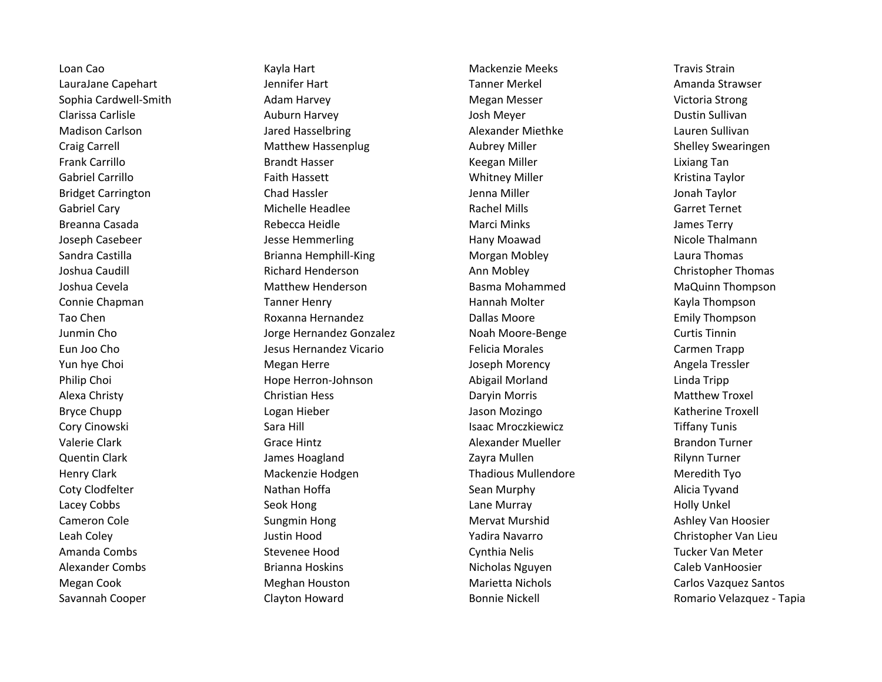Loan Cao
LauraJane Capehart
Sophia Cardwell-Smith
Clarissa Carlisle
Madison Carlson
Craig Carrell
Frank Carrillo
Gabriel Carrillo
Bridget Carrington
Gabriel Cary
Breanna Casada
Joseph Casebeer
Sandra Castilla
Joshua Caudill
Joshua Cevela
Connie Chapman
Tao Chen
Junmin Cho
Eun Joo Cho
Yun hye Choi
Philip Choi
Alexa Christy
Bryce Chupp
Cory Cinowski
Valerie Clark
Quentin Clark
Henry Clark
Coty Clodfelter
Lacey Cobbs
Cameron Cole
Leah Coley
Amanda Combs
Alexander Combs
Megan Cook
Savannah Cooper

Kayla Hart
Jennifer Hart
Adam Harvey
Auburn Harvey
Jared Hasselbring
Matthew Hassenplug
Brandt Hasser
Faith Hassett
Chad Hassler
Michelle Headlee
Rebecca Heidle
Jesse Hemmerling
Brianna Hemphill-King
Richard Henderson
Matthew Henderson
Tanner Henry
Roxanna Hernandez
Jorge Hernandez Gonzalez
Jesus Hernandez Vicario
Megan Herre
Hope Herron-Johnson
Christian Hess
Logan Hieber
Sara Hill
Grace Hintz
James Hoagland
Mackenzie Hodgen
Nathan Hoffa
Seok Hong
Sungmin Hong
Justin Hood
Stevenee Hood
Brianna Hoskins
Meghan Houston
Clayton Howard

Mackenzie Meeks
Tanner Merkel
Megan Messer
Josh Meyer
Alexander Miethke
Aubrey Miller
Keegan Miller
Whitney Miller
Jenna Miller
Rachel Mills
Marci Minks
Hany Moawad
Morgan Mobley
Ann Mobley
Basma Mohammed
Hannah Molter
Dallas Moore
Noah Moore-Benge
Felicia Morales
Joseph Morency
Abigail Morland
Daryin Morris
Jason Mozingo
Isaac Mroczkiewicz
Alexander Mueller
Zayra Mullen
Thadious Mullendore
Sean Murphy
Lane Murray
Mervat Murshid
Yadira Navarro
Cynthia Nelis
Nicholas Nguyen
Marietta Nichols
Bonnie Nickell

Travis Strain
Amanda Strawser
Victoria Strong
Dustin Sullivan
Lauren Sullivan
Shelley Swearingen
Lixiang Tan
Kristina Taylor
Jonah Taylor
Garret Ternet
James Terry
Nicole Thalmann
Laura Thomas
Christopher Thomas
MaQuinn Thompson
Kayla Thompson
Emily Thompson
Curtis Tinnin
Carmen Trapp
Angela Tressler
Linda Tripp
Matthew Troxel
Katherine Troxell
Tiffany Tunis
Brandon Turner
Rilynn Turner
Meredith Tyo
Alicia Tyvand
Holly Unkel
Ashley Van Hoosier
Christopher Van Lieu
Tucker Van Meter
Caleb VanHoosier
Carlos Vazquez Santos
Romario Velazquez - Tapia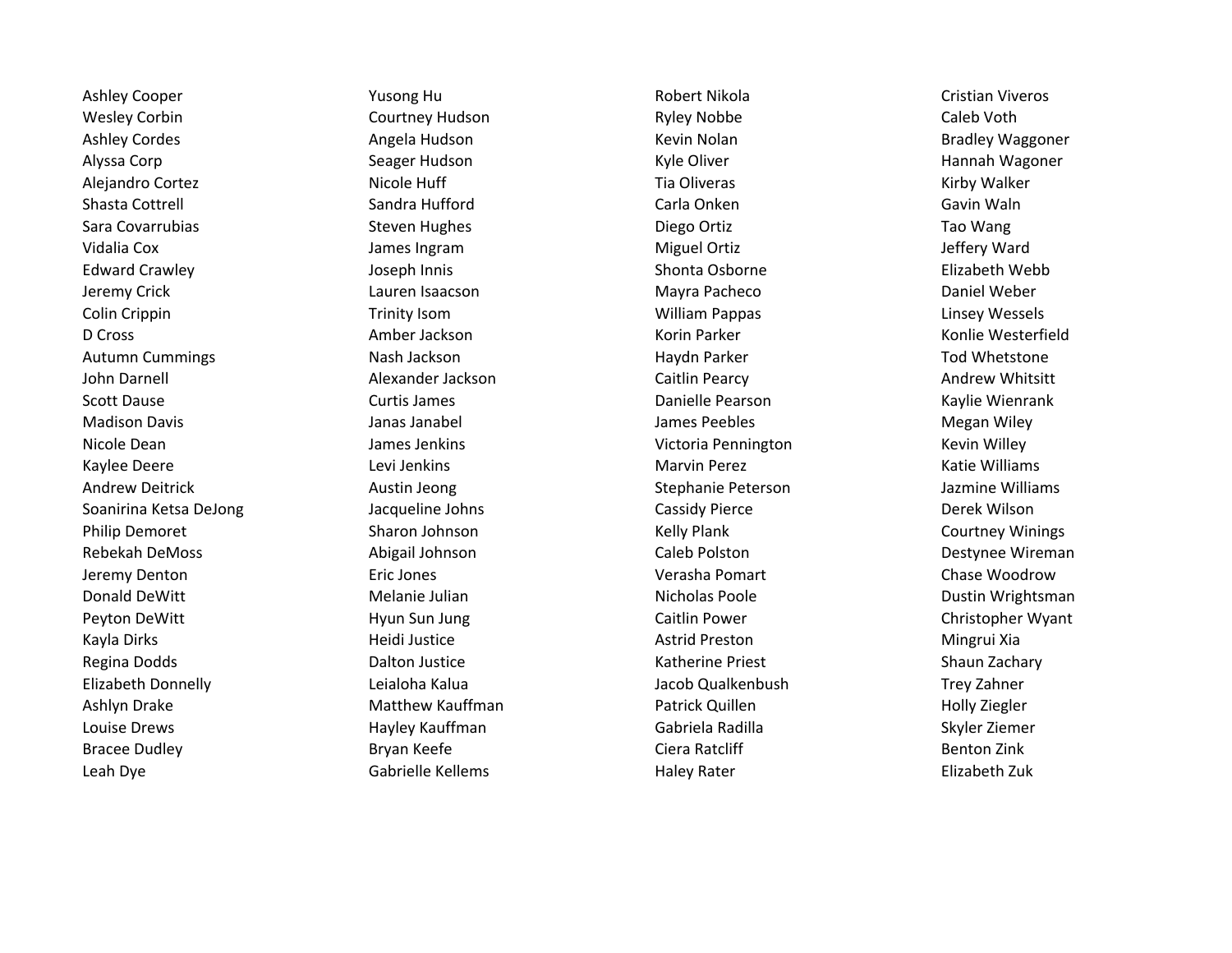Ashley Cooper
Wesley Corbin
Ashley Cordes
Alyssa Corp
Alejandro Cortez
Shasta Cottrell
Sara Covarrubias
Vidalia Cox
Edward Crawley
Jeremy Crick
Colin Crippin
D Cross
Autumn Cummings
John Darnell
Scott Dause
Madison Davis
Nicole Dean
Kaylee Deere
Andrew Deitrick
Soanirina Ketsa DeJong
Philip Demoret
Rebekah DeMoss
Jeremy Denton
Donald DeWitt
Peyton DeWitt
Kayla Dirks
Regina Dodds
Elizabeth Donnelly
Ashlyn Drake
Louise Drews
Bracee Dudley
Leah Dye

Yusong Hu
Courtney Hudson
Angela Hudson
Seager Hudson
Nicole Huff
Sandra Hufford
Steven Hughes
James Ingram
Joseph Innis
Lauren Isaacson
Trinity Isom
Amber Jackson
Nash Jackson
Alexander Jackson
Curtis James
Janas Janabel
James Jenkins
Levi Jenkins
Austin Jeong
Jacqueline Johns
Sharon Johnson
Abigail Johnson
Eric Jones
Melanie Julian
Hyun Sun Jung
Heidi Justice
Dalton Justice
Leialoha Kalua
Matthew Kauffman
Hayley Kauffman
Bryan Keefe
Gabrielle Kellems

Robert Nikola
Ryley Nobbe
Kevin Nolan
Kyle Oliver
Tia Oliveras
Carla Onken
Diego Ortiz
Miguel Ortiz
Shonta Osborne
Mayra Pacheco
William Pappas
Korin Parker
Haydn Parker
Caitlin Pearcy
Danielle Pearson
James Peebles
Victoria Pennington
Marvin Perez
Stephanie Peterson
Cassidy Pierce
Kelly Plank
Caleb Polston
Verasha Pomart
Nicholas Poole
Caitlin Power
Astrid Preston
Katherine Priest
Jacob Qualkenbush
Patrick Quillen
Gabriela Radilla
Ciera Ratcliff
Haley Rater

Cristian Viveros
Caleb Voth
Bradley Waggoner
Hannah Wagoner
Kirby Walker
Gavin Waln
Tao Wang
Jeffery Ward
Elizabeth Webb
Daniel Weber
Linsey Wessels
Konlie Westerfield
Tod Whetstone
Andrew Whitsitt
Kaylie Wienrank
Megan Wiley
Kevin Willey
Katie Williams
Jazmine Williams
Derek Wilson
Courtney Winings
Destynee Wireman
Chase Woodrow
Dustin Wrightsman
Christopher Wyant
Mingrui Xia
Shaun Zachary
Trey Zahner
Holly Ziegler
Skyler Ziemer
Benton Zink
Elizabeth Zuk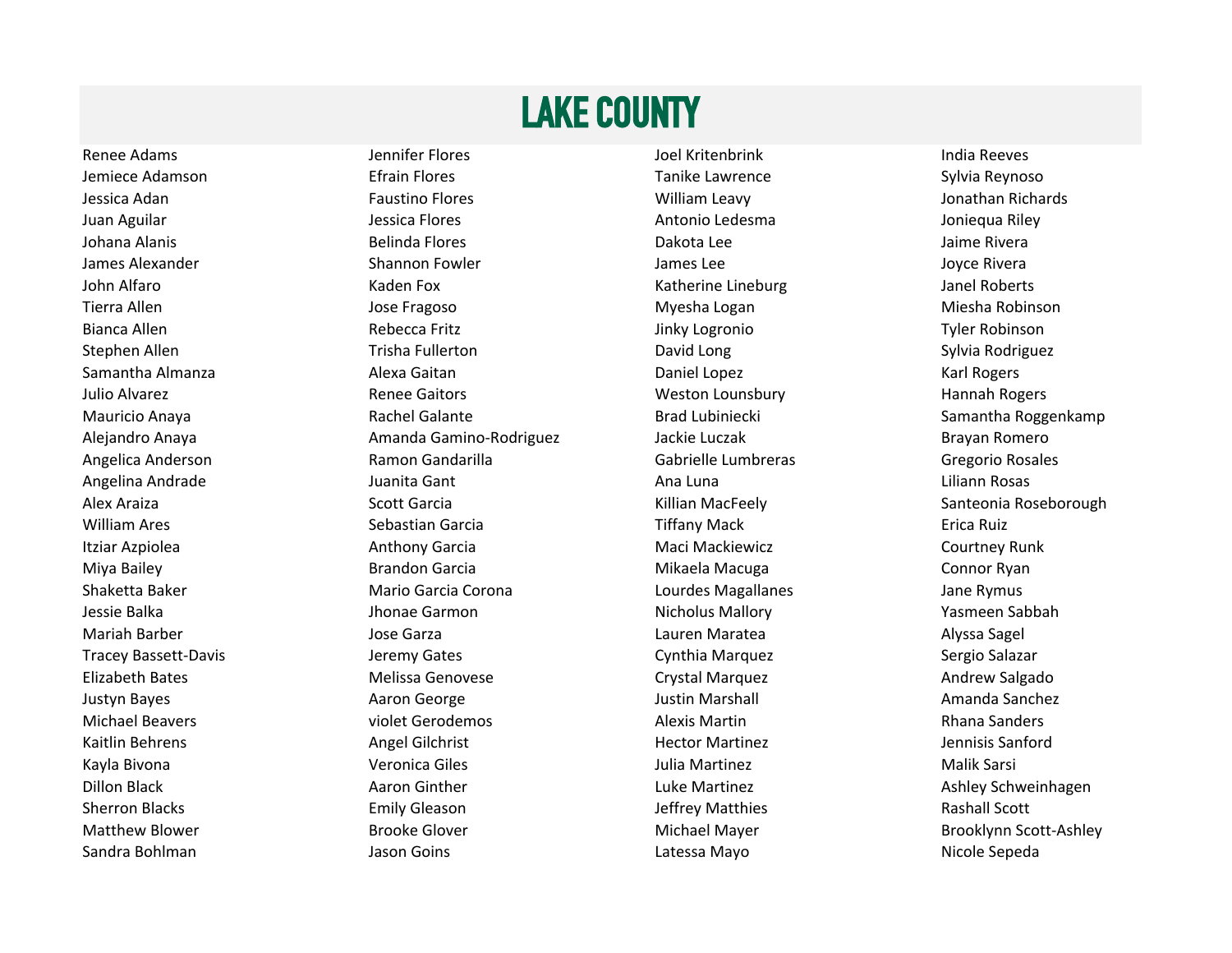# LAKE COUNTY

Renee Adams
Jemiece Adamson
Jessica Adan
Juan Aguilar
Johana Alanis
James Alexander
John Alfaro
Tierra Allen
Bianca Allen
Stephen Allen
Samantha Almanza
Julio Alvarez
Mauricio Anaya
Alejandro Anaya
Angelica Anderson
Angelina Andrade
Alex Araiza
William Ares
Itziar Azpiolea
Miya Bailey
Shaketta Baker
Jessie Balka
Mariah Barber
Tracey Bassett-Davis
Elizabeth Bates
Justyn Bayes
Michael Beavers
Kaitlin Behrens
Kayla Bivona
Dillon Black
Sherron Blacks
Matthew Blower
Sandra Bohlman

Jennifer Flores
Efrain Flores
Faustino Flores
Jessica Flores
Belinda Flores
Shannon Fowler
Kaden Fox
Jose Fragoso
Rebecca Fritz
Trisha Fullerton
Alexa Gaitan
Renee Gaitors
Rachel Galante
Amanda Gamino-Rodriguez
Ramon Gandarilla
Juanita Gant
Scott Garcia
Sebastian Garcia
Anthony Garcia
Brandon Garcia
Mario Garcia Corona
Jhonae Garmon
Jose Garza
Jeremy Gates
Melissa Genovese
Aaron George
violet Gerodemos
Angel Gilchrist
Veronica Giles
Aaron Ginther
Emily Gleason
Brooke Glover
Jason Goins

Joel Kritenbrink
Tanike Lawrence
William Leavy
Antonio Ledesma
Dakota Lee
James Lee
Katherine Lineburg
Myesha Logan
Jinky Logronio
David Long
Daniel Lopez
Weston Lounsbury
Brad Lubiniecki
Jackie Luczak
Gabrielle Lumbreras
Ana Luna
Killian MacFeely
Tiffany Mack
Maci Mackiewicz
Mikaela Macuga
Lourdes Magallanes
Nicholus Mallory
Lauren Maratea
Cynthia Marquez
Crystal Marquez
Justin Marshall
Alexis Martin
Hector Martinez
Julia Martinez
Luke Martinez
Jeffrey Matthies
Michael Mayer
Latessa Mayo

India Reeves
Sylvia Reynoso
Jonathan Richards
Joniequa Riley
Jaime Rivera
Joyce Rivera
Janel Roberts
Miesha Robinson
Tyler Robinson
Sylvia Rodriguez
Karl Rogers
Hannah Rogers
Samantha Roggenkamp
Brayan Romero
Gregorio Rosales
Liliann Rosas
Santeonia Roseborough
Erica Ruiz
Courtney Runk
Connor Ryan
Jane Rymus
Yasmeen Sabbah
Alyssa Sagel
Sergio Salazar
Andrew Salgado
Amanda Sanchez
Rhana Sanders
Jennisis Sanford
Malik Sarsi
Ashley Schweinhagen
Rashall Scott
Brooklynn Scott-Ashley
Nicole Sepeda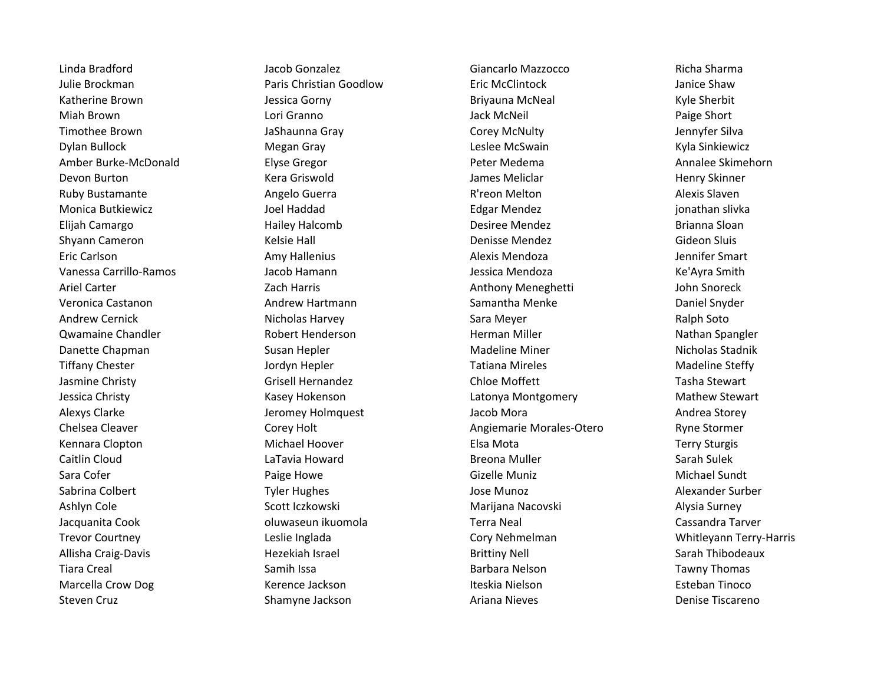Linda Bradford
Julie Brockman
Katherine Brown
Miah Brown
Timothee Brown
Dylan Bullock
Amber Burke-McDonald
Devon Burton
Ruby Bustamante
Monica Butkiewicz
Elijah Camargo
Shyann Cameron
Eric Carlson
Vanessa Carrillo-Ramos
Ariel Carter
Veronica Castanon
Andrew Cernick
Qwamaine Chandler
Danette Chapman
Tiffany Chester
Jasmine Christy
Jessica Christy
Alexys Clarke
Chelsea Cleaver
Kennara Clopton
Caitlin Cloud
Sara Cofer
Sabrina Colbert
Ashlyn Cole
Jacquanita Cook
Trevor Courtney
Allisha Craig-Davis
Tiara Creal
Marcella Crow Dog
Steven Cruz

Jacob Gonzalez
Paris Christian Goodlow
Jessica Gorny
Lori Granno
JaShaunna Gray
Megan Gray
Elyse Gregor
Kera Griswold
Angelo Guerra
Joel Haddad
Hailey Halcomb
Kelsie Hall
Amy Hallenius
Jacob Hamann
Zach Harris
Andrew Hartmann
Nicholas Harvey
Robert Henderson
Susan Hepler
Jordyn Hepler
Grisell Hernandez
Kasey Hokenson
Jeromey Holmquest
Corey Holt
Michael Hoover
LaTavia Howard
Paige Howe
Tyler Hughes
Scott Iczkowski
oluwaseun ikuomola
Leslie Inglada
Hezekiah Israel
Samih Issa
Kerence Jackson
Shamyne Jackson

Giancarlo Mazzocco
Eric McClintock
Briyauna McNeal
Jack McNeil
Corey McNulty
Leslee McSwain
Peter Medema
James Meliclar
R'reon Melton
Edgar Mendez
Desiree Mendez
Denisse Mendez
Alexis Mendoza
Jessica Mendoza
Anthony Meneghetti
Samantha Menke
Sara Meyer
Herman Miller
Madeline Miner
Tatiana Mireles
Chloe Moffett
Latonya Montgomery
Jacob Mora
Angiemarie Morales-Otero
Elsa Mota
Breona Muller
Gizelle Muniz
Jose Munoz
Marijana Nacovski
Terra Neal
Cory Nehmelman
Brittiny Nell
Barbara Nelson
Iteskia Nielson
Ariana Nieves

Richa Sharma
Janice Shaw
Kyle Sherbit
Paige Short
Jennyfer Silva
Kyla Sinkiewicz
Annalee Skimehorn
Henry Skinner
Alexis Slaven
jonathan slivka
Brianna Sloan
Gideon Sluis
Jennifer Smart
Ke'Ayra Smith
John Snoreck
Daniel Snyder
Ralph Soto
Nathan Spangler
Nicholas Stadnik
Madeline Steffy
Tasha Stewart
Mathew Stewart
Andrea Storey
Ryne Stormer
Terry Sturgis
Sarah Sulek
Michael Sundt
Alexander Surber
Alysia Surney
Cassandra Tarver
Whitleyann Terry-Harris
Sarah Thibodeaux
Tawny Thomas
Esteban Tinoco
Denise Tiscareno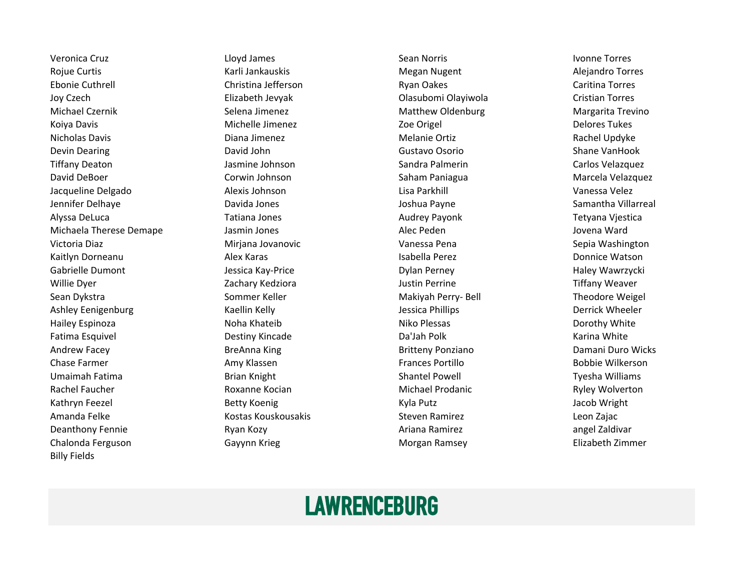Veronica Cruz
Rojue Curtis
Ebonie Cuthrell
Joy Czech
Michael Czernik
Koiya Davis
Nicholas Davis
Devin Dearing
Tiffany Deaton
David DeBoer
Jacqueline Delgado
Jennifer Delhaye
Alyssa DeLuca
Michaela Therese Demape
Victoria Diaz
Kaitlyn Dorneanu
Gabrielle Dumont
Willie Dyer
Sean Dykstra
Ashley Eenigenburg
Hailey Espinoza
Fatima Esquivel
Andrew Facey
Chase Farmer
Umaimah Fatima
Rachel Faucher
Kathryn Feezel
Amanda Felke
Deanthony Fennie
Chalonda Ferguson
Billy Fields

Lloyd James
Karli Jankauskis
Christina Jefferson
Elizabeth Jevyak
Selena Jimenez
Michelle Jimenez
Diana Jimenez
David John
Jasmine Johnson
Corwin Johnson
Alexis Johnson
Davida Jones
Tatiana Jones
Jasmin Jones
Mirjana Jovanovic
Alex Karas
Jessica Kay-Price
Zachary Kedziora
Sommer Keller
Kaellin Kelly
Noha Khateib
Destiny Kincade
BreAnna King
Amy Klassen
Brian Knight
Roxanne Kocian
Betty Koenig
Kostas Kouskousakis
Ryan Kozy
Gayynn Krieg

Sean Norris
Megan Nugent
Ryan Oakes
Olasubomi Olayiwola
Matthew Oldenburg
Zoe Origel
Melanie Ortiz
Gustavo Osorio
Sandra Palmerin
Saham Paniagua
Lisa Parkhill
Joshua Payne
Audrey Payonk
Alec Peden
Vanessa Pena
Isabella Perez
Dylan Perney
Justin Perrine
Makiyah Perry- Bell
Jessica Phillips
Niko Plessas
Da'Jah Polk
Britteny Ponziano
Frances Portillo
Shantel Powell
Michael Prodanic
Kyla Putz
Steven Ramirez
Ariana Ramirez
Morgan Ramsey

Ivonne Torres
Alejandro Torres
Caritina Torres
Cristian Torres
Margarita Trevino
Delores Tukes
Rachel Updyke
Shane VanHook
Carlos Velazquez
Marcela Velazquez
Vanessa Velez
Samantha Villarreal
Tetyana Vjestica
Jovena Ward
Sepia Washington
Donnice Watson
Haley Wawrzycki
Tiffany Weaver
Theodore Weigel
Derrick Wheeler
Dorothy White
Karina White
Damani Duro Wicks
Bobbie Wilkerson
Tyesha Williams
Ryley Wolverton
Jacob Wright
Leon Zajac
angel Zaldivar
Elizabeth Zimmer

## LAWRENCEBURG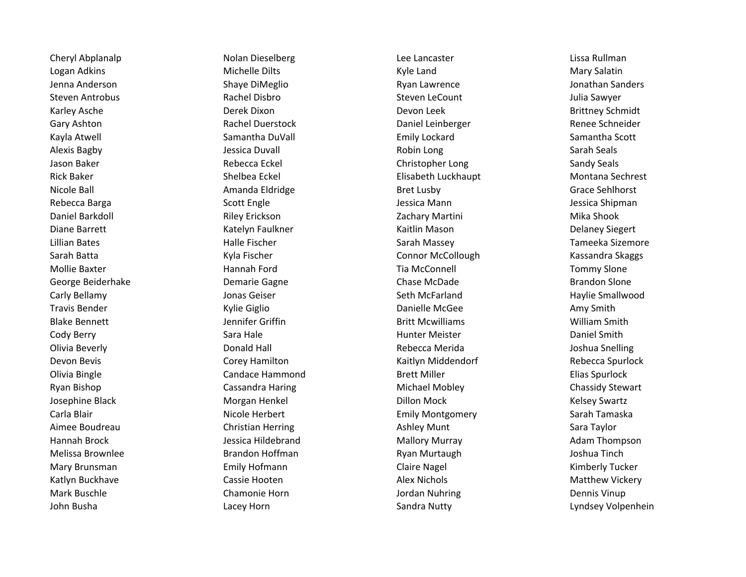Cheryl Abplanalp
Logan Adkins
Jenna Anderson
Steven Antrobus
Karley Asche
Gary Ashton
Kayla Atwell
Alexis Bagby
Jason Baker
Rick Baker
Nicole Ball
Rebecca Barga
Daniel Barkdoll
Diane Barrett
Lillian Bates
Sarah Batta
Mollie Baxter
George Beiderhake
Carly Bellamy
Travis Bender
Blake Bennett
Cody Berry
Olivia Beverly
Devon Bevis
Olivia Bingle
Ryan Bishop
Josephine Black
Carla Blair
Aimee Boudreau
Hannah Brock
Melissa Brownlee
Mary Brunsman
Katlyn Buckhave
Mark Buschle
John Busha

Nolan Dieselberg
Michelle Dilts
Shaye DiMeglio
Rachel Disbro
Derek Dixon
Rachel Duerstock
Samantha DuVall
Jessica Duvall
Rebecca Eckel
Shelbea Eckel
Amanda Eldridge
Scott Engle
Riley Erickson
Katelyn Faulkner
Halle Fischer
Kyla Fischer
Hannah Ford
Demarie Gagne
Jonas Geiser
Kylie Giglio
Jennifer Griffin
Sara Hale
Donald Hall
Corey Hamilton
Candace Hammond
Cassandra Haring
Morgan Henkel
Nicole Herbert
Christian Herring
Jessica Hildebrand
Brandon Hoffman
Emily Hofmann
Cassie Hooten
Chamonie Horn
Lacey Horn

Lee Lancaster
Kyle Land
Ryan Lawrence
Steven LeCount
Devon Leek
Daniel Leinberger
Emily Lockard
Robin Long
Christopher Long
Elisabeth Luckhaupt
Bret Lusby
Jessica Mann
Zachary Martini
Kaitlin Mason
Sarah Massey
Connor McCollough
Tia McConnell
Chase McDade
Seth McFarland
Danielle McGee
Britt Mcwilliams
Hunter Meister
Rebecca Merida
Kaitlyn Middendorf
Brett Miller
Michael Mobley
Dillon Mock
Emily Montgomery
Ashley Munt
Mallory Murray
Ryan Murtaugh
Claire Nagel
Alex Nichols
Jordan Nuhring
Sandra Nutty

Lissa Rullman
Mary Salatin
Jonathan Sanders
Julia Sawyer
Brittney Schmidt
Renee Schneider
Samantha Scott
Sarah Seals
Sandy Seals
Montana Sechrest
Grace Sehlhorst
Jessica Shipman
Mika Shook
Delaney Siegert
Tameeka Sizemore
Kassandra Skaggs
Tommy Slone
Brandon Slone
Haylie Smallwood
Amy Smith
William Smith
Daniel Smith
Joshua Snelling
Rebecca Spurlock
Elias Spurlock
Chassidy Stewart
Kelsey Swartz
Sarah Tamaska
Sara Taylor
Adam Thompson
Joshua Tinch
Kimberly Tucker
Matthew Vickery
Dennis Vinup
Lyndsey Volpenhein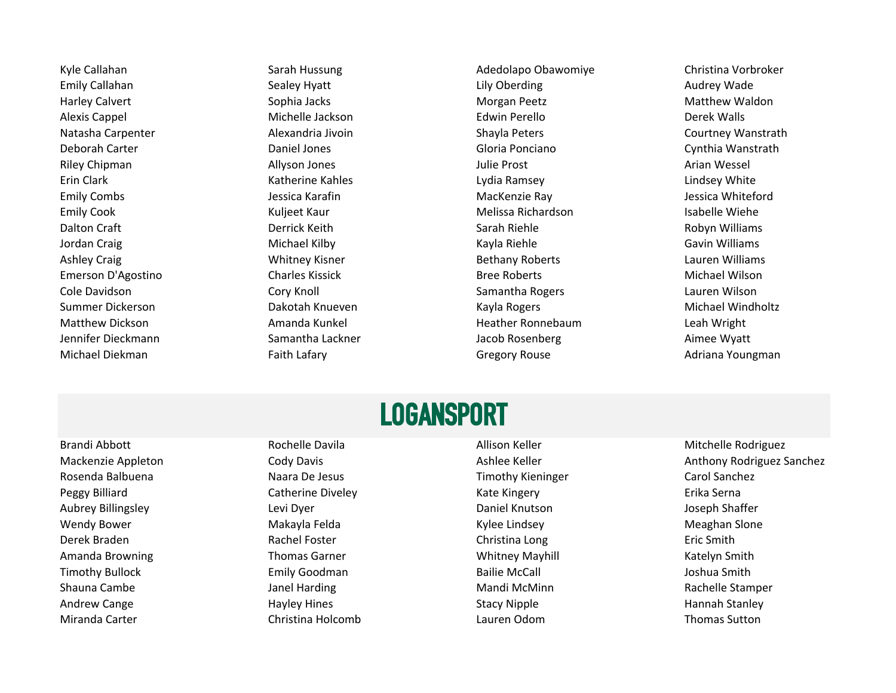Kyle Callahan
Emily Callahan
Harley Calvert
Alexis Cappel
Natasha Carpenter
Deborah Carter
Riley Chipman
Erin Clark
Emily Combs
Emily Cook
Dalton Craft
Jordan Craig
Ashley Craig
Emerson D'Agostino
Cole Davidson
Summer Dickerson
Matthew Dickson
Jennifer Dieckmann
Michael Diekman

Sarah Hussung
Sealey Hyatt
Sophia Jacks
Michelle Jackson
Alexandria Jivoin
Daniel Jones
Allyson Jones
Katherine Kahles
Jessica Karafin
Kuljeet Kaur
Derrick Keith
Michael Kilby
Whitney Kisner
Charles Kissick
Cory Knoll
Dakotah Knueven
Amanda Kunkel
Samantha Lackner
Faith Lafary

Adedolapo Obawomiye
Lily Oberding
Morgan Peetz
Edwin Perello
Shayla Peters
Gloria Ponciano
Julie Prost
Lydia Ramsey
MacKenzie Ray
Melissa Richardson
Sarah Riehle
Kayla Riehle
Bethany Roberts
Bree Roberts
Samantha Rogers
Kayla Rogers
Heather Ronnebaum
Jacob Rosenberg
Gregory Rouse

Christina Vorbroker
Audrey Wade
Matthew Waldon
Derek Walls
Courtney Wanstrath
Cynthia Wanstrath
Arian Wessel
Lindsey White
Jessica Whiteford
Isabelle Wiehe
Robyn Williams
Gavin Williams
Lauren Williams
Michael Wilson
Lauren Wilson
Michael Windholtz
Leah Wright
Aimee Wyatt
Adriana Youngman

## LOGANSPORT

Brandi Abbott
Mackenzie Appleton
Rosenda Balbuena
Peggy Billiard
Aubrey Billingsley
Wendy Bower
Derek Braden
Amanda Browning
Timothy Bullock
Shauna Cambe
Andrew Cange
Miranda Carter

Rochelle Davila
Cody Davis
Naara De Jesus
Catherine Diveley
Levi Dyer
Makayla Felda
Rachel Foster
Thomas Garner
Emily Goodman
Janel Harding
Hayley Hines
Christina Holcomb

Allison Keller
Ashlee Keller
Timothy Kieninger
Kate Kingery
Daniel Knutson
Kylee Lindsey
Christina Long
Whitney Mayhill
Bailie McCall
Mandi McMinn
Stacy Nipple
Lauren Odom

Mitchelle Rodriguez
Anthony Rodriguez Sanchez
Carol Sanchez
Erika Serna
Joseph Shaffer
Meaghan Slone
Eric Smith
Katelyn Smith
Joshua Smith
Rachelle Stamper
Hannah Stanley
Thomas Sutton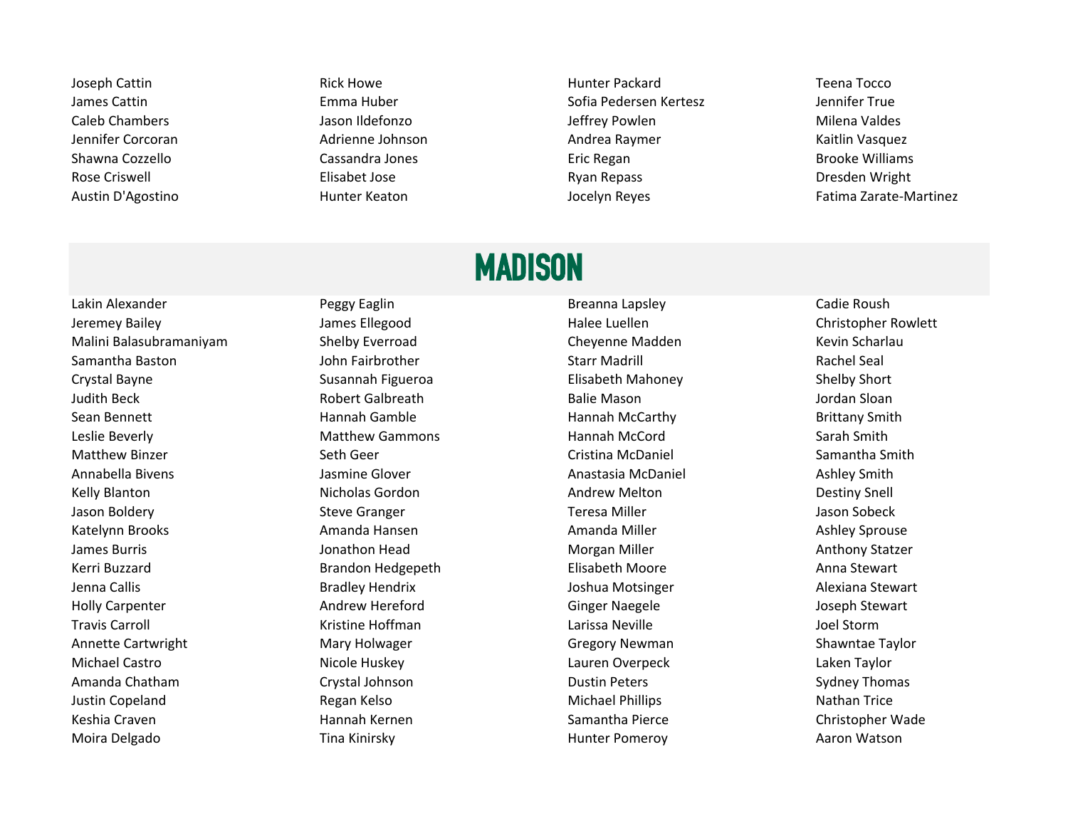Joseph Cattin
James Cattin
Caleb Chambers
Jennifer Corcoran
Shawna Cozzello
Rose Criswell
Austin D'Agostino
Rick Howe
Emma Huber
Jason Ildefonzo
Adrienne Johnson
Cassandra Jones
Elisabet Jose
Hunter Keaton
Hunter Packard
Sofia Pedersen Kertesz
Jeffrey Powlen
Andrea Raymer
Eric Regan
Ryan Repass
Jocelyn Reyes
Teena Tocco
Jennifer True
Milena Valdes
Kaitlin Vasquez
Brooke Williams
Dresden Wright
Fatima Zarate-Martinez

## MADISON

Lakin Alexander
Jeremey Bailey
Malini Balasubramaniyam
Samantha Baston
Crystal Bayne
Judith Beck
Sean Bennett
Leslie Beverly
Matthew Binzer
Annabella Bivens
Kelly Blanton
Jason Boldery
Katelynn Brooks
James Burris
Kerri Buzzard
Jenna Callis
Holly Carpenter
Travis Carroll
Annette Cartwright
Michael Castro
Amanda Chatham
Justin Copeland
Keshia Craven
Moira Delgado
Peggy Eaglin
James Ellegood
Shelby Everroad
John Fairbrother
Susannah Figueroa
Robert Galbreath
Hannah Gamble
Matthew Gammons
Seth Geer
Jasmine Glover
Nicholas Gordon
Steve Granger
Amanda Hansen
Jonathon Head
Brandon Hedgepeth
Bradley Hendrix
Andrew Hereford
Kristine Hoffman
Mary Holwager
Nicole Huskey
Crystal Johnson
Regan Kelso
Hannah Kernen
Tina Kinirsky
Breanna Lapsley
Halee Luellen
Cheyenne Madden
Starr Madrill
Elisabeth Mahoney
Balie Mason
Hannah McCarthy
Hannah McCord
Cristina McDaniel
Anastasia McDaniel
Andrew Melton
Teresa Miller
Amanda Miller
Morgan Miller
Elisabeth Moore
Joshua Motsinger
Ginger Naegele
Larissa Neville
Gregory Newman
Lauren Overpeck
Dustin Peters
Michael Phillips
Samantha Pierce
Hunter Pomeroy
Cadie Roush
Christopher Rowlett
Kevin Scharlau
Rachel Seal
Shelby Short
Jordan Sloan
Brittany Smith
Sarah Smith
Samantha Smith
Ashley Smith
Destiny Snell
Jason Sobeck
Ashley Sprouse
Anthony Statzer
Anna Stewart
Alexiana Stewart
Joseph Stewart
Joel Storm
Shawntae Taylor
Laken Taylor
Sydney Thomas
Nathan Trice
Christopher Wade
Aaron Watson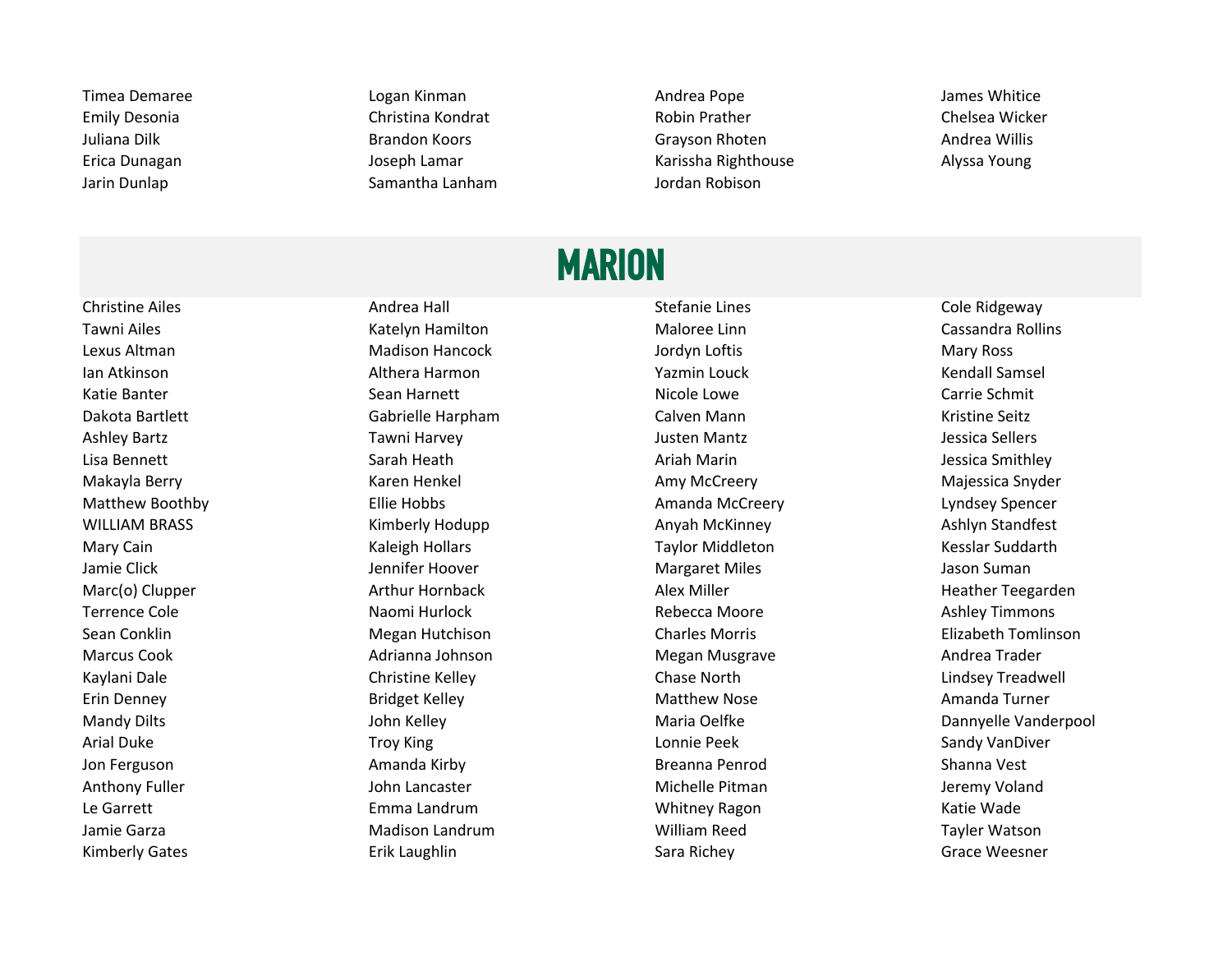Timea Demaree
Emily Desonia
Juliana Dilk
Erica Dunagan
Jarin Dunlap
Logan Kinman
Christina Kondrat
Brandon Koors
Joseph Lamar
Samantha Lanham
Andrea Pope
Robin Prather
Grayson Rhoten
Karissha Righthouse
Jordan Robison
James Whitice
Chelsea Wicker
Andrea Willis
Alyssa Young

# MARION

Christine Ailes
Tawni Ailes
Lexus Altman
Ian Atkinson
Katie Banter
Dakota Bartlett
Ashley Bartz
Lisa Bennett
Makayla Berry
Matthew Boothby
WILLIAM BRASS
Mary Cain
Jamie Click
Marc(o) Clupper
Terrence Cole
Sean Conklin
Marcus Cook
Kaylani Dale
Erin Denney
Mandy Dilts
Arial Duke
Jon Ferguson
Anthony Fuller
Le Garrett
Jamie Garza
Kimberly Gates
Andrea Hall
Katelyn Hamilton
Madison Hancock
Althera Harmon
Sean Harnett
Gabrielle Harpham
Tawni Harvey
Sarah Heath
Karen Henkel
Ellie Hobbs
Kimberly Hodupp
Kaleigh Hollars
Jennifer Hoover
Arthur Hornback
Naomi Hurlock
Megan Hutchison
Adrianna Johnson
Christine Kelley
Bridget Kelley
John Kelley
Troy King
Amanda Kirby
John Lancaster
Emma Landrum
Madison Landrum
Erik Laughlin
Stefanie Lines
Maloree Linn
Jordyn Loftis
Yazmin Louck
Nicole Lowe
Calven Mann
Justen Mantz
Ariah Marin
Amy McCreery
Amanda McCreery
Anyah McKinney
Taylor Middleton
Margaret Miles
Alex Miller
Rebecca Moore
Charles Morris
Megan Musgrave
Chase North
Matthew Nose
Maria Oelfke
Lonnie Peek
Breanna Penrod
Michelle Pitman
Whitney Ragon
William Reed
Sara Richey
Cole Ridgeway
Cassandra Rollins
Mary Ross
Kendall Samsel
Carrie Schmit
Kristine Seitz
Jessica Sellers
Jessica Smithley
Majessica Snyder
Lyndsey Spencer
Ashlyn Standfest
Kesslar Suddarth
Jason Suman
Heather Teegarden
Ashley Timmons
Elizabeth Tomlinson
Andrea Trader
Lindsey Treadwell
Amanda Turner
Dannyelle Vanderpool
Sandy VanDiver
Shanna Vest
Jeremy Voland
Katie Wade
Tayler Watson
Grace Weesner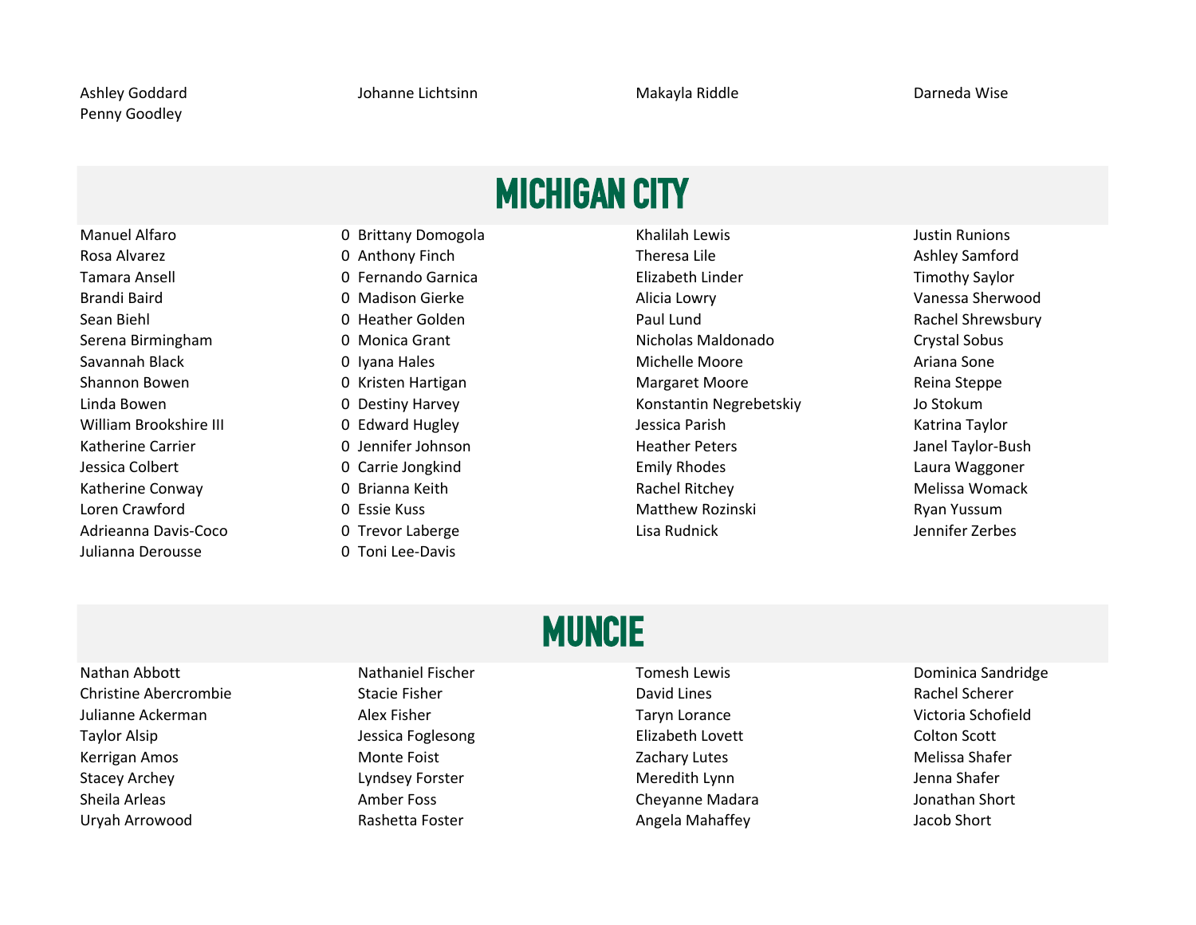Ashley Goddard
Penny Goodley
Johanne Lichtsinn
Makayla Riddle
Darneda Wise

# MICHIGAN CITY

Manuel Alfaro
Rosa Alvarez
Tamara Ansell
Brandi Baird
Sean Biehl
Serena Birmingham
Savannah Black
Shannon Bowen
Linda Bowen
William Brookshire III
Katherine Carrier
Jessica Colbert
Katherine Conway
Loren Crawford
Adrieanna Davis-Coco
Julianna Derousse
0 Brittany Domogola
0 Anthony Finch
0 Fernando Garnica
0 Madison Gierke
0 Heather Golden
0 Monica Grant
0 Iyana Hales
0 Kristen Hartigan
0 Destiny Harvey
0 Edward Hugley
0 Jennifer Johnson
0 Carrie Jongkind
0 Brianna Keith
0 Essie Kuss
0 Trevor Laberge
0 Toni Lee-Davis
Khalilah Lewis
Theresa Lile
Elizabeth Linder
Alicia Lowry
Paul Lund
Nicholas Maldonado
Michelle Moore
Margaret Moore
Konstantin Negrebetskiy
Jessica Parish
Heather Peters
Emily Rhodes
Rachel Ritchey
Matthew Rozinski
Lisa Rudnick
Justin Runions
Ashley Samford
Timothy Saylor
Vanessa Sherwood
Rachel Shrewsbury
Crystal Sobus
Ariana Sone
Reina Steppe
Jo Stokum
Katrina Taylor
Janel Taylor-Bush
Laura Waggoner
Melissa Womack
Ryan Yussum
Jennifer Zerbes

# MUNCIE

Nathan Abbott
Christine Abercrombie
Julianne Ackerman
Taylor Alsip
Kerrigan Amos
Stacey Archey
Sheila Arleas
Uryah Arrowood
Nathaniel Fischer
Stacie Fisher
Alex Fisher
Jessica Foglesong
Monte Foist
Lyndsey Forster
Amber Foss
Rashetta Foster
Tomesh Lewis
David Lines
Taryn Lorance
Elizabeth Lovett
Zachary Lutes
Meredith Lynn
Cheyanne Madara
Angela Mahaffey
Dominica Sandridge
Rachel Scherer
Victoria Schofield
Colton Scott
Melissa Shafer
Jenna Shafer
Jonathan Short
Jacob Short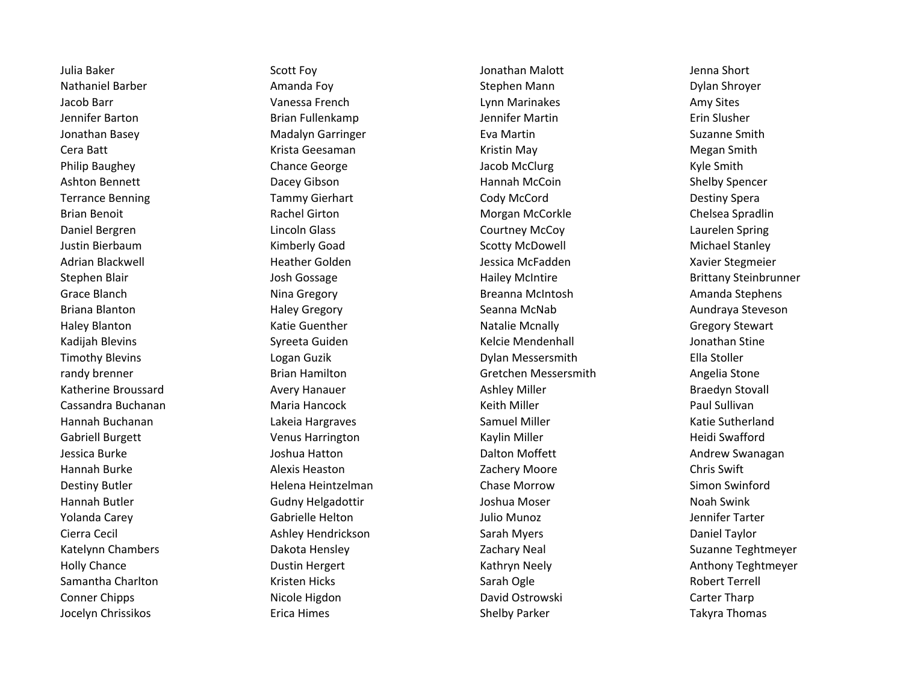Julia Baker
Nathaniel Barber
Jacob Barr
Jennifer Barton
Jonathan Basey
Cera Batt
Philip Baughey
Ashton Bennett
Terrance Benning
Brian Benoit
Daniel Bergren
Justin Bierbaum
Adrian Blackwell
Stephen Blair
Grace Blanch
Briana Blanton
Haley Blanton
Kadijah Blevins
Timothy Blevins
randy brenner
Katherine Broussard
Cassandra Buchanan
Hannah Buchanan
Gabriell Burgett
Jessica Burke
Hannah Burke
Destiny Butler
Hannah Butler
Yolanda Carey
Cierra Cecil
Katelynn Chambers
Holly Chance
Samantha Charlton
Conner Chipps
Jocelyn Chrissikos

Scott Foy
Amanda Foy
Vanessa French
Brian Fullenkamp
Madalyn Garringer
Krista Geesaman
Chance George
Dacey Gibson
Tammy Gierhart
Rachel Girton
Lincoln Glass
Kimberly Goad
Heather Golden
Josh Gossage
Nina Gregory
Haley Gregory
Katie Guenther
Syreeta Guiden
Logan Guzik
Brian Hamilton
Avery Hanauer
Maria Hancock
Lakeia Hargraves
Venus Harrington
Joshua Hatton
Alexis Heaston
Helena Heintzelman
Gudny Helgadottir
Gabrielle Helton
Ashley Hendrickson
Dakota Hensley
Dustin Hergert
Kristen Hicks
Nicole Higdon
Erica Himes

Jonathan Malott
Stephen Mann
Lynn Marinakes
Jennifer Martin
Eva Martin
Kristin May
Jacob McClurg
Hannah McCoin
Cody McCord
Morgan McCorkle
Courtney McCoy
Scotty McDowell
Jessica McFadden
Hailey McIntire
Breanna McIntosh
Seanna McNab
Natalie Mcnally
Kelcie Mendenhall
Dylan Messersmith
Gretchen Messersmith
Ashley Miller
Keith Miller
Samuel Miller
Kaylin Miller
Dalton Moffett
Zachery Moore
Chase Morrow
Joshua Moser
Julio Munoz
Sarah Myers
Zachary Neal
Kathryn Neely
Sarah Ogle
David Ostrowski
Shelby Parker

Jenna Short
Dylan Shroyer
Amy Sites
Erin Slusher
Suzanne Smith
Megan Smith
Kyle Smith
Shelby Spencer
Destiny Spera
Chelsea Spradlin
Laurelen Spring
Michael Stanley
Xavier Stegmeier
Brittany Steinbrunner
Amanda Stephens
Aundraya Steveson
Gregory Stewart
Jonathan Stine
Ella Stoller
Angelia Stone
Braedyn Stovall
Paul Sullivan
Katie Sutherland
Heidi Swafford
Andrew Swanagan
Chris Swift
Simon Swinford
Noah Swink
Jennifer Tarter
Daniel Taylor
Suzanne Teghtmeyer
Anthony Teghtmeyer
Robert Terrell
Carter Tharp
Takyra Thomas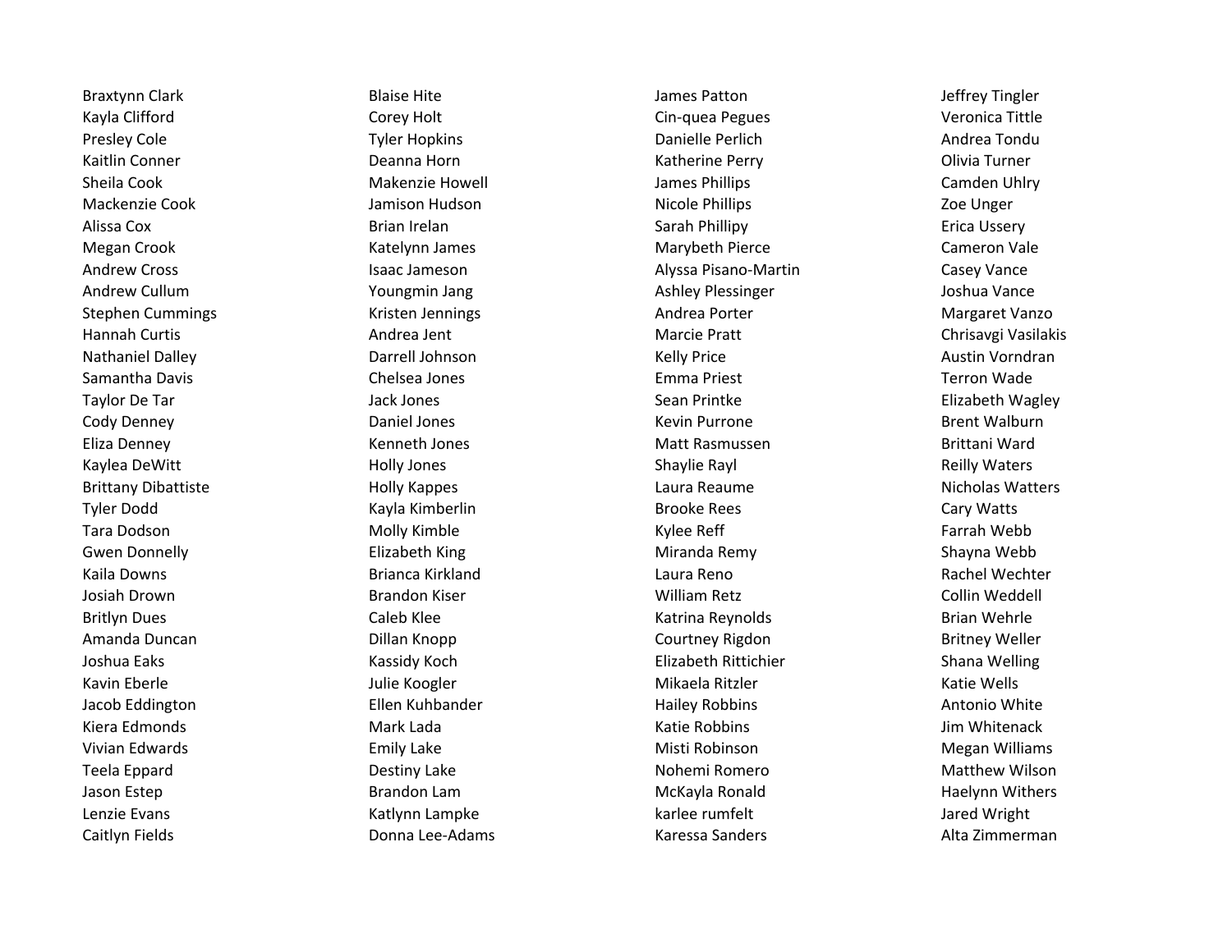Braxtynn Clark
Kayla Clifford
Presley Cole
Kaitlin Conner
Sheila Cook
Mackenzie Cook
Alissa Cox
Megan Crook
Andrew Cross
Andrew Cullum
Stephen Cummings
Hannah Curtis
Nathaniel Dalley
Samantha Davis
Taylor De Tar
Cody Denney
Eliza Denney
Kaylea DeWitt
Brittany Dibattiste
Tyler Dodd
Tara Dodson
Gwen Donnelly
Kaila Downs
Josiah Drown
Britlyn Dues
Amanda Duncan
Joshua Eaks
Kavin Eberle
Jacob Eddington
Kiera Edmonds
Vivian Edwards
Teela Eppard
Jason Estep
Lenzie Evans
Caitlyn Fields

Blaise Hite
Corey Holt
Tyler Hopkins
Deanna Horn
Makenzie Howell
Jamison Hudson
Brian Irelan
Katelynn James
Isaac Jameson
Youngmin Jang
Kristen Jennings
Andrea Jent
Darrell Johnson
Chelsea Jones
Jack Jones
Daniel Jones
Kenneth Jones
Holly Jones
Holly Kappes
Kayla Kimberlin
Molly Kimble
Elizabeth King
Brianca Kirkland
Brandon Kiser
Caleb Klee
Dillan Knopp
Kassidy Koch
Julie Koogler
Ellen Kuhbander
Mark Lada
Emily Lake
Destiny Lake
Brandon Lam
Katlynn Lampke
Donna Lee-Adams

James Patton
Cin-quea Pegues
Danielle Perlich
Katherine Perry
James Phillips
Nicole Phillips
Sarah Phillipy
Marybeth Pierce
Alyssa Pisano-Martin
Ashley Plessinger
Andrea Porter
Marcie Pratt
Kelly Price
Emma Priest
Sean Printke
Kevin Purrone
Matt Rasmussen
Shaylie Rayl
Laura Reaume
Brooke Rees
Kylee Reff
Miranda Remy
Laura Reno
William Retz
Katrina Reynolds
Courtney Rigdon
Elizabeth Rittichier
Mikaela Ritzler
Hailey Robbins
Katie Robbins
Misti Robinson
Nohemi Romero
McKayla Ronald
karlee rumfelt
Karessa Sanders

Jeffrey Tingler
Veronica Tittle
Andrea Tondu
Olivia Turner
Camden Uhlry
Zoe Unger
Erica Ussery
Cameron Vale
Casey Vance
Joshua Vance
Margaret Vanzo
Chrisavgi Vasilakis
Austin Vorndran
Terron Wade
Elizabeth Wagley
Brent Walburn
Brittani Ward
Reilly Waters
Nicholas Watters
Cary Watts
Farrah Webb
Shayna Webb
Rachel Wechter
Collin Weddell
Brian Wehrle
Britney Weller
Shana Welling
Katie Wells
Antonio White
Jim Whitenack
Megan Williams
Matthew Wilson
Haelynn Withers
Jared Wright
Alta Zimmerman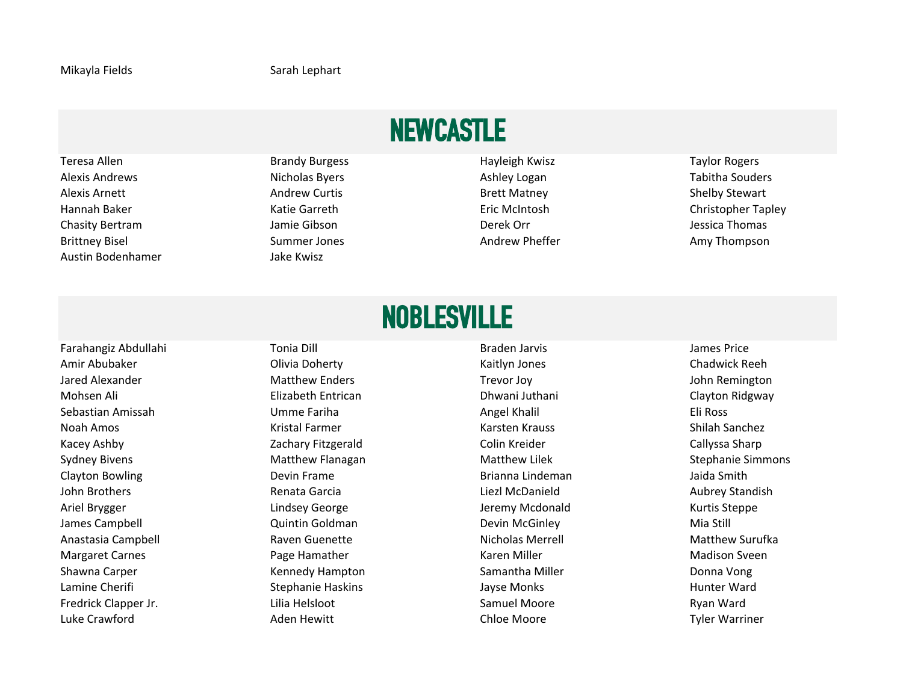Mikayla Fields
Sarah Lephart

## NEWCASTLE

Teresa Allen
Alexis Andrews
Alexis Arnett
Hannah Baker
Chasity Bertram
Brittney Bisel
Austin Bodenhamer
Brandy Burgess
Nicholas Byers
Andrew Curtis
Katie Garreth
Jamie Gibson
Summer Jones
Jake Kwisz
Hayleigh Kwisz
Ashley Logan
Brett Matney
Eric McIntosh
Derek Orr
Andrew Pheffer
Taylor Rogers
Tabitha Souders
Shelby Stewart
Christopher Tapley
Jessica Thomas
Amy Thompson

## NOBLESVILLE

Farahangiz Abdullahi
Amir Abubaker
Jared Alexander
Mohsen Ali
Sebastian Amissah
Noah Amos
Kacey Ashby
Sydney Bivens
Clayton Bowling
John Brothers
Ariel Brygger
James Campbell
Anastasia Campbell
Margaret Carnes
Shawna Carper
Lamine Cherifi
Fredrick Clapper Jr.
Luke Crawford
Tonia Dill
Olivia Doherty
Matthew Enders
Elizabeth Entrican
Umme Fariha
Kristal Farmer
Zachary Fitzgerald
Matthew Flanagan
Devin Frame
Renata Garcia
Lindsey George
Quintin Goldman
Raven Guenette
Page Hamather
Kennedy Hampton
Stephanie Haskins
Lilia Helsloot
Aden Hewitt
Braden Jarvis
Kaitlyn Jones
Trevor Joy
Dhwani Juthani
Angel Khalil
Karsten Krauss
Colin Kreider
Matthew Lilek
Brianna Lindeman
Liezl McDanield
Jeremy Mcdonald
Devin McGinley
Nicholas Merrell
Karen Miller
Samantha Miller
Jayse Monks
Samuel Moore
Chloe Moore
James Price
Chadwick Reeh
John Remington
Clayton Ridgway
Eli Ross
Shilah Sanchez
Callyssa Sharp
Stephanie Simmons
Jaida Smith
Aubrey Standish
Kurtis Steppe
Mia Still
Matthew Surufka
Madison Sveen
Donna Vong
Hunter Ward
Ryan Ward
Tyler Warriner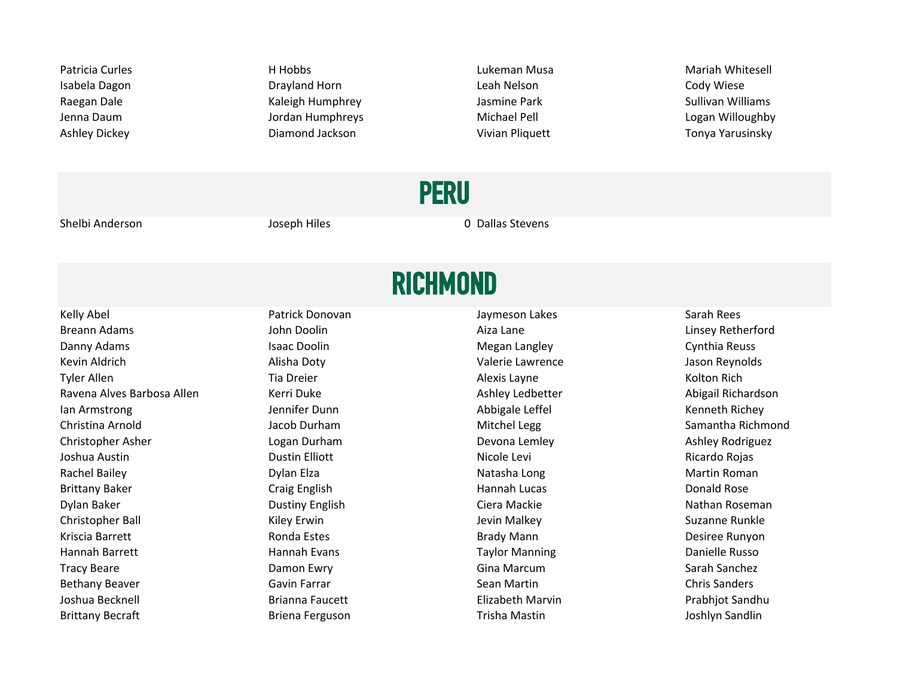Patricia Curles
Isabela Dagon
Raegan Dale
Jenna Daum
Ashley Dickey
H Hobbs
Drayland Horn
Kaleigh Humphrey
Jordan Humphreys
Diamond Jackson
Lukeman Musa
Leah Nelson
Jasmine Park
Michael Pell
Vivian Pliquett
Mariah Whitesell
Cody Wiese
Sullivan Williams
Logan Willoughby
Tonya Yarusinsky

## PERU

Shelbi Anderson
Joseph Hiles
0
Dallas Stevens

## RICHMOND

Kelly Abel
Breann Adams
Danny Adams
Kevin Aldrich
Tyler Allen
Ravena Alves Barbosa Allen
Ian Armstrong
Christina Arnold
Christopher Asher
Joshua Austin
Rachel Bailey
Brittany Baker
Dylan Baker
Christopher Ball
Kriscia Barrett
Hannah Barrett
Tracy Beare
Bethany Beaver
Joshua Becknell
Brittany Becraft
Patrick Donovan
John Doolin
Isaac Doolin
Alisha Doty
Tia Dreier
Kerri Duke
Jennifer Dunn
Jacob Durham
Logan Durham
Dustin Elliott
Dylan Elza
Craig English
Dustiny English
Kiley Erwin
Ronda Estes
Hannah Evans
Damon Ewry
Gavin Farrar
Brianna Faucett
Briena Ferguson
Jaymeson Lakes
Aiza Lane
Megan Langley
Valerie Lawrence
Alexis Layne
Ashley Ledbetter
Abbigale Leffel
Mitchel Legg
Devona Lemley
Nicole Levi
Natasha Long
Hannah Lucas
Ciera Mackie
Jevin Malkey
Brady Mann
Taylor Manning
Gina Marcum
Sean Martin
Elizabeth Marvin
Trisha Mastin
Sarah Rees
Linsey Retherford
Cynthia Reuss
Jason Reynolds
Kolton Rich
Abigail Richardson
Kenneth Richey
Samantha Richmond
Ashley Rodriguez
Ricardo Rojas
Martin Roman
Donald Rose
Nathan Roseman
Suzanne Runkle
Desiree Runyon
Danielle Russo
Sarah Sanchez
Chris Sanders
Prabhjot Sandhu
Joshlyn Sandlin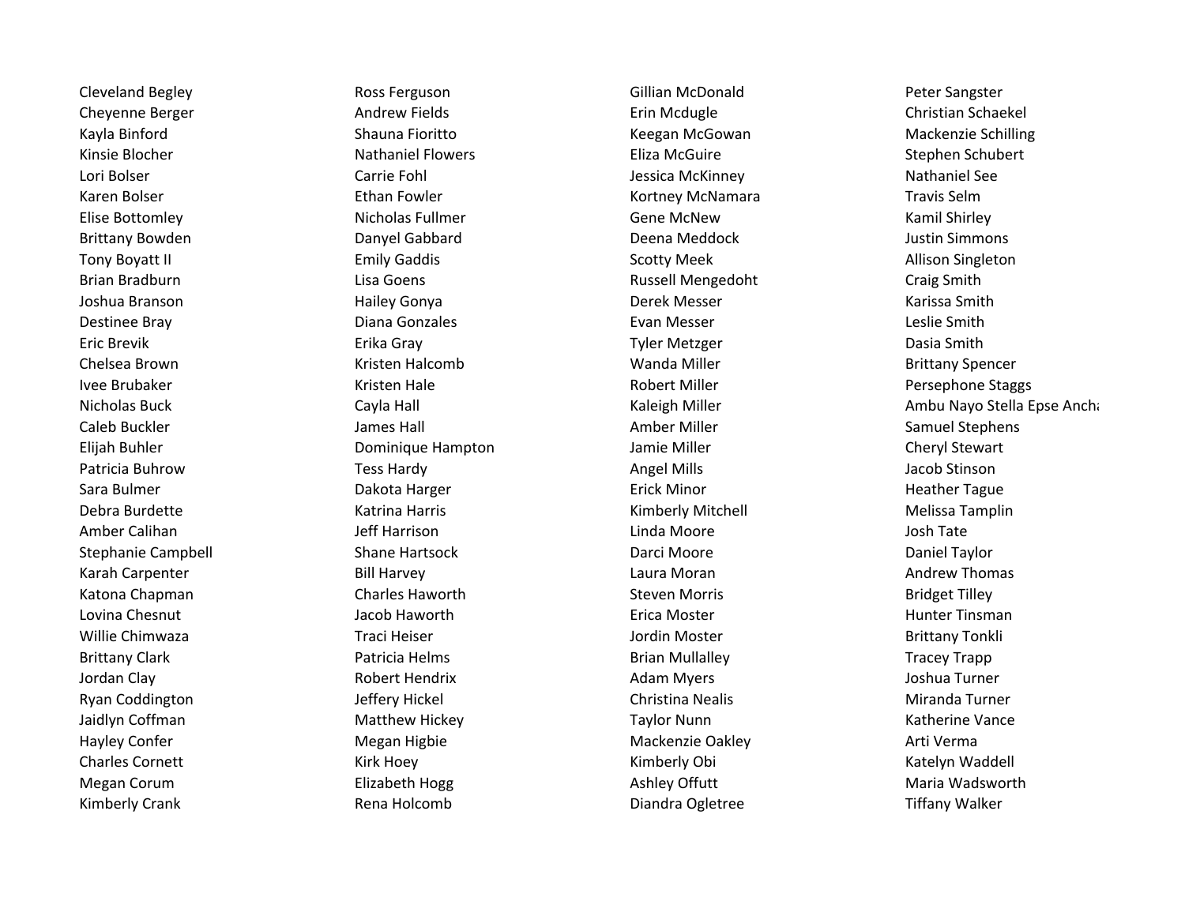Cleveland Begley
Cheyenne Berger
Kayla Binford
Kinsie Blocher
Lori Bolser
Karen Bolser
Elise Bottomley
Brittany Bowden
Tony Boyatt II
Brian Bradburn
Joshua Branson
Destinee Bray
Eric Brevik
Chelsea Brown
Ivee Brubaker
Nicholas Buck
Caleb Buckler
Elijah Buhler
Patricia Buhrow
Sara Bulmer
Debra Burdette
Amber Calihan
Stephanie Campbell
Karah Carpenter
Katona Chapman
Lovina Chesnut
Willie Chimwaza
Brittany Clark
Jordan Clay
Ryan Coddington
Jaidlyn Coffman
Hayley Confer
Charles Cornett
Megan Corum
Kimberly Crank

Ross Ferguson
Andrew Fields
Shauna Fioritto
Nathaniel Flowers
Carrie Fohl
Ethan Fowler
Nicholas Fullmer
Danyel Gabbard
Emily Gaddis
Lisa Goens
Hailey Gonya
Diana Gonzales
Erika Gray
Kristen Halcomb
Kristen Hale
Cayla Hall
James Hall
Dominique Hampton
Tess Hardy
Dakota Harger
Katrina Harris
Jeff Harrison
Shane Hartsock
Bill Harvey
Charles Haworth
Jacob Haworth
Traci Heiser
Patricia Helms
Robert Hendrix
Jeffery Hickel
Matthew Hickey
Megan Higbie
Kirk Hoey
Elizabeth Hogg
Rena Holcomb

Gillian McDonald
Erin Mcdugle
Keegan McGowan
Eliza McGuire
Jessica McKinney
Kortney McNamara
Gene McNew
Deena Meddock
Scotty Meek
Russell Mengedoht
Derek Messer
Evan Messer
Tyler Metzger
Wanda Miller
Robert Miller
Kaleigh Miller
Amber Miller
Jamie Miller
Angel Mills
Erick Minor
Kimberly Mitchell
Linda Moore
Darci Moore
Laura Moran
Steven Morris
Erica Moster
Jordin Moster
Brian Mullalley
Adam Myers
Christina Nealis
Taylor Nunn
Mackenzie Oakley
Kimberly Obi
Ashley Offutt
Diandra Ogletree

Peter Sangster
Christian Schaekel
Mackenzie Schilling
Stephen Schubert
Nathaniel See
Travis Selm
Kamil Shirley
Justin Simmons
Allison Singleton
Craig Smith
Karissa Smith
Leslie Smith
Dasia Smith
Brittany Spencer
Persephone Staggs
Ambu Nayo Stella Epse Ancha
Samuel Stephens
Cheryl Stewart
Jacob Stinson
Heather Tague
Melissa Tamplin
Josh Tate
Daniel Taylor
Andrew Thomas
Bridget Tilley
Hunter Tinsman
Brittany Tonkli
Tracey Trapp
Joshua Turner
Miranda Turner
Katherine Vance
Arti Verma
Katelyn Waddell
Maria Wadsworth
Tiffany Walker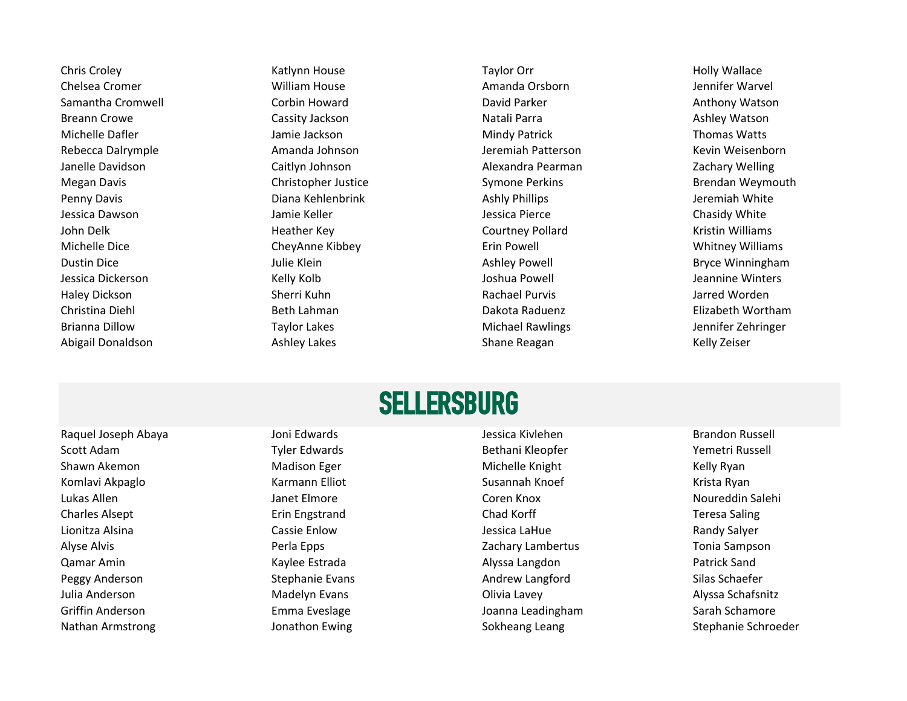Chris Croley
Chelsea Cromer
Samantha Cromwell
Breann Crowe
Michelle Dafler
Rebecca Dalrymple
Janelle Davidson
Megan Davis
Penny Davis
Jessica Dawson
John Delk
Michelle Dice
Dustin Dice
Jessica Dickerson
Haley Dickson
Christina Diehl
Brianna Dillow
Abigail Donaldson

Katlynn House
William House
Corbin Howard
Cassity Jackson
Jamie Jackson
Amanda Johnson
Caitlyn Johnson
Christopher Justice
Diana Kehlenbrink
Jamie Keller
Heather Key
CheyAnne Kibbey
Julie Klein
Kelly Kolb
Sherri Kuhn
Beth Lahman
Taylor Lakes
Ashley Lakes

Taylor Orr
Amanda Orsborn
David Parker
Natali Parra
Mindy Patrick
Jeremiah Patterson
Alexandra Pearman
Symone Perkins
Ashly Phillips
Jessica Pierce
Courtney Pollard
Erin Powell
Ashley Powell
Joshua Powell
Rachael Purvis
Dakota Raduenz
Michael Rawlings
Shane Reagan

Holly Wallace
Jennifer Warvel
Anthony Watson
Ashley Watson
Thomas Watts
Kevin Weisenborn
Zachary Welling
Brendan Weymouth
Jeremiah White
Chasidy White
Kristin Williams
Whitney Williams
Bryce Winningham
Jeannine Winters
Jarred Worden
Elizabeth Wortham
Jennifer Zehringer
Kelly Zeiser

# SELLERSBURG

Raquel Joseph Abaya
Scott Adam
Shawn Akemon
Komlavi Akpaglo
Lukas Allen
Charles Alsept
Lionitza Alsina
Alyse Alvis
Qamar Amin
Peggy Anderson
Julia Anderson
Griffin Anderson
Nathan Armstrong

Joni Edwards
Tyler Edwards
Madison Eger
Karmann Elliot
Janet Elmore
Erin Engstrand
Cassie Enlow
Perla Epps
Kaylee Estrada
Stephanie Evans
Madelyn Evans
Emma Eveslage
Jonathon Ewing

Jessica Kivlehen
Bethani Kleopfer
Michelle Knight
Susannah Knoef
Coren Knox
Chad Korff
Jessica LaHue
Zachary Lambertus
Alyssa Langdon
Andrew Langford
Olivia Lavey
Joanna Leadingham
Sokheang Leang

Brandon Russell
Yemetri Russell
Kelly Ryan
Krista Ryan
Noureddin Salehi
Teresa Saling
Randy Salyer
Tonia Sampson
Patrick Sand
Silas Schaefer
Alyssa Schafsnitz
Sarah Schamore
Stephanie Schroeder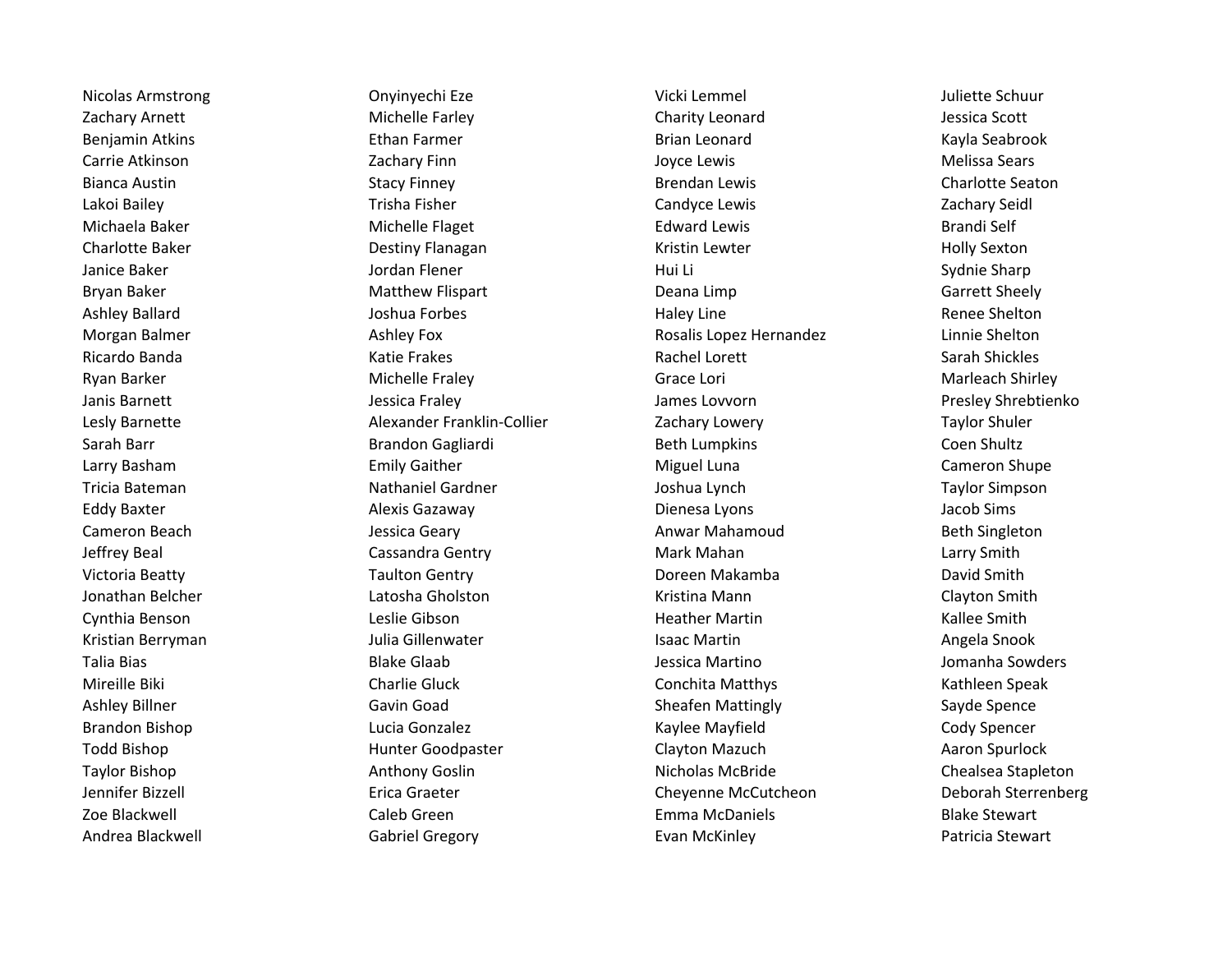Nicolas Armstrong
Zachary Arnett
Benjamin Atkins
Carrie Atkinson
Bianca Austin
Lakoi Bailey
Michaela Baker
Charlotte Baker
Janice Baker
Bryan Baker
Ashley Ballard
Morgan Balmer
Ricardo Banda
Ryan Barker
Janis Barnett
Lesly Barnette
Sarah Barr
Larry Basham
Tricia Bateman
Eddy Baxter
Cameron Beach
Jeffrey Beal
Victoria Beatty
Jonathan Belcher
Cynthia Benson
Kristian Berryman
Talia Bias
Mireille Biki
Ashley Billner
Brandon Bishop
Todd Bishop
Taylor Bishop
Jennifer Bizzell
Zoe Blackwell
Andrea Blackwell

Onyinyechi Eze
Michelle Farley
Ethan Farmer
Zachary Finn
Stacy Finney
Trisha Fisher
Michelle Flaget
Destiny Flanagan
Jordan Flener
Matthew Flispart
Joshua Forbes
Ashley Fox
Katie Frakes
Michelle Fraley
Jessica Fraley
Alexander Franklin-Collier
Brandon Gagliardi
Emily Gaither
Nathaniel Gardner
Alexis Gazaway
Jessica Geary
Cassandra Gentry
Taulton Gentry
Latosha Gholston
Leslie Gibson
Julia Gillenwater
Blake Glaab
Charlie Gluck
Gavin Goad
Lucia Gonzalez
Hunter Goodpaster
Anthony Goslin
Erica Graeter
Caleb Green
Gabriel Gregory

Vicki Lemmel
Charity Leonard
Brian Leonard
Joyce Lewis
Brendan Lewis
Candyce Lewis
Edward Lewis
Kristin Lewter
Hui Li
Deana Limp
Haley Line
Rosalis Lopez Hernandez
Rachel Lorett
Grace Lori
James Lovvorn
Zachary Lowery
Beth Lumpkins
Miguel Luna
Joshua Lynch
Dienesa Lyons
Anwar Mahamoud
Mark Mahan
Doreen Makamba
Kristina Mann
Heather Martin
Isaac Martin
Jessica Martino
Conchita Matthys
Sheafen Mattingly
Kaylee Mayfield
Clayton Mazuch
Nicholas McBride
Cheyenne McCutcheon
Emma McDaniels
Evan McKinley

Juliette Schuur
Jessica Scott
Kayla Seabrook
Melissa Sears
Charlotte Seaton
Zachary Seidl
Brandi Self
Holly Sexton
Sydnie Sharp
Garrett Sheely
Renee Shelton
Linnie Shelton
Sarah Shickles
Marleach Shirley
Presley Shrebtienko
Taylor Shuler
Coen Shultz
Cameron Shupe
Taylor Simpson
Jacob Sims
Beth Singleton
Larry Smith
David Smith
Clayton Smith
Kallee Smith
Angela Snook
Jomanha Sowders
Kathleen Speak
Sayde Spence
Cody Spencer
Aaron Spurlock
Chealsea Stapleton
Deborah Sterrenberg
Blake Stewart
Patricia Stewart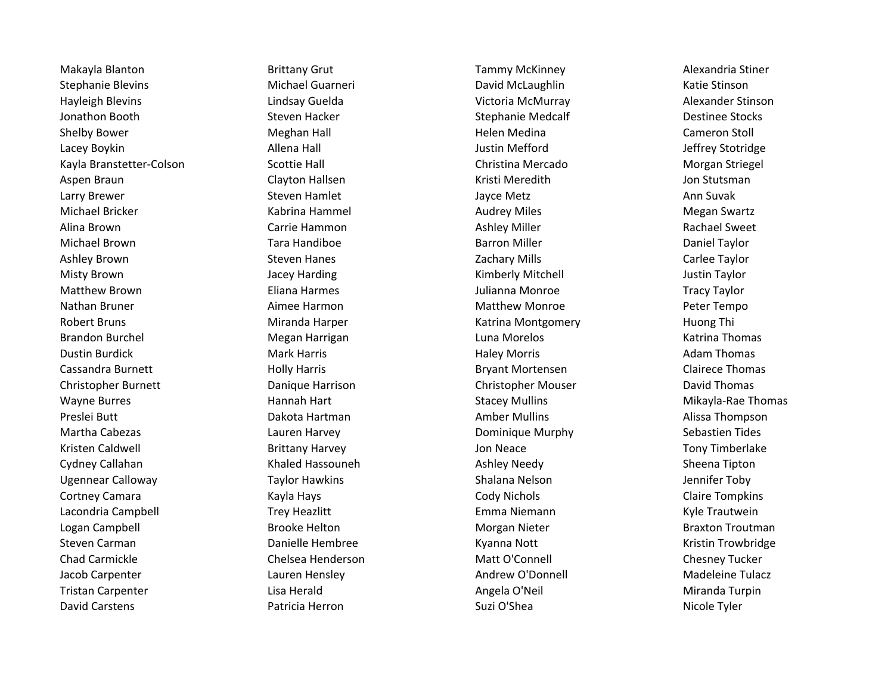Makayla Blanton
Stephanie Blevins
Hayleigh Blevins
Jonathon Booth
Shelby Bower
Lacey Boykin
Kayla Branstetter-Colson
Aspen Braun
Larry Brewer
Michael Bricker
Alina Brown
Michael Brown
Ashley Brown
Misty Brown
Matthew Brown
Nathan Bruner
Robert Bruns
Brandon Burchel
Dustin Burdick
Cassandra Burnett
Christopher Burnett
Wayne Burres
Preslei Butt
Martha Cabezas
Kristen Caldwell
Cydney Callahan
Ugennear Calloway
Cortney Camara
Lacondria Campbell
Logan Campbell
Steven Carman
Chad Carmickle
Jacob Carpenter
Tristan Carpenter
David Carstens

Brittany Grut
Michael Guarneri
Lindsay Guelda
Steven Hacker
Meghan Hall
Allena Hall
Scottie Hall
Clayton Hallsen
Steven Hamlet
Kabrina Hammel
Carrie Hammon
Tara Handiboe
Steven Hanes
Jacey Harding
Eliana Harmes
Aimee Harmon
Miranda Harper
Megan Harrigan
Mark Harris
Holly Harris
Danique Harrison
Hannah Hart
Dakota Hartman
Lauren Harvey
Brittany Harvey
Khaled Hassouneh
Taylor Hawkins
Kayla Hays
Trey Heazlitt
Brooke Helton
Danielle Hembree
Chelsea Henderson
Lauren Hensley
Lisa Herald
Patricia Herron

Tammy McKinney
David McLaughlin
Victoria McMurray
Stephanie Medcalf
Helen Medina
Justin Mefford
Christina Mercado
Kristi Meredith
Jayce Metz
Audrey Miles
Ashley Miller
Barron Miller
Zachary Mills
Kimberly Mitchell
Julianna Monroe
Matthew Monroe
Katrina Montgomery
Luna Morelos
Haley Morris
Bryant Mortensen
Christopher Mouser
Stacey Mullins
Amber Mullins
Dominique Murphy
Jon Neace
Ashley Needy
Shalana Nelson
Cody Nichols
Emma Niemann
Morgan Nieter
Kyanna Nott
Matt O'Connell
Andrew O'Donnell
Angela O'Neil
Suzi O'Shea

Alexandria Stiner
Katie Stinson
Alexander Stinson
Destinee Stocks
Cameron Stoll
Jeffrey Stotridge
Morgan Striegel
Jon Stutsman
Ann Suvak
Megan Swartz
Rachael Sweet
Daniel Taylor
Carlee Taylor
Justin Taylor
Tracy Taylor
Peter Tempo
Huong Thi
Katrina Thomas
Adam Thomas
Clairece Thomas
David Thomas
Mikayla-Rae Thomas
Alissa Thompson
Sebastien Tides
Tony Timberlake
Sheena Tipton
Jennifer Toby
Claire Tompkins
Kyle Trautwein
Braxton Troutman
Kristin Trowbridge
Chesney Tucker
Madeleine Tulacz
Miranda Turpin
Nicole Tyler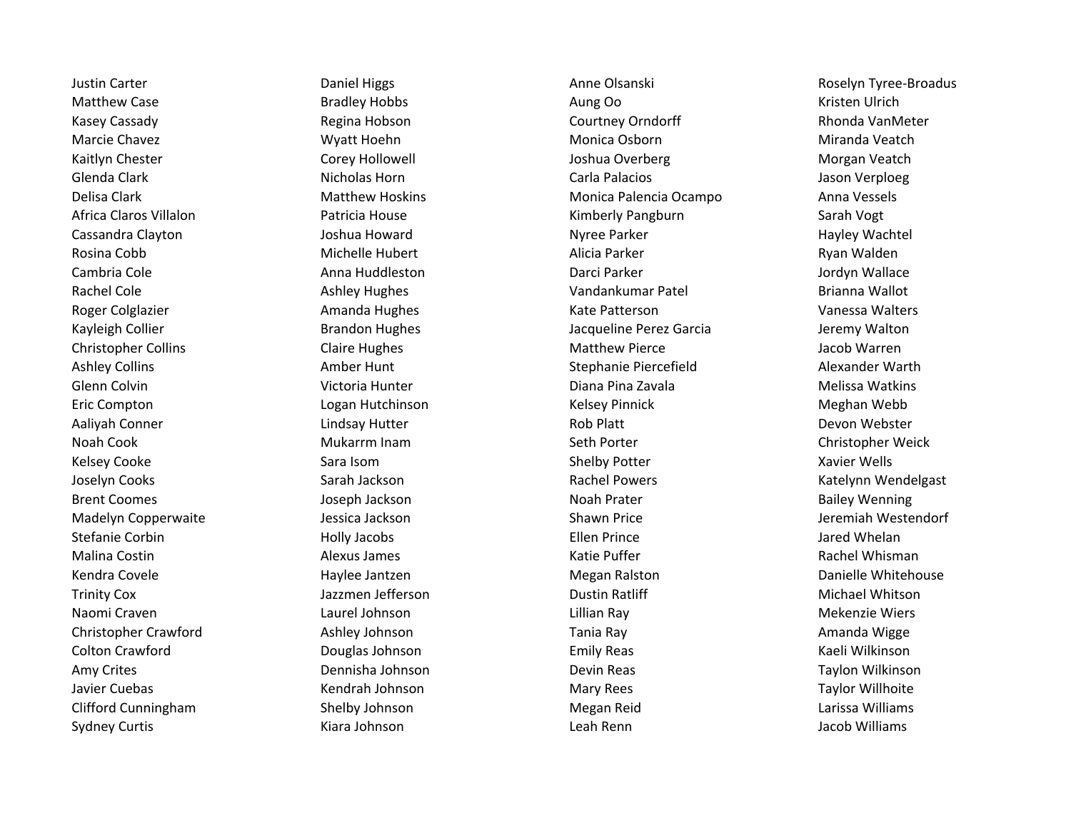Justin Carter
Matthew Case
Kasey Cassady
Marcie Chavez
Kaitlyn Chester
Glenda Clark
Delisa Clark
Africa Claros Villalon
Cassandra Clayton
Rosina Cobb
Cambria Cole
Rachel Cole
Roger Colglazier
Kayleigh Collier
Christopher Collins
Ashley Collins
Glenn Colvin
Eric Compton
Aaliyah Conner
Noah Cook
Kelsey Cooke
Joselyn Cooks
Brent Coomes
Madelyn Copperwaite
Stefanie Corbin
Malina Costin
Kendra Covele
Trinity Cox
Naomi Craven
Christopher Crawford
Colton Crawford
Amy Crites
Javier Cuebas
Clifford Cunningham
Sydney Curtis

Daniel Higgs
Bradley Hobbs
Regina Hobson
Wyatt Hoehn
Corey Hollowell
Nicholas Horn
Matthew Hoskins
Patricia House
Joshua Howard
Michelle Hubert
Anna Huddleston
Ashley Hughes
Amanda Hughes
Brandon Hughes
Claire Hughes
Amber Hunt
Victoria Hunter
Logan Hutchinson
Lindsay Hutter
Mukarrm Inam
Sara Isom
Sarah Jackson
Joseph Jackson
Jessica Jackson
Holly Jacobs
Alexus James
Haylee Jantzen
Jazzmen Jefferson
Laurel Johnson
Ashley Johnson
Douglas Johnson
Dennisha Johnson
Kendrah Johnson
Shelby Johnson
Kiara Johnson

Anne Olsanski
Aung Oo
Courtney Orndorff
Monica Osborn
Joshua Overberg
Carla Palacios
Monica Palencia Ocampo
Kimberly Pangburn
Nyree Parker
Alicia Parker
Darci Parker
Vandankumar Patel
Kate Patterson
Jacqueline Perez Garcia
Matthew Pierce
Stephanie Piercefield
Diana Pina Zavala
Kelsey Pinnick
Rob Platt
Seth Porter
Shelby Potter
Rachel Powers
Noah Prater
Shawn Price
Ellen Prince
Katie Puffer
Megan Ralston
Dustin Ratliff
Lillian Ray
Tania Ray
Emily Reas
Devin Reas
Mary Rees
Megan Reid
Leah Renn

Roselyn Tyree-Broadus
Kristen Ulrich
Rhonda VanMeter
Miranda Veatch
Morgan Veatch
Jason Verploeg
Anna Vessels
Sarah Vogt
Hayley Wachtel
Ryan Walden
Jordyn Wallace
Brianna Wallot
Vanessa Walters
Jeremy Walton
Jacob Warren
Alexander Warth
Melissa Watkins
Meghan Webb
Devon Webster
Christopher Weick
Xavier Wells
Katelynn Wendelgast
Bailey Wenning
Jeremiah Westendorf
Jared Whelan
Rachel Whisman
Danielle Whitehouse
Michael Whitson
Mekenzie Wiers
Amanda Wigge
Kaeli Wilkinson
Taylon Wilkinson
Taylor Willhoite
Larissa Williams
Jacob Williams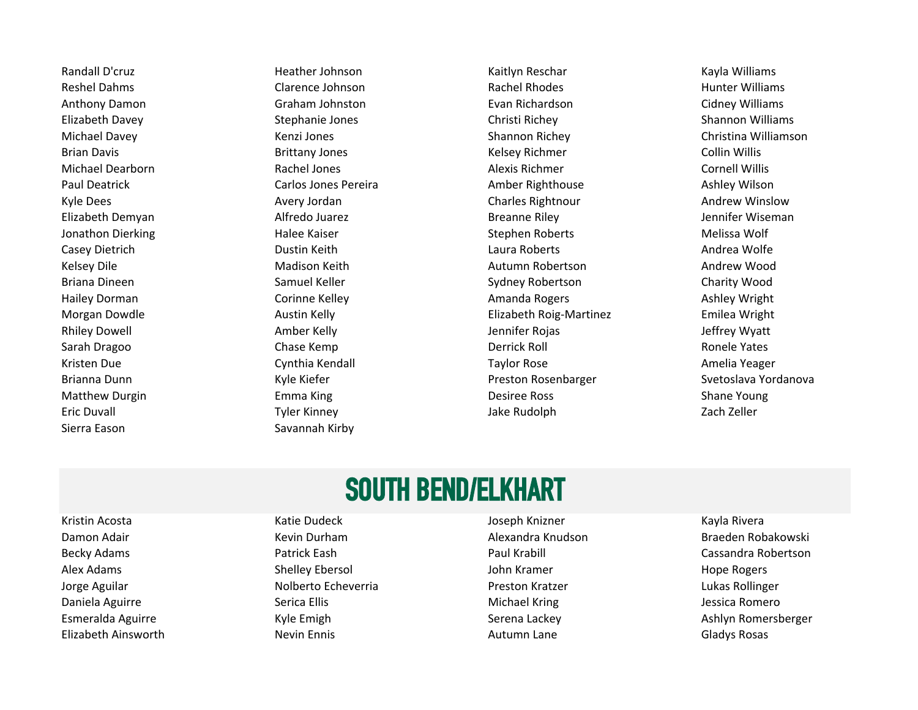Randall D'cruz
Reshel Dahms
Anthony Damon
Elizabeth Davey
Michael Davey
Brian Davis
Michael Dearborn
Paul Deatrick
Kyle Dees
Elizabeth Demyan
Jonathon Dierking
Casey Dietrich
Kelsey Dile
Briana Dineen
Hailey Dorman
Morgan Dowdle
Rhiley Dowell
Sarah Dragoo
Kristen Due
Brianna Dunn
Matthew Durgin
Eric Duvall
Sierra Eason

Heather Johnson
Clarence Johnson
Graham Johnston
Stephanie Jones
Kenzi Jones
Brittany Jones
Rachel Jones
Carlos Jones Pereira
Avery Jordan
Alfredo Juarez
Halee Kaiser
Dustin Keith
Madison Keith
Samuel Keller
Corinne Kelley
Austin Kelly
Amber Kelly
Chase Kemp
Cynthia Kendall
Kyle Kiefer
Emma King
Tyler Kinney
Savannah Kirby

Kaitlyn Reschar
Rachel Rhodes
Evan Richardson
Christi Richey
Shannon Richey
Kelsey Richmer
Alexis Richmer
Amber Righthouse
Charles Rightnour
Breanne Riley
Stephen Roberts
Laura Roberts
Autumn Robertson
Sydney Robertson
Amanda Rogers
Elizabeth Roig-Martinez
Jennifer Rojas
Derrick Roll
Taylor Rose
Preston Rosenbarger
Desiree Ross
Jake Rudolph

Kayla Williams
Hunter Williams
Cidney Williams
Shannon Williams
Christina Williamson
Collin Willis
Cornell Willis
Ashley Wilson
Andrew Winslow
Jennifer Wiseman
Melissa Wolf
Andrea Wolfe
Andrew Wood
Charity Wood
Ashley Wright
Emilea Wright
Jeffrey Wyatt
Ronele Yates
Amelia Yeager
Svetoslava Yordanova
Shane Young
Zach Zeller

## SOUTH BEND/ELKHART

Kristin Acosta
Damon Adair
Becky Adams
Alex Adams
Jorge Aguilar
Daniela Aguirre
Esmeralda Aguirre
Elizabeth Ainsworth

Katie Dudeck
Kevin Durham
Patrick Eash
Shelley Ebersol
Nolberto Echeverria
Serica Ellis
Kyle Emigh
Nevin Ennis

Joseph Knizner
Alexandra Knudson
Paul Krabill
John Kramer
Preston Kratzer
Michael Kring
Serena Lackey
Autumn Lane

Kayla Rivera
Braeden Robakowski
Cassandra Robertson
Hope Rogers
Lukas Rollinger
Jessica Romero
Ashlyn Romersberger
Gladys Rosas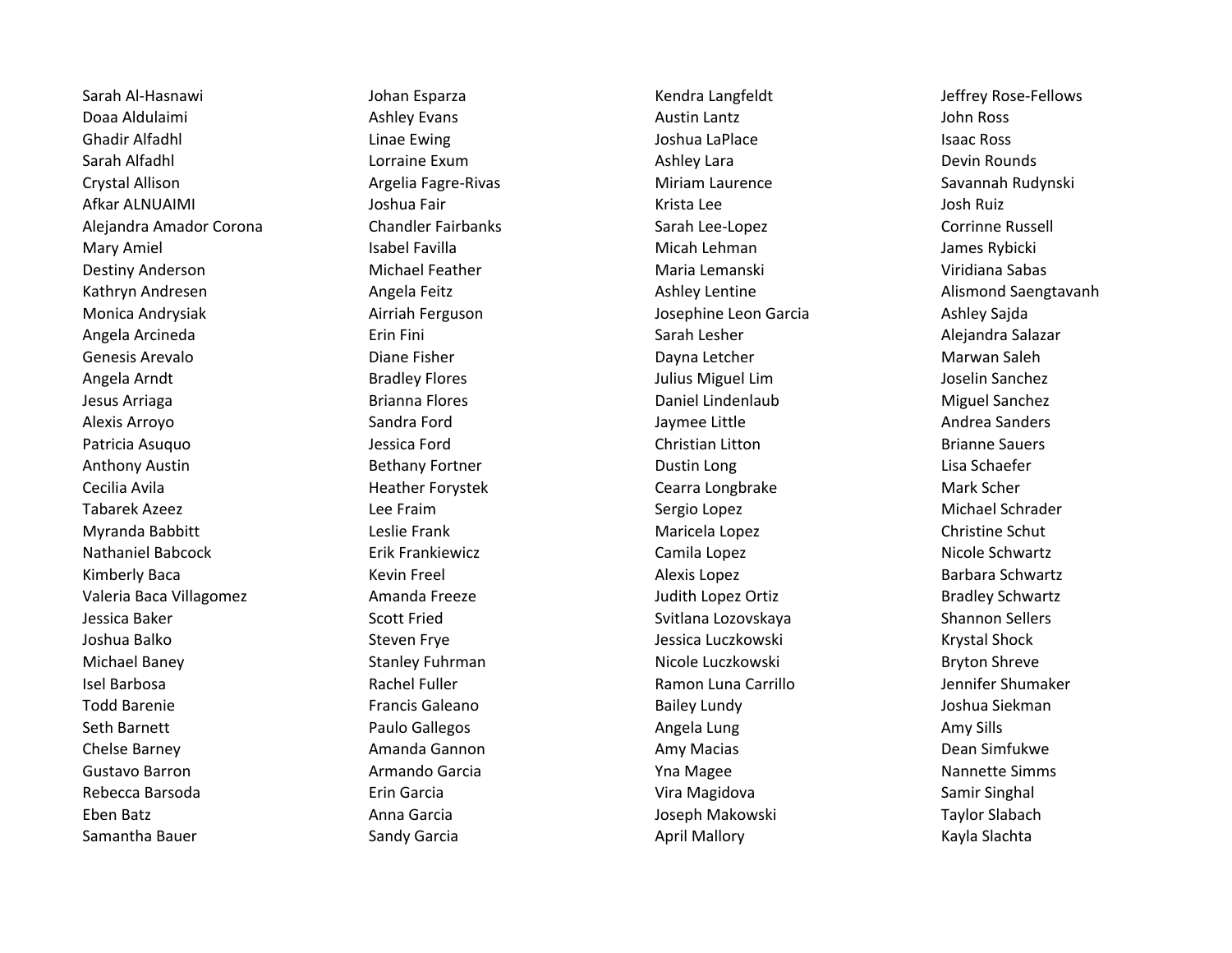Sarah Al-Hasnawi
Doaa Aldulaimi
Ghadir Alfadhl
Sarah Alfadhl
Crystal Allison
Afkar ALNUAIMI
Alejandra Amador Corona
Mary Amiel
Destiny Anderson
Kathryn Andresen
Monica Andrysiak
Angela Arcineda
Genesis Arevalo
Angela Arndt
Jesus Arriaga
Alexis Arroyo
Patricia Asuquo
Anthony Austin
Cecilia Avila
Tabarek Azeez
Myranda Babbitt
Nathaniel Babcock
Kimberly Baca
Valeria Baca Villagomez
Jessica Baker
Joshua Balko
Michael Baney
Isel Barbosa
Todd Barenie
Seth Barnett
Chelse Barney
Gustavo Barron
Rebecca Barsoda
Eben Batz
Samantha Bauer

Johan Esparza
Ashley Evans
Linae Ewing
Lorraine Exum
Argelia Fagre-Rivas
Joshua Fair
Chandler Fairbanks
Isabel Favilla
Michael Feather
Angela Feitz
Airriah Ferguson
Erin Fini
Diane Fisher
Bradley Flores
Brianna Flores
Sandra Ford
Jessica Ford
Bethany Fortner
Heather Forystek
Lee Fraim
Leslie Frank
Erik Frankiewicz
Kevin Freel
Amanda Freeze
Scott Fried
Steven Frye
Stanley Fuhrman
Rachel Fuller
Francis Galeano
Paulo Gallegos
Amanda Gannon
Armando Garcia
Erin Garcia
Anna Garcia
Sandy Garcia

Kendra Langfeldt
Austin Lantz
Joshua LaPlace
Ashley Lara
Miriam Laurence
Krista Lee
Sarah Lee-Lopez
Micah Lehman
Maria Lemanski
Ashley Lentine
Josephine Leon Garcia
Sarah Lesher
Dayna Letcher
Julius Miguel Lim
Daniel Lindenlaub
Jaymee Little
Christian Litton
Dustin Long
Cearra Longbrake
Sergio Lopez
Maricela Lopez
Camila Lopez
Alexis Lopez
Judith Lopez Ortiz
Svitlana Lozovskaya
Jessica Luczkowski
Nicole Luczkowski
Ramon Luna Carrillo
Bailey Lundy
Angela Lung
Amy Macias
Yna Magee
Vira Magidova
Joseph Makowski
April Mallory

Jeffrey Rose-Fellows
John Ross
Isaac Ross
Devin Rounds
Savannah Rudynski
Josh Ruiz
Corrinne Russell
James Rybicki
Viridiana Sabas
Alismond Saengtavanh
Ashley Sajda
Alejandra Salazar
Marwan Saleh
Joselin Sanchez
Miguel Sanchez
Andrea Sanders
Brianne Sauers
Lisa Schaefer
Mark Scher
Michael Schrader
Christine Schut
Nicole Schwartz
Barbara Schwartz
Bradley Schwartz
Shannon Sellers
Krystal Shock
Bryton Shreve
Jennifer Shumaker
Joshua Siekman
Amy Sills
Dean Simfukwe
Nannette Simms
Samir Singhal
Taylor Slabach
Kayla Slachta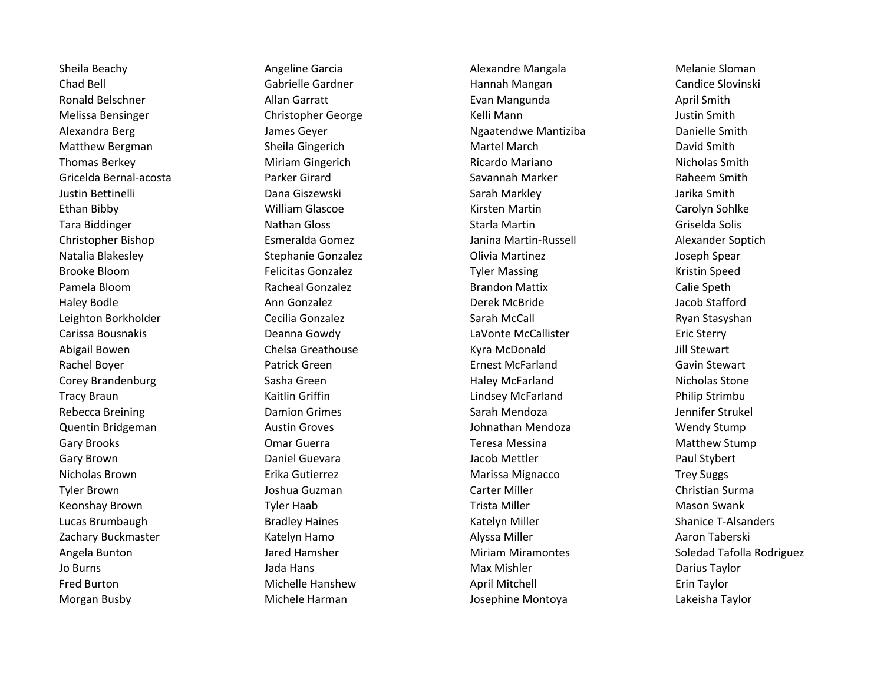Sheila Beachy
Chad Bell
Ronald Belschner
Melissa Bensinger
Alexandra Berg
Matthew Bergman
Thomas Berkey
Gricelda Bernal-acosta
Justin Bettinelli
Ethan Bibby
Tara Biddinger
Christopher Bishop
Natalia Blakesley
Brooke Bloom
Pamela Bloom
Haley Bodle
Leighton Borkholder
Carissa Bousnakis
Abigail Bowen
Rachel Boyer
Corey Brandenburg
Tracy Braun
Rebecca Breining
Quentin Bridgeman
Gary Brooks
Gary Brown
Nicholas Brown
Tyler Brown
Keonshay Brown
Lucas Brumbaugh
Zachary Buckmaster
Angela Bunton
Jo Burns
Fred Burton
Morgan Busby

Angeline Garcia
Gabrielle Gardner
Allan Garratt
Christopher George
James Geyer
Sheila Gingerich
Miriam Gingerich
Parker Girard
Dana Giszewski
William Glascoe
Nathan Gloss
Esmeralda Gomez
Stephanie Gonzalez
Felicitas Gonzalez
Racheal Gonzalez
Ann Gonzalez
Cecilia Gonzalez
Deanna Gowdy
Chelsa Greathouse
Patrick Green
Sasha Green
Kaitlin Griffin
Damion Grimes
Austin Groves
Omar Guerra
Daniel Guevara
Erika Gutierrez
Joshua Guzman
Tyler Haab
Bradley Haines
Katelyn Hamo
Jared Hamsher
Jada Hans
Michelle Hanshew
Michele Harman

Alexandre Mangala
Hannah Mangan
Evan Mangunda
Kelli Mann
Ngaatendwe Mantiziba
Martel March
Ricardo Mariano
Savannah Marker
Sarah Markley
Kirsten Martin
Starla Martin
Janina Martin-Russell
Olivia Martinez
Tyler Massing
Brandon Mattix
Derek McBride
Sarah McCall
LaVonte McCallister
Kyra McDonald
Ernest McFarland
Haley McFarland
Lindsey McFarland
Sarah Mendoza
Johnathan Mendoza
Teresa Messina
Jacob Mettler
Marissa Mignacco
Carter Miller
Trista Miller
Katelyn Miller
Alyssa Miller
Miriam Miramontes
Max Mishler
April Mitchell
Josephine Montoya

Melanie Sloman
Candice Slovinski
April Smith
Justin Smith
Danielle Smith
David Smith
Nicholas Smith
Raheem Smith
Jarika Smith
Carolyn Sohlke
Griselda Solis
Alexander Soptich
Joseph Spear
Kristin Speed
Calie Speth
Jacob Stafford
Ryan Stasyshan
Eric Sterry
Jill Stewart
Gavin Stewart
Nicholas Stone
Philip Strimbu
Jennifer Strukel
Wendy Stump
Matthew Stump
Paul Stybert
Trey Suggs
Christian Surma
Mason Swank
Shanice T-Alsanders
Aaron Taberski
Soledad Tafolla Rodriguez
Darius Taylor
Erin Taylor
Lakeisha Taylor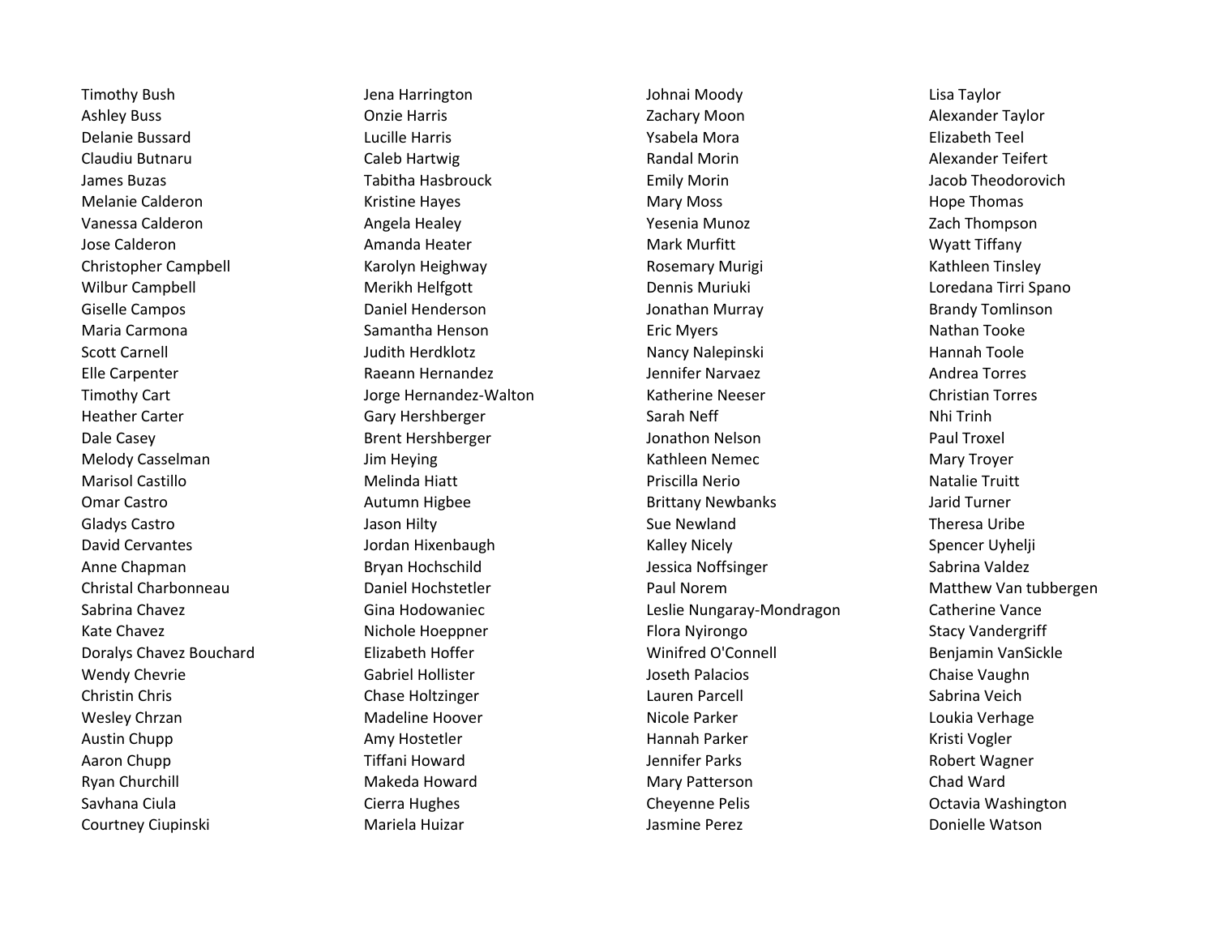Timothy Bush
Ashley Buss
Delanie Bussard
Claudiu Butnaru
James Buzas
Melanie Calderon
Vanessa Calderon
Jose Calderon
Christopher Campbell
Wilbur Campbell
Giselle Campos
Maria Carmona
Scott Carnell
Elle Carpenter
Timothy Cart
Heather Carter
Dale Casey
Melody Casselman
Marisol Castillo
Omar Castro
Gladys Castro
David Cervantes
Anne Chapman
Christal Charbonneau
Sabrina Chavez
Kate Chavez
Doralys Chavez Bouchard
Wendy Chevrie
Christin Chris
Wesley Chrzan
Austin Chupp
Aaron Chupp
Ryan Churchill
Savhana Ciula
Courtney Ciupinski

Jena Harrington
Onzie Harris
Lucille Harris
Caleb Hartwig
Tabitha Hasbrouck
Kristine Hayes
Angela Healey
Amanda Heater
Karolyn Heighway
Merikh Helfgott
Daniel Henderson
Samantha Henson
Judith Herdklotz
Raeann Hernandez
Jorge Hernandez-Walton
Gary Hershberger
Brent Hershberger
Jim Heying
Melinda Hiatt
Autumn Higbee
Jason Hilty
Jordan Hixenbaugh
Bryan Hochschild
Daniel Hochstetler
Gina Hodowaniec
Nichole Hoeppner
Elizabeth Hoffer
Gabriel Hollister
Chase Holtzinger
Madeline Hoover
Amy Hostetler
Tiffani Howard
Makeda Howard
Cierra Hughes
Mariela Huizar

Johnai Moody
Zachary Moon
Ysabela Mora
Randal Morin
Emily Morin
Mary Moss
Yesenia Munoz
Mark Murfitt
Rosemary Murigi
Dennis Muriuki
Jonathan Murray
Eric Myers
Nancy Nalepinski
Jennifer Narvaez
Katherine Neeser
Sarah Neff
Jonathon Nelson
Kathleen Nemec
Priscilla Nerio
Brittany Newbanks
Sue Newland
Kalley Nicely
Jessica Noffsinger
Paul Norem
Leslie Nungaray-Mondragon
Flora Nyirongo
Winifred O'Connell
Joseth Palacios
Lauren Parcell
Nicole Parker
Hannah Parker
Jennifer Parks
Mary Patterson
Cheyenne Pelis
Jasmine Perez

Lisa Taylor
Alexander Taylor
Elizabeth Teel
Alexander Teifert
Jacob Theodorovich
Hope Thomas
Zach Thompson
Wyatt Tiffany
Kathleen Tinsley
Loredana Tirri Spano
Brandy Tomlinson
Nathan Tooke
Hannah Toole
Andrea Torres
Christian Torres
Nhi Trinh
Paul Troxel
Mary Troyer
Natalie Truitt
Jarid Turner
Theresa Uribe
Spencer Uyhelji
Sabrina Valdez
Matthew Van tubbergen
Catherine Vance
Stacy Vandergriff
Benjamin VanSickle
Chaise Vaughn
Sabrina Veich
Loukia Verhage
Kristi Vogler
Robert Wagner
Chad Ward
Octavia Washington
Donielle Watson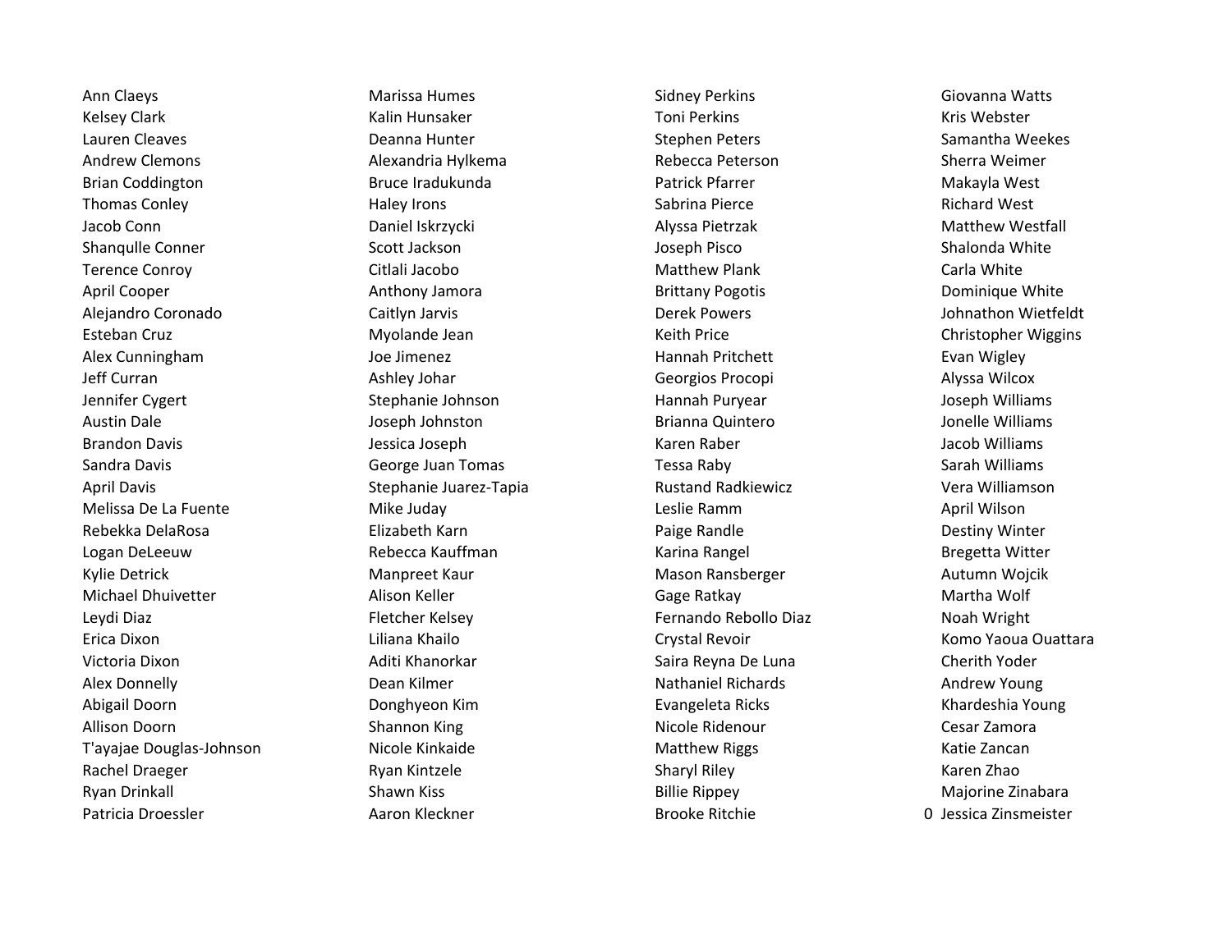Ann Claeys
Kelsey Clark
Lauren Cleaves
Andrew Clemons
Brian Coddington
Thomas Conley
Jacob Conn
Shanqulle Conner
Terence Conroy
April Cooper
Alejandro Coronado
Esteban Cruz
Alex Cunningham
Jeff Curran
Jennifer Cygert
Austin Dale
Brandon Davis
Sandra Davis
April Davis
Melissa De La Fuente
Rebekka DelaRosa
Logan DeLeeuw
Kylie Detrick
Michael Dhuivetter
Leydi Diaz
Erica Dixon
Victoria Dixon
Alex Donnelly
Abigail Doorn
Allison Doorn
T'ayajae Douglas-Johnson
Rachel Draeger
Ryan Drinkall
Patricia Droessler

Marissa Humes
Kalin Hunsaker
Deanna Hunter
Alexandria Hylkema
Bruce Iradukunda
Haley Irons
Daniel Iskrzycki
Scott Jackson
Citlali Jacobo
Anthony Jamora
Caitlyn Jarvis
Myolande Jean
Joe Jimenez
Ashley Johar
Stephanie Johnson
Joseph Johnston
Jessica Joseph
George Juan Tomas
Stephanie Juarez-Tapia
Mike Juday
Elizabeth Karn
Rebecca Kauffman
Manpreet Kaur
Alison Keller
Fletcher Kelsey
Liliana Khailo
Aditi Khanorkar
Dean Kilmer
Donghyeon Kim
Shannon King
Nicole Kinkaide
Ryan Kintzele
Shawn Kiss
Aaron Kleckner

Sidney Perkins
Toni Perkins
Stephen Peters
Rebecca Peterson
Patrick Pfarrer
Sabrina Pierce
Alyssa Pietrzak
Joseph Pisco
Matthew Plank
Brittany Pogotis
Derek Powers
Keith Price
Hannah Pritchett
Georgios Procopi
Hannah Puryear
Brianna Quintero
Karen Raber
Tessa Raby
Rustand Radkiewicz
Leslie Ramm
Paige Randle
Karina Rangel
Mason Ransberger
Gage Ratkay
Fernando Rebollo Diaz
Crystal Revoir
Saira Reyna De Luna
Nathaniel Richards
Evangeleta Ricks
Nicole Ridenour
Matthew Riggs
Sharyl Riley
Billie Rippey
Brooke Ritchie

Giovanna Watts
Kris Webster
Samantha Weekes
Sherra Weimer
Makayla West
Richard West
Matthew Westfall
Shalonda White
Carla White
Dominique White
Johnathon Wietfeldt
Christopher Wiggins
Evan Wigley
Alyssa Wilcox
Joseph Williams
Jonelle Williams
Jacob Williams
Sarah Williams
Vera Williamson
April Wilson
Destiny Winter
Bregetta Witter
Autumn Wojcik
Martha Wolf
Noah Wright
Komo Yaoua Ouattara
Cherith Yoder
Andrew Young
Khardeshia Young
Cesar Zamora
Katie Zancan
Karen Zhao
Majorine Zinabara
0 Jessica Zinsmeister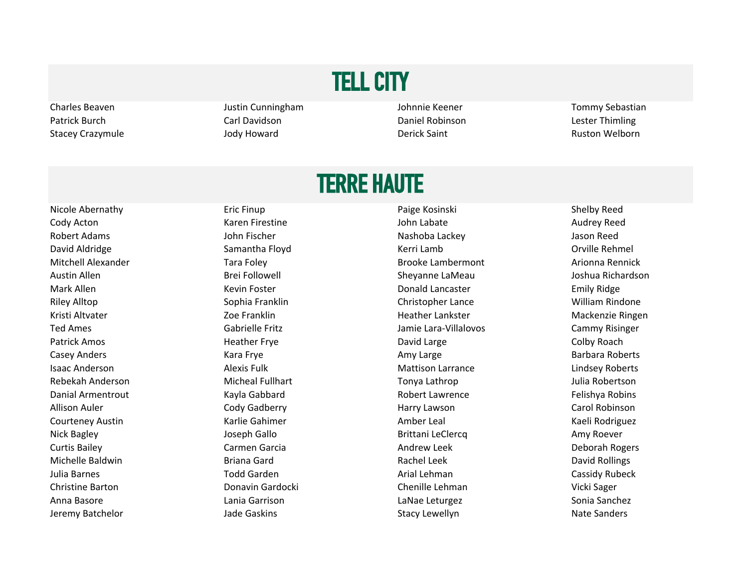# TELL CITY

Charles Beaven
Patrick Burch
Stacey Crazymule
Justin Cunningham
Carl Davidson
Jody Howard
Johnnie Keener
Daniel Robinson
Derick Saint
Tommy Sebastian
Lester Thimling
Ruston Welborn

# TERRE HAUTE

Nicole Abernathy
Cody Acton
Robert Adams
David Aldridge
Mitchell Alexander
Austin Allen
Mark Allen
Riley Alltop
Kristi Altvater
Ted Ames
Patrick Amos
Casey Anders
Isaac Anderson
Rebekah Anderson
Danial Armentrout
Allison Auler
Courteney Austin
Nick Bagley
Curtis Bailey
Michelle Baldwin
Julia Barnes
Christine Barton
Anna Basore
Jeremy Batchelor
Eric Finup
Karen Firestine
John Fischer
Samantha Floyd
Tara Foley
Brei Followell
Kevin Foster
Sophia Franklin
Zoe Franklin
Gabrielle Fritz
Heather Frye
Kara Frye
Alexis Fulk
Micheal Fullhart
Kayla Gabbard
Cody Gadberry
Karlie Gahimer
Joseph Gallo
Carmen Garcia
Briana Gard
Todd Garden
Donavin Gardocki
Lania Garrison
Jade Gaskins
Paige Kosinski
John Labate
Nashoba Lackey
Kerri Lamb
Brooke Lambermont
Sheyanne LaMeau
Donald Lancaster
Christopher Lance
Heather Lankster
Jamie Lara-Villalovos
David Large
Amy Large
Mattison Larrance
Tonya Lathrop
Robert Lawrence
Harry Lawson
Amber Leal
Brittani LeClercq
Andrew Leek
Rachel Leek
Arial Lehman
Chenille Lehman
LaNae Leturgez
Stacy Lewellyn
Shelby Reed
Audrey Reed
Jason Reed
Orville Rehmel
Arionna Rennick
Joshua Richardson
Emily Ridge
William Rindone
Mackenzie Ringen
Cammy Risinger
Colby Roach
Barbara Roberts
Lindsey Roberts
Julia Robertson
Felishya Robins
Carol Robinson
Kaeli Rodriguez
Amy Roever
Deborah Rogers
David Rollings
Cassidy Rubeck
Vicki Sager
Sonia Sanchez
Nate Sanders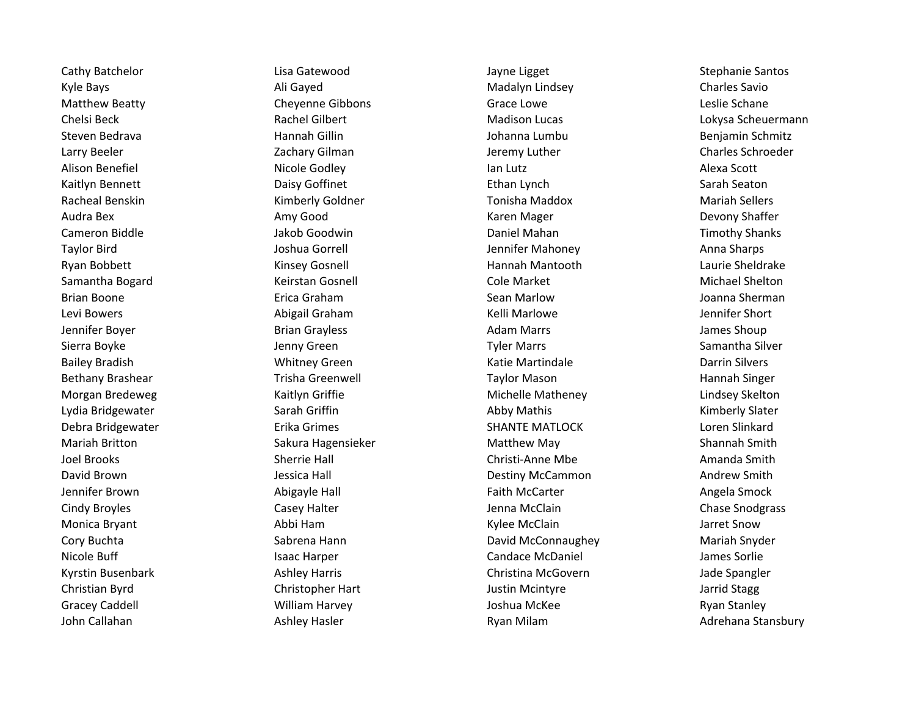Cathy Batchelor
Kyle Bays
Matthew Beatty
Chelsi Beck
Steven Bedrava
Larry Beeler
Alison Benefiel
Kaitlyn Bennett
Racheal Benskin
Audra Bex
Cameron Biddle
Taylor Bird
Ryan Bobbett
Samantha Bogard
Brian Boone
Levi Bowers
Jennifer Boyer
Sierra Boyke
Bailey Bradish
Bethany Brashear
Morgan Bredeweg
Lydia Bridgewater
Debra Bridgewater
Mariah Britton
Joel Brooks
David Brown
Jennifer Brown
Cindy Broyles
Monica Bryant
Cory Buchta
Nicole Buff
Kyrstin Busenbark
Christian Byrd
Gracey Caddell
John Callahan

Lisa Gatewood
Ali Gayed
Cheyenne Gibbons
Rachel Gilbert
Hannah Gillin
Zachary Gilman
Nicole Godley
Daisy Goffinet
Kimberly Goldner
Amy Good
Jakob Goodwin
Joshua Gorrell
Kinsey Gosnell
Keirstan Gosnell
Erica Graham
Abigail Graham
Brian Grayless
Jenny Green
Whitney Green
Trisha Greenwell
Kaitlyn Griffie
Sarah Griffin
Erika Grimes
Sakura Hagensieker
Sherrie Hall
Jessica Hall
Abigayle Hall
Casey Halter
Abbi Ham
Sabrena Hann
Isaac Harper
Ashley Harris
Christopher Hart
William Harvey
Ashley Hasler

Jayne Ligget
Madalyn Lindsey
Grace Lowe
Madison Lucas
Johanna Lumbu
Jeremy Luther
Ian Lutz
Ethan Lynch
Tonisha Maddox
Karen Mager
Daniel Mahan
Jennifer Mahoney
Hannah Mantooth
Cole Market
Sean Marlow
Kelli Marlowe
Adam Marrs
Tyler Marrs
Katie Martindale
Taylor Mason
Michelle Matheney
Abby Mathis
SHANTE MATLOCK
Matthew May
Christi-Anne Mbe
Destiny McCammon
Faith McCarter
Jenna McClain
Kylee McClain
David McConnaughey
Candace McDaniel
Christina McGovern
Justin Mcintyre
Joshua McKee
Ryan Milam

Stephanie Santos
Charles Savio
Leslie Schane
Lokysa Scheuermann
Benjamin Schmitz
Charles Schroeder
Alexa Scott
Sarah Seaton
Mariah Sellers
Devony Shaffer
Timothy Shanks
Anna Sharps
Laurie Sheldrake
Michael Shelton
Joanna Sherman
Jennifer Short
James Shoup
Samantha Silver
Darrin Silvers
Hannah Singer
Lindsey Skelton
Kimberly Slater
Loren Slinkard
Shannah Smith
Amanda Smith
Andrew Smith
Angela Smock
Chase Snodgrass
Jarret Snow
Mariah Snyder
James Sorlie
Jade Spangler
Jarrid Stagg
Ryan Stanley
Adrehana Stansbury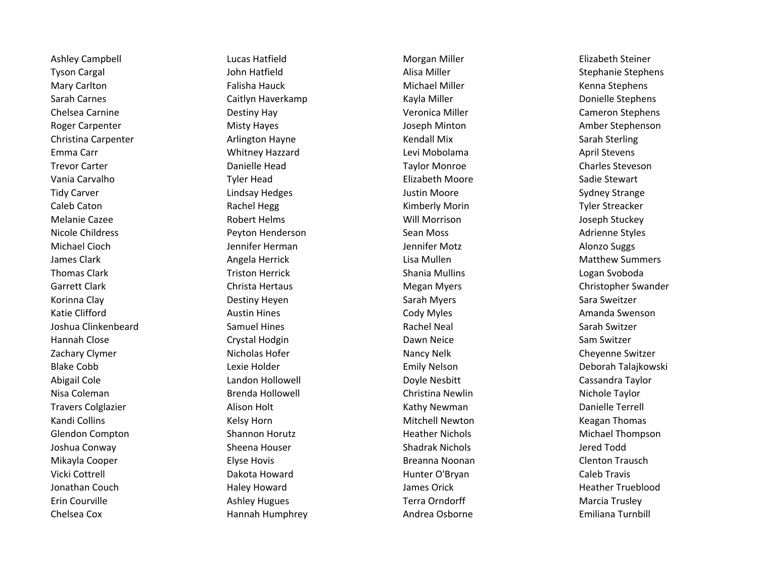Ashley Campbell
Tyson Cargal
Mary Carlton
Sarah Carnes
Chelsea Carnine
Roger Carpenter
Christina Carpenter
Emma Carr
Trevor Carter
Vania Carvalho
Tidy Carver
Caleb Caton
Melanie Cazee
Nicole Childress
Michael Cioch
James Clark
Thomas Clark
Garrett Clark
Korinna Clay
Katie Clifford
Joshua Clinkenbeard
Hannah Close
Zachary Clymer
Blake Cobb
Abigail Cole
Nisa Coleman
Travers Colglazier
Kandi Collins
Glendon Compton
Joshua Conway
Mikayla Cooper
Vicki Cottrell
Jonathan Couch
Erin Courville
Chelsea Cox

Lucas Hatfield
John Hatfield
Falisha Hauck
Caitlyn Haverkamp
Destiny Hay
Misty Hayes
Arlington Hayne
Whitney Hazzard
Danielle Head
Tyler Head
Lindsay Hedges
Rachel Hegg
Robert Helms
Peyton Henderson
Jennifer Herman
Angela Herrick
Triston Herrick
Christa Hertaus
Destiny Heyen
Austin Hines
Samuel Hines
Crystal Hodgin
Nicholas Hofer
Lexie Holder
Landon Hollowell
Brenda Hollowell
Alison Holt
Kelsy Horn
Shannon Horutz
Sheena Houser
Elyse Hovis
Dakota Howard
Haley Howard
Ashley Hugues
Hannah Humphrey

Morgan Miller
Alisa Miller
Michael Miller
Kayla Miller
Veronica Miller
Joseph Minton
Kendall Mix
Levi Mobolama
Taylor Monroe
Elizabeth Moore
Justin Moore
Kimberly Morin
Will Morrison
Sean Moss
Jennifer Motz
Lisa Mullen
Shania Mullins
Megan Myers
Sarah Myers
Cody Myles
Rachel Neal
Dawn Neice
Nancy Nelk
Emily Nelson
Doyle Nesbitt
Christina Newlin
Kathy Newman
Mitchell Newton
Heather Nichols
Shadrak Nichols
Breanna Noonan
Hunter O'Bryan
James Orick
Terra Orndorff
Andrea Osborne

Elizabeth Steiner
Stephanie Stephens
Kenna Stephens
Donielle Stephens
Cameron Stephens
Amber Stephenson
Sarah Sterling
April Stevens
Charles Steveson
Sadie Stewart
Sydney Strange
Tyler Streacker
Joseph Stuckey
Adrienne Styles
Alonzo Suggs
Matthew Summers
Logan Svoboda
Christopher Swander
Sara Sweitzer
Amanda Swenson
Sarah Switzer
Sam Switzer
Cheyenne Switzer
Deborah Talajkowski
Cassandra Taylor
Nichole Taylor
Danielle Terrell
Keagan Thomas
Michael Thompson
Jered Todd
Clenton Trausch
Caleb Travis
Heather Trueblood
Marcia Trusley
Emiliana Turnbill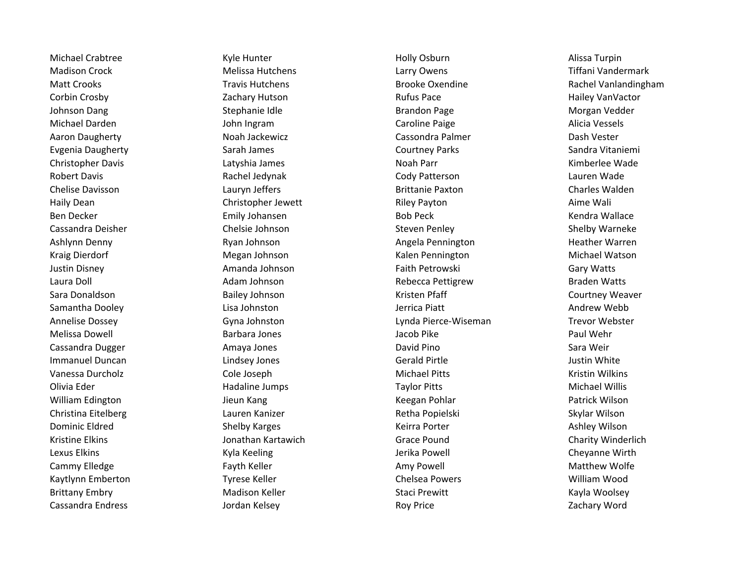Michael Crabtree
Madison Crock
Matt Crooks
Corbin Crosby
Johnson Dang
Michael Darden
Aaron Daugherty
Evgenia Daugherty
Christopher Davis
Robert Davis
Chelise Davisson
Haily Dean
Ben Decker
Cassandra Deisher
Ashlynn Denny
Kraig Dierdorf
Justin Disney
Laura Doll
Sara Donaldson
Samantha Dooley
Annelise Dossey
Melissa Dowell
Cassandra Dugger
Immanuel Duncan
Vanessa Durcholz
Olivia Eder
William Edington
Christina Eitelberg
Dominic Eldred
Kristine Elkins
Lexus Elkins
Cammy Elledge
Kaytlynn Emberton
Brittany Embry
Cassandra Endress

Kyle Hunter
Melissa Hutchens
Travis Hutchens
Zachary Hutson
Stephanie Idle
John Ingram
Noah Jackewicz
Sarah James
Latyshia James
Rachel Jedynak
Lauryn Jeffers
Christopher Jewett
Emily Johansen
Chelsie Johnson
Ryan Johnson
Megan Johnson
Amanda Johnson
Adam Johnson
Bailey Johnson
Lisa Johnston
Gyna Johnston
Barbara Jones
Amaya Jones
Lindsey Jones
Cole Joseph
Hadaline Jumps
Jieun Kang
Lauren Kanizer
Shelby Karges
Jonathan Kartawich
Kyla Keeling
Fayth Keller
Tyrese Keller
Madison Keller
Jordan Kelsey

Holly Osburn
Larry Owens
Brooke Oxendine
Rufus Pace
Brandon Page
Caroline Paige
Cassondra Palmer
Courtney Parks
Noah Parr
Cody Patterson
Brittanie Paxton
Riley Payton
Bob Peck
Steven Penley
Angela Pennington
Kalen Pennington
Faith Petrowski
Rebecca Pettigrew
Kristen Pfaff
Jerrica Piatt
Lynda Pierce-Wiseman
Jacob Pike
David Pino
Gerald Pirtle
Michael Pitts
Taylor Pitts
Keegan Pohlar
Retha Popielski
Keirra Porter
Grace Pound
Jerika Powell
Amy Powell
Chelsea Powers
Staci Prewitt
Roy Price

Alissa Turpin
Tiffani Vandermark
Rachel Vanlandingham
Hailey VanVactor
Morgan Vedder
Alicia Vessels
Dash Vester
Sandra Vitaniemi
Kimberlee Wade
Lauren Wade
Charles Walden
Aime Wali
Kendra Wallace
Shelby Warneke
Heather Warren
Michael Watson
Gary Watts
Braden Watts
Courtney Weaver
Andrew Webb
Trevor Webster
Paul Wehr
Sara Weir
Justin White
Kristin Wilkins
Michael Willis
Patrick Wilson
Skylar Wilson
Ashley Wilson
Charity Winderlich
Cheyanne Wirth
Matthew Wolfe
William Wood
Kayla Woolsey
Zachary Word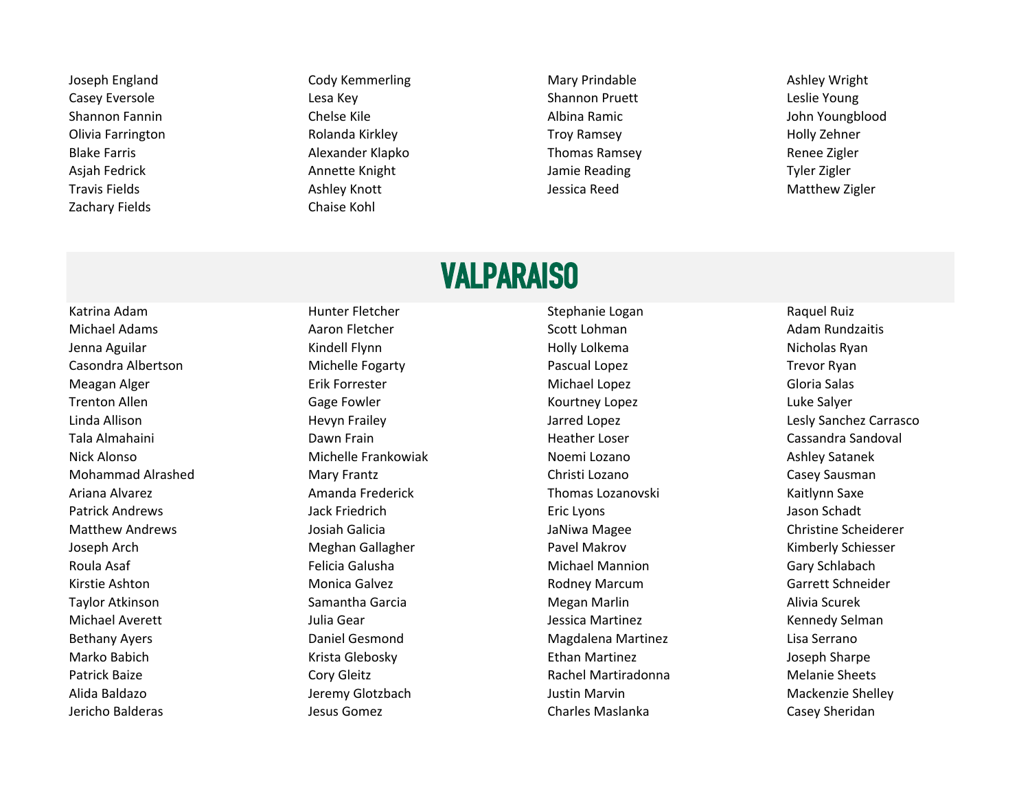Joseph England
Casey Eversole
Shannon Fannin
Olivia Farrington
Blake Farris
Asjah Fedrick
Travis Fields
Zachary Fields
Cody Kemmerling
Lesa Key
Chelse Kile
Rolanda Kirkley
Alexander Klapko
Annette Knight
Ashley Knott
Chaise Kohl
Mary Prindable
Shannon Pruett
Albina Ramic
Troy Ramsey
Thomas Ramsey
Jamie Reading
Jessica Reed
Ashley Wright
Leslie Young
John Youngblood
Holly Zehner
Renee Zigler
Tyler Zigler
Matthew Zigler

# VALPARAISO

Katrina Adam
Michael Adams
Jenna Aguilar
Casondra Albertson
Meagan Alger
Trenton Allen
Linda Allison
Tala Almahaini
Nick Alonso
Mohammad Alrashed
Ariana Alvarez
Patrick Andrews
Matthew Andrews
Joseph Arch
Roula Asaf
Kirstie Ashton
Taylor Atkinson
Michael Averett
Bethany Ayers
Marko Babich
Patrick Baize
Alida Baldazo
Jericho Balderas
Hunter Fletcher
Aaron Fletcher
Kindell Flynn
Michelle Fogarty
Erik Forrester
Gage Fowler
Hevyn Frailey
Dawn Frain
Michelle Frankowiak
Mary Frantz
Amanda Frederick
Jack Friedrich
Josiah Galicia
Meghan Gallagher
Felicia Galusha
Monica Galvez
Samantha Garcia
Julia Gear
Daniel Gesmond
Krista Glebosky
Cory Gleitz
Jeremy Glotzbach
Jesus Gomez
Stephanie Logan
Scott Lohman
Holly Lolkema
Pascual Lopez
Michael Lopez
Kourtney Lopez
Jarred Lopez
Heather Loser
Noemi Lozano
Christi Lozano
Thomas Lozanovski
Eric Lyons
JaNiwa Magee
Pavel Makrov
Michael Mannion
Rodney Marcum
Megan Marlin
Jessica Martinez
Magdalena Martinez
Ethan Martinez
Rachel Martiradonna
Justin Marvin
Charles Maslanka
Raquel Ruiz
Adam Rundzaitis
Nicholas Ryan
Trevor Ryan
Gloria Salas
Luke Salyer
Lesly Sanchez Carrasco
Cassandra Sandoval
Ashley Satanek
Casey Sausman
Kaitlynn Saxe
Jason Schadt
Christine Scheiderer
Kimberly Schiesser
Gary Schlabach
Garrett Schneider
Alivia Scurek
Kennedy Selman
Lisa Serrano
Joseph Sharpe
Melanie Sheets
Mackenzie Shelley
Casey Sheridan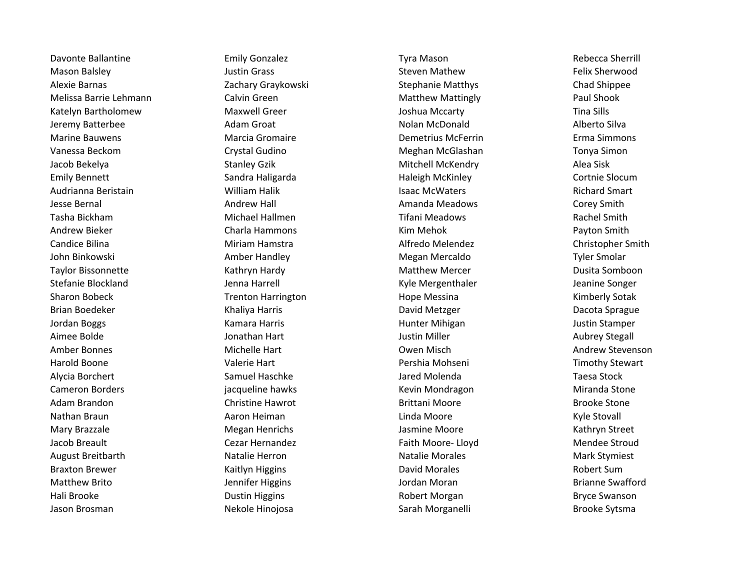Davonte Ballantine
Mason Balsley
Alexie Barnas
Melissa Barrie Lehmann
Katelyn Bartholomew
Jeremy Batterbee
Marine Bauwens
Vanessa Beckom
Jacob Bekelya
Emily Bennett
Audrianna Beristain
Jesse Bernal
Tasha Bickham
Andrew Bieker
Candice Bilina
John Binkowski
Taylor Bissonnette
Stefanie Blockland
Sharon Bobeck
Brian Boedeker
Jordan Boggs
Aimee Bolde
Amber Bonnes
Harold Boone
Alycia Borchert
Cameron Borders
Adam Brandon
Nathan Braun
Mary Brazzale
Jacob Breault
August Breitbarth
Braxton Brewer
Matthew Brito
Hali Brooke
Jason Brosman

Emily Gonzalez
Justin Grass
Zachary Graykowski
Calvin Green
Maxwell Greer
Adam Groat
Marcia Gromaire
Crystal Gudino
Stanley Gzik
Sandra Haligarda
William Halik
Andrew Hall
Michael Hallmen
Charla Hammons
Miriam Hamstra
Amber Handley
Kathryn Hardy
Jenna Harrell
Trenton Harrington
Khaliya Harris
Kamara Harris
Jonathan Hart
Michelle Hart
Valerie Hart
Samuel Haschke
jacqueline hawks
Christine Hawrot
Aaron Heiman
Megan Henrichs
Cezar Hernandez
Natalie Herron
Kaitlyn Higgins
Jennifer Higgins
Dustin Higgins
Nekole Hinojosa

Tyra Mason
Steven Mathew
Stephanie Matthys
Matthew Mattingly
Joshua Mccarty
Nolan McDonald
Demetrius McFerrin
Meghan McGlashan
Mitchell McKendry
Haleigh McKinley
Isaac McWaters
Amanda Meadows
Tifani Meadows
Kim Mehok
Alfredo Melendez
Megan Mercaldo
Matthew Mercer
Kyle Mergenthaler
Hope Messina
David Metzger
Hunter Mihigan
Justin Miller
Owen Misch
Pershia Mohseni
Jared Molenda
Kevin Mondragon
Brittani Moore
Linda Moore
Jasmine Moore
Faith Moore- Lloyd
Natalie Morales
David Morales
Jordan Moran
Robert Morgan
Sarah Morganelli

Rebecca Sherrill
Felix Sherwood
Chad Shippee
Paul Shook
Tina Sills
Alberto Silva
Erma Simmons
Tonya Simon
Alea Sisk
Cortnie Slocum
Richard Smart
Corey Smith
Rachel Smith
Payton Smith
Christopher Smith
Tyler Smolar
Dusita Somboon
Jeanine Songer
Kimberly Sotak
Dacota Sprague
Justin Stamper
Aubrey Stegall
Andrew Stevenson
Timothy Stewart
Taesa Stock
Miranda Stone
Brooke Stone
Kyle Stovall
Kathryn Street
Mendee Stroud
Mark Stymiest
Robert Sum
Brianne Swafford
Bryce Swanson
Brooke Sytsma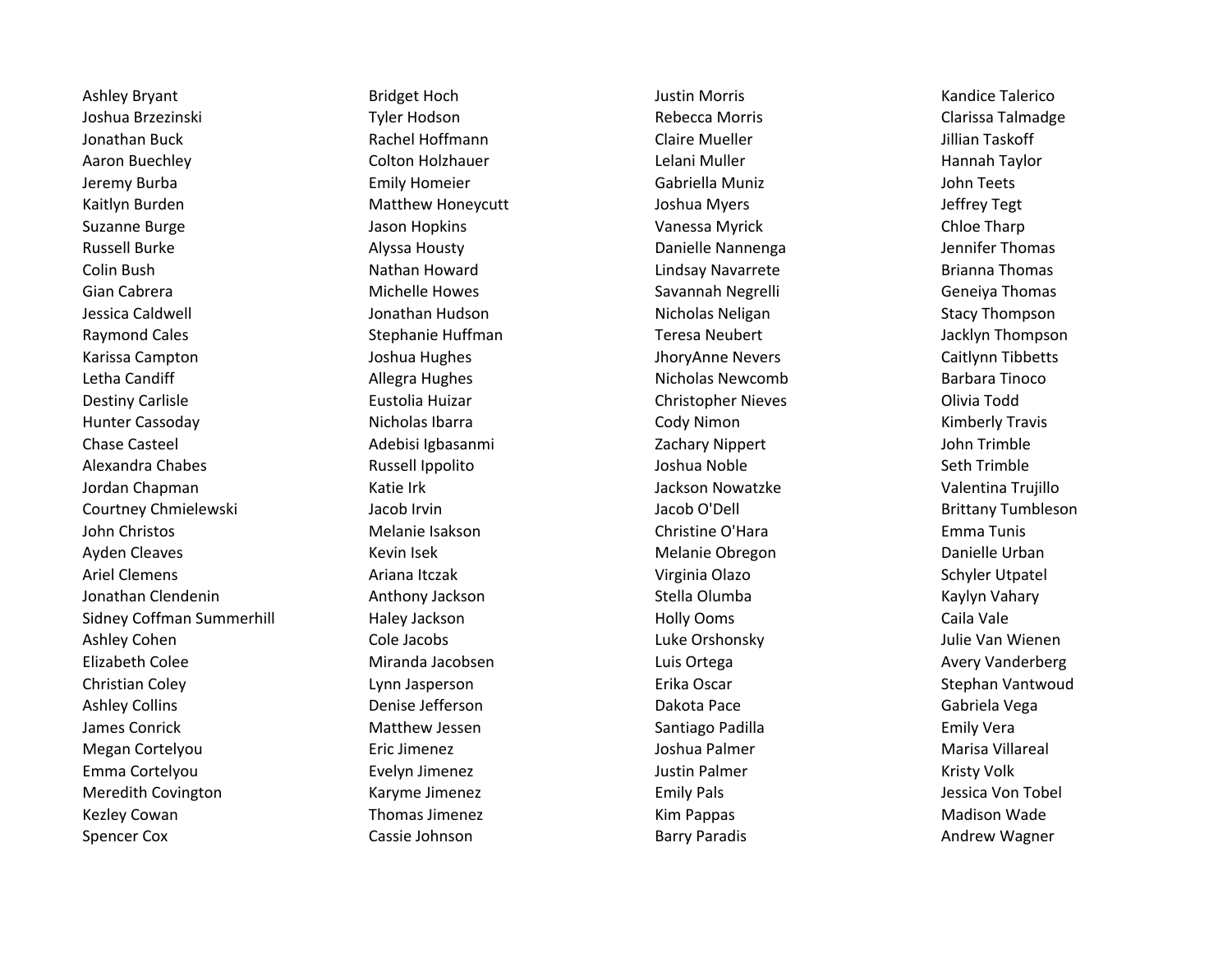Ashley Bryant
Joshua Brzezinski
Jonathan Buck
Aaron Buechley
Jeremy Burba
Kaitlyn Burden
Suzanne Burge
Russell Burke
Colin Bush
Gian Cabrera
Jessica Caldwell
Raymond Cales
Karissa Campton
Letha Candiff
Destiny Carlisle
Hunter Cassoday
Chase Casteel
Alexandra Chabes
Jordan Chapman
Courtney Chmielewski
John Christos
Ayden Cleaves
Ariel Clemens
Jonathan Clendenin
Sidney Coffman Summerhill
Ashley Cohen
Elizabeth Colee
Christian Coley
Ashley Collins
James Conrick
Megan Cortelyou
Emma Cortelyou
Meredith Covington
Kezley Cowan
Spencer Cox

Bridget Hoch
Tyler Hodson
Rachel Hoffmann
Colton Holzhauer
Emily Homeier
Matthew Honeycutt
Jason Hopkins
Alyssa Housty
Nathan Howard
Michelle Howes
Jonathan Hudson
Stephanie Huffman
Joshua Hughes
Allegra Hughes
Eustolia Huizar
Nicholas Ibarra
Adebisi Igbasanmi
Russell Ippolito
Katie Irk
Jacob Irvin
Melanie Isakson
Kevin Isek
Ariana Itczak
Anthony Jackson
Haley Jackson
Cole Jacobs
Miranda Jacobsen
Lynn Jasperson
Denise Jefferson
Matthew Jessen
Eric Jimenez
Evelyn Jimenez
Karyme Jimenez
Thomas Jimenez
Cassie Johnson

Justin Morris
Rebecca Morris
Claire Mueller
Lelani Muller
Gabriella Muniz
Joshua Myers
Vanessa Myrick
Danielle Nannenga
Lindsay Navarrete
Savannah Negrelli
Nicholas Neligan
Teresa Neubert
JhoryAnne Nevers
Nicholas Newcomb
Christopher Nieves
Cody Nimon
Zachary Nippert
Joshua Noble
Jackson Nowatzke
Jacob O'Dell
Christine O'Hara
Melanie Obregon
Virginia Olazo
Stella Olumba
Holly Ooms
Luke Orshonsky
Luis Ortega
Erika Oscar
Dakota Pace
Santiago Padilla
Joshua Palmer
Justin Palmer
Emily Pals
Kim Pappas
Barry Paradis

Kandice Talerico
Clarissa Talmadge
Jillian Taskoff
Hannah Taylor
John Teets
Jeffrey Tegt
Chloe Tharp
Jennifer Thomas
Brianna Thomas
Geneiya Thomas
Stacy Thompson
Jacklyn Thompson
Caitlynn Tibbetts
Barbara Tinoco
Olivia Todd
Kimberly Travis
John Trimble
Seth Trimble
Valentina Trujillo
Brittany Tumbleson
Emma Tunis
Danielle Urban
Schyler Utpatel
Kaylyn Vahary
Caila Vale
Julie Van Wienen
Avery Vanderberg
Stephan Vantwoud
Gabriela Vega
Emily Vera
Marisa Villareal
Kristy Volk
Jessica Von Tobel
Madison Wade
Andrew Wagner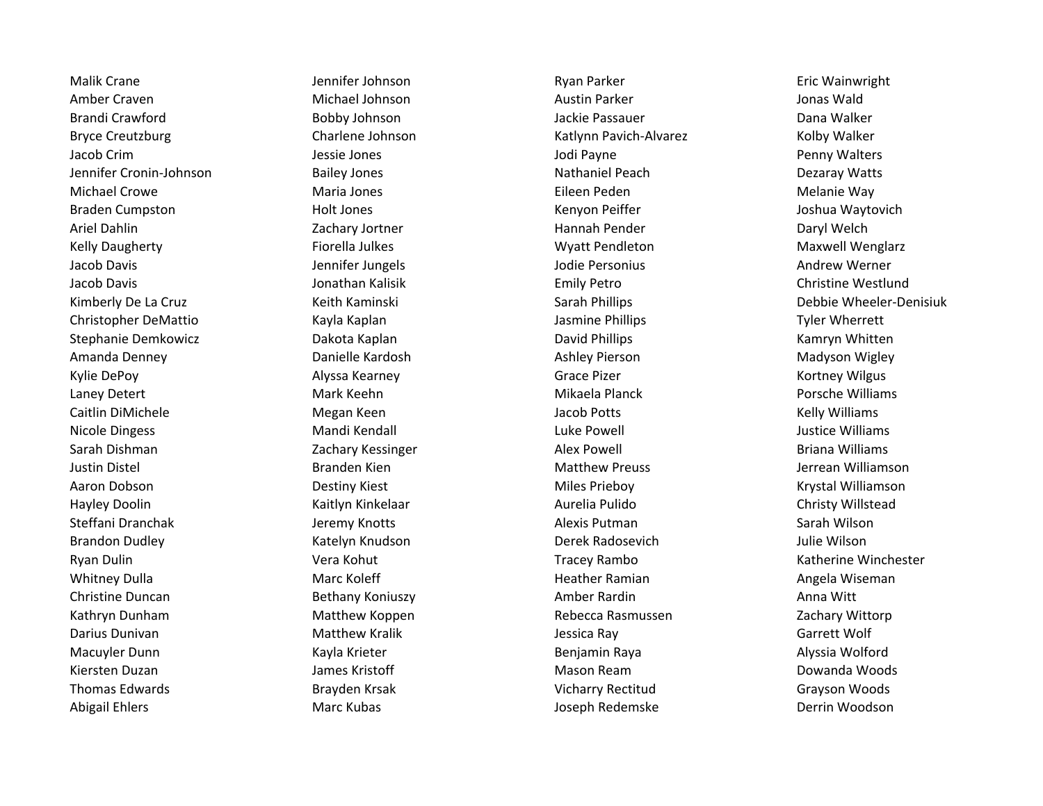Malik Crane
Amber Craven
Brandi Crawford
Bryce Creutzburg
Jacob Crim
Jennifer Cronin-Johnson
Michael Crowe
Braden Cumpston
Ariel Dahlin
Kelly Daugherty
Jacob Davis
Jacob Davis
Kimberly De La Cruz
Christopher DeMattio
Stephanie Demkowicz
Amanda Denney
Kylie DePoy
Laney Detert
Caitlin DiMichele
Nicole Dingess
Sarah Dishman
Justin Distel
Aaron Dobson
Hayley Doolin
Steffani Dranchak
Brandon Dudley
Ryan Dulin
Whitney Dulla
Christine Duncan
Kathryn Dunham
Darius Dunivan
Macuyler Dunn
Kiersten Duzan
Thomas Edwards
Abigail Ehlers

Jennifer Johnson
Michael Johnson
Bobby Johnson
Charlene Johnson
Jessie Jones
Bailey Jones
Maria Jones
Holt Jones
Zachary Jortner
Fiorella Julkes
Jennifer Jungels
Jonathan Kalisik
Keith Kaminski
Kayla Kaplan
Dakota Kaplan
Danielle Kardosh
Alyssa Kearney
Mark Keehn
Megan Keen
Mandi Kendall
Zachary Kessinger
Branden Kien
Destiny Kiest
Kaitlyn Kinkelaar
Jeremy Knotts
Katelyn Knudson
Vera Kohut
Marc Koleff
Bethany Koniuszy
Matthew Koppen
Matthew Kralik
Kayla Krieter
James Kristoff
Brayden Krsak
Marc Kubas

Ryan Parker
Austin Parker
Jackie Passauer
Katlynn Pavich-Alvarez
Jodi Payne
Nathaniel Peach
Eileen Peden
Kenyon Peiffer
Hannah Pender
Wyatt Pendleton
Jodie Personius
Emily Petro
Sarah Phillips
Jasmine Phillips
David Phillips
Ashley Pierson
Grace Pizer
Mikaela Planck
Jacob Potts
Luke Powell
Alex Powell
Matthew Preuss
Miles Prieboy
Aurelia Pulido
Alexis Putman
Derek Radosevich
Tracey Rambo
Heather Ramian
Amber Rardin
Rebecca Rasmussen
Jessica Ray
Benjamin Raya
Mason Ream
Vicharry Rectitud
Joseph Redemske

Eric Wainwright
Jonas Wald
Dana Walker
Kolby Walker
Penny Walters
Dezaray Watts
Melanie Way
Joshua Waytovich
Daryl Welch
Maxwell Wenglarz
Andrew Werner
Christine Westlund
Debbie Wheeler-Denisiuk
Tyler Wherrett
Kamryn Whitten
Madyson Wigley
Kortney Wilgus
Porsche Williams
Kelly Williams
Justice Williams
Briana Williams
Jerrean Williamson
Krystal Williamson
Christy Willstead
Sarah Wilson
Julie Wilson
Katherine Winchester
Angela Wiseman
Anna Witt
Zachary Wittorp
Garrett Wolf
Alyssia Wolford
Dowanda Woods
Grayson Woods
Derrin Woodson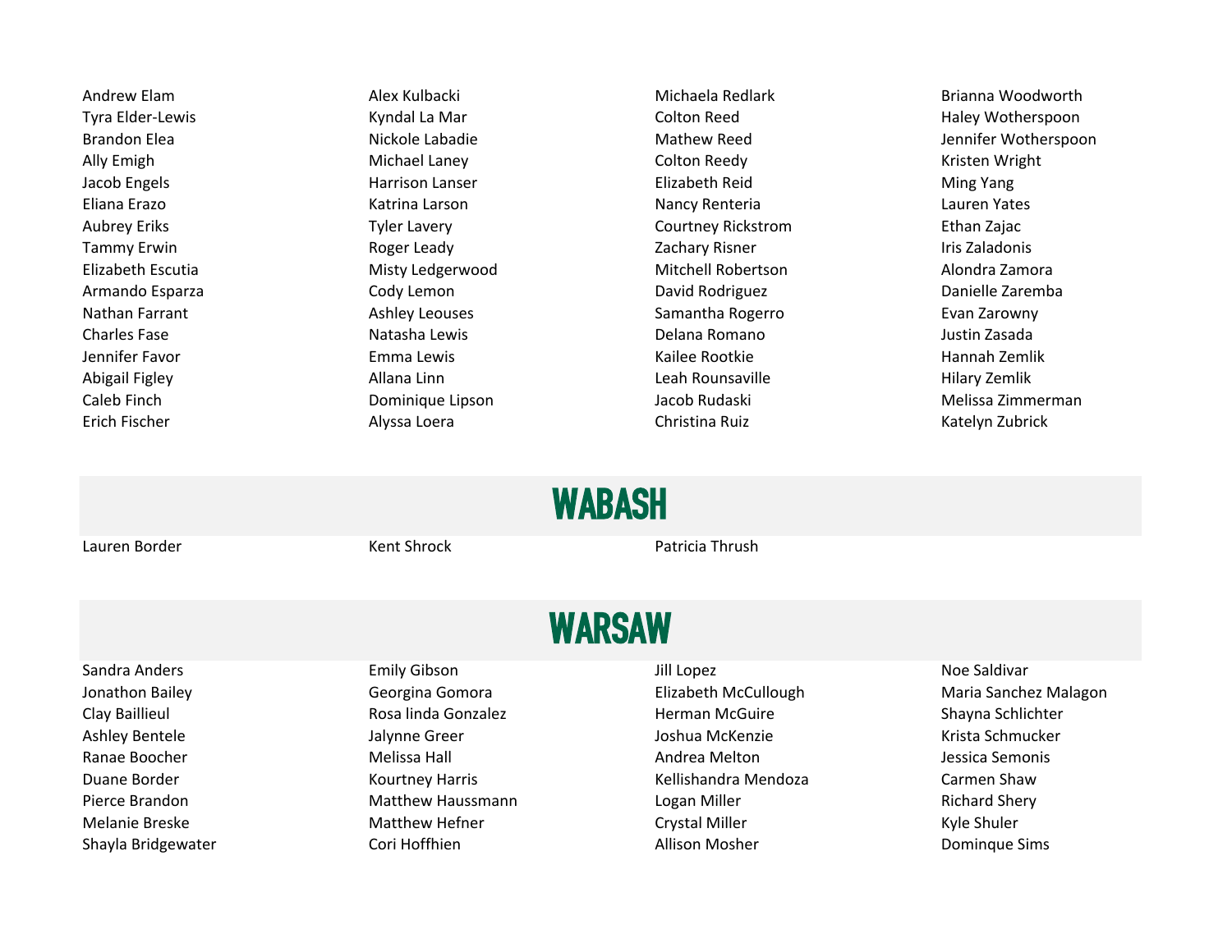Andrew Elam
Tyra Elder-Lewis
Brandon Elea
Ally Emigh
Jacob Engels
Eliana Erazo
Aubrey Eriks
Tammy Erwin
Elizabeth Escutia
Armando Esparza
Nathan Farrant
Charles Fase
Jennifer Favor
Abigail Figley
Caleb Finch
Erich Fischer

Alex Kulbacki
Kyndal La Mar
Nickole Labadie
Michael Laney
Harrison Lanser
Katrina Larson
Tyler Lavery
Roger Leady
Misty Ledgerwood
Cody Lemon
Ashley Leouses
Natasha Lewis
Emma Lewis
Allana Linn
Dominique Lipson
Alyssa Loera

Michaela Redlark
Colton Reed
Mathew Reed
Colton Reedy
Elizabeth Reid
Nancy Renteria
Courtney Rickstrom
Zachary Risner
Mitchell Robertson
David Rodriguez
Samantha Rogerro
Delana Romano
Kailee Rootkie
Leah Rounsaville
Jacob Rudaski
Christina Ruiz

Brianna Woodworth
Haley Wotherspoon
Jennifer Wotherspoon
Kristen Wright
Ming Yang
Lauren Yates
Ethan Zajac
Iris Zaladonis
Alondra Zamora
Danielle Zaremba
Evan Zarowny
Justin Zasada
Hannah Zemlik
Hilary Zemlik
Melissa Zimmerman
Katelyn Zubrick

# WABASH

Lauren Border
Kent Shrock
Patricia Thrush

# WARSAW

Sandra Anders
Jonathon Bailey
Clay Baillieul
Ashley Bentele
Ranae Boocher
Duane Border
Pierce Brandon
Melanie Breske
Shayla Bridgewater

Emily Gibson
Georgina Gomora
Rosa linda Gonzalez
Jalynne Greer
Melissa Hall
Kourtney Harris
Matthew Haussmann
Matthew Hefner
Cori Hoffhien

Jill Lopez
Elizabeth McCullough
Herman McGuire
Joshua McKenzie
Andrea Melton
Kellishandra Mendoza
Logan Miller
Crystal Miller
Allison Mosher

Noe Saldivar
Maria Sanchez Malagon
Shayna Schlichter
Krista Schmucker
Jessica Semonis
Carmen Shaw
Richard Shery
Kyle Shuler
Dominque Sims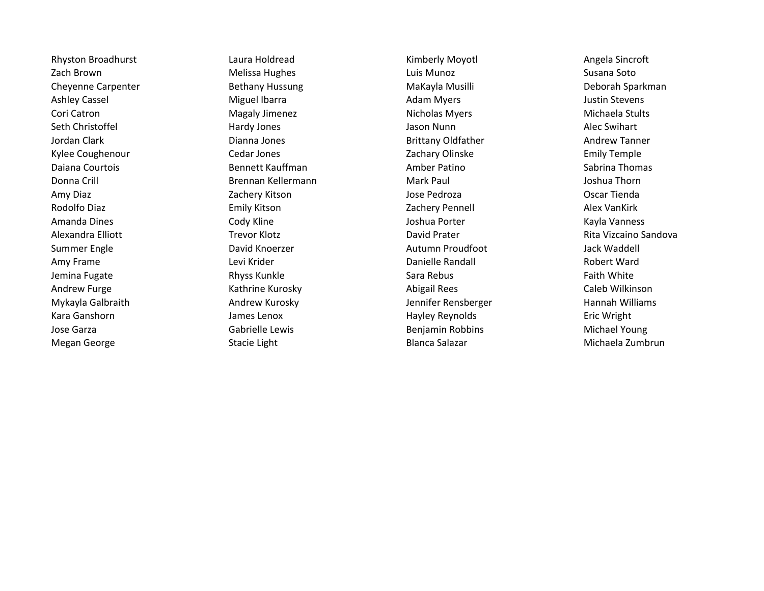Rhyston Broadhurst
Zach Brown
Cheyenne Carpenter
Ashley Cassel
Cori Catron
Seth Christoffel
Jordan Clark
Kylee Coughenour
Daiana Courtois
Donna Crill
Amy Diaz
Rodolfo Diaz
Amanda Dines
Alexandra Elliott
Summer Engle
Amy Frame
Jemina Fugate
Andrew Furge
Mykayla Galbraith
Kara Ganshorn
Jose Garza
Megan George

Laura Holdread
Melissa Hughes
Bethany Hussung
Miguel Ibarra
Magaly Jimenez
Hardy Jones
Dianna Jones
Cedar Jones
Bennett Kauffman
Brennan Kellermann
Zachery Kitson
Emily Kitson
Cody Kline
Trevor Klotz
David Knoerzer
Levi Krider
Rhyss Kunkle
Kathrine Kurosky
Andrew Kurosky
James Lenox
Gabrielle Lewis
Stacie Light

Kimberly Moyotl
Luis Munoz
MaKayla Musilli
Adam Myers
Nicholas Myers
Jason Nunn
Brittany Oldfather
Zachary Olinske
Amber Patino
Mark Paul
Jose Pedroza
Zachery Pennell
Joshua Porter
David Prater
Autumn Proudfoot
Danielle Randall
Sara Rebus
Abigail Rees
Jennifer Rensberger
Hayley Reynolds
Benjamin Robbins
Blanca Salazar

Angela Sincroft
Susana Soto
Deborah Sparkman
Justin Stevens
Michaela Stults
Alec Swihart
Andrew Tanner
Emily Temple
Sabrina Thomas
Joshua Thorn
Oscar Tienda
Alex VanKirk
Kayla Vanness
Rita Vizcaino Sandova
Jack Waddell
Robert Ward
Faith White
Caleb Wilkinson
Hannah Williams
Eric Wright
Michael Young
Michaela Zumbrun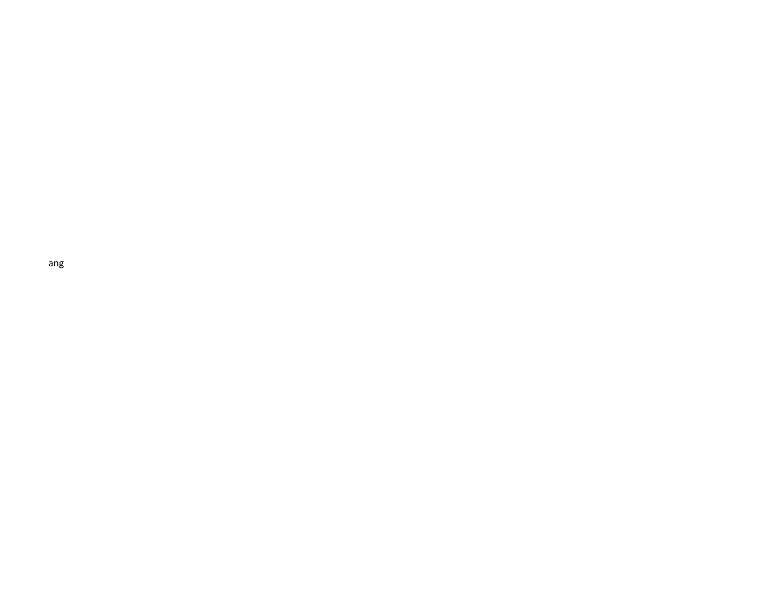ang